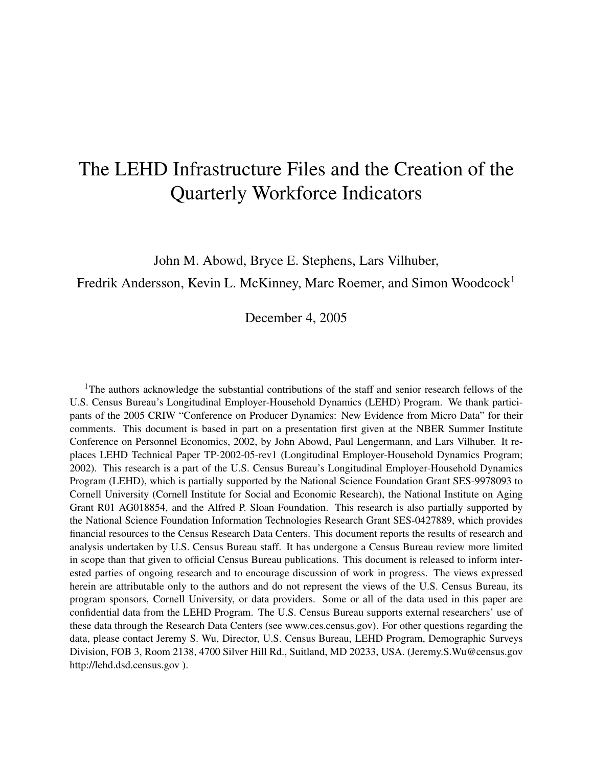# The LEHD Infrastructure Files and the Creation of the Quarterly Workforce Indicators

John M. Abowd, Bryce E. Stephens, Lars Vilhuber,
Fredrik Andersson, Kevin L. McKinney, Marc Roemer, and Simon Woodcock[1]

December 4, 2005

[1]The authors acknowledge the substantial contributions of the staff and senior research fellows of the U.S. Census Bureau's Longitudinal Employer-Household Dynamics (LEHD) Program. We thank participants of the 2005 CRIW "Conference on Producer Dynamics: New Evidence from Micro Data" for their comments. This document is based in part on a presentation first given at the NBER Summer Institute Conference on Personnel Economics, 2002, by John Abowd, Paul Lengermann, and Lars Vilhuber. It replaces LEHD Technical Paper TP-2002-05-rev1 (Longitudinal Employer-Household Dynamics Program; 2002). This research is a part of the U.S. Census Bureau's Longitudinal Employer-Household Dynamics Program (LEHD), which is partially supported by the National Science Foundation Grant SES-9978093 to Cornell University (Cornell Institute for Social and Economic Research), the National Institute on Aging Grant R01 AG018854, and the Alfred P. Sloan Foundation. This research is also partially supported by the National Science Foundation Information Technologies Research Grant SES-0427889, which provides financial resources to the Census Research Data Centers. This document reports the results of research and analysis undertaken by U.S. Census Bureau staff. It has undergone a Census Bureau review more limited in scope than that given to official Census Bureau publications. This document is released to inform interested parties of ongoing research and to encourage discussion of work in progress. The views expressed herein are attributable only to the authors and do not represent the views of the U.S. Census Bureau, its program sponsors, Cornell University, or data providers. Some or all of the data used in this paper are confidential data from the LEHD Program. The U.S. Census Bureau supports external researchers' use of these data through the Research Data Centers (see www.ces.census.gov). For other questions regarding the data, please contact Jeremy S. Wu, Director, U.S. Census Bureau, LEHD Program, Demographic Surveys Division, FOB 3, Room 2138, 4700 Silver Hill Rd., Suitland, MD 20233, USA. (Jeremy.S.Wu@census.gov http://lehd.dsd.census.gov ).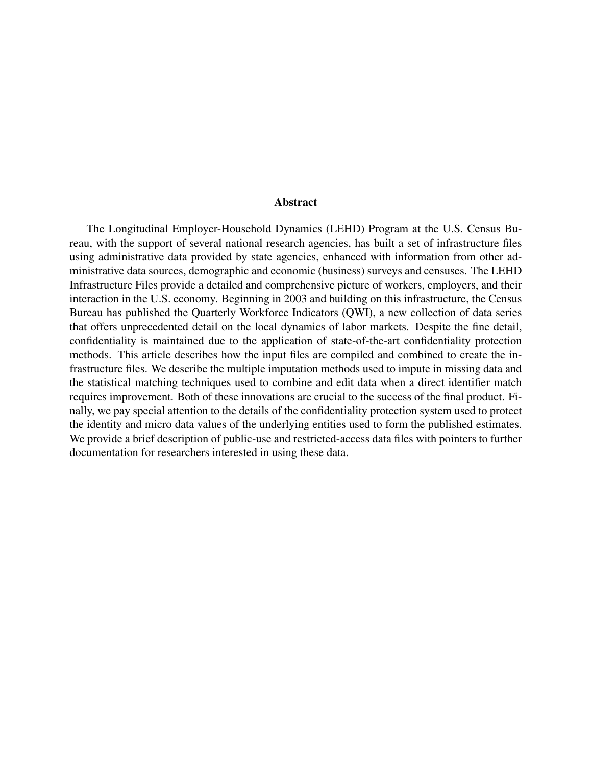## Abstract

The Longitudinal Employer-Household Dynamics (LEHD) Program at the U.S. Census Bureau, with the support of several national research agencies, has built a set of infrastructure files using administrative data provided by state agencies, enhanced with information from other administrative data sources, demographic and economic (business) surveys and censuses. The LEHD Infrastructure Files provide a detailed and comprehensive picture of workers, employers, and their interaction in the U.S. economy. Beginning in 2003 and building on this infrastructure, the Census Bureau has published the Quarterly Workforce Indicators (QWI), a new collection of data series that offers unprecedented detail on the local dynamics of labor markets. Despite the fine detail, confidentiality is maintained due to the application of state-of-the-art confidentiality protection methods. This article describes how the input files are compiled and combined to create the infrastructure files. We describe the multiple imputation methods used to impute in missing data and the statistical matching techniques used to combine and edit data when a direct identifier match requires improvement. Both of these innovations are crucial to the success of the final product. Finally, we pay special attention to the details of the confidentiality protection system used to protect the identity and micro data values of the underlying entities used to form the published estimates. We provide a brief description of public-use and restricted-access data files with pointers to further documentation for researchers interested in using these data.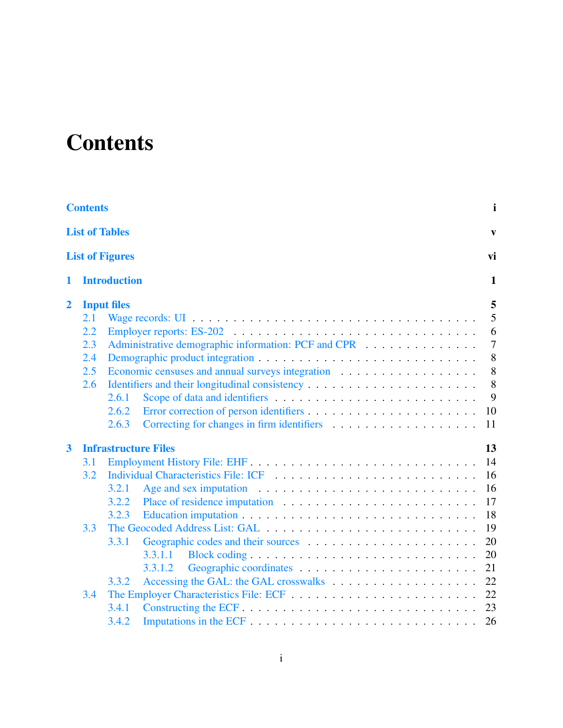# Contents

**Contents** i

**List of Tables** v

**List of Figures** vi

**1 Introduction** 1

**2 Input files** 5

- 2.1 Wage records: UI . . . 5
- 2.2 Employer reports: ES-202 . . . 6
- 2.3 Administrative demographic information: PCF and CPR . . . 7
- 2.4 Demographic product integration . . . 8
- 2.5 Economic censuses and annual surveys integration . . . 8
- 2.6 Identifiers and their longitudinal consistency . . . 8
  - 2.6.1 Scope of data and identifiers . . . 9
  - 2.6.2 Error correction of person identifiers . . . 10
  - 2.6.3 Correcting for changes in firm identifiers . . . 11

**3 Infrastructure Files** 13

- 3.1 Employment History File: EHF . . . 14
- 3.2 Individual Characteristics File: ICF . . . 16
  - 3.2.1 Age and sex imputation . . . 16
  - 3.2.2 Place of residence imputation . . . 17
  - 3.2.3 Education imputation . . . 18
- 3.3 The Geocoded Address List: GAL . . . 19
  - 3.3.1 Geographic codes and their sources . . . 20
    - 3.3.1.1 Block coding . . . 20
    - 3.3.1.2 Geographic coordinates . . . 21
  - 3.3.2 Accessing the GAL: the GAL crosswalks . . . 22
- 3.4 The Employer Characteristics File: ECF . . . 22
  - 3.4.1 Constructing the ECF . . . 23
  - 3.4.2 Imputations in the ECF . . . 26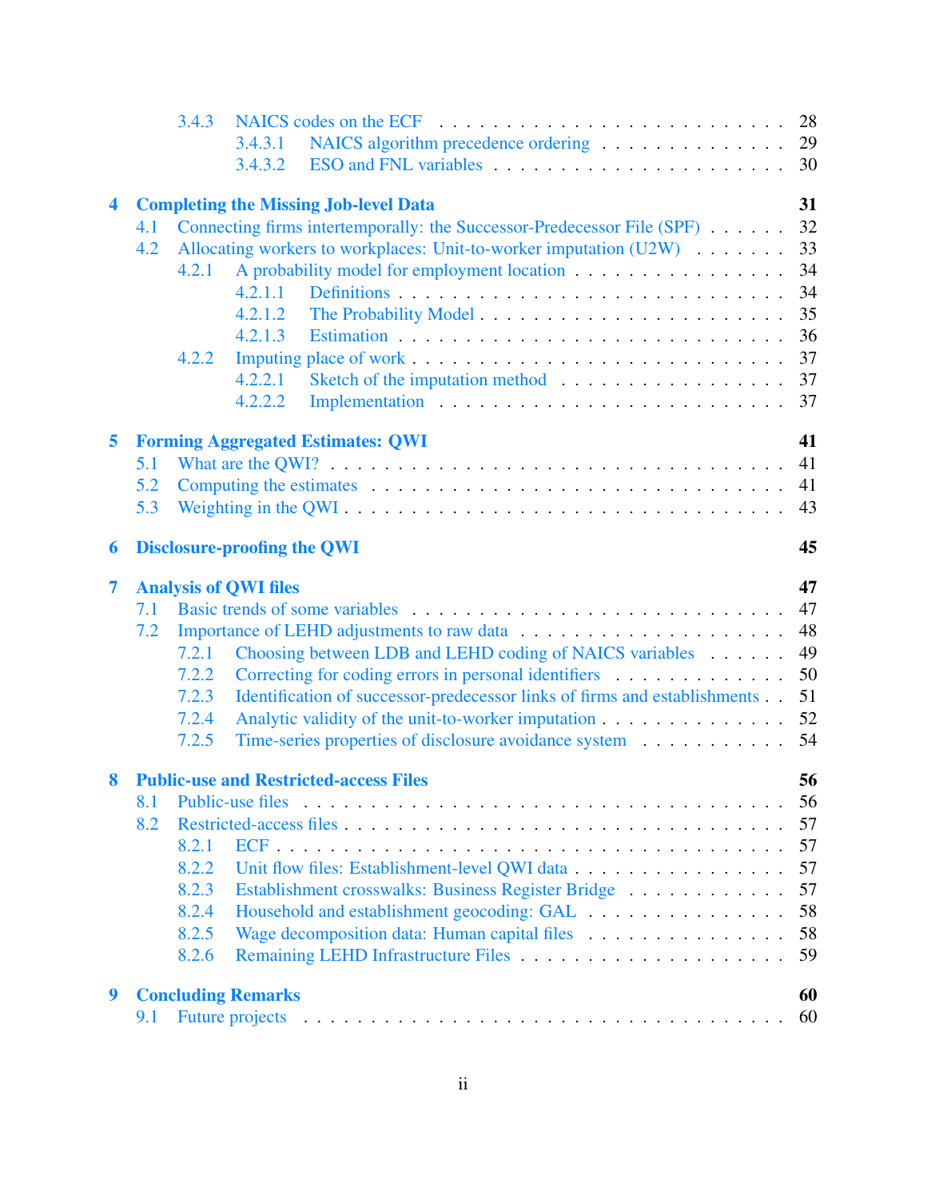- 3.4.3 NAICS codes on the ECF . . . . . . . . . . 28
  - 3.4.3.1 NAICS algorithm precedence ordering . . . . . . . . . . 29
  - 3.4.3.2 ESO and FNL variables . . . . . . . . . . 30

**4 Completing the Missing Job-level Data** **31**

- 4.1 Connecting firms intertemporally: the Successor-Predecessor File (SPF) . . . . . . 32
- 4.2 Allocating workers to workplaces: Unit-to-worker imputation (U2W) . . . . . . 33
  - 4.2.1 A probability model for employment location . . . . . . . . . . 34
    - 4.2.1.1 Definitions . . . . . . . . . . 34
    - 4.2.1.2 The Probability Model . . . . . . . . . . 35
    - 4.2.1.3 Estimation . . . . . . . . . . 36
  - 4.2.2 Imputing place of work . . . . . . . . . . 37
    - 4.2.2.1 Sketch of the imputation method . . . . . . . . . . 37
    - 4.2.2.2 Implementation . . . . . . . . . . 37

**5 Forming Aggregated Estimates: QWI** **41**

- 5.1 What are the QWI? . . . . . . . . . . 41
- 5.2 Computing the estimates . . . . . . . . . . 41
- 5.3 Weighting in the QWI . . . . . . . . . . 43

**6 Disclosure-proofing the QWI** **45**

**7 Analysis of QWI files** **47**

- 7.1 Basic trends of some variables . . . . . . . . . . 47
- 7.2 Importance of LEHD adjustments to raw data . . . . . . . . . . 48
  - 7.2.1 Choosing between LDB and LEHD coding of NAICS variables . . . . . . 49
  - 7.2.2 Correcting for coding errors in personal identifiers . . . . . . . . . . 50
  - 7.2.3 Identification of successor-predecessor links of firms and establishments . . 51
  - 7.2.4 Analytic validity of the unit-to-worker imputation . . . . . . . . . . 52
  - 7.2.5 Time-series properties of disclosure avoidance system . . . . . . . . . . 54

**8 Public-use and Restricted-access Files** **56**

- 8.1 Public-use files . . . . . . . . . . 56
- 8.2 Restricted-access files . . . . . . . . . . 57
  - 8.2.1 ECF . . . . . . . . . . 57
  - 8.2.2 Unit flow files: Establishment-level QWI data . . . . . . . . . . 57
  - 8.2.3 Establishment crosswalks: Business Register Bridge . . . . . . . . . . 57
  - 8.2.4 Household and establishment geocoding: GAL . . . . . . . . . . 58
  - 8.2.5 Wage decomposition data: Human capital files . . . . . . . . . . 58
  - 8.2.6 Remaining LEHD Infrastructure Files . . . . . . . . . . 59

**9 Concluding Remarks** **60**

- 9.1 Future projects . . . . . . . . . . 60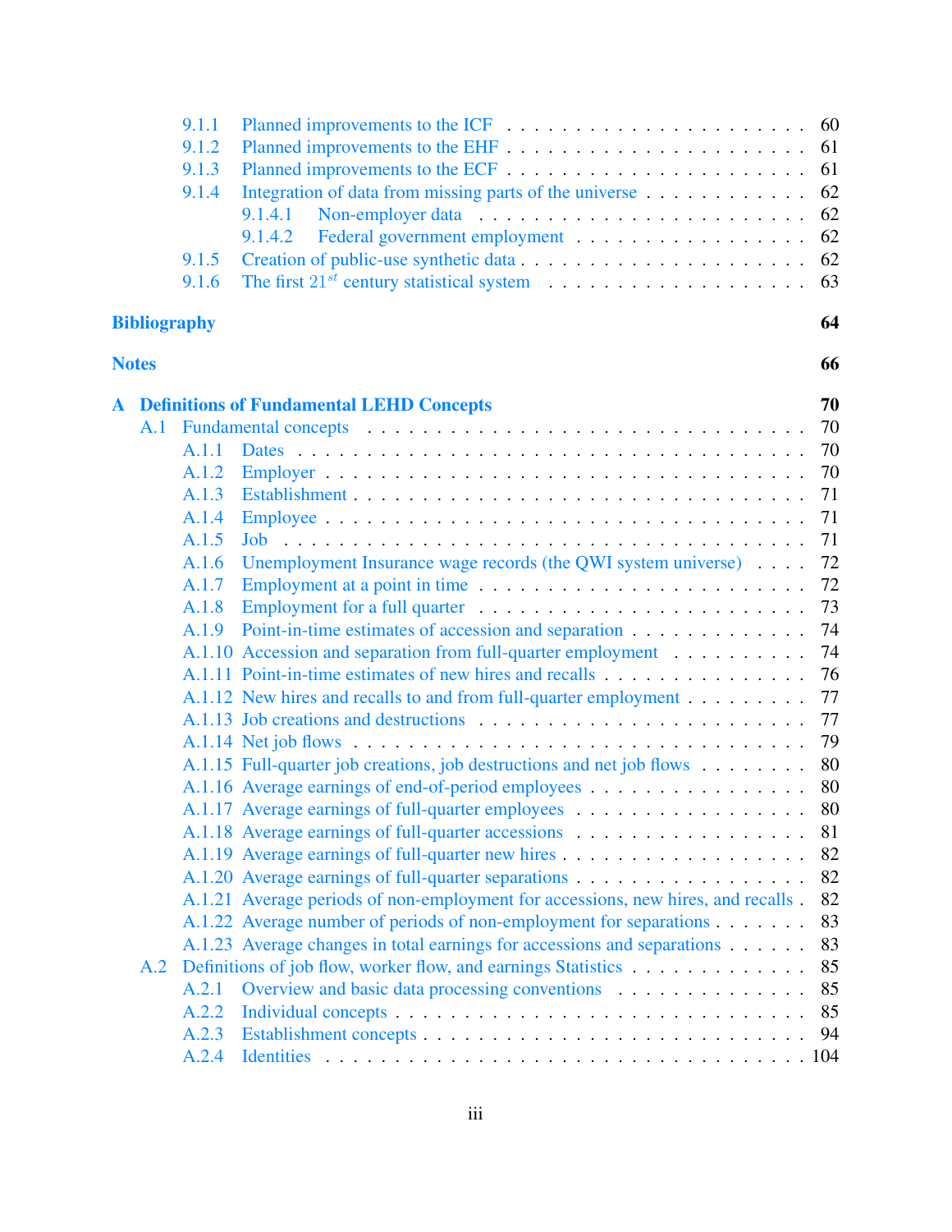- 9.1.1 Planned improvements to the ICF . . . . . 60
- 9.1.2 Planned improvements to the EHF . . . . . 61
- 9.1.3 Planned improvements to the ECF . . . . . 61
- 9.1.4 Integration of data from missing parts of the universe . . . . . 62
  - 9.1.4.1 Non-employer data . . . . . 62
  - 9.1.4.2 Federal government employment . . . . . 62
- 9.1.5 Creation of public-use synthetic data . . . . . 62
- 9.1.6 The first $21^{st}$ century statistical system . . . . . 63

**Bibliography** **64**

**Notes** **66**

**A Definitions of Fundamental LEHD Concepts** **70**

- A.1 Fundamental concepts . . . . . 70
  - A.1.1 Dates . . . . . 70
  - A.1.2 Employer . . . . . 70
  - A.1.3 Establishment . . . . . 71
  - A.1.4 Employee . . . . . 71
  - A.1.5 Job . . . . . 71
  - A.1.6 Unemployment Insurance wage records (the QWI system universe) . . . . . 72
  - A.1.7 Employment at a point in time . . . . . 72
  - A.1.8 Employment for a full quarter . . . . . 73
  - A.1.9 Point-in-time estimates of accession and separation . . . . . 74
  - A.1.10 Accession and separation from full-quarter employment . . . . . 74
  - A.1.11 Point-in-time estimates of new hires and recalls . . . . . 76
  - A.1.12 New hires and recalls to and from full-quarter employment . . . . . 77
  - A.1.13 Job creations and destructions . . . . . 77
  - A.1.14 Net job flows . . . . . 79
  - A.1.15 Full-quarter job creations, job destructions and net job flows . . . . . 80
  - A.1.16 Average earnings of end-of-period employees . . . . . 80
  - A.1.17 Average earnings of full-quarter employees . . . . . 80
  - A.1.18 Average earnings of full-quarter accessions . . . . . 81
  - A.1.19 Average earnings of full-quarter new hires . . . . . 82
  - A.1.20 Average earnings of full-quarter separations . . . . . 82
  - A.1.21 Average periods of non-employment for accessions, new hires, and recalls . 82
  - A.1.22 Average number of periods of non-employment for separations . . . . . 83
  - A.1.23 Average changes in total earnings for accessions and separations . . . . . 83
- A.2 Definitions of job flow, worker flow, and earnings Statistics . . . . . 85
  - A.2.1 Overview and basic data processing conventions . . . . . 85
  - A.2.2 Individual concepts . . . . . 85
  - A.2.3 Establishment concepts . . . . . 94
  - A.2.4 Identities . . . . . 104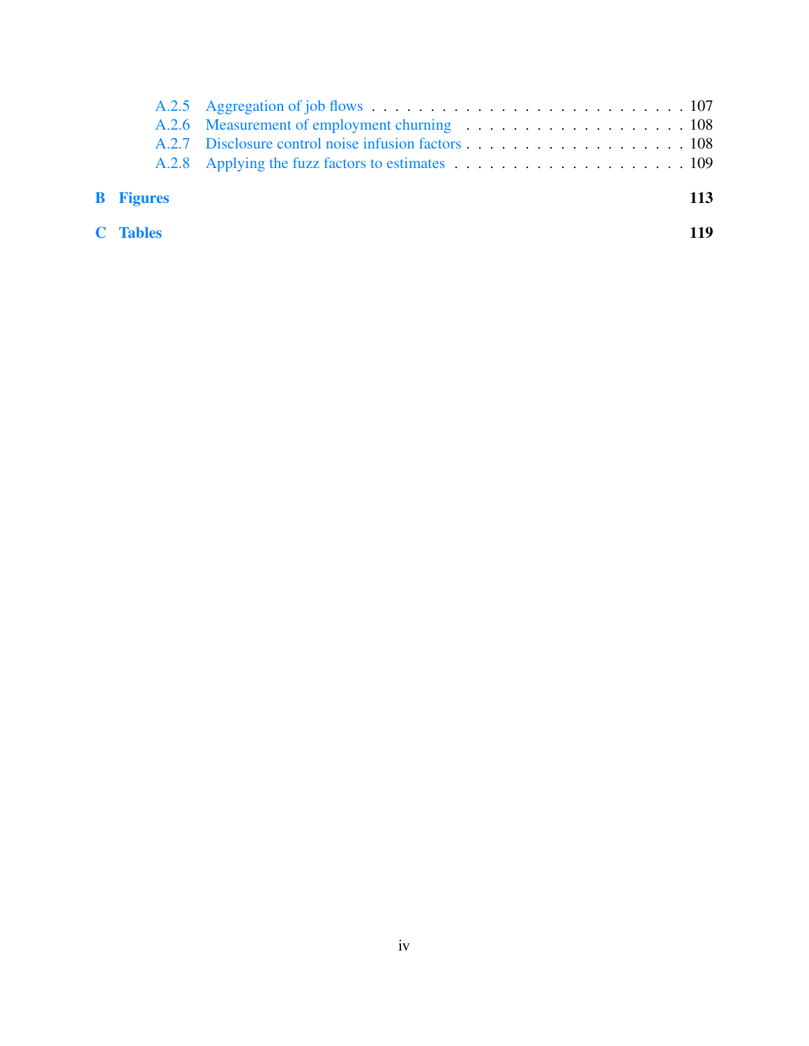A.2.5 Aggregation of job flows . . . . . . . . . . . . . . . . . . . . . . . . . . . 107
A.2.6 Measurement of employment churning . . . . . . . . . . . . . . . . . . . 108
A.2.7 Disclosure control noise infusion factors . . . . . . . . . . . . . . . . . . . 108
A.2.8 Applying the fuzz factors to estimates . . . . . . . . . . . . . . . . . . . . 109

**B Figures** **113**

**C Tables** **119**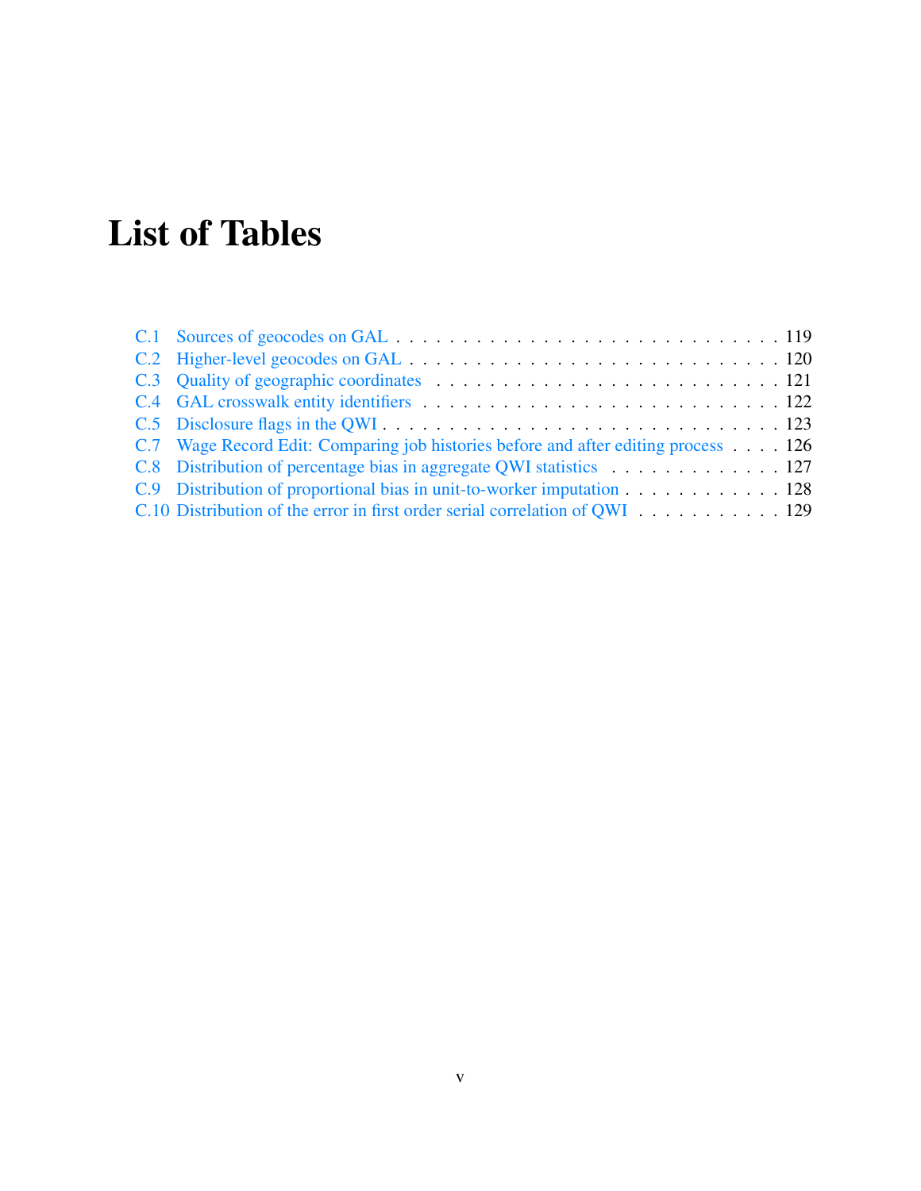# List of Tables

C.1 Sources of geocodes on GAL . . . . . . . . . . . . . . . . . . . . . . . . . . . . . . 119
C.2 Higher-level geocodes on GAL . . . . . . . . . . . . . . . . . . . . . . . . . . . . . 120
C.3 Quality of geographic coordinates . . . . . . . . . . . . . . . . . . . . . . . . . . . 121
C.4 GAL crosswalk entity identifiers . . . . . . . . . . . . . . . . . . . . . . . . . . . . 122
C.5 Disclosure flags in the QWI . . . . . . . . . . . . . . . . . . . . . . . . . . . . . . . 123
C.7 Wage Record Edit: Comparing job histories before and after editing process . . . . 126
C.8 Distribution of percentage bias in aggregate QWI statistics . . . . . . . . . . . . . . 127
C.9 Distribution of proportional bias in unit-to-worker imputation . . . . . . . . . . . . . 128
C.10 Distribution of the error in first order serial correlation of QWI . . . . . . . . . . . . 129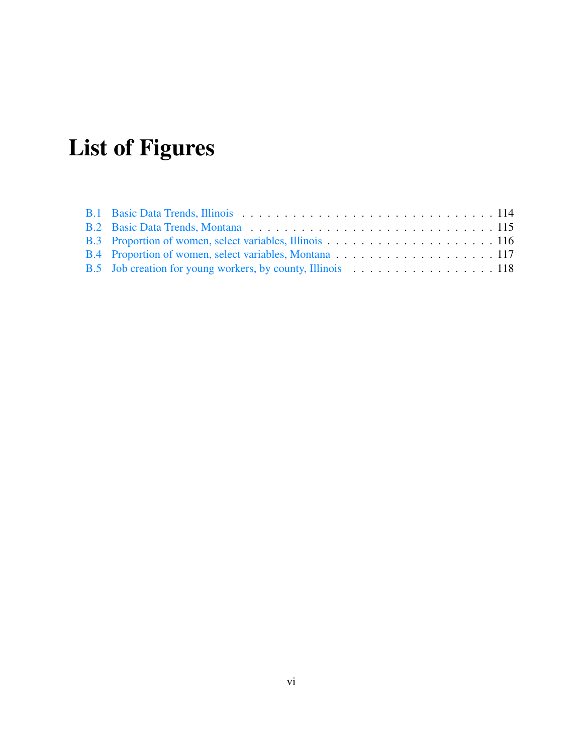# List of Figures

B.1 Basic Data Trends, Illinois . . . . . . . . . . . . . . . . . . . . . . . . . . . . . . . 114
B.2 Basic Data Trends, Montana . . . . . . . . . . . . . . . . . . . . . . . . . . . . . . 115
B.3 Proportion of women, select variables, Illinois . . . . . . . . . . . . . . . . . . . . . 116
B.4 Proportion of women, select variables, Montana . . . . . . . . . . . . . . . . . . . . 117
B.5 Job creation for young workers, by county, Illinois . . . . . . . . . . . . . . . . . . 118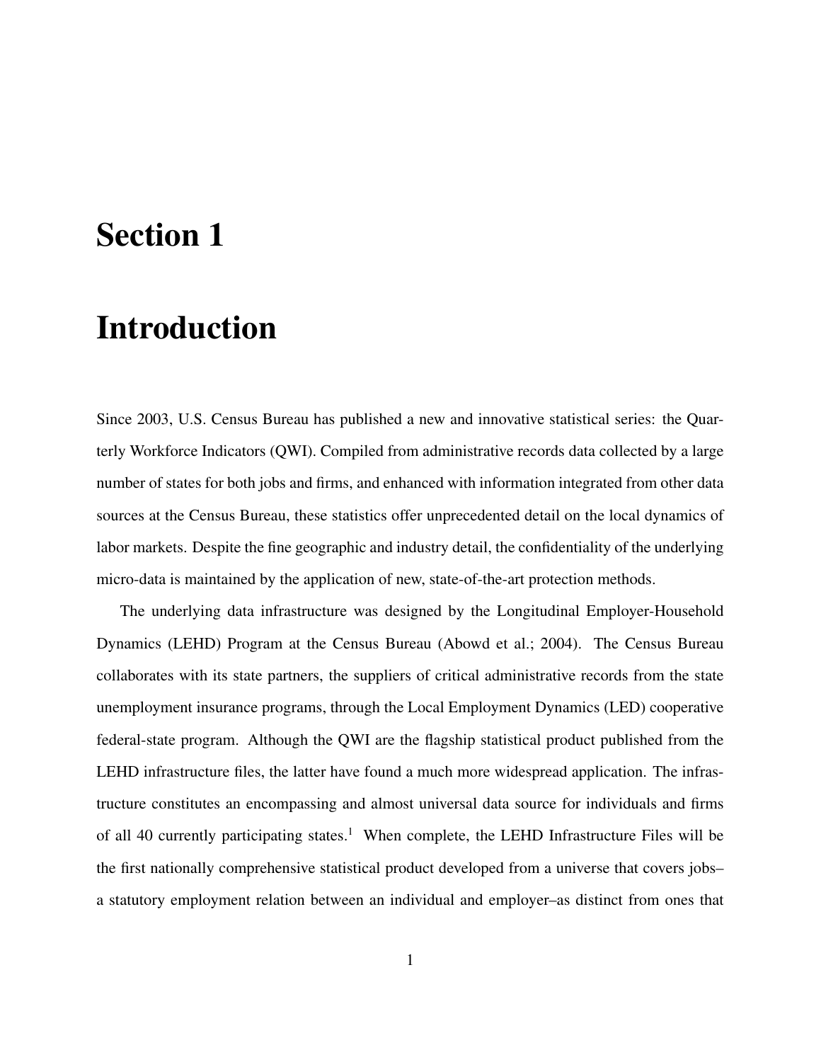# Section 1

# Introduction

Since 2003, U.S. Census Bureau has published a new and innovative statistical series: the Quarterly Workforce Indicators (QWI). Compiled from administrative records data collected by a large number of states for both jobs and firms, and enhanced with information integrated from other data sources at the Census Bureau, these statistics offer unprecedented detail on the local dynamics of labor markets. Despite the fine geographic and industry detail, the confidentiality of the underlying micro-data is maintained by the application of new, state-of-the-art protection methods.

The underlying data infrastructure was designed by the Longitudinal Employer-Household Dynamics (LEHD) Program at the Census Bureau (Abowd et al.; 2004). The Census Bureau collaborates with its state partners, the suppliers of critical administrative records from the state unemployment insurance programs, through the Local Employment Dynamics (LED) cooperative federal-state program. Although the QWI are the flagship statistical product published from the LEHD infrastructure files, the latter have found a much more widespread application. The infrastructure constitutes an encompassing and almost universal data source for individuals and firms of all 40 currently participating states.[1] When complete, the LEHD Infrastructure Files will be the first nationally comprehensive statistical product developed from a universe that covers jobs–a statutory employment relation between an individual and employer–as distinct from ones that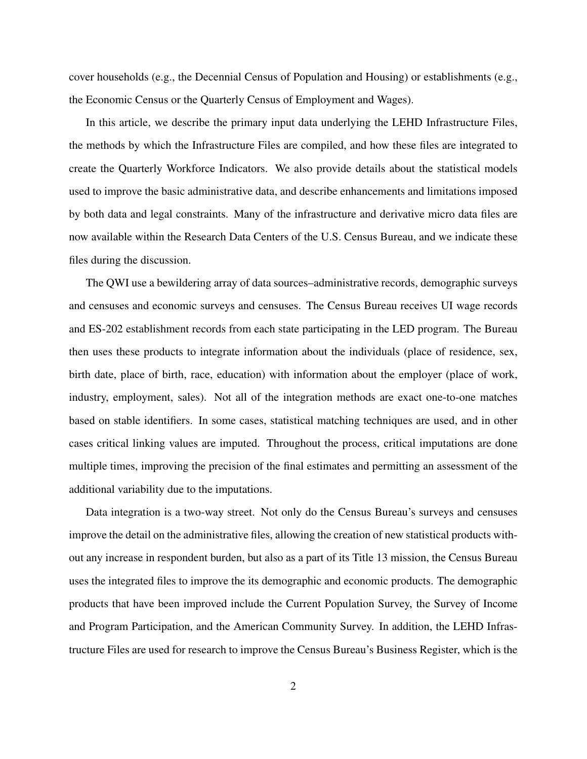cover households (e.g., the Decennial Census of Population and Housing) or establishments (e.g., the Economic Census or the Quarterly Census of Employment and Wages).

In this article, we describe the primary input data underlying the LEHD Infrastructure Files, the methods by which the Infrastructure Files are compiled, and how these files are integrated to create the Quarterly Workforce Indicators. We also provide details about the statistical models used to improve the basic administrative data, and describe enhancements and limitations imposed by both data and legal constraints. Many of the infrastructure and derivative micro data files are now available within the Research Data Centers of the U.S. Census Bureau, and we indicate these files during the discussion.

The QWI use a bewildering array of data sources–administrative records, demographic surveys and censuses and economic surveys and censuses. The Census Bureau receives UI wage records and ES-202 establishment records from each state participating in the LED program. The Bureau then uses these products to integrate information about the individuals (place of residence, sex, birth date, place of birth, race, education) with information about the employer (place of work, industry, employment, sales). Not all of the integration methods are exact one-to-one matches based on stable identifiers. In some cases, statistical matching techniques are used, and in other cases critical linking values are imputed. Throughout the process, critical imputations are done multiple times, improving the precision of the final estimates and permitting an assessment of the additional variability due to the imputations.

Data integration is a two-way street. Not only do the Census Bureau's surveys and censuses improve the detail on the administrative files, allowing the creation of new statistical products without any increase in respondent burden, but also as a part of its Title 13 mission, the Census Bureau uses the integrated files to improve the its demographic and economic products. The demographic products that have been improved include the Current Population Survey, the Survey of Income and Program Participation, and the American Community Survey. In addition, the LEHD Infrastructure Files are used for research to improve the Census Bureau's Business Register, which is the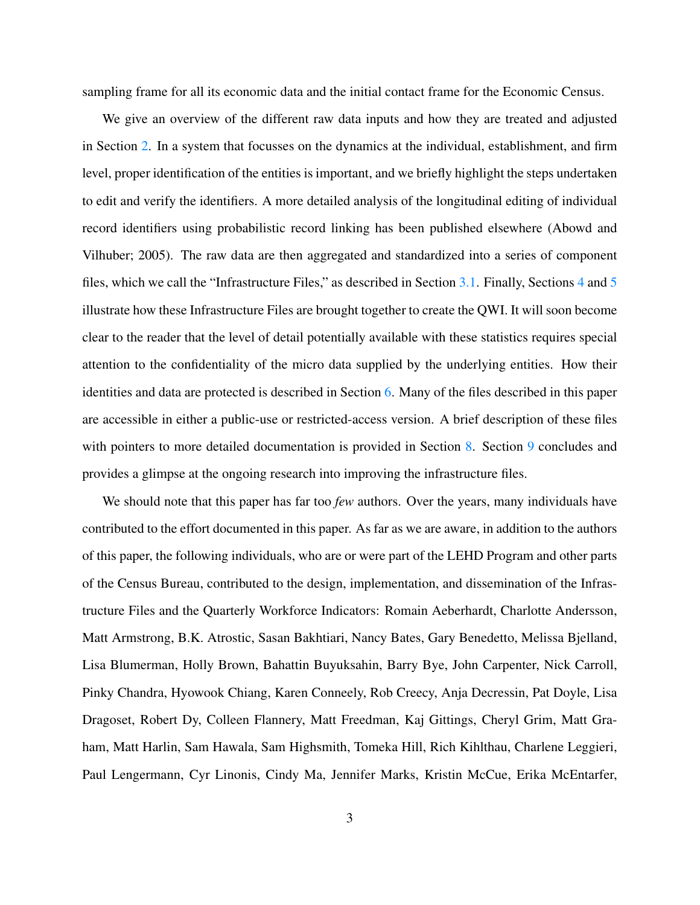sampling frame for all its economic data and the initial contact frame for the Economic Census.

We give an overview of the different raw data inputs and how they are treated and adjusted in Section 2. In a system that focusses on the dynamics at the individual, establishment, and firm level, proper identification of the entities is important, and we briefly highlight the steps undertaken to edit and verify the identifiers. A more detailed analysis of the longitudinal editing of individual record identifiers using probabilistic record linking has been published elsewhere (Abowd and Vilhuber; 2005). The raw data are then aggregated and standardized into a series of component files, which we call the "Infrastructure Files," as described in Section 3.1. Finally, Sections 4 and 5 illustrate how these Infrastructure Files are brought together to create the QWI. It will soon become clear to the reader that the level of detail potentially available with these statistics requires special attention to the confidentiality of the micro data supplied by the underlying entities. How their identities and data are protected is described in Section 6. Many of the files described in this paper are accessible in either a public-use or restricted-access version. A brief description of these files with pointers to more detailed documentation is provided in Section 8. Section 9 concludes and provides a glimpse at the ongoing research into improving the infrastructure files.

We should note that this paper has far too *few* authors. Over the years, many individuals have contributed to the effort documented in this paper. As far as we are aware, in addition to the authors of this paper, the following individuals, who are or were part of the LEHD Program and other parts of the Census Bureau, contributed to the design, implementation, and dissemination of the Infrastructure Files and the Quarterly Workforce Indicators: Romain Aeberhardt, Charlotte Andersson, Matt Armstrong, B.K. Atrostic, Sasan Bakhtiari, Nancy Bates, Gary Benedetto, Melissa Bjelland, Lisa Blumerman, Holly Brown, Bahattin Buyuksahin, Barry Bye, John Carpenter, Nick Carroll, Pinky Chandra, Hyowook Chiang, Karen Conneely, Rob Creecy, Anja Decressin, Pat Doyle, Lisa Dragoset, Robert Dy, Colleen Flannery, Matt Freedman, Kaj Gittings, Cheryl Grim, Matt Graham, Matt Harlin, Sam Hawala, Sam Highsmith, Tomeka Hill, Rich Kihlthau, Charlene Leggieri, Paul Lengermann, Cyr Linonis, Cindy Ma, Jennifer Marks, Kristin McCue, Erika McEntarfer,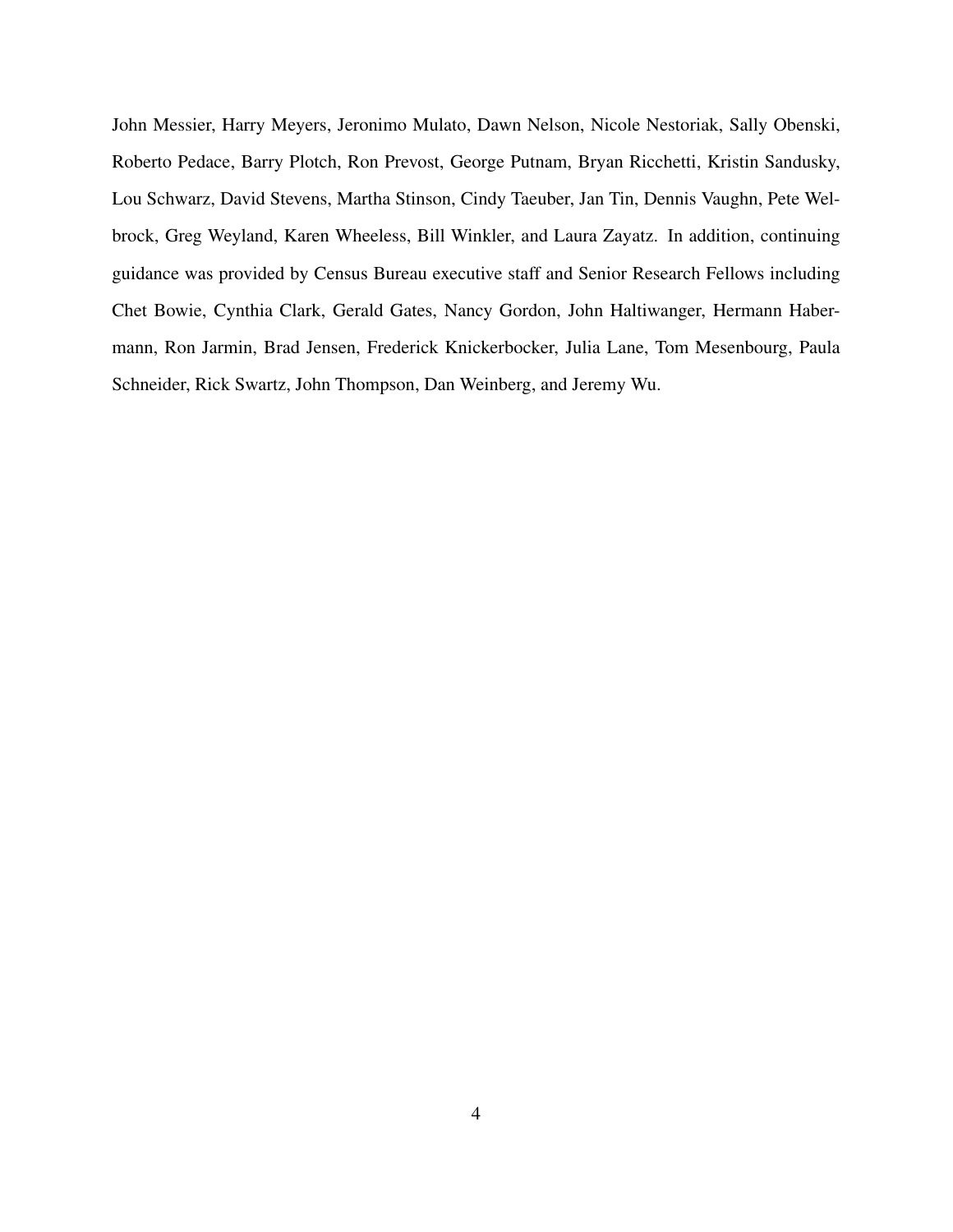John Messier, Harry Meyers, Jeronimo Mulato, Dawn Nelson, Nicole Nestoriak, Sally Obenski, Roberto Pedace, Barry Plotch, Ron Prevost, George Putnam, Bryan Ricchetti, Kristin Sandusky, Lou Schwarz, David Stevens, Martha Stinson, Cindy Taeuber, Jan Tin, Dennis Vaughn, Pete Welbrock, Greg Weyland, Karen Wheeless, Bill Winkler, and Laura Zayatz. In addition, continuing guidance was provided by Census Bureau executive staff and Senior Research Fellows including Chet Bowie, Cynthia Clark, Gerald Gates, Nancy Gordon, John Haltiwanger, Hermann Habermann, Ron Jarmin, Brad Jensen, Frederick Knickerbocker, Julia Lane, Tom Mesenbourg, Paula Schneider, Rick Swartz, John Thompson, Dan Weinberg, and Jeremy Wu.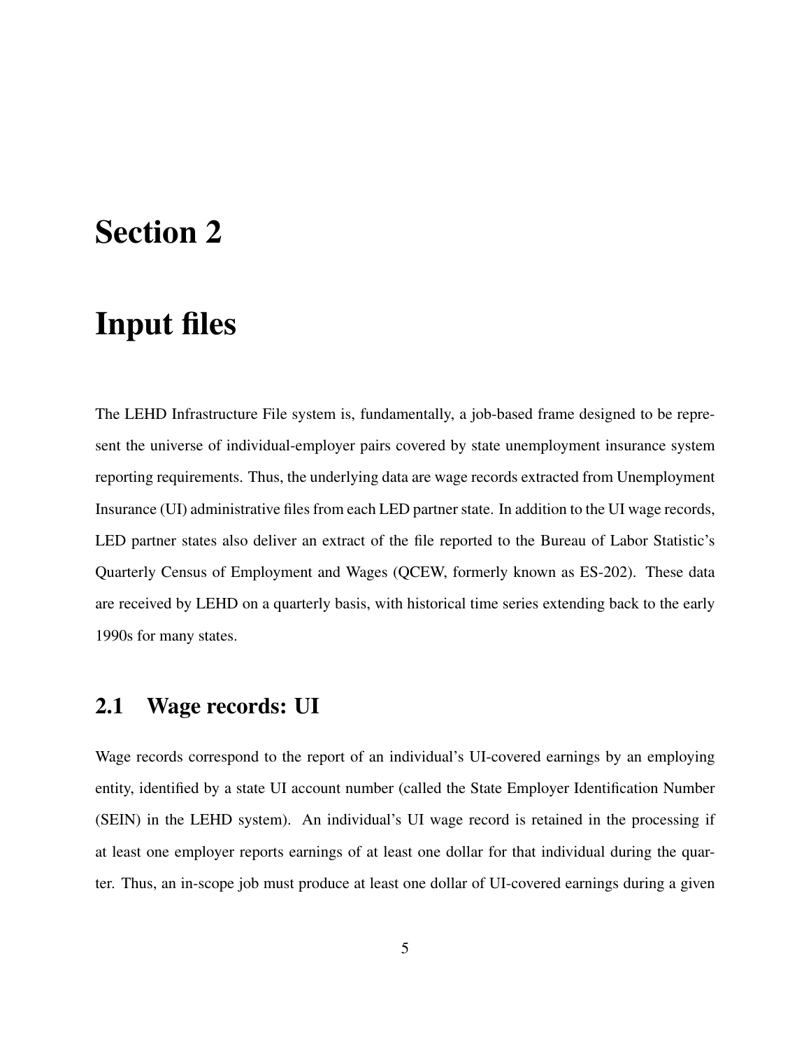# Section 2

# Input files

The LEHD Infrastructure File system is, fundamentally, a job-based frame designed to be represent the universe of individual-employer pairs covered by state unemployment insurance system reporting requirements. Thus, the underlying data are wage records extracted from Unemployment Insurance (UI) administrative files from each LED partner state. In addition to the UI wage records, LED partner states also deliver an extract of the file reported to the Bureau of Labor Statistic's Quarterly Census of Employment and Wages (QCEW, formerly known as ES-202). These data are received by LEHD on a quarterly basis, with historical time series extending back to the early 1990s for many states.

## 2.1 Wage records: UI

Wage records correspond to the report of an individual's UI-covered earnings by an employing entity, identified by a state UI account number (called the State Employer Identification Number (SEIN) in the LEHD system). An individual's UI wage record is retained in the processing if at least one employer reports earnings of at least one dollar for that individual during the quarter. Thus, an in-scope job must produce at least one dollar of UI-covered earnings during a given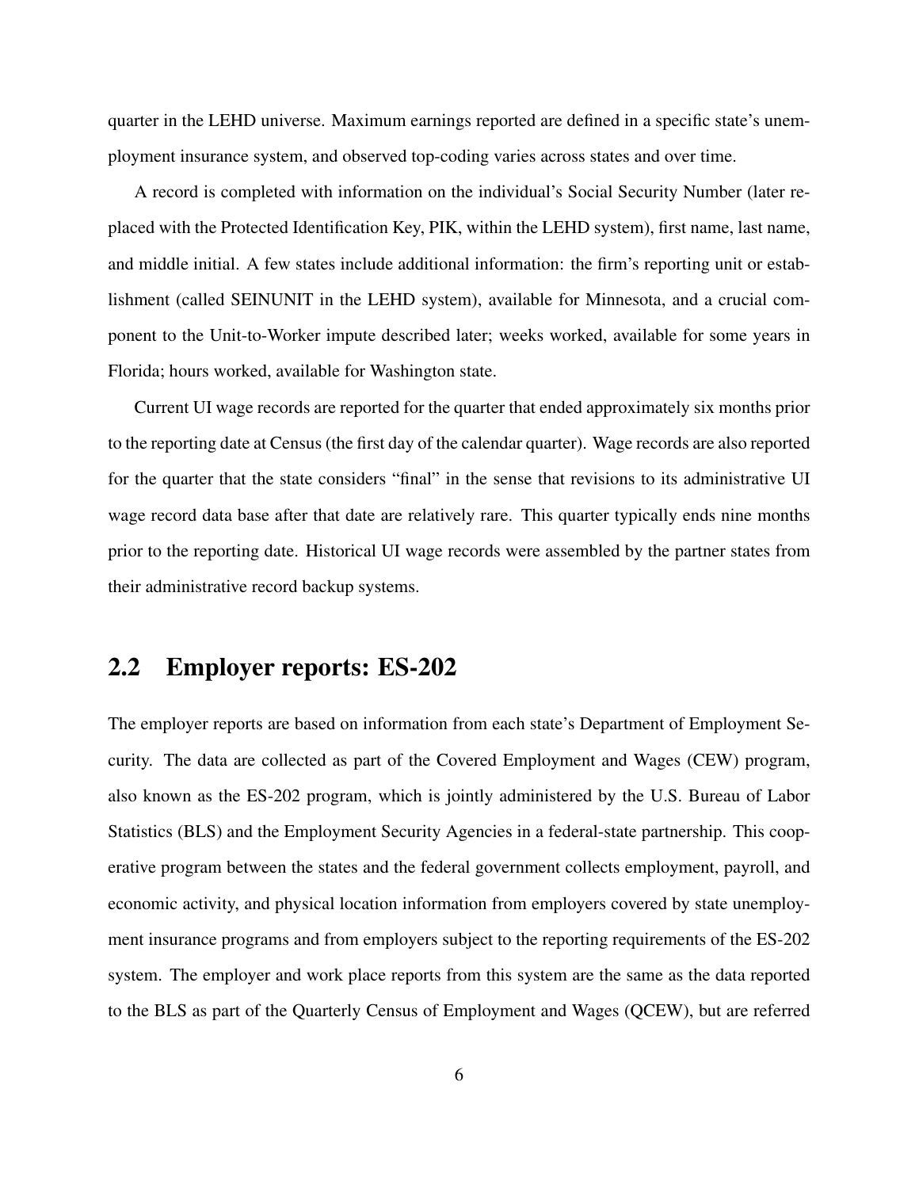quarter in the LEHD universe. Maximum earnings reported are defined in a specific state's unemployment insurance system, and observed top-coding varies across states and over time.

A record is completed with information on the individual's Social Security Number (later replaced with the Protected Identification Key, PIK, within the LEHD system), first name, last name, and middle initial. A few states include additional information: the firm's reporting unit or establishment (called SEINUNIT in the LEHD system), available for Minnesota, and a crucial component to the Unit-to-Worker impute described later; weeks worked, available for some years in Florida; hours worked, available for Washington state.

Current UI wage records are reported for the quarter that ended approximately six months prior to the reporting date at Census (the first day of the calendar quarter). Wage records are also reported for the quarter that the state considers "final" in the sense that revisions to its administrative UI wage record data base after that date are relatively rare. This quarter typically ends nine months prior to the reporting date. Historical UI wage records were assembled by the partner states from their administrative record backup systems.

## 2.2 Employer reports: ES-202

The employer reports are based on information from each state's Department of Employment Security. The data are collected as part of the Covered Employment and Wages (CEW) program, also known as the ES-202 program, which is jointly administered by the U.S. Bureau of Labor Statistics (BLS) and the Employment Security Agencies in a federal-state partnership. This cooperative program between the states and the federal government collects employment, payroll, and economic activity, and physical location information from employers covered by state unemployment insurance programs and from employers subject to the reporting requirements of the ES-202 system. The employer and work place reports from this system are the same as the data reported to the BLS as part of the Quarterly Census of Employment and Wages (QCEW), but are referred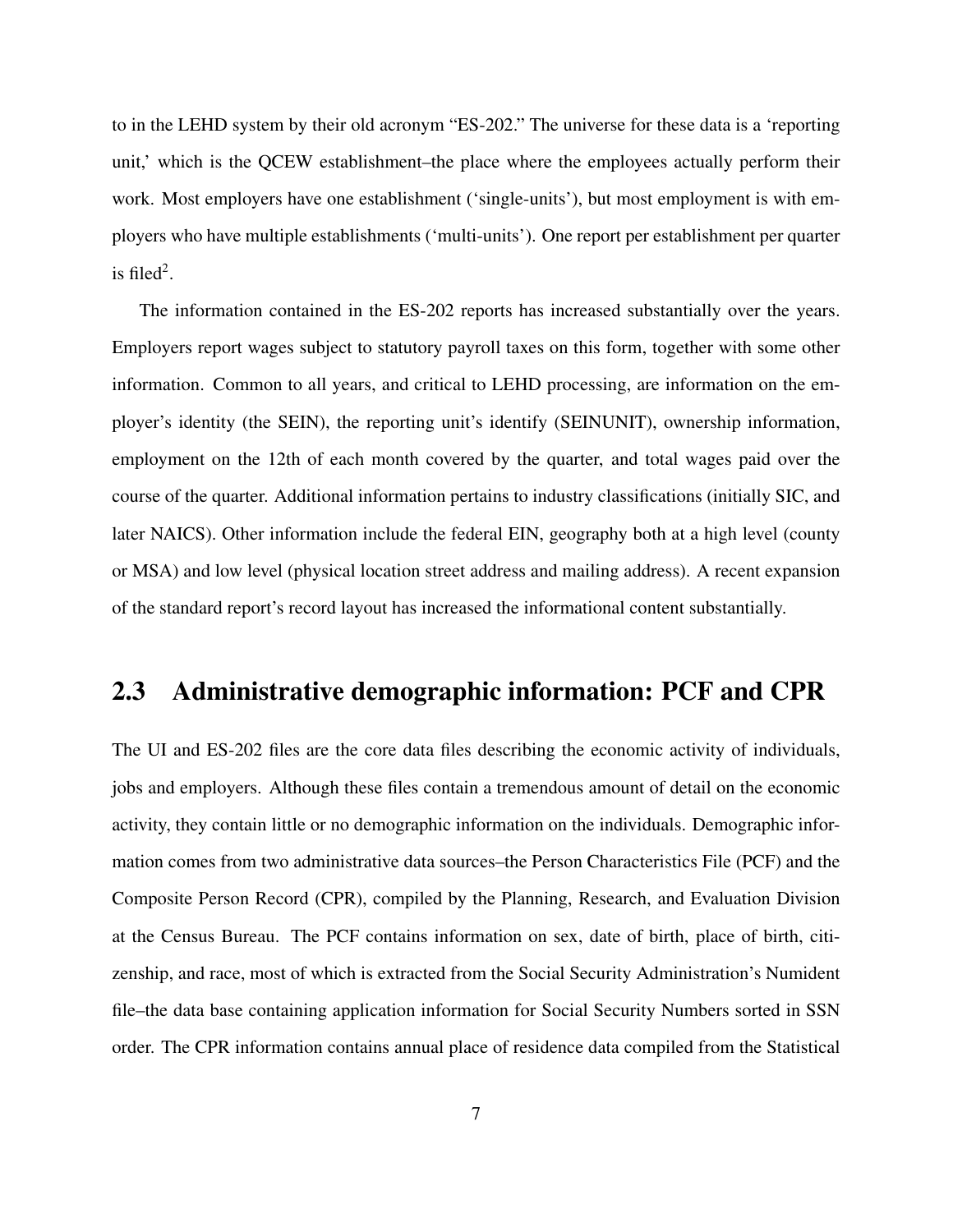to in the LEHD system by their old acronym "ES-202." The universe for these data is a 'reporting unit,' which is the QCEW establishment–the place where the employees actually perform their work. Most employers have one establishment ('single-units'), but most employment is with employers who have multiple establishments ('multi-units'). One report per establishment per quarter is filed[2].

The information contained in the ES-202 reports has increased substantially over the years. Employers report wages subject to statutory payroll taxes on this form, together with some other information. Common to all years, and critical to LEHD processing, are information on the employer's identity (the SEIN), the reporting unit's identify (SEINUNIT), ownership information, employment on the 12th of each month covered by the quarter, and total wages paid over the course of the quarter. Additional information pertains to industry classifications (initially SIC, and later NAICS). Other information include the federal EIN, geography both at a high level (county or MSA) and low level (physical location street address and mailing address). A recent expansion of the standard report's record layout has increased the informational content substantially.

## 2.3 Administrative demographic information: PCF and CPR

The UI and ES-202 files are the core data files describing the economic activity of individuals, jobs and employers. Although these files contain a tremendous amount of detail on the economic activity, they contain little or no demographic information on the individuals. Demographic information comes from two administrative data sources–the Person Characteristics File (PCF) and the Composite Person Record (CPR), compiled by the Planning, Research, and Evaluation Division at the Census Bureau. The PCF contains information on sex, date of birth, place of birth, citizenship, and race, most of which is extracted from the Social Security Administration's Numident file–the data base containing application information for Social Security Numbers sorted in SSN order. The CPR information contains annual place of residence data compiled from the Statistical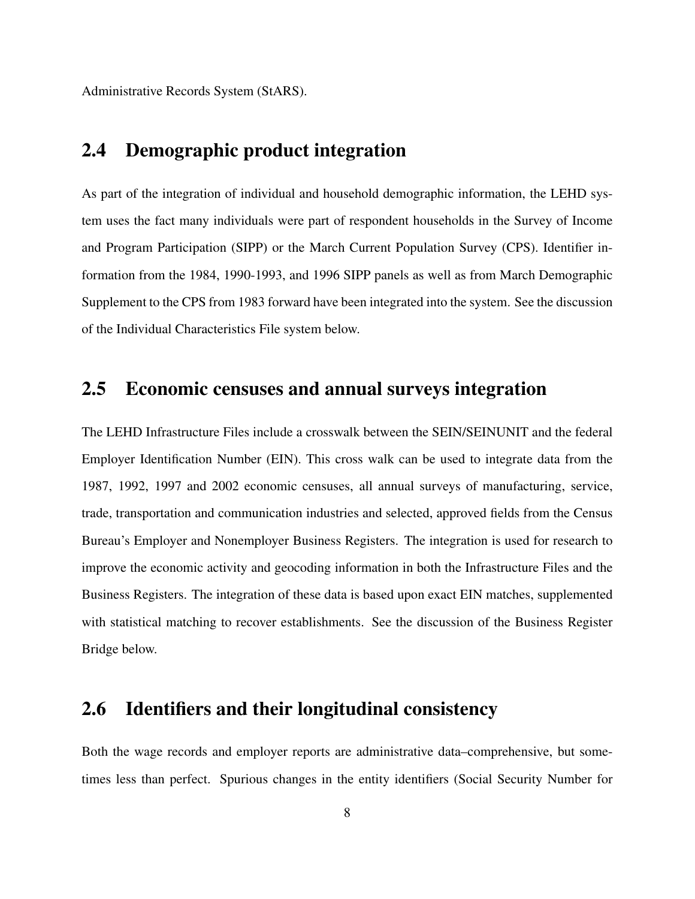Administrative Records System (StARS).

## 2.4 Demographic product integration

As part of the integration of individual and household demographic information, the LEHD system uses the fact many individuals were part of respondent households in the Survey of Income and Program Participation (SIPP) or the March Current Population Survey (CPS). Identifier information from the 1984, 1990-1993, and 1996 SIPP panels as well as from March Demographic Supplement to the CPS from 1983 forward have been integrated into the system. See the discussion of the Individual Characteristics File system below.

## 2.5 Economic censuses and annual surveys integration

The LEHD Infrastructure Files include a crosswalk between the SEIN/SEINUNIT and the federal Employer Identification Number (EIN). This cross walk can be used to integrate data from the 1987, 1992, 1997 and 2002 economic censuses, all annual surveys of manufacturing, service, trade, transportation and communication industries and selected, approved fields from the Census Bureau's Employer and Nonemployer Business Registers. The integration is used for research to improve the economic activity and geocoding information in both the Infrastructure Files and the Business Registers. The integration of these data is based upon exact EIN matches, supplemented with statistical matching to recover establishments. See the discussion of the Business Register Bridge below.

## 2.6 Identifiers and their longitudinal consistency

Both the wage records and employer reports are administrative data–comprehensive, but sometimes less than perfect. Spurious changes in the entity identifiers (Social Security Number for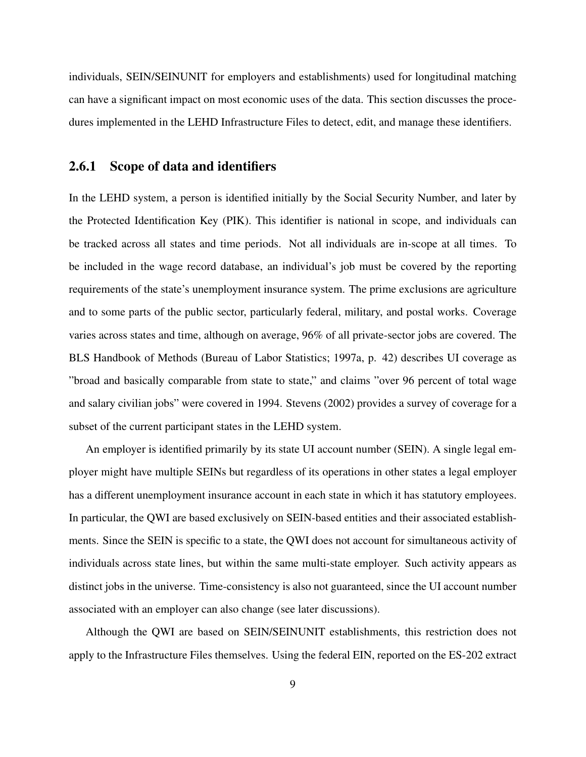individuals, SEIN/SEINUNIT for employers and establishments) used for longitudinal matching can have a significant impact on most economic uses of the data. This section discusses the procedures implemented in the LEHD Infrastructure Files to detect, edit, and manage these identifiers.

### 2.6.1 Scope of data and identifiers

In the LEHD system, a person is identified initially by the Social Security Number, and later by the Protected Identification Key (PIK). This identifier is national in scope, and individuals can be tracked across all states and time periods. Not all individuals are in-scope at all times. To be included in the wage record database, an individual's job must be covered by the reporting requirements of the state's unemployment insurance system. The prime exclusions are agriculture and to some parts of the public sector, particularly federal, military, and postal works. Coverage varies across states and time, although on average, 96% of all private-sector jobs are covered. The BLS Handbook of Methods (Bureau of Labor Statistics; 1997a, p. 42) describes UI coverage as "broad and basically comparable from state to state," and claims "over 96 percent of total wage and salary civilian jobs" were covered in 1994. Stevens (2002) provides a survey of coverage for a subset of the current participant states in the LEHD system.

An employer is identified primarily by its state UI account number (SEIN). A single legal employer might have multiple SEINs but regardless of its operations in other states a legal employer has a different unemployment insurance account in each state in which it has statutory employees. In particular, the QWI are based exclusively on SEIN-based entities and their associated establishments. Since the SEIN is specific to a state, the QWI does not account for simultaneous activity of individuals across state lines, but within the same multi-state employer. Such activity appears as distinct jobs in the universe. Time-consistency is also not guaranteed, since the UI account number associated with an employer can also change (see later discussions).

Although the QWI are based on SEIN/SEINUNIT establishments, this restriction does not apply to the Infrastructure Files themselves. Using the federal EIN, reported on the ES-202 extract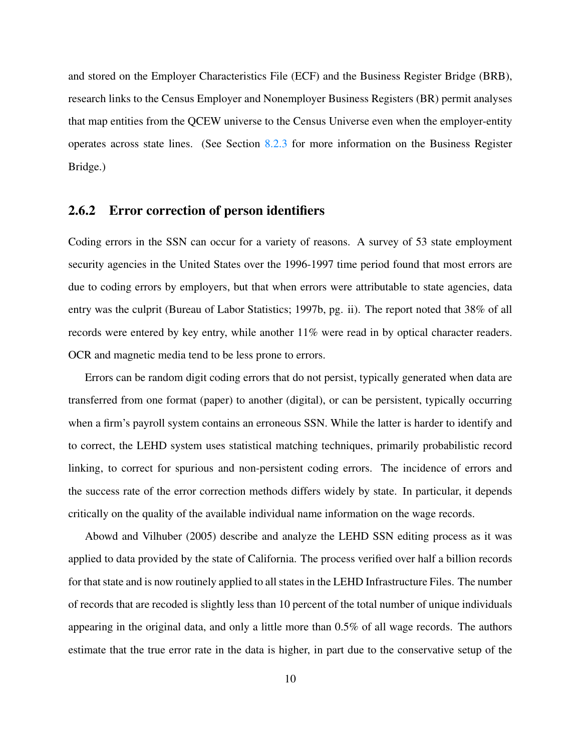and stored on the Employer Characteristics File (ECF) and the Business Register Bridge (BRB), research links to the Census Employer and Nonemployer Business Registers (BR) permit analyses that map entities from the QCEW universe to the Census Universe even when the employer-entity operates across state lines. (See Section 8.2.3 for more information on the Business Register Bridge.)

### 2.6.2 Error correction of person identifiers

Coding errors in the SSN can occur for a variety of reasons. A survey of 53 state employment security agencies in the United States over the 1996-1997 time period found that most errors are due to coding errors by employers, but that when errors were attributable to state agencies, data entry was the culprit (Bureau of Labor Statistics; 1997b, pg. ii). The report noted that 38% of all records were entered by key entry, while another 11% were read in by optical character readers. OCR and magnetic media tend to be less prone to errors.

Errors can be random digit coding errors that do not persist, typically generated when data are transferred from one format (paper) to another (digital), or can be persistent, typically occurring when a firm's payroll system contains an erroneous SSN. While the latter is harder to identify and to correct, the LEHD system uses statistical matching techniques, primarily probabilistic record linking, to correct for spurious and non-persistent coding errors. The incidence of errors and the success rate of the error correction methods differs widely by state. In particular, it depends critically on the quality of the available individual name information on the wage records.

Abowd and Vilhuber (2005) describe and analyze the LEHD SSN editing process as it was applied to data provided by the state of California. The process verified over half a billion records for that state and is now routinely applied to all states in the LEHD Infrastructure Files. The number of records that are recoded is slightly less than 10 percent of the total number of unique individuals appearing in the original data, and only a little more than 0.5% of all wage records. The authors estimate that the true error rate in the data is higher, in part due to the conservative setup of the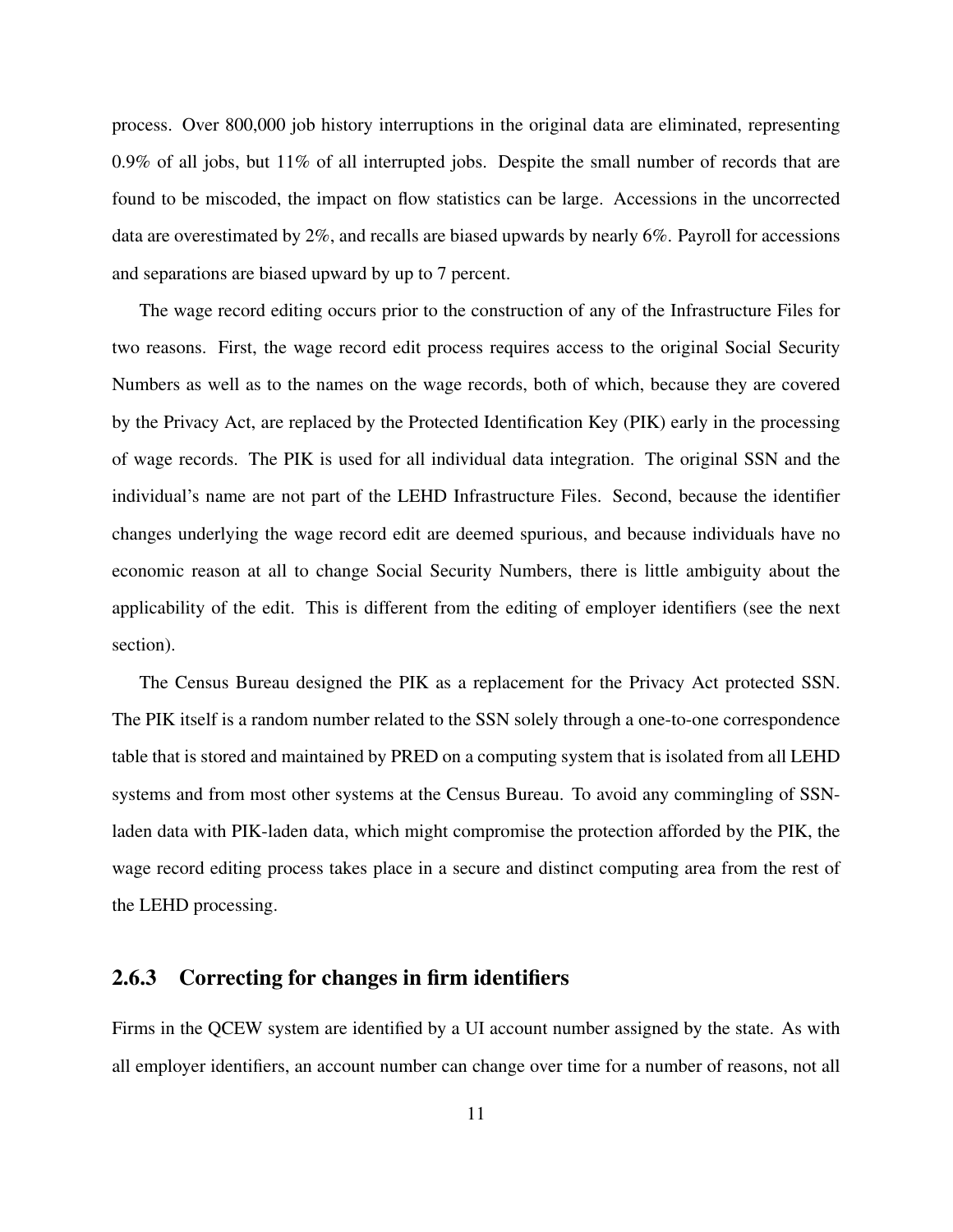process. Over 800,000 job history interruptions in the original data are eliminated, representing 0.9% of all jobs, but 11% of all interrupted jobs. Despite the small number of records that are found to be miscoded, the impact on flow statistics can be large. Accessions in the uncorrected data are overestimated by 2%, and recalls are biased upwards by nearly 6%. Payroll for accessions and separations are biased upward by up to 7 percent.

The wage record editing occurs prior to the construction of any of the Infrastructure Files for two reasons. First, the wage record edit process requires access to the original Social Security Numbers as well as to the names on the wage records, both of which, because they are covered by the Privacy Act, are replaced by the Protected Identification Key (PIK) early in the processing of wage records. The PIK is used for all individual data integration. The original SSN and the individual's name are not part of the LEHD Infrastructure Files. Second, because the identifier changes underlying the wage record edit are deemed spurious, and because individuals have no economic reason at all to change Social Security Numbers, there is little ambiguity about the applicability of the edit. This is different from the editing of employer identifiers (see the next section).

The Census Bureau designed the PIK as a replacement for the Privacy Act protected SSN. The PIK itself is a random number related to the SSN solely through a one-to-one correspondence table that is stored and maintained by PRED on a computing system that is isolated from all LEHD systems and from most other systems at the Census Bureau. To avoid any commingling of SSN-laden data with PIK-laden data, which might compromise the protection afforded by the PIK, the wage record editing process takes place in a secure and distinct computing area from the rest of the LEHD processing.

### 2.6.3 Correcting for changes in firm identifiers

Firms in the QCEW system are identified by a UI account number assigned by the state. As with all employer identifiers, an account number can change over time for a number of reasons, not all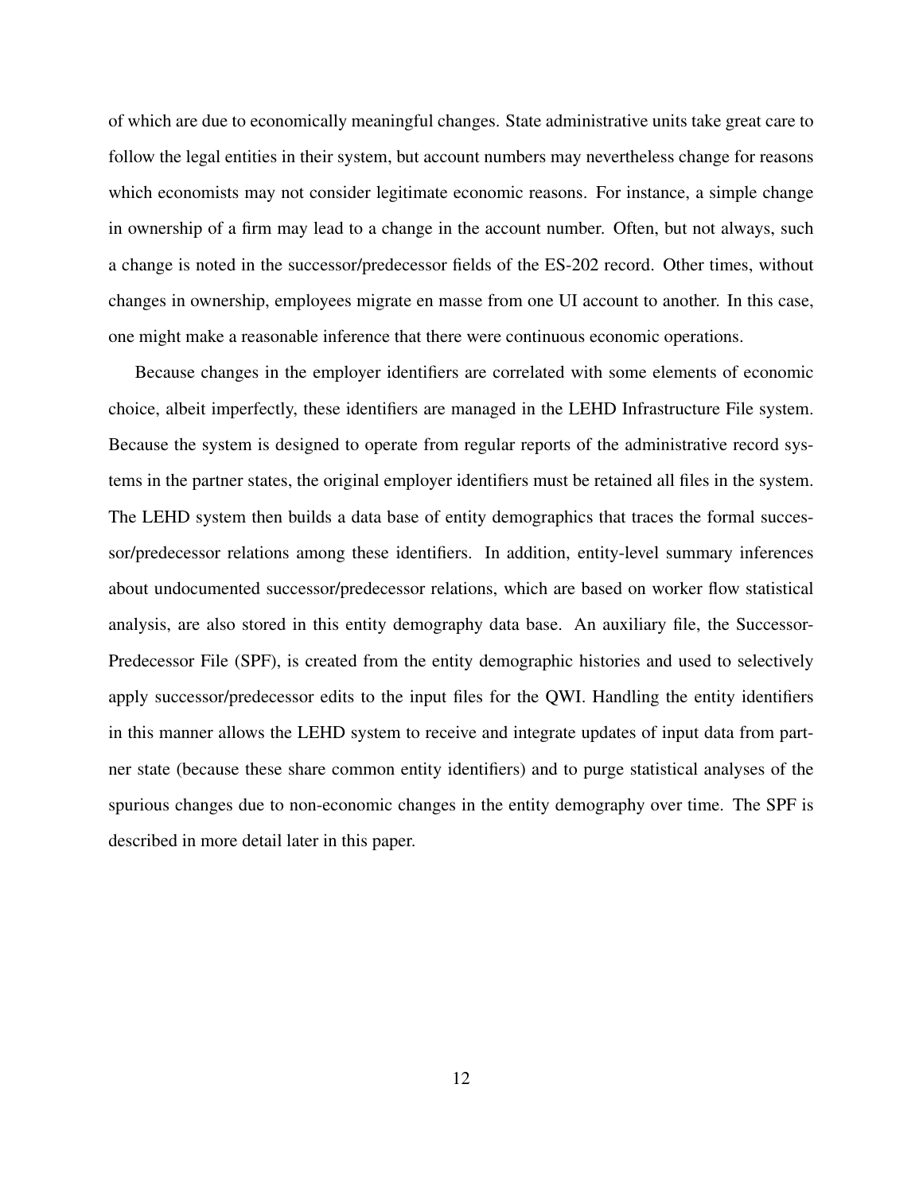of which are due to economically meaningful changes. State administrative units take great care to follow the legal entities in their system, but account numbers may nevertheless change for reasons which economists may not consider legitimate economic reasons. For instance, a simple change in ownership of a firm may lead to a change in the account number. Often, but not always, such a change is noted in the successor/predecessor fields of the ES-202 record. Other times, without changes in ownership, employees migrate en masse from one UI account to another. In this case, one might make a reasonable inference that there were continuous economic operations.

Because changes in the employer identifiers are correlated with some elements of economic choice, albeit imperfectly, these identifiers are managed in the LEHD Infrastructure File system. Because the system is designed to operate from regular reports of the administrative record systems in the partner states, the original employer identifiers must be retained all files in the system. The LEHD system then builds a data base of entity demographics that traces the formal successor/predecessor relations among these identifiers. In addition, entity-level summary inferences about undocumented successor/predecessor relations, which are based on worker flow statistical analysis, are also stored in this entity demography data base. An auxiliary file, the Successor-Predecessor File (SPF), is created from the entity demographic histories and used to selectively apply successor/predecessor edits to the input files for the QWI. Handling the entity identifiers in this manner allows the LEHD system to receive and integrate updates of input data from partner state (because these share common entity identifiers) and to purge statistical analyses of the spurious changes due to non-economic changes in the entity demography over time. The SPF is described in more detail later in this paper.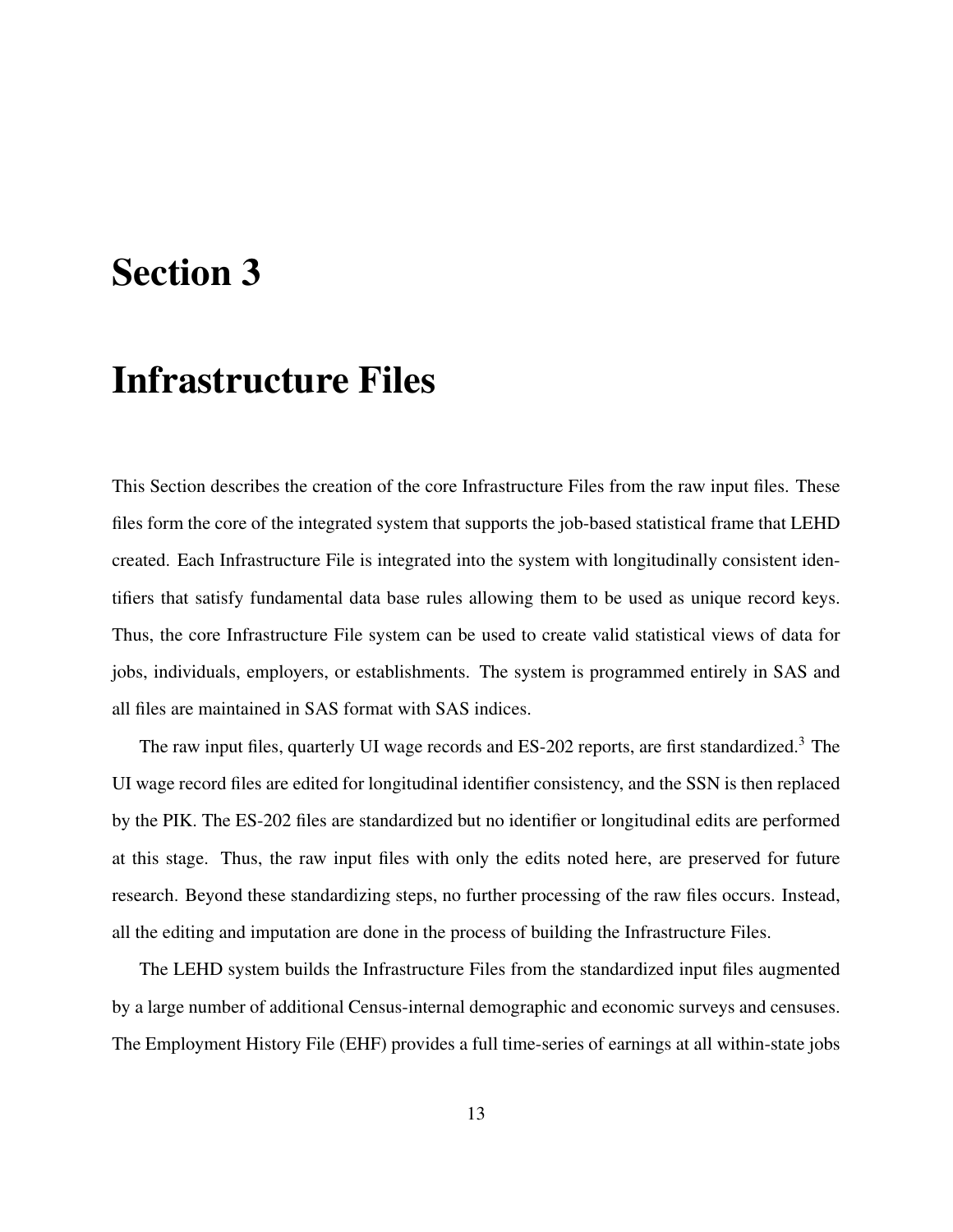# Section 3

# Infrastructure Files

This Section describes the creation of the core Infrastructure Files from the raw input files. These files form the core of the integrated system that supports the job-based statistical frame that LEHD created. Each Infrastructure File is integrated into the system with longitudinally consistent identifiers that satisfy fundamental data base rules allowing them to be used as unique record keys. Thus, the core Infrastructure File system can be used to create valid statistical views of data for jobs, individuals, employers, or establishments. The system is programmed entirely in SAS and all files are maintained in SAS format with SAS indices.

The raw input files, quarterly UI wage records and ES-202 reports, are first standardized.[3] The UI wage record files are edited for longitudinal identifier consistency, and the SSN is then replaced by the PIK. The ES-202 files are standardized but no identifier or longitudinal edits are performed at this stage. Thus, the raw input files with only the edits noted here, are preserved for future research. Beyond these standardizing steps, no further processing of the raw files occurs. Instead, all the editing and imputation are done in the process of building the Infrastructure Files.

The LEHD system builds the Infrastructure Files from the standardized input files augmented by a large number of additional Census-internal demographic and economic surveys and censuses. The Employment History File (EHF) provides a full time-series of earnings at all within-state jobs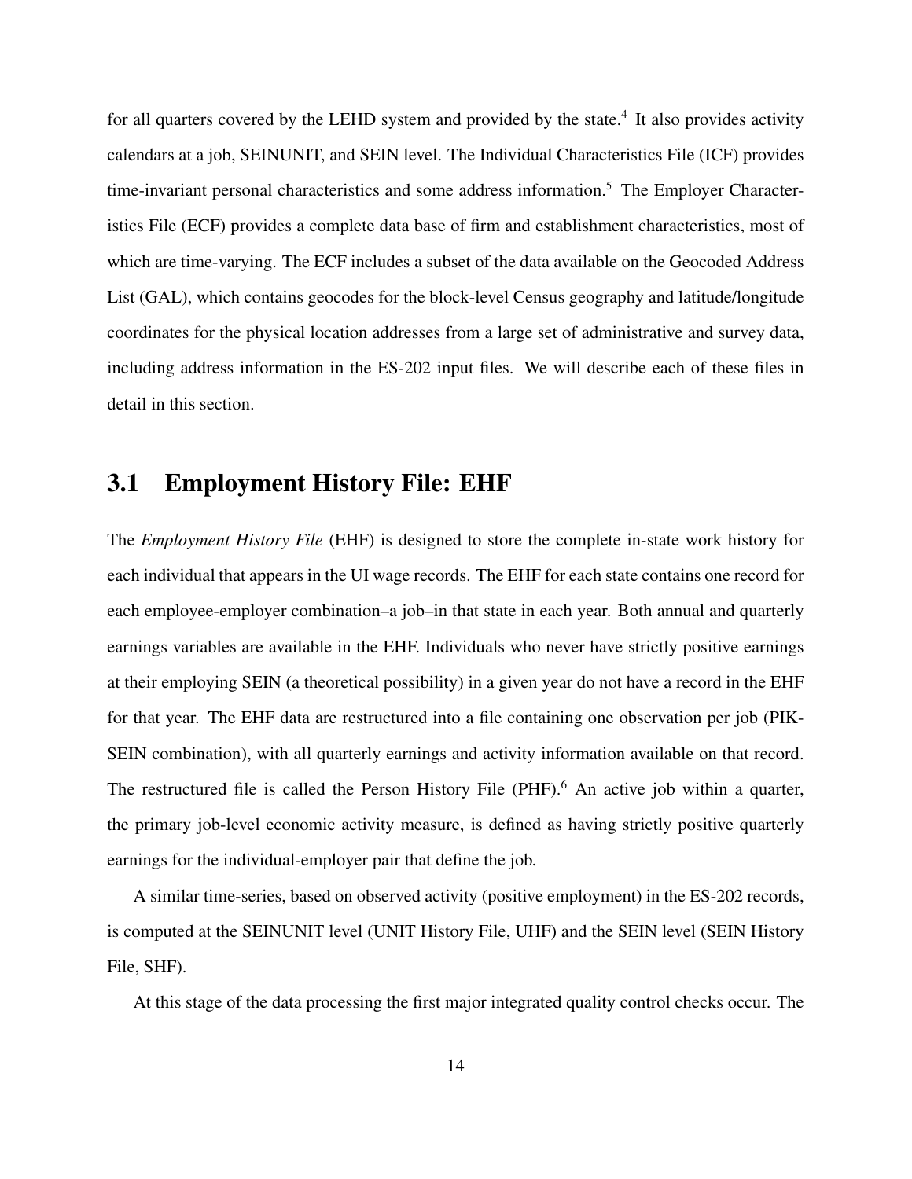for all quarters covered by the LEHD system and provided by the state.[4] It also provides activity calendars at a job, SEINUNIT, and SEIN level. The Individual Characteristics File (ICF) provides time-invariant personal characteristics and some address information.[5] The Employer Characteristics File (ECF) provides a complete data base of firm and establishment characteristics, most of which are time-varying. The ECF includes a subset of the data available on the Geocoded Address List (GAL), which contains geocodes for the block-level Census geography and latitude/longitude coordinates for the physical location addresses from a large set of administrative and survey data, including address information in the ES-202 input files. We will describe each of these files in detail in this section.

## 3.1 Employment History File: EHF

The *Employment History File* (EHF) is designed to store the complete in-state work history for each individual that appears in the UI wage records. The EHF for each state contains one record for each employee-employer combination–a job–in that state in each year. Both annual and quarterly earnings variables are available in the EHF. Individuals who never have strictly positive earnings at their employing SEIN (a theoretical possibility) in a given year do not have a record in the EHF for that year. The EHF data are restructured into a file containing one observation per job (PIK-SEIN combination), with all quarterly earnings and activity information available on that record. The restructured file is called the Person History File (PHF).[6] An active job within a quarter, the primary job-level economic activity measure, is defined as having strictly positive quarterly earnings for the individual-employer pair that define the job.

A similar time-series, based on observed activity (positive employment) in the ES-202 records, is computed at the SEINUNIT level (UNIT History File, UHF) and the SEIN level (SEIN History File, SHF).

At this stage of the data processing the first major integrated quality control checks occur. The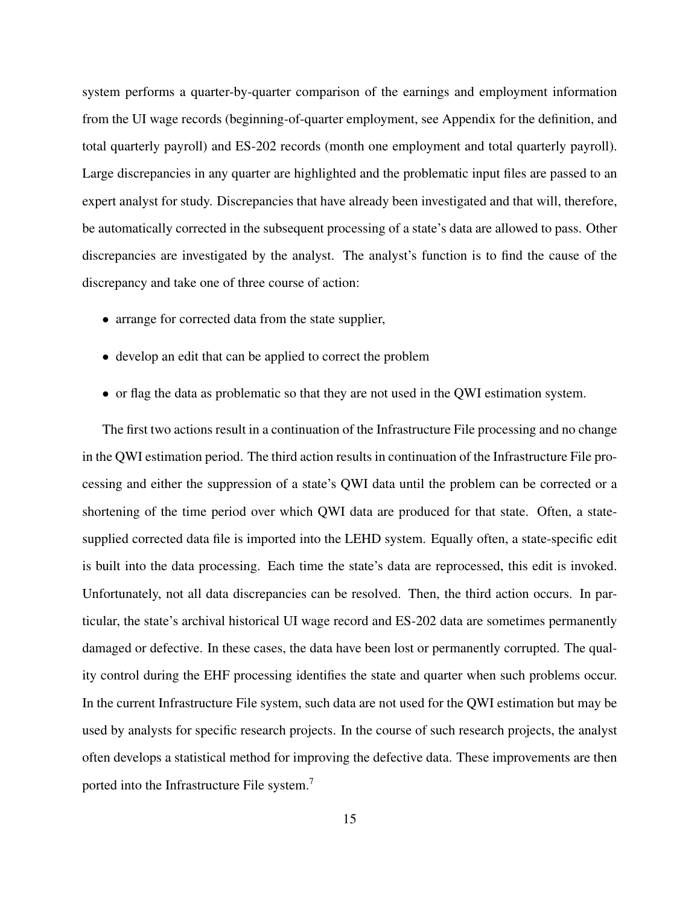system performs a quarter-by-quarter comparison of the earnings and employment information from the UI wage records (beginning-of-quarter employment, see Appendix for the definition, and total quarterly payroll) and ES-202 records (month one employment and total quarterly payroll). Large discrepancies in any quarter are highlighted and the problematic input files are passed to an expert analyst for study. Discrepancies that have already been investigated and that will, therefore, be automatically corrected in the subsequent processing of a state's data are allowed to pass. Other discrepancies are investigated by the analyst. The analyst's function is to find the cause of the discrepancy and take one of three course of action:

- arrange for corrected data from the state supplier,
- develop an edit that can be applied to correct the problem
- or flag the data as problematic so that they are not used in the QWI estimation system.

The first two actions result in a continuation of the Infrastructure File processing and no change in the QWI estimation period. The third action results in continuation of the Infrastructure File processing and either the suppression of a state's QWI data until the problem can be corrected or a shortening of the time period over which QWI data are produced for that state. Often, a state-supplied corrected data file is imported into the LEHD system. Equally often, a state-specific edit is built into the data processing. Each time the state's data are reprocessed, this edit is invoked. Unfortunately, not all data discrepancies can be resolved. Then, the third action occurs. In particular, the state's archival historical UI wage record and ES-202 data are sometimes permanently damaged or defective. In these cases, the data have been lost or permanently corrupted. The quality control during the EHF processing identifies the state and quarter when such problems occur. In the current Infrastructure File system, such data are not used for the QWI estimation but may be used by analysts for specific research projects. In the course of such research projects, the analyst often develops a statistical method for improving the defective data. These improvements are then ported into the Infrastructure File system.[7]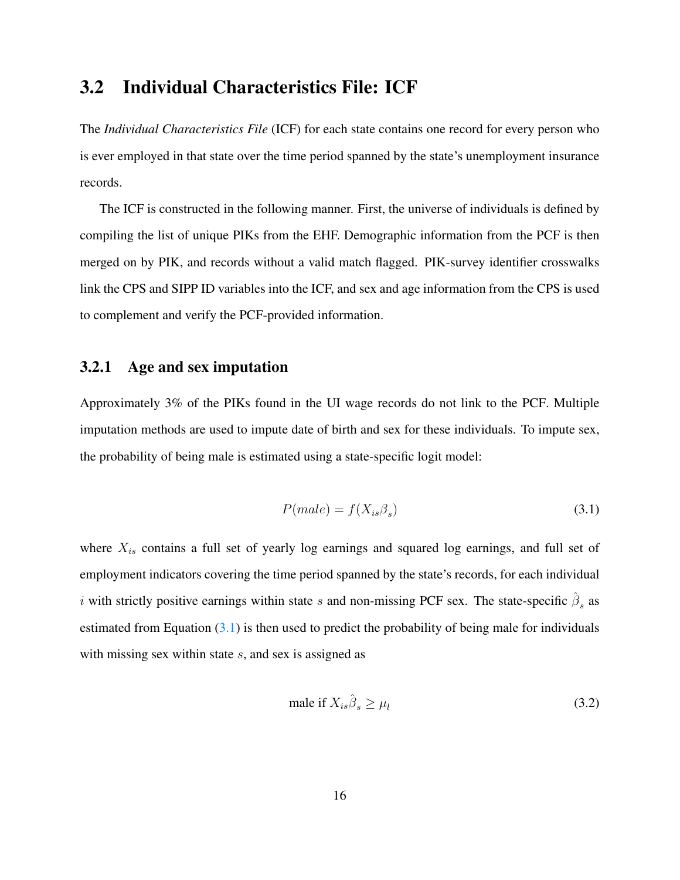## 3.2 Individual Characteristics File: ICF

The *Individual Characteristics File* (ICF) for each state contains one record for every person who is ever employed in that state over the time period spanned by the state's unemployment insurance records.

The ICF is constructed in the following manner. First, the universe of individuals is defined by compiling the list of unique PIKs from the EHF. Demographic information from the PCF is then merged on by PIK, and records without a valid match flagged. PIK-survey identifier crosswalks link the CPS and SIPP ID variables into the ICF, and sex and age information from the CPS is used to complement and verify the PCF-provided information.

### 3.2.1 Age and sex imputation

Approximately 3% of the PIKs found in the UI wage records do not link to the PCF. Multiple imputation methods are used to impute date of birth and sex for these individuals. To impute sex, the probability of being male is estimated using a state-specific logit model:

$$P(male) = f(X_{is}\beta_s) \tag{3.1}$$

where $X_{is}$ contains a full set of yearly log earnings and squared log earnings, and full set of employment indicators covering the time period spanned by the state's records, for each individual $i$ with strictly positive earnings within state $s$ and non-missing PCF sex. The state-specific $\hat{\beta}_s$ as estimated from Equation (3.1) is then used to predict the probability of being male for individuals with missing sex within state $s$, and sex is assigned as

$$\text{male if } X_{is}\hat{\beta}_s \geq \mu_l \tag{3.2}$$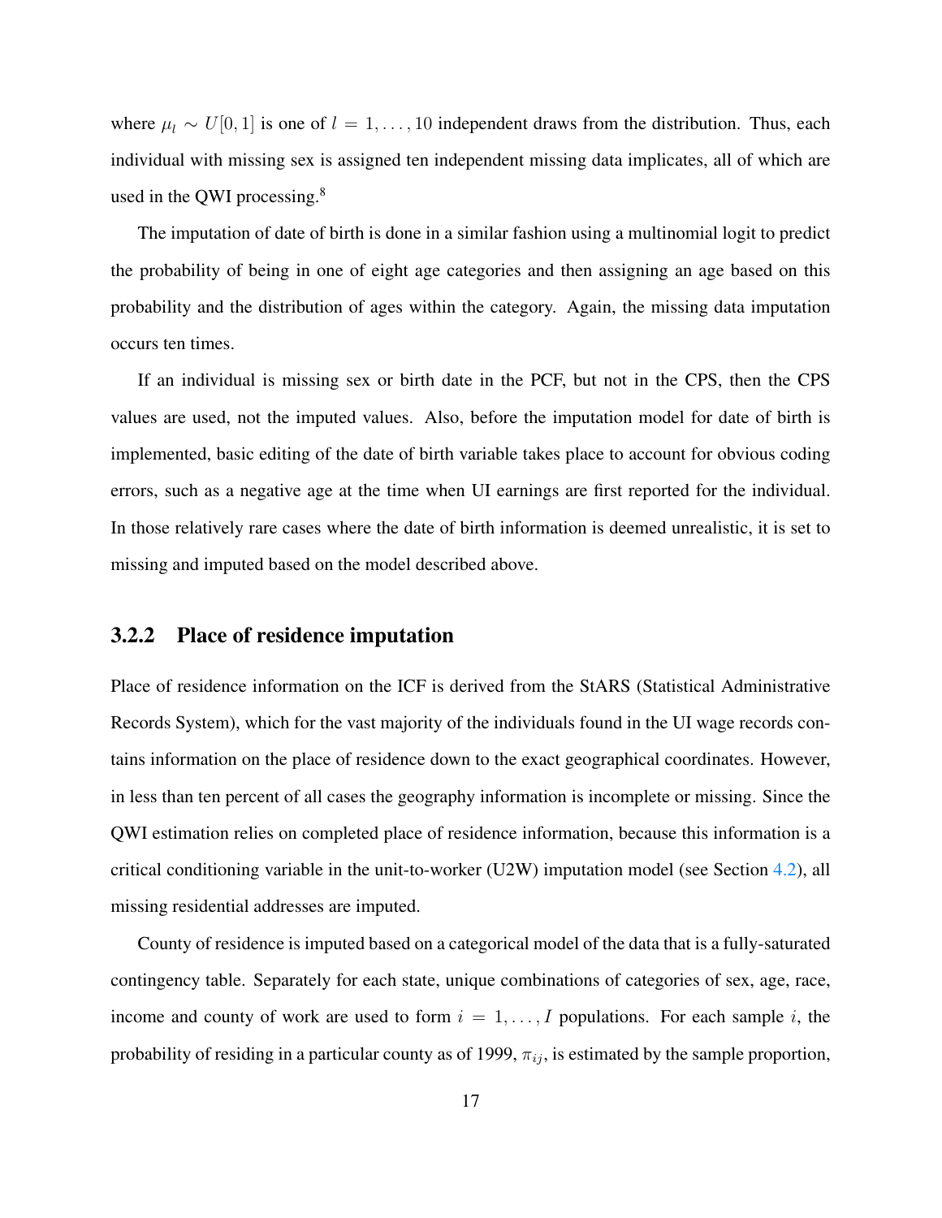where $\mu_l \sim U[0,1]$ is one of $l = 1, \ldots, 10$ independent draws from the distribution. Thus, each individual with missing sex is assigned ten independent missing data implicates, all of which are used in the QWI processing.[8]

The imputation of date of birth is done in a similar fashion using a multinomial logit to predict the probability of being in one of eight age categories and then assigning an age based on this probability and the distribution of ages within the category. Again, the missing data imputation occurs ten times.

If an individual is missing sex or birth date in the PCF, but not in the CPS, then the CPS values are used, not the imputed values. Also, before the imputation model for date of birth is implemented, basic editing of the date of birth variable takes place to account for obvious coding errors, such as a negative age at the time when UI earnings are first reported for the individual. In those relatively rare cases where the date of birth information is deemed unrealistic, it is set to missing and imputed based on the model described above.

### 3.2.2 Place of residence imputation

Place of residence information on the ICF is derived from the StARS (Statistical Administrative Records System), which for the vast majority of the individuals found in the UI wage records contains information on the place of residence down to the exact geographical coordinates. However, in less than ten percent of all cases the geography information is incomplete or missing. Since the QWI estimation relies on completed place of residence information, because this information is a critical conditioning variable in the unit-to-worker (U2W) imputation model (see Section 4.2), all missing residential addresses are imputed.

County of residence is imputed based on a categorical model of the data that is a fully-saturated contingency table. Separately for each state, unique combinations of categories of sex, age, race, income and county of work are used to form $i = 1, \ldots, I$ populations. For each sample $i$, the probability of residing in a particular county as of 1999, $\pi_{ij}$, is estimated by the sample proportion,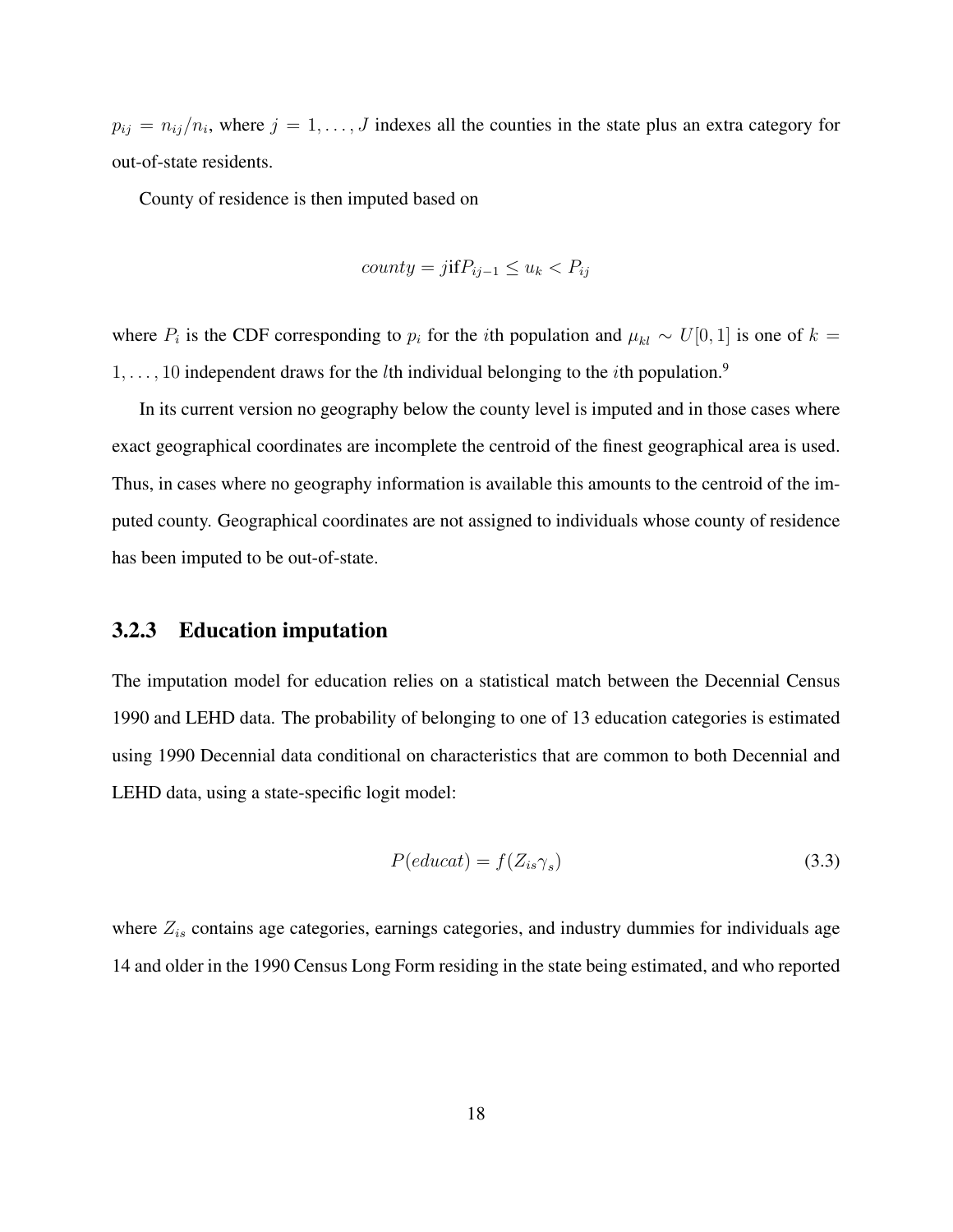$p_{ij} = n_{ij}/n_i$, where $j = 1, \ldots, J$ indexes all the counties in the state plus an extra category for out-of-state residents.

County of residence is then imputed based on

$$county = j \text{if} P_{ij-1} \leq u_k < P_{ij}$$

where $P_i$ is the CDF corresponding to $p_i$ for the $i$th population and $\mu_{kl} \sim U[0, 1]$ is one of $k = 1, \ldots, 10$ independent draws for the $l$th individual belonging to the $i$th population.[9]

In its current version no geography below the county level is imputed and in those cases where exact geographical coordinates are incomplete the centroid of the finest geographical area is used. Thus, in cases where no geography information is available this amounts to the centroid of the imputed county. Geographical coordinates are not assigned to individuals whose county of residence has been imputed to be out-of-state.

### 3.2.3 Education imputation

The imputation model for education relies on a statistical match between the Decennial Census 1990 and LEHD data. The probability of belonging to one of 13 education categories is estimated using 1990 Decennial data conditional on characteristics that are common to both Decennial and LEHD data, using a state-specific logit model:

$$P(educat) = f(Z_{is}\gamma_s) \tag{3.3}$$

where $Z_{is}$ contains age categories, earnings categories, and industry dummies for individuals age 14 and older in the 1990 Census Long Form residing in the state being estimated, and who reported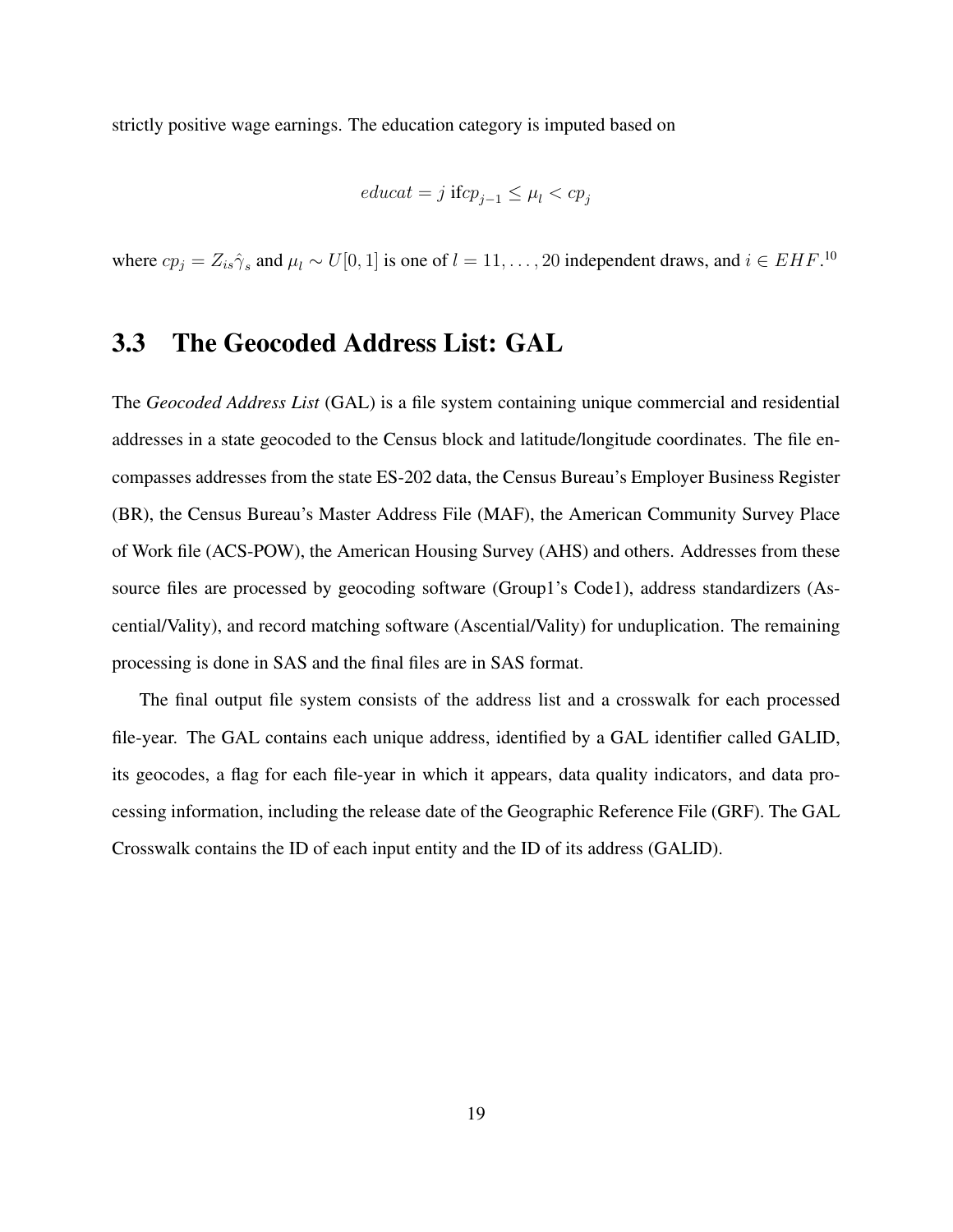strictly positive wage earnings. The education category is imputed based on

$$educat = j \text{ if} cp_{j-1} \leq \mu_l < cp_j$$

where $cp_j = Z_{is}\hat{\gamma}_s$ and $\mu_l \sim U[0, 1]$ is one of $l = 11, \ldots, 20$ independent draws, and $i \in EHF$.[10]

## 3.3 The Geocoded Address List: GAL

The *Geocoded Address List* (GAL) is a file system containing unique commercial and residential addresses in a state geocoded to the Census block and latitude/longitude coordinates. The file encompasses addresses from the state ES-202 data, the Census Bureau's Employer Business Register (BR), the Census Bureau's Master Address File (MAF), the American Community Survey Place of Work file (ACS-POW), the American Housing Survey (AHS) and others. Addresses from these source files are processed by geocoding software (Group1's Code1), address standardizers (Ascential/Vality), and record matching software (Ascential/Vality) for unduplication. The remaining processing is done in SAS and the final files are in SAS format.

The final output file system consists of the address list and a crosswalk for each processed file-year. The GAL contains each unique address, identified by a GAL identifier called GALID, its geocodes, a flag for each file-year in which it appears, data quality indicators, and data processing information, including the release date of the Geographic Reference File (GRF). The GAL Crosswalk contains the ID of each input entity and the ID of its address (GALID).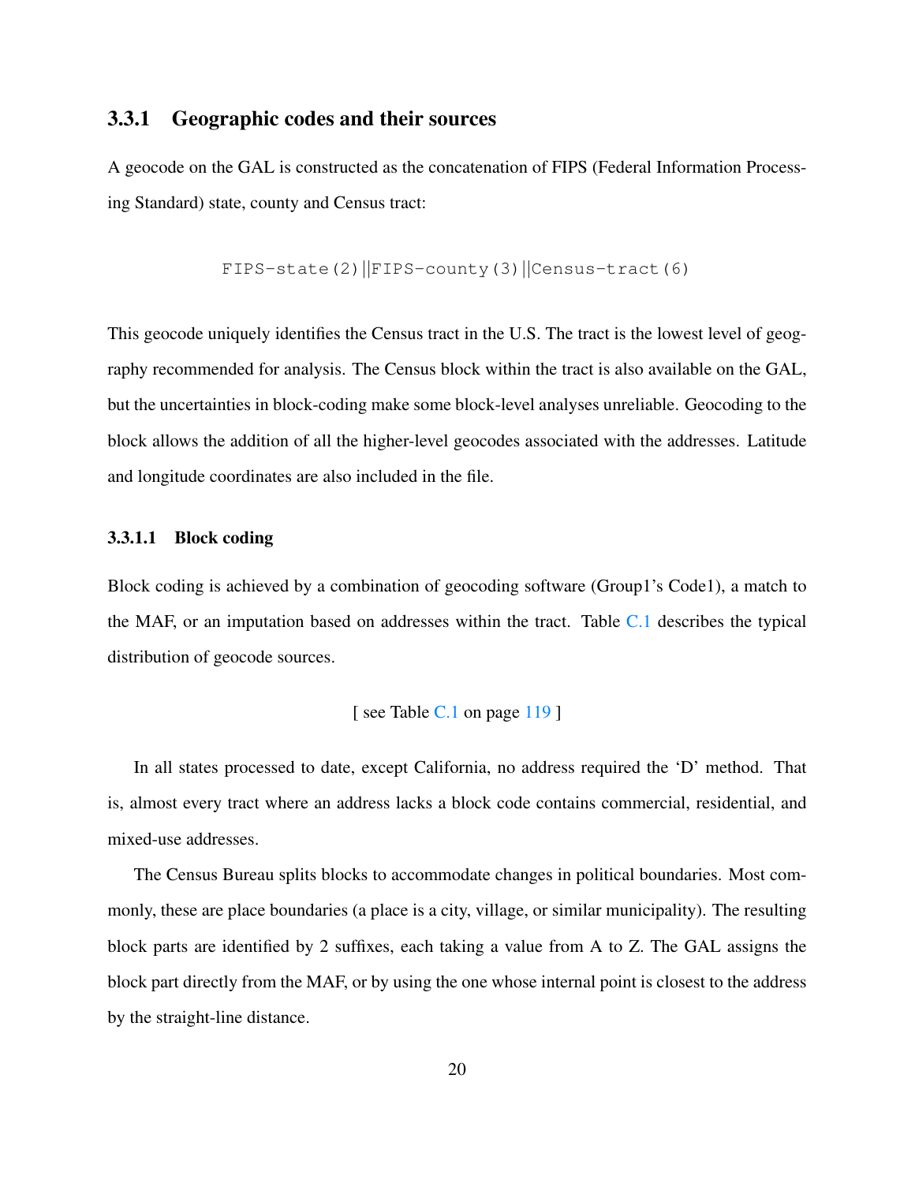### 3.3.1 Geographic codes and their sources

A geocode on the GAL is constructed as the concatenation of FIPS (Federal Information Processing Standard) state, county and Census tract:

```
FIPS-state(2)||FIPS-county(3)||Census-tract(6)
```

This geocode uniquely identifies the Census tract in the U.S. The tract is the lowest level of geography recommended for analysis. The Census block within the tract is also available on the GAL, but the uncertainties in block-coding make some block-level analyses unreliable. Geocoding to the block allows the addition of all the higher-level geocodes associated with the addresses. Latitude and longitude coordinates are also included in the file.

#### 3.3.1.1 Block coding

Block coding is achieved by a combination of geocoding software (Group1's Code1), a match to the MAF, or an imputation based on addresses within the tract. Table C.1 describes the typical distribution of geocode sources.

[ see Table C.1 on page 119 ]

In all states processed to date, except California, no address required the 'D' method. That is, almost every tract where an address lacks a block code contains commercial, residential, and mixed-use addresses.

The Census Bureau splits blocks to accommodate changes in political boundaries. Most commonly, these are place boundaries (a place is a city, village, or similar municipality). The resulting block parts are identified by 2 suffixes, each taking a value from A to Z. The GAL assigns the block part directly from the MAF, or by using the one whose internal point is closest to the address by the straight-line distance.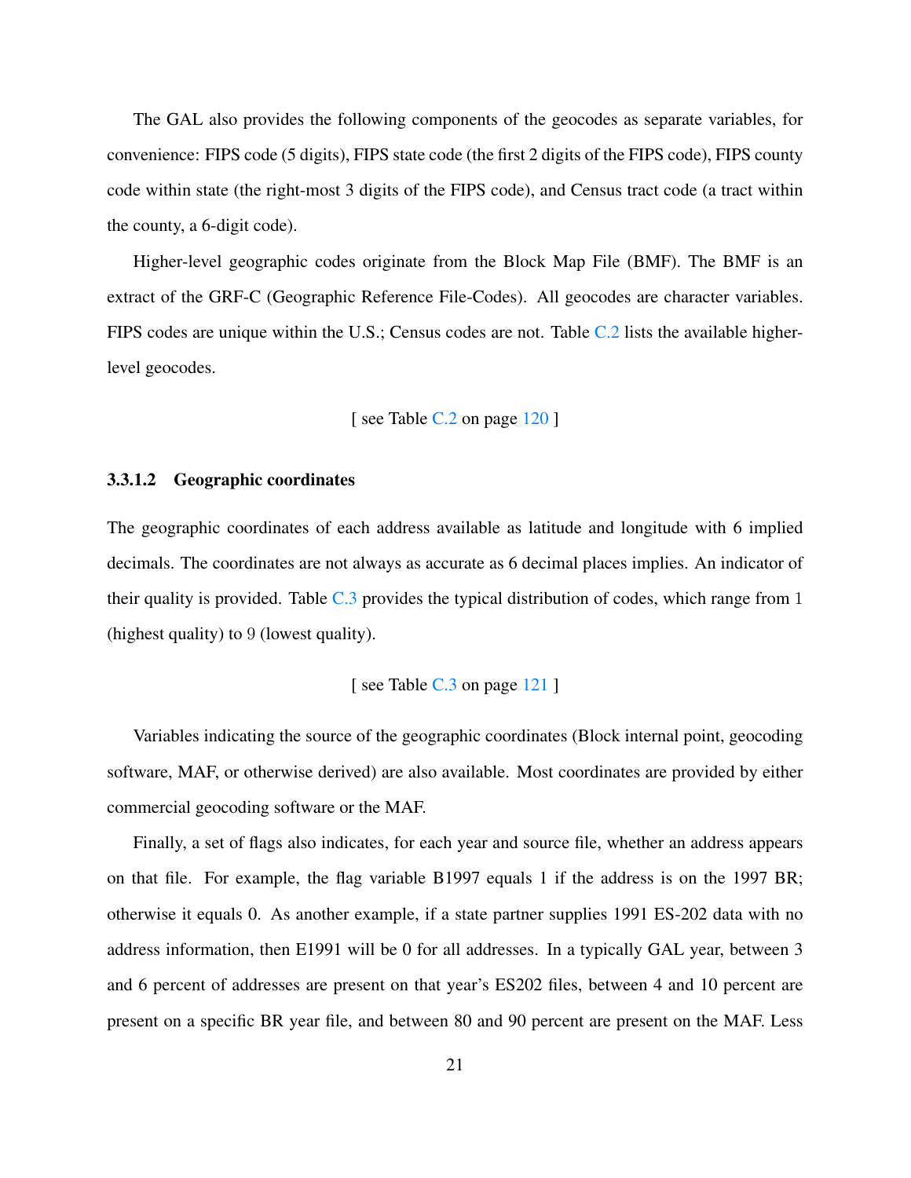The GAL also provides the following components of the geocodes as separate variables, for convenience: FIPS code (5 digits), FIPS state code (the first 2 digits of the FIPS code), FIPS county code within state (the right-most 3 digits of the FIPS code), and Census tract code (a tract within the county, a 6-digit code).

Higher-level geographic codes originate from the Block Map File (BMF). The BMF is an extract of the GRF-C (Geographic Reference File-Codes). All geocodes are character variables. FIPS codes are unique within the U.S.; Census codes are not. Table C.2 lists the available higher-level geocodes.

[ see Table C.2 on page 120 ]

#### 3.3.1.2 Geographic coordinates

The geographic coordinates of each address available as latitude and longitude with 6 implied decimals. The coordinates are not always as accurate as 6 decimal places implies. An indicator of their quality is provided. Table C.3 provides the typical distribution of codes, which range from 1 (highest quality) to 9 (lowest quality).

[ see Table C.3 on page 121 ]

Variables indicating the source of the geographic coordinates (Block internal point, geocoding software, MAF, or otherwise derived) are also available. Most coordinates are provided by either commercial geocoding software or the MAF.

Finally, a set of flags also indicates, for each year and source file, whether an address appears on that file. For example, the flag variable B1997 equals 1 if the address is on the 1997 BR; otherwise it equals 0. As another example, if a state partner supplies 1991 ES-202 data with no address information, then E1991 will be 0 for all addresses. In a typically GAL year, between 3 and 6 percent of addresses are present on that year's ES202 files, between 4 and 10 percent are present on a specific BR year file, and between 80 and 90 percent are present on the MAF. Less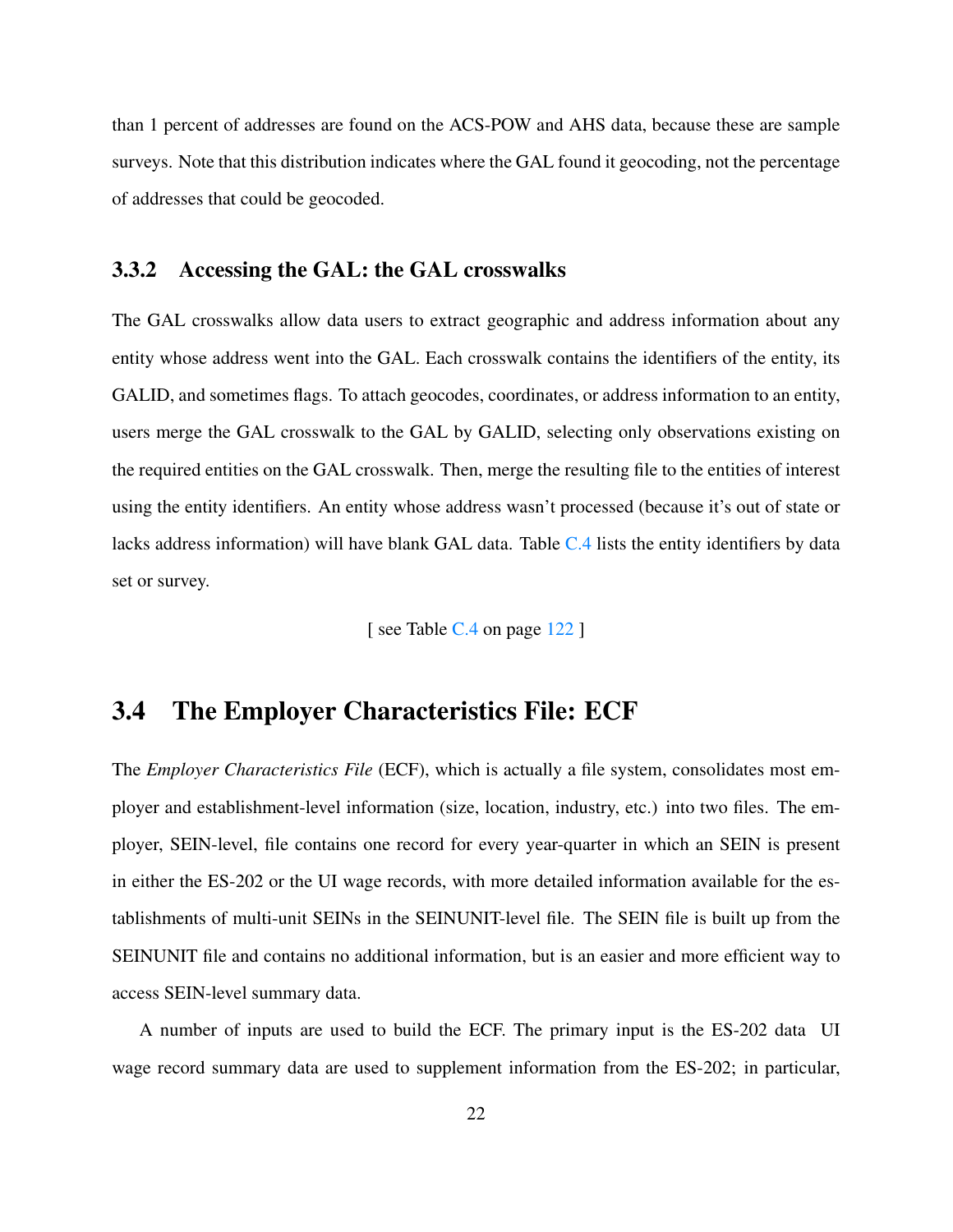than 1 percent of addresses are found on the ACS-POW and AHS data, because these are sample surveys. Note that this distribution indicates where the GAL found it geocoding, not the percentage of addresses that could be geocoded.

### 3.3.2 Accessing the GAL: the GAL crosswalks

The GAL crosswalks allow data users to extract geographic and address information about any entity whose address went into the GAL. Each crosswalk contains the identifiers of the entity, its GALID, and sometimes flags. To attach geocodes, coordinates, or address information to an entity, users merge the GAL crosswalk to the GAL by GALID, selecting only observations existing on the required entities on the GAL crosswalk. Then, merge the resulting file to the entities of interest using the entity identifiers. An entity whose address wasn't processed (because it's out of state or lacks address information) will have blank GAL data. Table C.4 lists the entity identifiers by data set or survey.

[ see Table C.4 on page 122 ]

## 3.4 The Employer Characteristics File: ECF

The *Employer Characteristics File* (ECF), which is actually a file system, consolidates most employer and establishment-level information (size, location, industry, etc.) into two files. The employer, SEIN-level, file contains one record for every year-quarter in which an SEIN is present in either the ES-202 or the UI wage records, with more detailed information available for the establishments of multi-unit SEINs in the SEINUNIT-level file. The SEIN file is built up from the SEINUNIT file and contains no additional information, but is an easier and more efficient way to access SEIN-level summary data.

A number of inputs are used to build the ECF. The primary input is the ES-202 data UI wage record summary data are used to supplement information from the ES-202; in particular,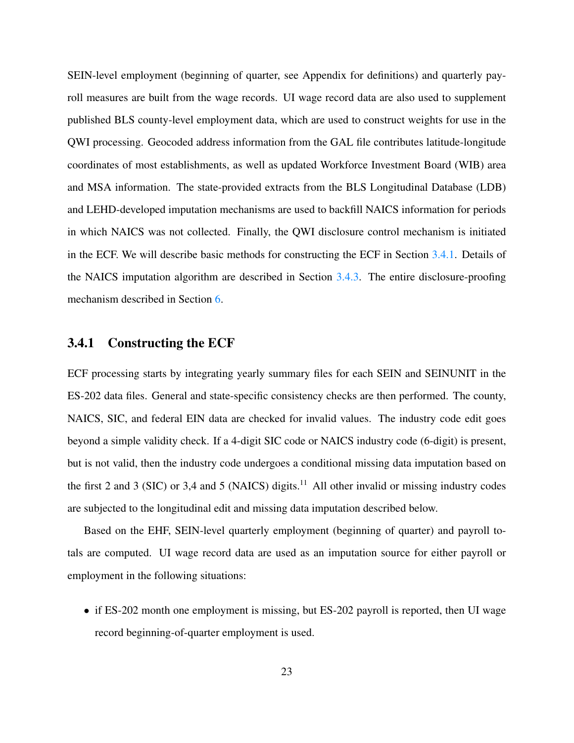SEIN-level employment (beginning of quarter, see Appendix for definitions) and quarterly payroll measures are built from the wage records. UI wage record data are also used to supplement published BLS county-level employment data, which are used to construct weights for use in the QWI processing. Geocoded address information from the GAL file contributes latitude-longitude coordinates of most establishments, as well as updated Workforce Investment Board (WIB) area and MSA information. The state-provided extracts from the BLS Longitudinal Database (LDB) and LEHD-developed imputation mechanisms are used to backfill NAICS information for periods in which NAICS was not collected. Finally, the QWI disclosure control mechanism is initiated in the ECF. We will describe basic methods for constructing the ECF in Section 3.4.1. Details of the NAICS imputation algorithm are described in Section 3.4.3. The entire disclosure-proofing mechanism described in Section 6.

### 3.4.1 Constructing the ECF

ECF processing starts by integrating yearly summary files for each SEIN and SEINUNIT in the ES-202 data files. General and state-specific consistency checks are then performed. The county, NAICS, SIC, and federal EIN data are checked for invalid values. The industry code edit goes beyond a simple validity check. If a 4-digit SIC code or NAICS industry code (6-digit) is present, but is not valid, then the industry code undergoes a conditional missing data imputation based on the first 2 and 3 (SIC) or 3,4 and 5 (NAICS) digits.[11] All other invalid or missing industry codes are subjected to the longitudinal edit and missing data imputation described below.

Based on the EHF, SEIN-level quarterly employment (beginning of quarter) and payroll totals are computed. UI wage record data are used as an imputation source for either payroll or employment in the following situations:

- if ES-202 month one employment is missing, but ES-202 payroll is reported, then UI wage record beginning-of-quarter employment is used.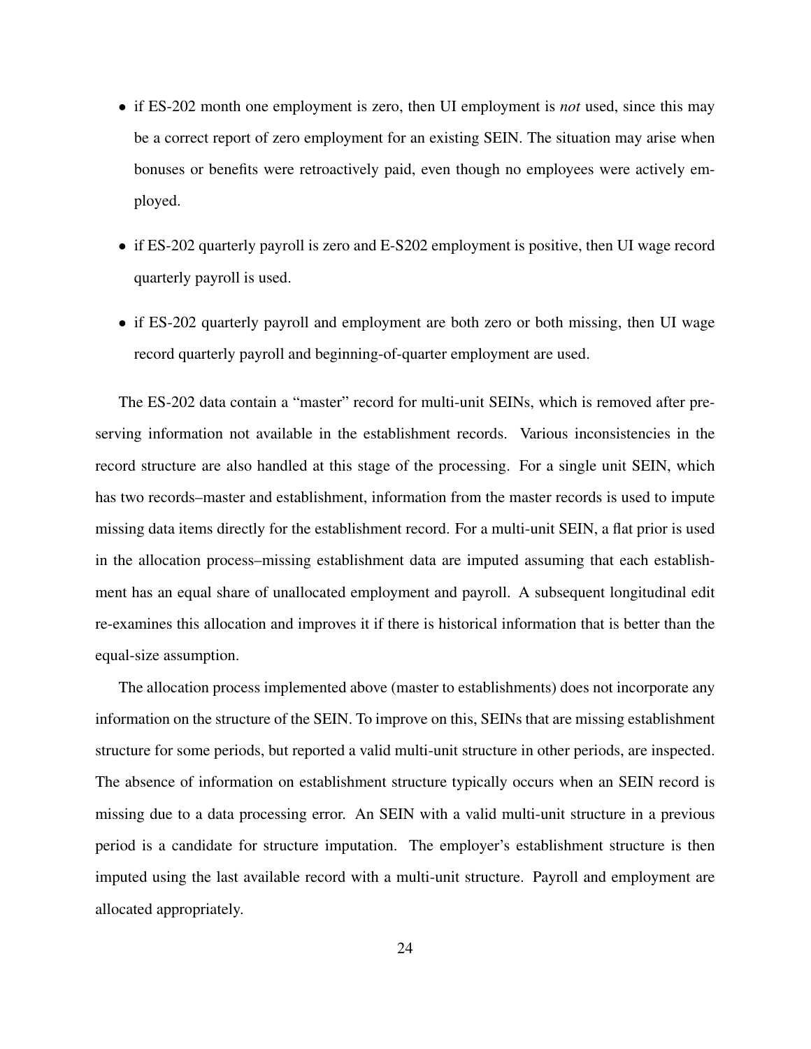- if ES-202 month one employment is zero, then UI employment is *not* used, since this may be a correct report of zero employment for an existing SEIN. The situation may arise when bonuses or benefits were retroactively paid, even though no employees were actively employed.

- if ES-202 quarterly payroll is zero and E-S202 employment is positive, then UI wage record quarterly payroll is used.

- if ES-202 quarterly payroll and employment are both zero or both missing, then UI wage record quarterly payroll and beginning-of-quarter employment are used.

The ES-202 data contain a "master" record for multi-unit SEINs, which is removed after preserving information not available in the establishment records. Various inconsistencies in the record structure are also handled at this stage of the processing. For a single unit SEIN, which has two records–master and establishment, information from the master records is used to impute missing data items directly for the establishment record. For a multi-unit SEIN, a flat prior is used in the allocation process–missing establishment data are imputed assuming that each establishment has an equal share of unallocated employment and payroll. A subsequent longitudinal edit re-examines this allocation and improves it if there is historical information that is better than the equal-size assumption.

The allocation process implemented above (master to establishments) does not incorporate any information on the structure of the SEIN. To improve on this, SEINs that are missing establishment structure for some periods, but reported a valid multi-unit structure in other periods, are inspected. The absence of information on establishment structure typically occurs when an SEIN record is missing due to a data processing error. An SEIN with a valid multi-unit structure in a previous period is a candidate for structure imputation. The employer's establishment structure is then imputed using the last available record with a multi-unit structure. Payroll and employment are allocated appropriately.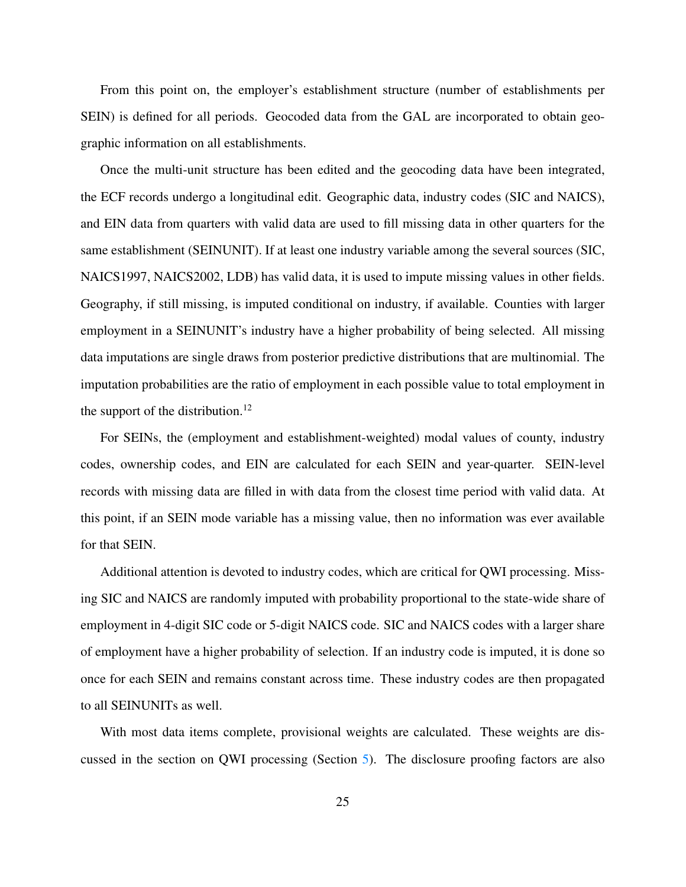From this point on, the employer's establishment structure (number of establishments per SEIN) is defined for all periods. Geocoded data from the GAL are incorporated to obtain geographic information on all establishments.

Once the multi-unit structure has been edited and the geocoding data have been integrated, the ECF records undergo a longitudinal edit. Geographic data, industry codes (SIC and NAICS), and EIN data from quarters with valid data are used to fill missing data in other quarters for the same establishment (SEINUNIT). If at least one industry variable among the several sources (SIC, NAICS1997, NAICS2002, LDB) has valid data, it is used to impute missing values in other fields. Geography, if still missing, is imputed conditional on industry, if available. Counties with larger employment in a SEINUNIT's industry have a higher probability of being selected. All missing data imputations are single draws from posterior predictive distributions that are multinomial. The imputation probabilities are the ratio of employment in each possible value to total employment in the support of the distribution.[12]

For SEINs, the (employment and establishment-weighted) modal values of county, industry codes, ownership codes, and EIN are calculated for each SEIN and year-quarter. SEIN-level records with missing data are filled in with data from the closest time period with valid data. At this point, if an SEIN mode variable has a missing value, then no information was ever available for that SEIN.

Additional attention is devoted to industry codes, which are critical for QWI processing. Missing SIC and NAICS are randomly imputed with probability proportional to the state-wide share of employment in 4-digit SIC code or 5-digit NAICS code. SIC and NAICS codes with a larger share of employment have a higher probability of selection. If an industry code is imputed, it is done so once for each SEIN and remains constant across time. These industry codes are then propagated to all SEINUNITs as well.

With most data items complete, provisional weights are calculated. These weights are discussed in the section on QWI processing (Section 5). The disclosure proofing factors are also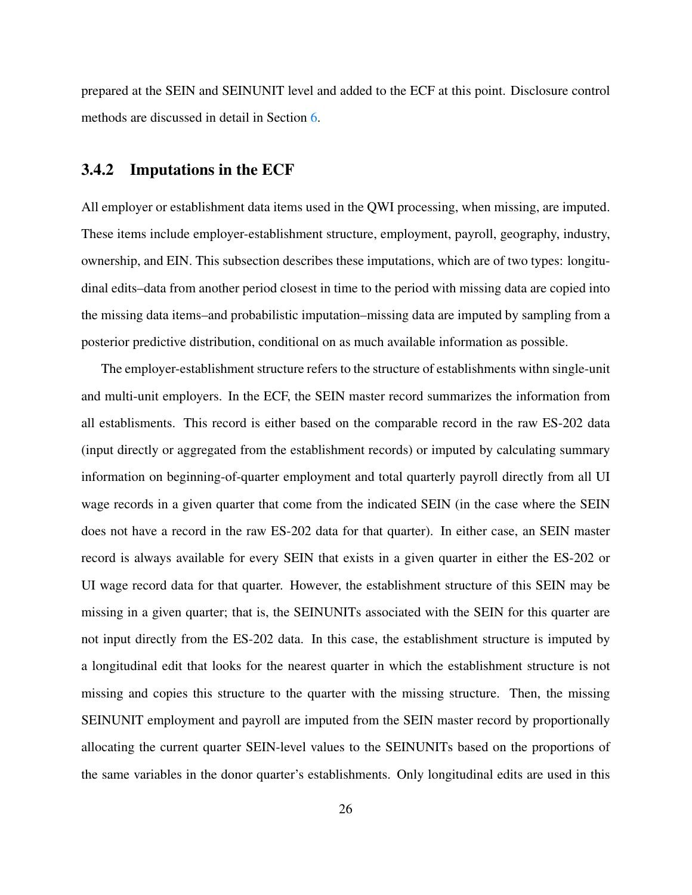prepared at the SEIN and SEINUNIT level and added to the ECF at this point. Disclosure control methods are discussed in detail in Section 6.

### 3.4.2 Imputations in the ECF

All employer or establishment data items used in the QWI processing, when missing, are imputed. These items include employer-establishment structure, employment, payroll, geography, industry, ownership, and EIN. This subsection describes these imputations, which are of two types: longitudinal edits–data from another period closest in time to the period with missing data are copied into the missing data items–and probabilistic imputation–missing data are imputed by sampling from a posterior predictive distribution, conditional on as much available information as possible.

The employer-establishment structure refers to the structure of establishments withn single-unit and multi-unit employers. In the ECF, the SEIN master record summarizes the information from all establisments. This record is either based on the comparable record in the raw ES-202 data (input directly or aggregated from the establishment records) or imputed by calculating summary information on beginning-of-quarter employment and total quarterly payroll directly from all UI wage records in a given quarter that come from the indicated SEIN (in the case where the SEIN does not have a record in the raw ES-202 data for that quarter). In either case, an SEIN master record is always available for every SEIN that exists in a given quarter in either the ES-202 or UI wage record data for that quarter. However, the establishment structure of this SEIN may be missing in a given quarter; that is, the SEINUNITs associated with the SEIN for this quarter are not input directly from the ES-202 data. In this case, the establishment structure is imputed by a longitudinal edit that looks for the nearest quarter in which the establishment structure is not missing and copies this structure to the quarter with the missing structure. Then, the missing SEINUNIT employment and payroll are imputed from the SEIN master record by proportionally allocating the current quarter SEIN-level values to the SEINUNITs based on the proportions of the same variables in the donor quarter's establishments. Only longitudinal edits are used in this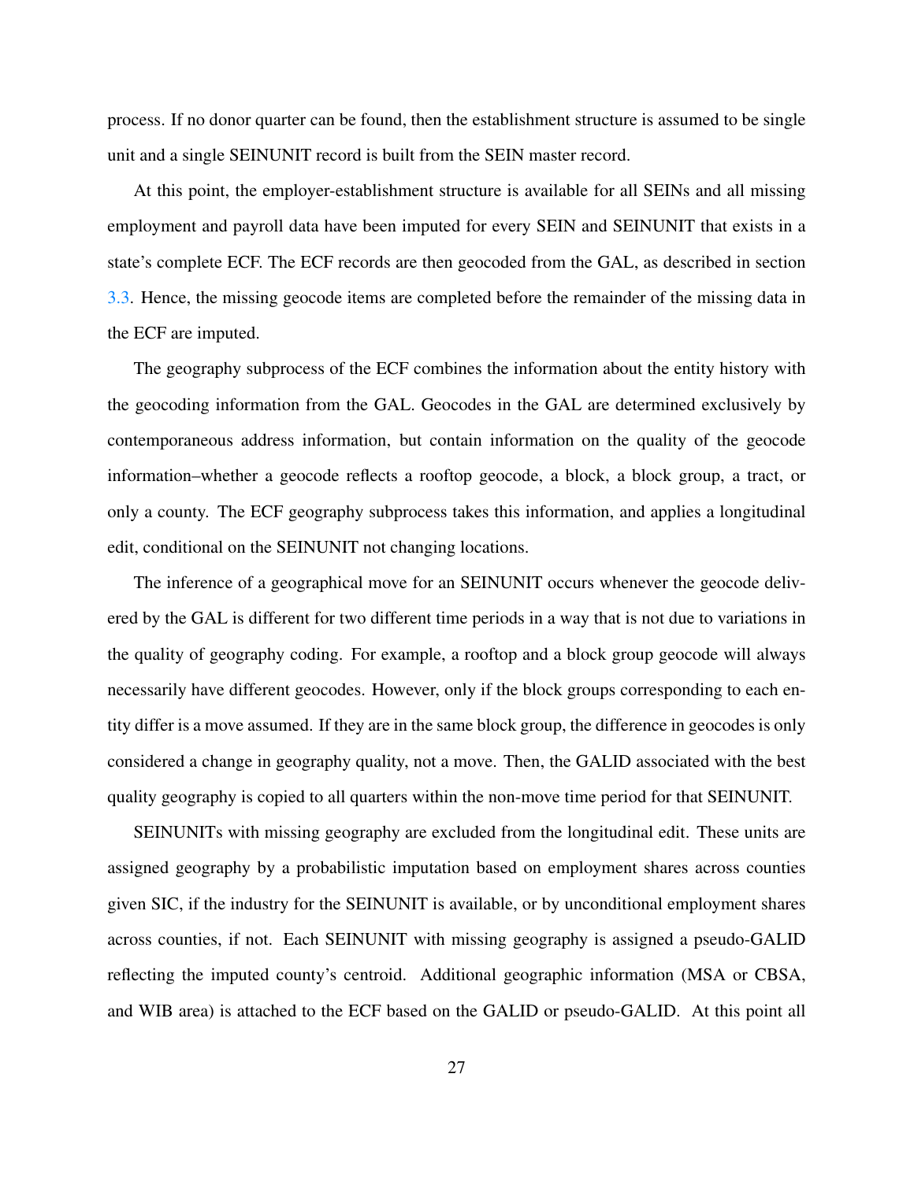process. If no donor quarter can be found, then the establishment structure is assumed to be single unit and a single SEINUNIT record is built from the SEIN master record.

At this point, the employer-establishment structure is available for all SEINs and all missing employment and payroll data have been imputed for every SEIN and SEINUNIT that exists in a state's complete ECF. The ECF records are then geocoded from the GAL, as described in section 3.3. Hence, the missing geocode items are completed before the remainder of the missing data in the ECF are imputed.

The geography subprocess of the ECF combines the information about the entity history with the geocoding information from the GAL. Geocodes in the GAL are determined exclusively by contemporaneous address information, but contain information on the quality of the geocode information–whether a geocode reflects a rooftop geocode, a block, a block group, a tract, or only a county. The ECF geography subprocess takes this information, and applies a longitudinal edit, conditional on the SEINUNIT not changing locations.

The inference of a geographical move for an SEINUNIT occurs whenever the geocode delivered by the GAL is different for two different time periods in a way that is not due to variations in the quality of geography coding. For example, a rooftop and a block group geocode will always necessarily have different geocodes. However, only if the block groups corresponding to each entity differ is a move assumed. If they are in the same block group, the difference in geocodes is only considered a change in geography quality, not a move. Then, the GALID associated with the best quality geography is copied to all quarters within the non-move time period for that SEINUNIT.

SEINUNITs with missing geography are excluded from the longitudinal edit. These units are assigned geography by a probabilistic imputation based on employment shares across counties given SIC, if the industry for the SEINUNIT is available, or by unconditional employment shares across counties, if not. Each SEINUNIT with missing geography is assigned a pseudo-GALID reflecting the imputed county's centroid. Additional geographic information (MSA or CBSA, and WIB area) is attached to the ECF based on the GALID or pseudo-GALID. At this point all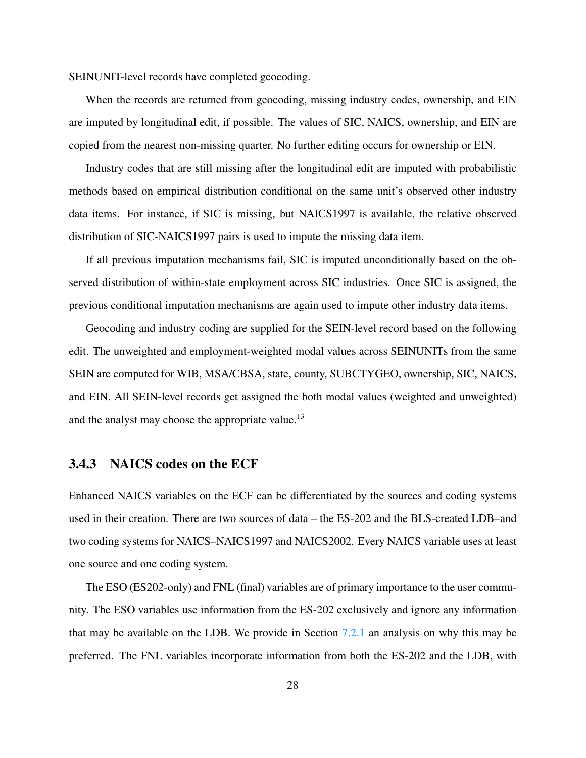SEINUNIT-level records have completed geocoding.

When the records are returned from geocoding, missing industry codes, ownership, and EIN are imputed by longitudinal edit, if possible. The values of SIC, NAICS, ownership, and EIN are copied from the nearest non-missing quarter. No further editing occurs for ownership or EIN.

Industry codes that are still missing after the longitudinal edit are imputed with probabilistic methods based on empirical distribution conditional on the same unit's observed other industry data items. For instance, if SIC is missing, but NAICS1997 is available, the relative observed distribution of SIC-NAICS1997 pairs is used to impute the missing data item.

If all previous imputation mechanisms fail, SIC is imputed unconditionally based on the observed distribution of within-state employment across SIC industries. Once SIC is assigned, the previous conditional imputation mechanisms are again used to impute other industry data items.

Geocoding and industry coding are supplied for the SEIN-level record based on the following edit. The unweighted and employment-weighted modal values across SEINUNITs from the same SEIN are computed for WIB, MSA/CBSA, state, county, SUBCTYGEO, ownership, SIC, NAICS, and EIN. All SEIN-level records get assigned the both modal values (weighted and unweighted) and the analyst may choose the appropriate value.[13]

### 3.4.3 NAICS codes on the ECF

Enhanced NAICS variables on the ECF can be differentiated by the sources and coding systems used in their creation. There are two sources of data – the ES-202 and the BLS-created LDB–and two coding systems for NAICS–NAICS1997 and NAICS2002. Every NAICS variable uses at least one source and one coding system.

The ESO (ES202-only) and FNL (final) variables are of primary importance to the user community. The ESO variables use information from the ES-202 exclusively and ignore any information that may be available on the LDB. We provide in Section 7.2.1 an analysis on why this may be preferred. The FNL variables incorporate information from both the ES-202 and the LDB, with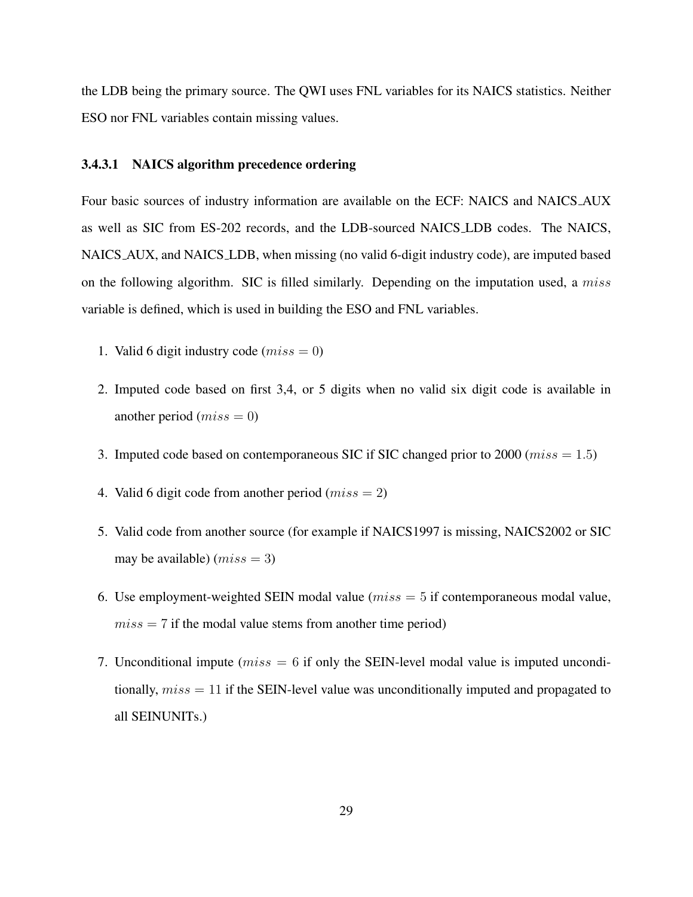the LDB being the primary source. The QWI uses FNL variables for its NAICS statistics. Neither ESO nor FNL variables contain missing values.

#### 3.4.3.1 NAICS algorithm precedence ordering

Four basic sources of industry information are available on the ECF: NAICS and NAICS_AUX as well as SIC from ES-202 records, and the LDB-sourced NAICS_LDB codes. The NAICS, NAICS_AUX, and NAICS_LDB, when missing (no valid 6-digit industry code), are imputed based on the following algorithm. SIC is filled similarly. Depending on the imputation used, a $miss$ variable is defined, which is used in building the ESO and FNL variables.

1. Valid 6 digit industry code ($miss = 0$)
2. Imputed code based on first 3,4, or 5 digits when no valid six digit code is available in another period ($miss = 0$)
3. Imputed code based on contemporaneous SIC if SIC changed prior to 2000 ($miss = 1.5$)
4. Valid 6 digit code from another period ($miss = 2$)
5. Valid code from another source (for example if NAICS1997 is missing, NAICS2002 or SIC may be available) ($miss = 3$)
6. Use employment-weighted SEIN modal value ($miss = 5$ if contemporaneous modal value, $miss = 7$ if the modal value stems from another time period)
7. Unconditional impute ($miss = 6$ if only the SEIN-level modal value is imputed unconditionally, $miss = 11$ if the SEIN-level value was unconditionally imputed and propagated to all SEINUNITs.)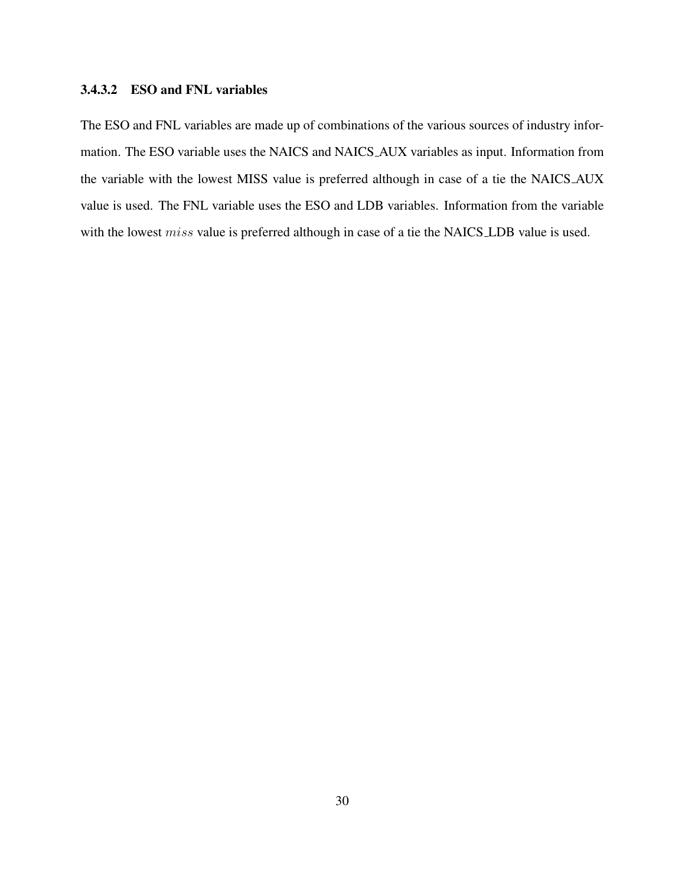#### 3.4.3.2 ESO and FNL variables

The ESO and FNL variables are made up of combinations of the various sources of industry information. The ESO variable uses the NAICS and NAICS_AUX variables as input. Information from the variable with the lowest MISS value is preferred although in case of a tie the NAICS_AUX value is used. The FNL variable uses the ESO and LDB variables. Information from the variable with the lowest $miss$ value is preferred although in case of a tie the NAICS_LDB value is used.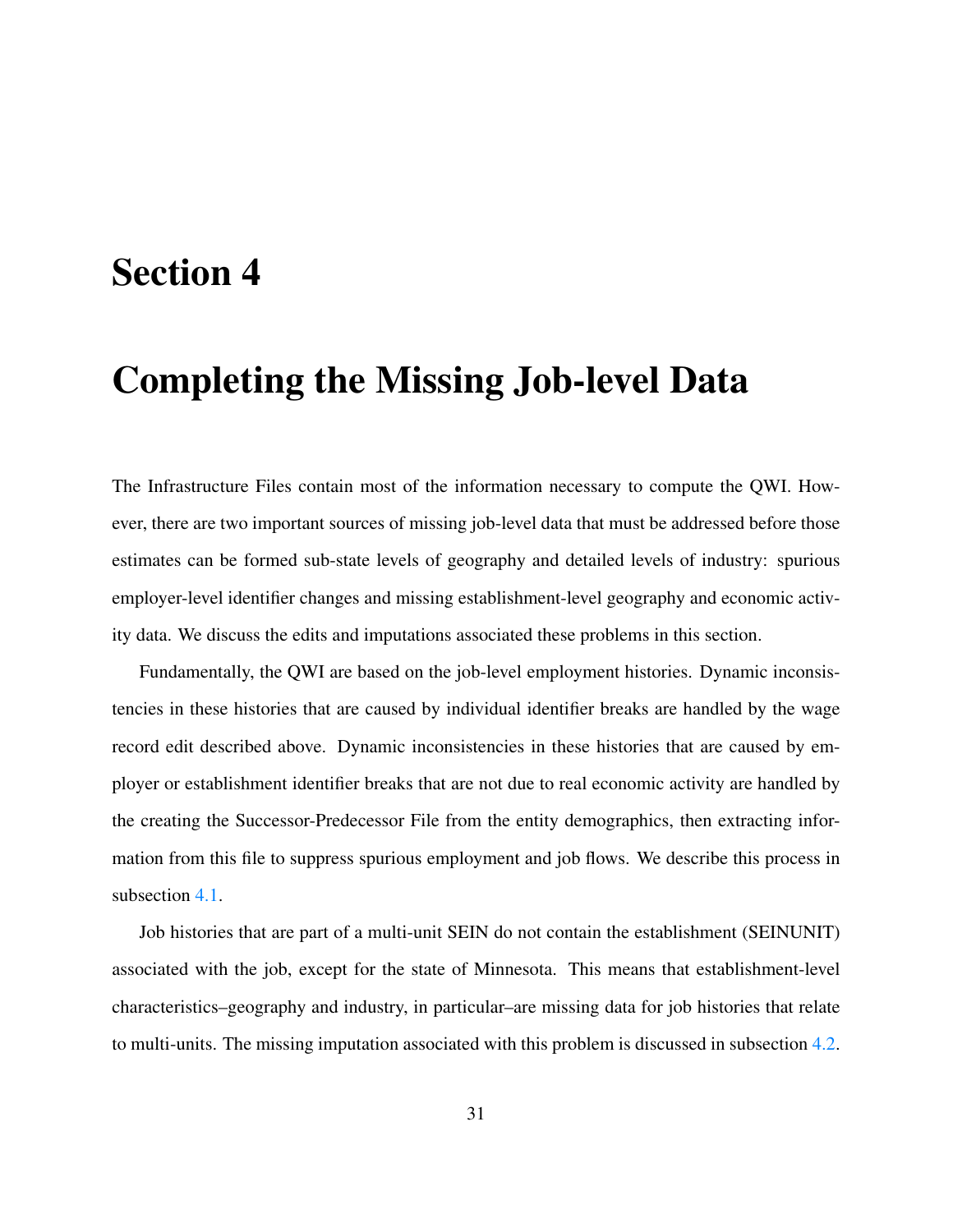# Section 4

# Completing the Missing Job-level Data

The Infrastructure Files contain most of the information necessary to compute the QWI. However, there are two important sources of missing job-level data that must be addressed before those estimates can be formed sub-state levels of geography and detailed levels of industry: spurious employer-level identifier changes and missing establishment-level geography and economic activity data. We discuss the edits and imputations associated these problems in this section.

Fundamentally, the QWI are based on the job-level employment histories. Dynamic inconsistencies in these histories that are caused by individual identifier breaks are handled by the wage record edit described above. Dynamic inconsistencies in these histories that are caused by employer or establishment identifier breaks that are not due to real economic activity are handled by the creating the Successor-Predecessor File from the entity demographics, then extracting information from this file to suppress spurious employment and job flows. We describe this process in subsection 4.1.

Job histories that are part of a multi-unit SEIN do not contain the establishment (SEINUNIT) associated with the job, except for the state of Minnesota. This means that establishment-level characteristics–geography and industry, in particular–are missing data for job histories that relate to multi-units. The missing imputation associated with this problem is discussed in subsection 4.2.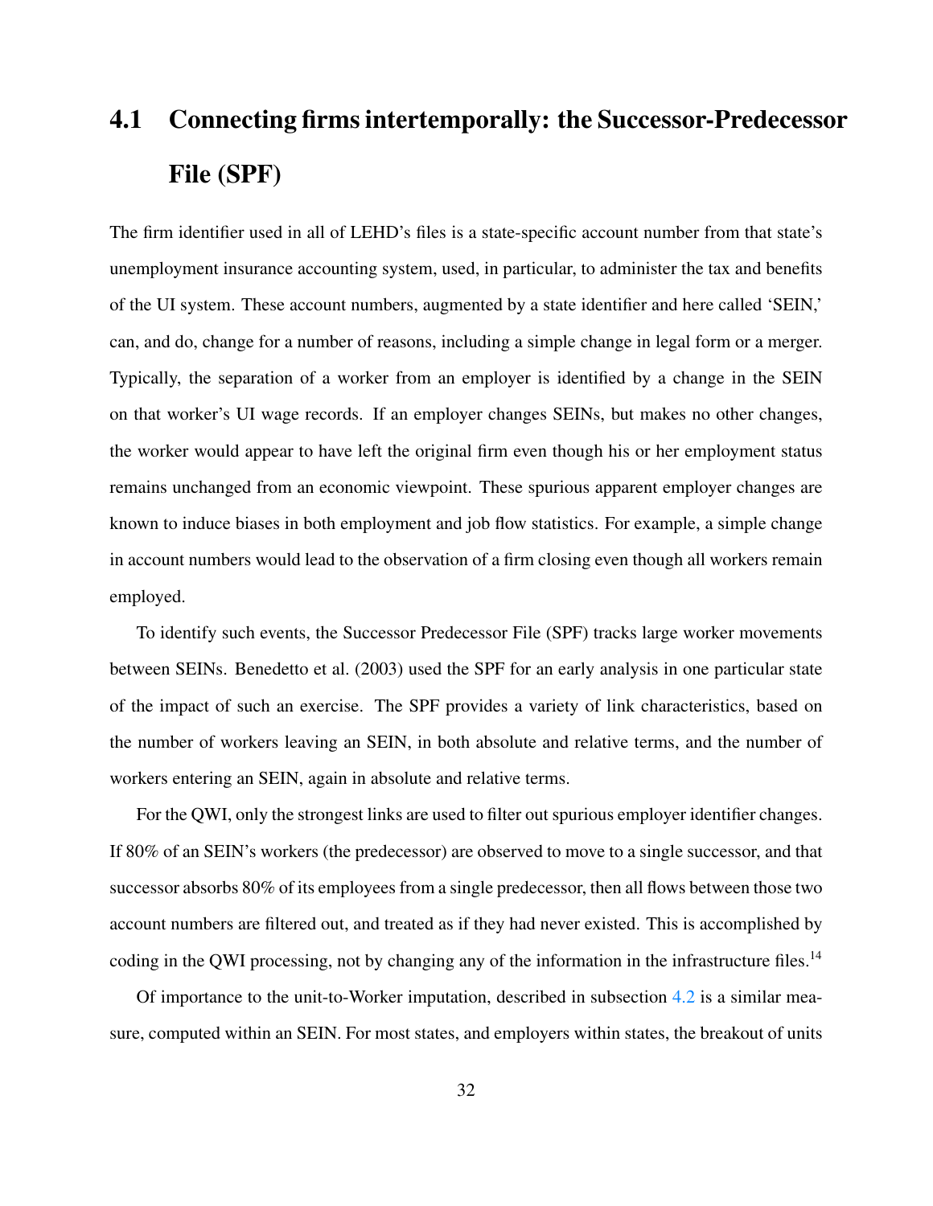## 4.1 Connecting firms intertemporally: the Successor-Predecessor File (SPF)

The firm identifier used in all of LEHD's files is a state-specific account number from that state's unemployment insurance accounting system, used, in particular, to administer the tax and benefits of the UI system. These account numbers, augmented by a state identifier and here called 'SEIN,' can, and do, change for a number of reasons, including a simple change in legal form or a merger. Typically, the separation of a worker from an employer is identified by a change in the SEIN on that worker's UI wage records. If an employer changes SEINs, but makes no other changes, the worker would appear to have left the original firm even though his or her employment status remains unchanged from an economic viewpoint. These spurious apparent employer changes are known to induce biases in both employment and job flow statistics. For example, a simple change in account numbers would lead to the observation of a firm closing even though all workers remain employed.

To identify such events, the Successor Predecessor File (SPF) tracks large worker movements between SEINs. Benedetto et al. (2003) used the SPF for an early analysis in one particular state of the impact of such an exercise. The SPF provides a variety of link characteristics, based on the number of workers leaving an SEIN, in both absolute and relative terms, and the number of workers entering an SEIN, again in absolute and relative terms.

For the QWI, only the strongest links are used to filter out spurious employer identifier changes. If 80% of an SEIN's workers (the predecessor) are observed to move to a single successor, and that successor absorbs 80% of its employees from a single predecessor, then all flows between those two account numbers are filtered out, and treated as if they had never existed. This is accomplished by coding in the QWI processing, not by changing any of the information in the infrastructure files.[14]

Of importance to the unit-to-Worker imputation, described in subsection 4.2 is a similar measure, computed within an SEIN. For most states, and employers within states, the breakout of units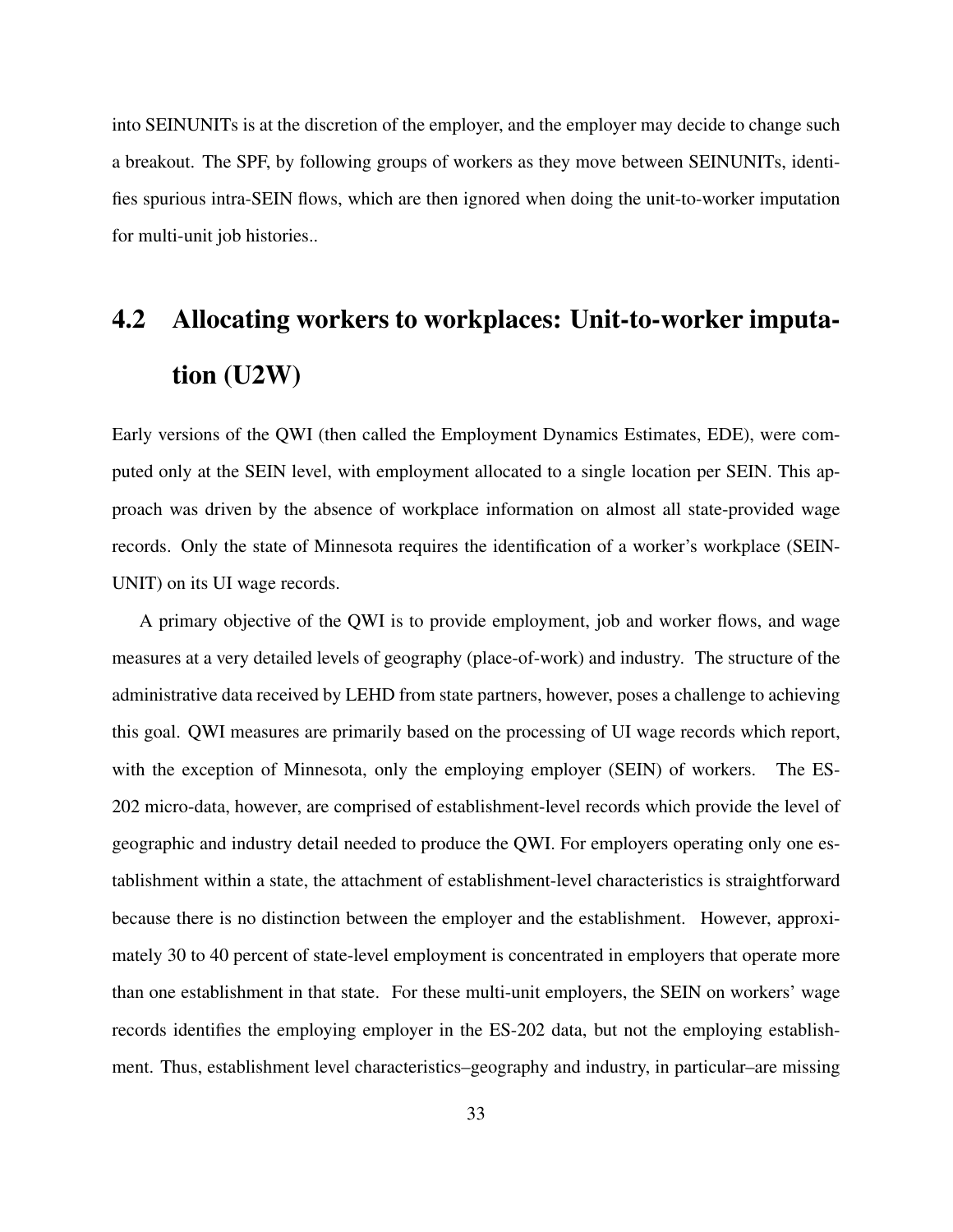into SEINUNITs is at the discretion of the employer, and the employer may decide to change such a breakout. The SPF, by following groups of workers as they move between SEINUNITs, identifies spurious intra-SEIN flows, which are then ignored when doing the unit-to-worker imputation for multi-unit job histories..

## 4.2 Allocating workers to workplaces: Unit-to-worker imputation (U2W)

Early versions of the QWI (then called the Employment Dynamics Estimates, EDE), were computed only at the SEIN level, with employment allocated to a single location per SEIN. This approach was driven by the absence of workplace information on almost all state-provided wage records. Only the state of Minnesota requires the identification of a worker's workplace (SEINUNIT) on its UI wage records.

A primary objective of the QWI is to provide employment, job and worker flows, and wage measures at a very detailed levels of geography (place-of-work) and industry. The structure of the administrative data received by LEHD from state partners, however, poses a challenge to achieving this goal. QWI measures are primarily based on the processing of UI wage records which report, with the exception of Minnesota, only the employing employer (SEIN) of workers. The ES-202 micro-data, however, are comprised of establishment-level records which provide the level of geographic and industry detail needed to produce the QWI. For employers operating only one establishment within a state, the attachment of establishment-level characteristics is straightforward because there is no distinction between the employer and the establishment. However, approximately 30 to 40 percent of state-level employment is concentrated in employers that operate more than one establishment in that state. For these multi-unit employers, the SEIN on workers' wage records identifies the employing employer in the ES-202 data, but not the employing establishment. Thus, establishment level characteristics–geography and industry, in particular–are missing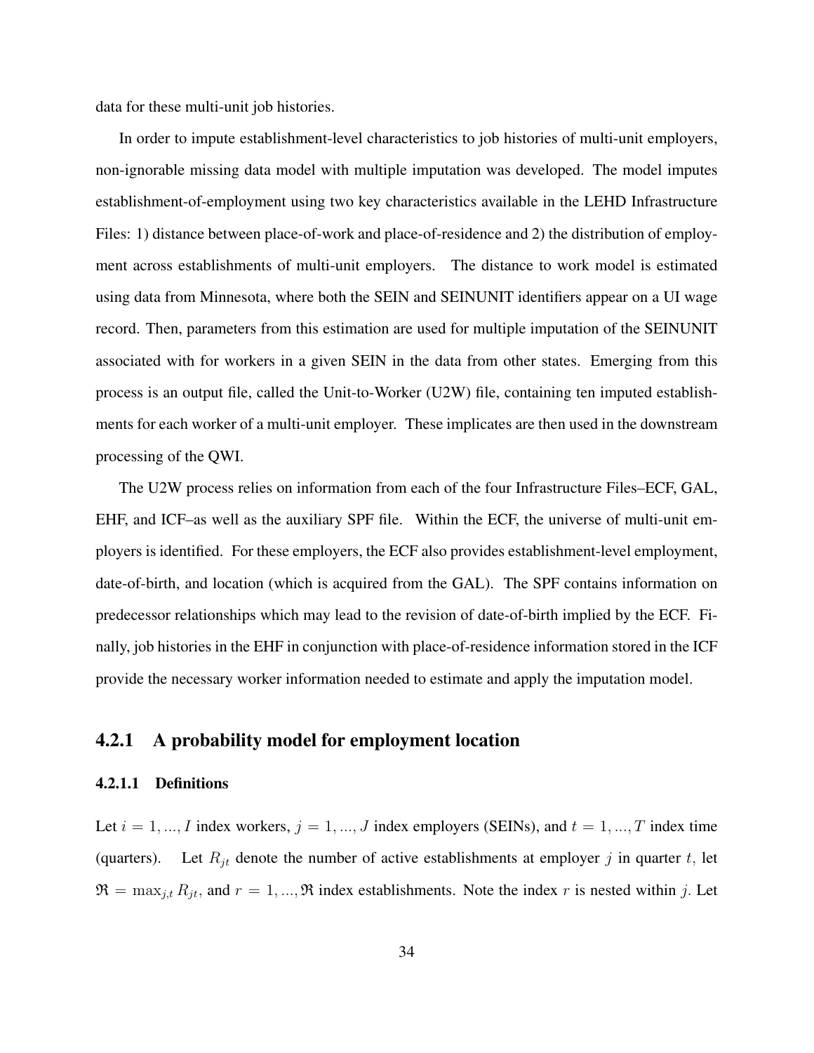data for these multi-unit job histories.

In order to impute establishment-level characteristics to job histories of multi-unit employers, non-ignorable missing data model with multiple imputation was developed. The model imputes establishment-of-employment using two key characteristics available in the LEHD Infrastructure Files: 1) distance between place-of-work and place-of-residence and 2) the distribution of employment across establishments of multi-unit employers. The distance to work model is estimated using data from Minnesota, where both the SEIN and SEINUNIT identifiers appear on a UI wage record. Then, parameters from this estimation are used for multiple imputation of the SEINUNIT associated with for workers in a given SEIN in the data from other states. Emerging from this process is an output file, called the Unit-to-Worker (U2W) file, containing ten imputed establishments for each worker of a multi-unit employer. These implicates are then used in the downstream processing of the QWI.

The U2W process relies on information from each of the four Infrastructure Files–ECF, GAL, EHF, and ICF–as well as the auxiliary SPF file. Within the ECF, the universe of multi-unit employers is identified. For these employers, the ECF also provides establishment-level employment, date-of-birth, and location (which is acquired from the GAL). The SPF contains information on predecessor relationships which may lead to the revision of date-of-birth implied by the ECF. Finally, job histories in the EHF in conjunction with place-of-residence information stored in the ICF provide the necessary worker information needed to estimate and apply the imputation model.

### 4.2.1 A probability model for employment location

#### 4.2.1.1 Definitions

Let $i = 1, ..., I$ index workers, $j = 1, ..., J$ index employers (SEINs), and $t = 1, ..., T$ index time (quarters). Let $R_{jt}$ denote the number of active establishments at employer $j$ in quarter $t$, let $\mathfrak{R} = \max_{j,t} R_{jt}$, and $r = 1, ..., \mathfrak{R}$ index establishments. Note the index $r$ is nested within $j$. Let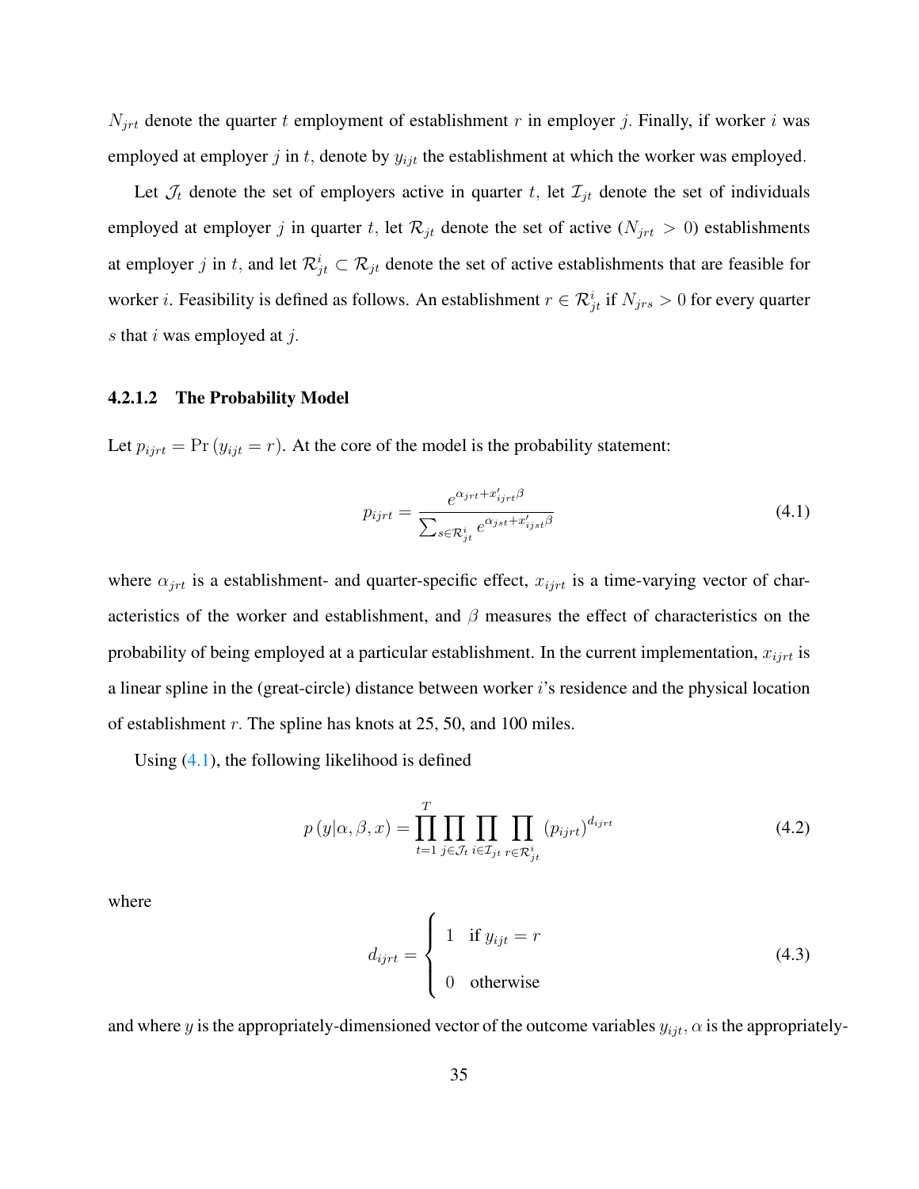$N_{jrt}$ denote the quarter $t$ employment of establishment $r$ in employer $j$. Finally, if worker $i$ was employed at employer $j$ in $t$, denote by $y_{ijt}$ the establishment at which the worker was employed.

Let $\mathcal{J}_t$ denote the set of employers active in quarter $t$, let $\mathcal{I}_{jt}$ denote the set of individuals employed at employer $j$ in quarter $t$, let $\mathcal{R}_{jt}$ denote the set of active ($N_{jrt} > 0$) establishments at employer $j$ in $t$, and let $\mathcal{R}^i_{jt} \subset \mathcal{R}_{jt}$ denote the set of active establishments that are feasible for worker $i$. Feasibility is defined as follows. An establishment $r \in \mathcal{R}^i_{jt}$ if $N_{jrs} > 0$ for every quarter $s$ that $i$ was employed at $j$.

#### 4.2.1.2 The Probability Model

Let $p_{ijrt} = \Pr(y_{ijt} = r)$. At the core of the model is the probability statement:

$$p_{ijrt} = \frac{e^{\alpha_{jrt} + x'_{ijrt}\beta}}{\sum_{s \in \mathcal{R}^i_{jt}} e^{\alpha_{jst} + x'_{ijst}\beta}} \tag{4.1}$$

where $\alpha_{jrt}$ is a establishment- and quarter-specific effect, $x_{ijrt}$ is a time-varying vector of characteristics of the worker and establishment, and $\beta$ measures the effect of characteristics on the probability of being employed at a particular establishment. In the current implementation, $x_{ijrt}$ is a linear spline in the (great-circle) distance between worker $i$'s residence and the physical location of establishment $r$. The spline has knots at 25, 50, and 100 miles.

Using (4.1), the following likelihood is defined

$$p(y|\alpha, \beta, x) = \prod_{t=1}^{T} \prod_{j \in \mathcal{J}_t} \prod_{i \in \mathcal{I}_{jt}} \prod_{r \in \mathcal{R}^i_{jt}} (p_{ijrt})^{d_{ijrt}} \tag{4.2}$$

where

$$d_{ijrt} = \begin{cases} 1 & \text{if } y_{ijt} = r \\ 0 & \text{otherwise} \end{cases} \tag{4.3}$$

and where $y$ is the appropriately-dimensioned vector of the outcome variables $y_{ijt}$, $\alpha$ is the appropriately-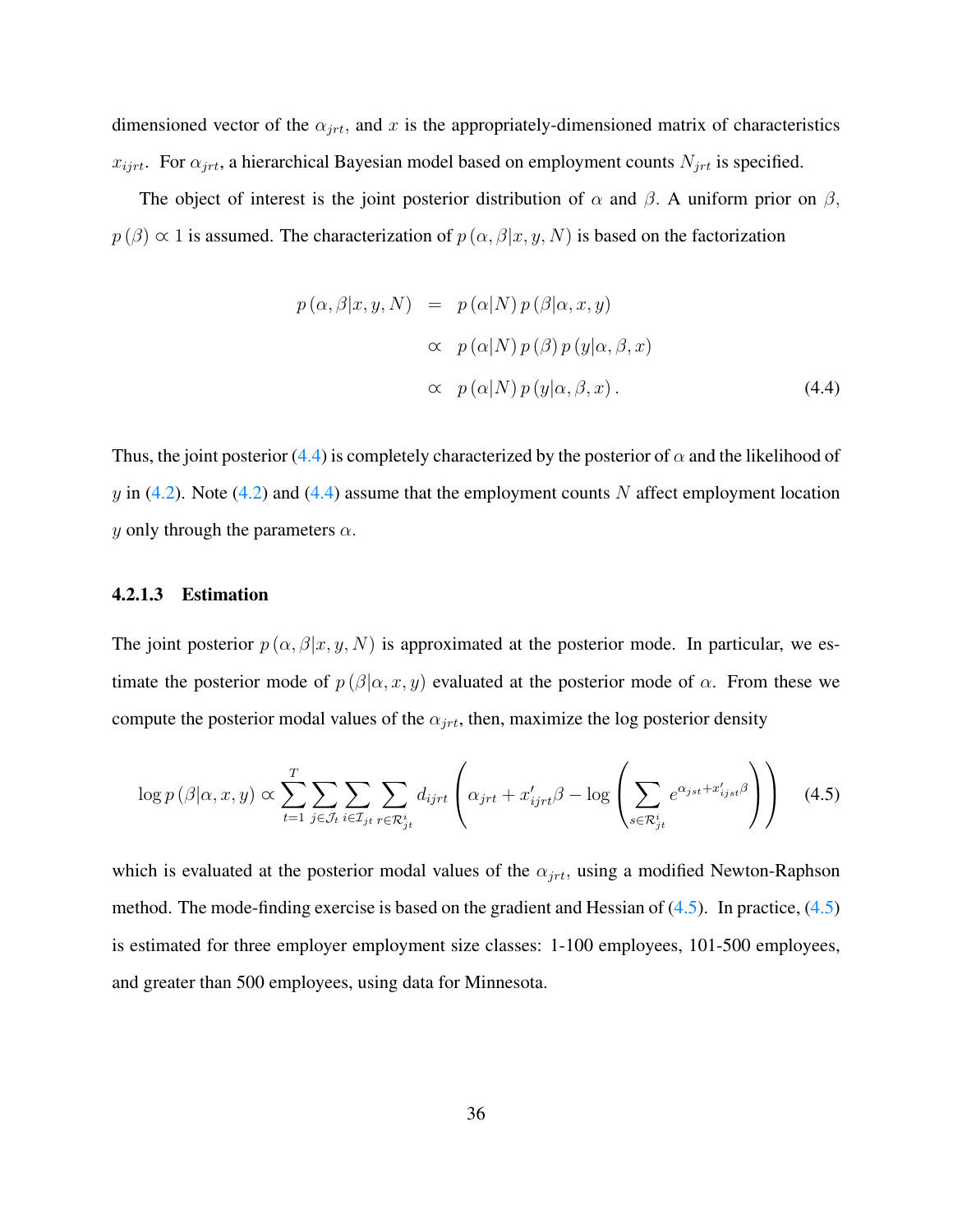dimensioned vector of the $\alpha_{jrt}$, and $x$ is the appropriately-dimensioned matrix of characteristics $x_{ijrt}$. For $\alpha_{jrt}$, a hierarchical Bayesian model based on employment counts $N_{jrt}$ is specified.

The object of interest is the joint posterior distribution of $\alpha$ and $\beta$. A uniform prior on $\beta$, $p(\beta) \propto 1$ is assumed. The characterization of $p(\alpha, \beta | x, y, N)$ is based on the factorization

$$
\begin{aligned}
p(\alpha, \beta | x, y, N) &= p(\alpha | N) \, p(\beta | \alpha, x, y) \\
&\propto p(\alpha | N) \, p(\beta) \, p(y | \alpha, \beta, x) \\
&\propto p(\alpha | N) \, p(y | \alpha, \beta, x) \, . \qquad (4.4)
\end{aligned}
$$

Thus, the joint posterior (4.4) is completely characterized by the posterior of $\alpha$ and the likelihood of $y$ in (4.2). Note (4.2) and (4.4) assume that the employment counts $N$ affect employment location $y$ only through the parameters $\alpha$.

#### 4.2.1.3 Estimation

The joint posterior $p(\alpha, \beta | x, y, N)$ is approximated at the posterior mode. In particular, we estimate the posterior mode of $p(\beta | \alpha, x, y)$ evaluated at the posterior mode of $\alpha$. From these we compute the posterior modal values of the $\alpha_{jrt}$, then, maximize the log posterior density

$$
\log p(\beta | \alpha, x, y) \propto \sum_{t=1}^{T} \sum_{j \in \mathcal{J}_t} \sum_{i \in \mathcal{I}_{jt}} \sum_{r \in \mathcal{R}_{jt}^{i}} d_{ijrt} \left( \alpha_{jrt} + x'_{ijrt}\beta - \log \left( \sum_{s \in \mathcal{R}_{jt}^{i}} e^{\alpha_{jst} + x'_{ijst}\beta} \right) \right) \qquad (4.5)
$$

which is evaluated at the posterior modal values of the $\alpha_{jrt}$, using a modified Newton-Raphson method. The mode-finding exercise is based on the gradient and Hessian of (4.5). In practice, (4.5) is estimated for three employer employment size classes: 1-100 employees, 101-500 employees, and greater than 500 employees, using data for Minnesota.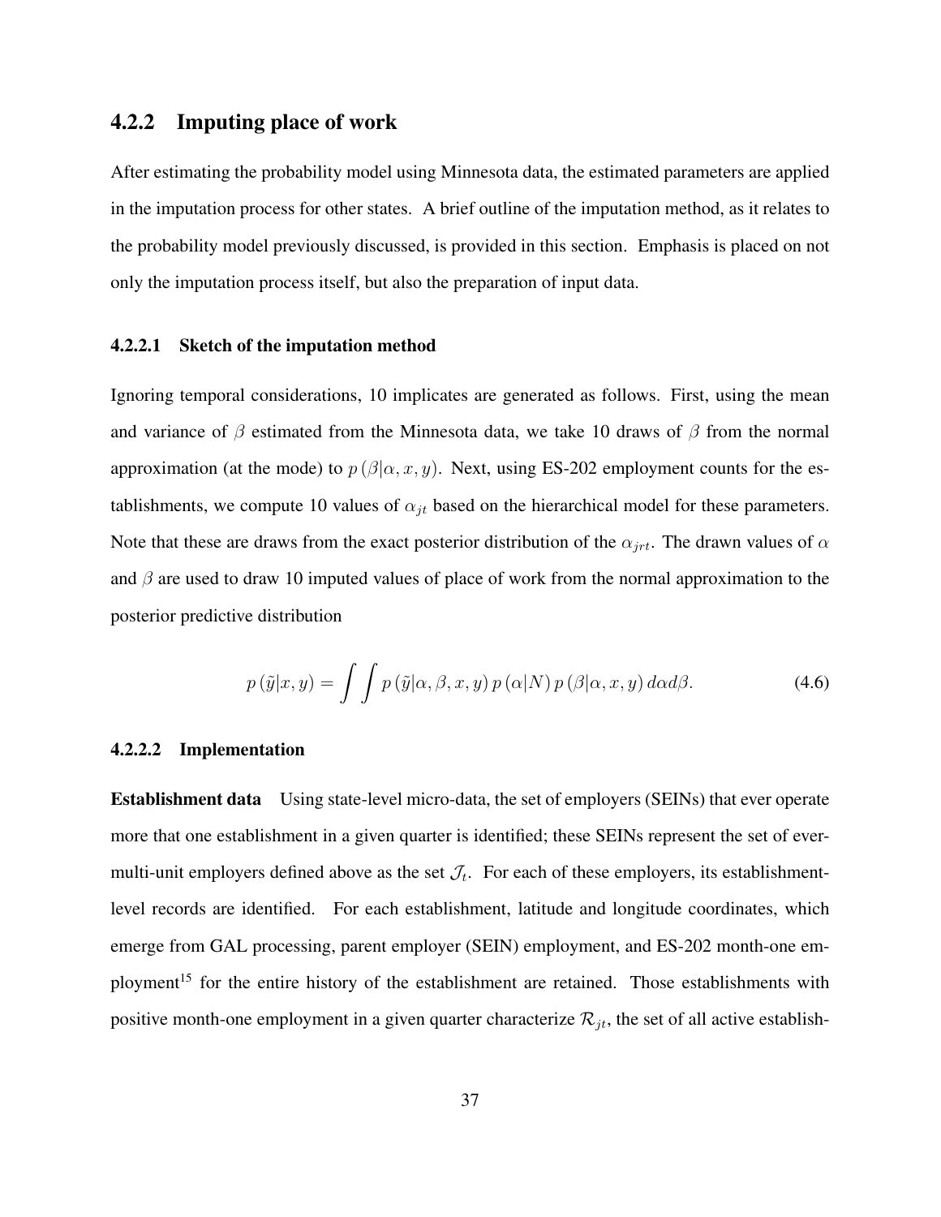### 4.2.2 Imputing place of work

After estimating the probability model using Minnesota data, the estimated parameters are applied in the imputation process for other states. A brief outline of the imputation method, as it relates to the probability model previously discussed, is provided in this section. Emphasis is placed on not only the imputation process itself, but also the preparation of input data.

#### 4.2.2.1 Sketch of the imputation method

Ignoring temporal considerations, 10 implicates are generated as follows. First, using the mean and variance of $\beta$ estimated from the Minnesota data, we take 10 draws of $\beta$ from the normal approximation (at the mode) to $p(\beta|\alpha, x, y)$. Next, using ES-202 employment counts for the establishments, we compute 10 values of $\alpha_{jt}$ based on the hierarchical model for these parameters. Note that these are draws from the exact posterior distribution of the $\alpha_{jrt}$. The drawn values of $\alpha$ and $\beta$ are used to draw 10 imputed values of place of work from the normal approximation to the posterior predictive distribution

$$p(\tilde{y}|x, y) = \int \int p(\tilde{y}|\alpha, \beta, x, y)\, p(\alpha|N)\, p(\beta|\alpha, x, y)\, d\alpha d\beta. \tag{4.6}$$

#### 4.2.2.2 Implementation

**Establishment data** Using state-level micro-data, the set of employers (SEINs) that ever operate more that one establishment in a given quarter is identified; these SEINs represent the set of ever-multi-unit employers defined above as the set $\mathcal{J}_t$. For each of these employers, its establishment-level records are identified. For each establishment, latitude and longitude coordinates, which emerge from GAL processing, parent employer (SEIN) employment, and ES-202 month-one employment[15] for the entire history of the establishment are retained. Those establishments with positive month-one employment in a given quarter characterize $\mathcal{R}_{jt}$, the set of all active establish-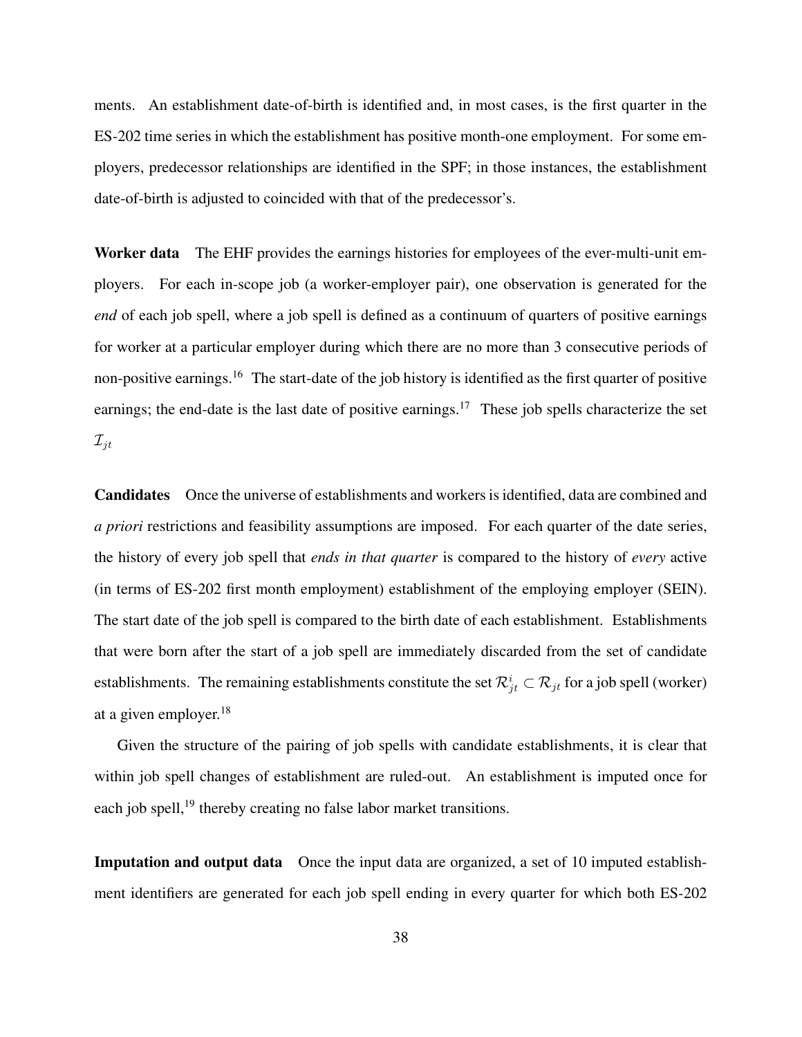ments. An establishment date-of-birth is identified and, in most cases, is the first quarter in the ES-202 time series in which the establishment has positive month-one employment. For some employers, predecessor relationships are identified in the SPF; in those instances, the establishment date-of-birth is adjusted to coincided with that of the predecessor's.

**Worker data** The EHF provides the earnings histories for employees of the ever-multi-unit employers. For each in-scope job (a worker-employer pair), one observation is generated for the *end* of each job spell, where a job spell is defined as a continuum of quarters of positive earnings for worker at a particular employer during which there are no more than 3 consecutive periods of non-positive earnings.[16] The start-date of the job history is identified as the first quarter of positive earnings; the end-date is the last date of positive earnings.[17] These job spells characterize the set $\mathcal{I}_{jt}$

**Candidates** Once the universe of establishments and workers is identified, data are combined and *a priori* restrictions and feasibility assumptions are imposed. For each quarter of the date series, the history of every job spell that *ends in that quarter* is compared to the history of *every* active (in terms of ES-202 first month employment) establishment of the employing employer (SEIN). The start date of the job spell is compared to the birth date of each establishment. Establishments that were born after the start of a job spell are immediately discarded from the set of candidate establishments. The remaining establishments constitute the set $\mathcal{R}^i_{jt} \subset \mathcal{R}_{jt}$ for a job spell (worker) at a given employer.[18]

Given the structure of the pairing of job spells with candidate establishments, it is clear that within job spell changes of establishment are ruled-out. An establishment is imputed once for each job spell,[19] thereby creating no false labor market transitions.

**Imputation and output data** Once the input data are organized, a set of 10 imputed establishment identifiers are generated for each job spell ending in every quarter for which both ES-202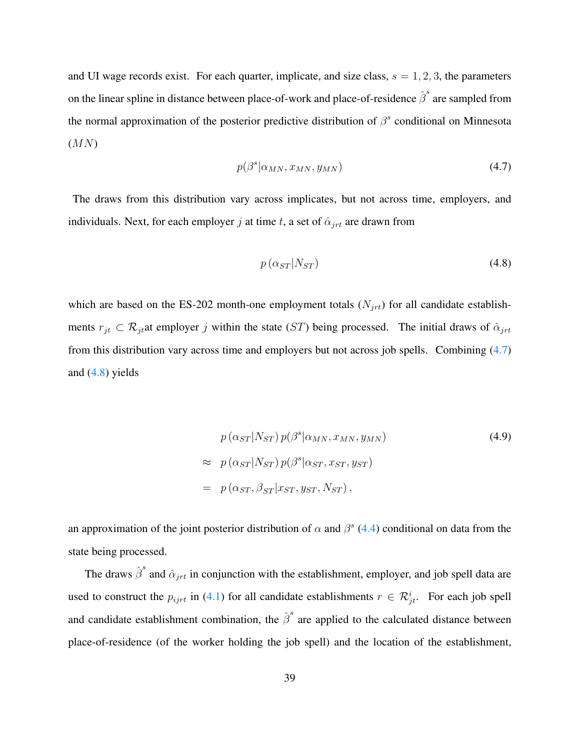and UI wage records exist. For each quarter, implicate, and size class, $s = 1, 2, 3$, the parameters on the linear spline in distance between place-of-work and place-of-residence $\hat{\beta}^s$ are sampled from the normal approximation of the posterior predictive distribution of $\beta^s$ conditional on Minnesota ($MN$)

$$p(\beta^s|\alpha_{MN}, x_{MN}, y_{MN}) \tag{4.7}$$

The draws from this distribution vary across implicates, but not across time, employers, and individuals. Next, for each employer $j$ at time $t$, a set of $\hat{\alpha}_{jrt}$ are drawn from

$$p\left(\alpha_{ST}|N_{ST}\right) \tag{4.8}$$

which are based on the ES-202 month-one employment totals ($N_{jrt}$) for all candidate establishments $r_{jt} \subset \mathcal{R}_{jt}$at employer $j$ within the state ($ST$) being processed. The initial draws of $\hat{\alpha}_{jrt}$ from this distribution vary across time and employers but not across job spells. Combining (4.7) and (4.8) yields

$$\begin{aligned}
& p\left(\alpha_{ST}|N_{ST}\right) p(\beta^s|\alpha_{MN}, x_{MN}, y_{MN}) \\
\approx \quad & p\left(\alpha_{ST}|N_{ST}\right) p(\beta^s|\alpha_{ST}, x_{ST}, y_{ST}) \\
= \quad & p\left(\alpha_{ST}, \beta_{ST}|x_{ST}, y_{ST}, N_{ST}\right),
\end{aligned} \tag{4.9}$$

an approximation of the joint posterior distribution of $\alpha$ and $\beta^s$ (4.4) conditional on data from the state being processed.

The draws $\hat{\beta}^s$ and $\hat{\alpha}_{jrt}$ in conjunction with the establishment, employer, and job spell data are used to construct the $p_{ijrt}$ in (4.1) for all candidate establishments $r \in \mathcal{R}^i_{jt}$. For each job spell and candidate establishment combination, the $\hat{\beta}^s$ are applied to the calculated distance between place-of-residence (of the worker holding the job spell) and the location of the establishment,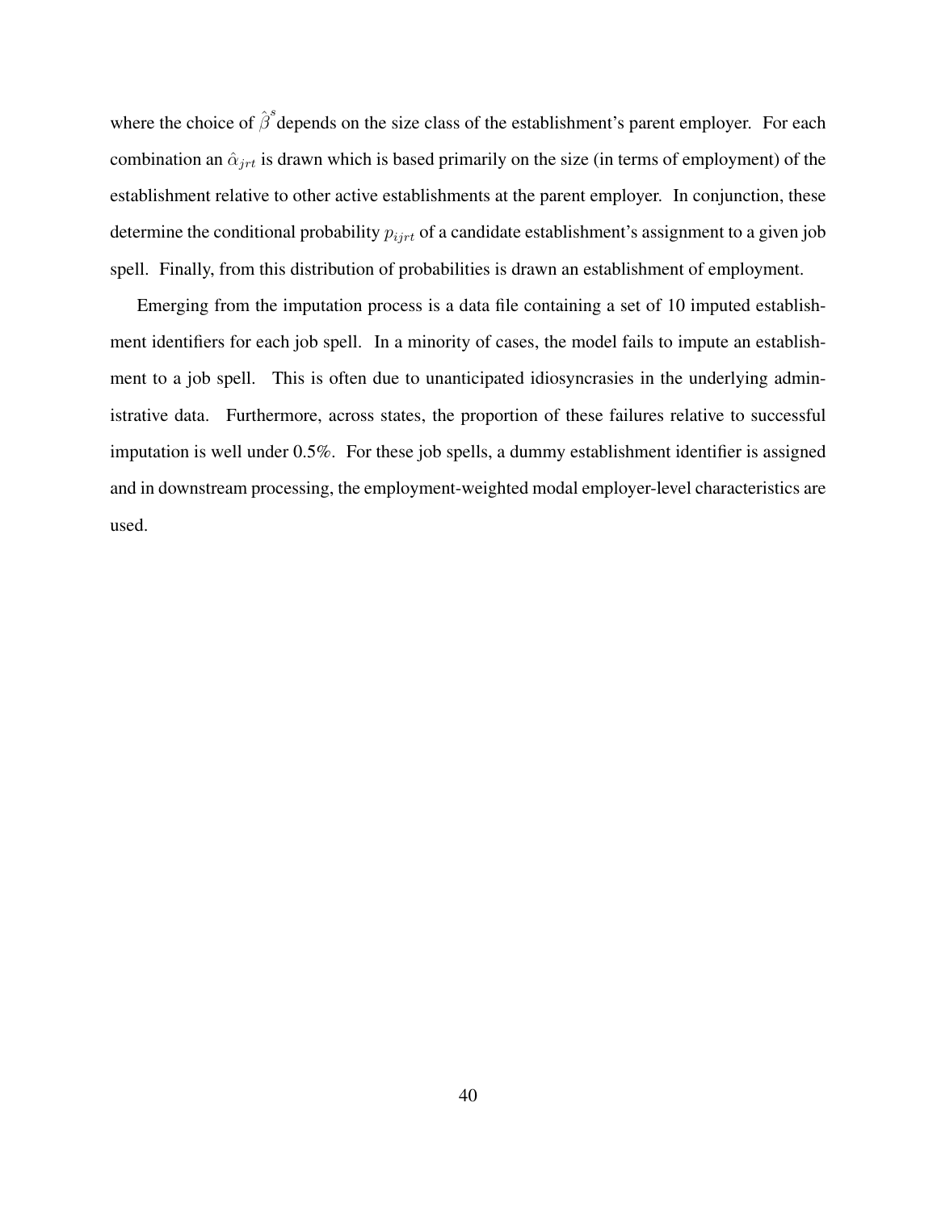where the choice of $\hat{\beta}^s$ depends on the size class of the establishment's parent employer. For each combination an $\hat{\alpha}_{jrt}$ is drawn which is based primarily on the size (in terms of employment) of the establishment relative to other active establishments at the parent employer. In conjunction, these determine the conditional probability $p_{ijrt}$ of a candidate establishment's assignment to a given job spell. Finally, from this distribution of probabilities is drawn an establishment of employment.

Emerging from the imputation process is a data file containing a set of 10 imputed establishment identifiers for each job spell. In a minority of cases, the model fails to impute an establishment to a job spell. This is often due to unanticipated idiosyncrasies in the underlying administrative data. Furthermore, across states, the proportion of these failures relative to successful imputation is well under 0.5%. For these job spells, a dummy establishment identifier is assigned and in downstream processing, the employment-weighted modal employer-level characteristics are used.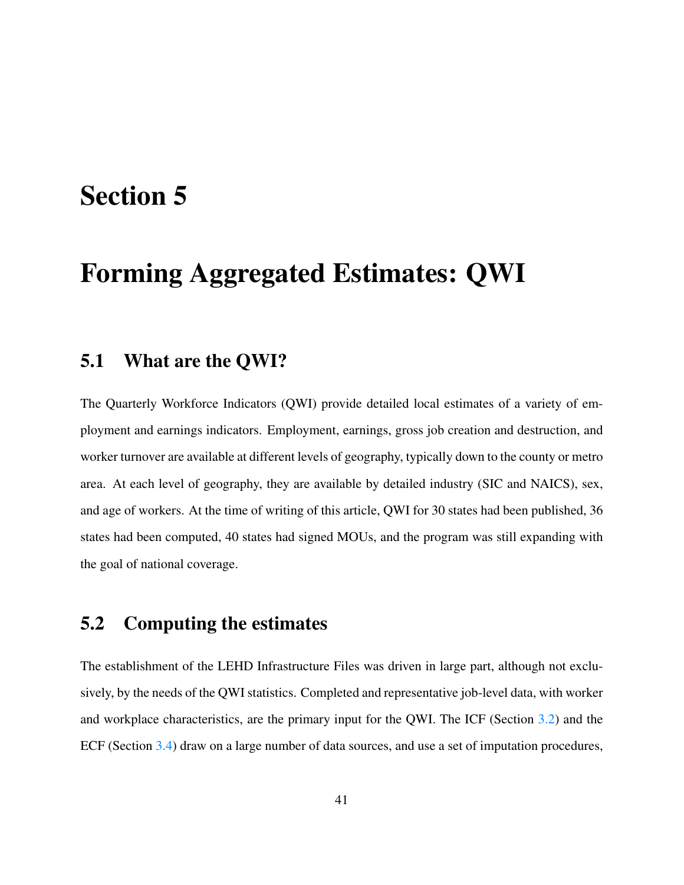# Section 5

# Forming Aggregated Estimates: QWI

## 5.1 What are the QWI?

The Quarterly Workforce Indicators (QWI) provide detailed local estimates of a variety of employment and earnings indicators. Employment, earnings, gross job creation and destruction, and worker turnover are available at different levels of geography, typically down to the county or metro area. At each level of geography, they are available by detailed industry (SIC and NAICS), sex, and age of workers. At the time of writing of this article, QWI for 30 states had been published, 36 states had been computed, 40 states had signed MOUs, and the program was still expanding with the goal of national coverage.

## 5.2 Computing the estimates

The establishment of the LEHD Infrastructure Files was driven in large part, although not exclusively, by the needs of the QWI statistics. Completed and representative job-level data, with worker and workplace characteristics, are the primary input for the QWI. The ICF (Section 3.2) and the ECF (Section 3.4) draw on a large number of data sources, and use a set of imputation procedures,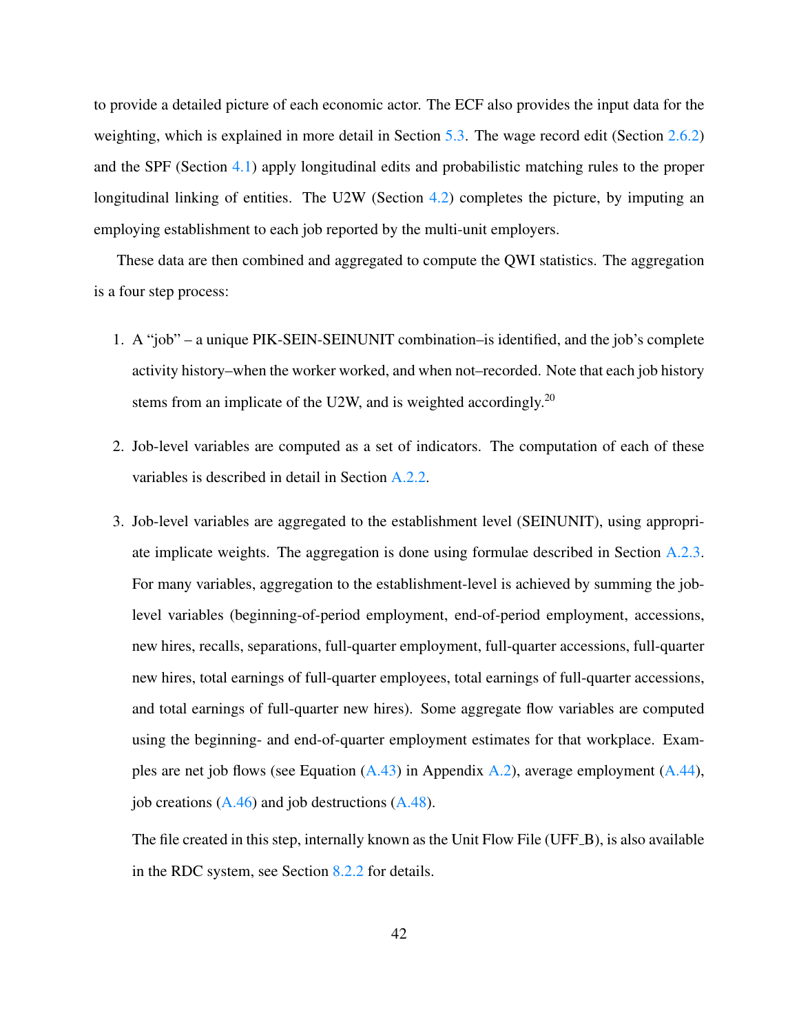to provide a detailed picture of each economic actor. The ECF also provides the input data for the weighting, which is explained in more detail in Section 5.3. The wage record edit (Section 2.6.2) and the SPF (Section 4.1) apply longitudinal edits and probabilistic matching rules to the proper longitudinal linking of entities. The U2W (Section 4.2) completes the picture, by imputing an employing establishment to each job reported by the multi-unit employers.

These data are then combined and aggregated to compute the QWI statistics. The aggregation is a four step process:

1. A "job" – a unique PIK-SEIN-SEINUNIT combination–is identified, and the job's complete activity history–when the worker worked, and when not–recorded. Note that each job history stems from an implicate of the U2W, and is weighted accordingly.[20]

2. Job-level variables are computed as a set of indicators. The computation of each of these variables is described in detail in Section A.2.2.

3. Job-level variables are aggregated to the establishment level (SEINUNIT), using appropriate implicate weights. The aggregation is done using formulae described in Section A.2.3. For many variables, aggregation to the establishment-level is achieved by summing the job-level variables (beginning-of-period employment, end-of-period employment, accessions, new hires, recalls, separations, full-quarter employment, full-quarter accessions, full-quarter new hires, total earnings of full-quarter employees, total earnings of full-quarter accessions, and total earnings of full-quarter new hires). Some aggregate flow variables are computed using the beginning- and end-of-quarter employment estimates for that workplace. Examples are net job flows (see Equation (A.43) in Appendix A.2), average employment (A.44), job creations (A.46) and job destructions (A.48).

   The file created in this step, internally known as the Unit Flow File (UFF_B), is also available in the RDC system, see Section 8.2.2 for details.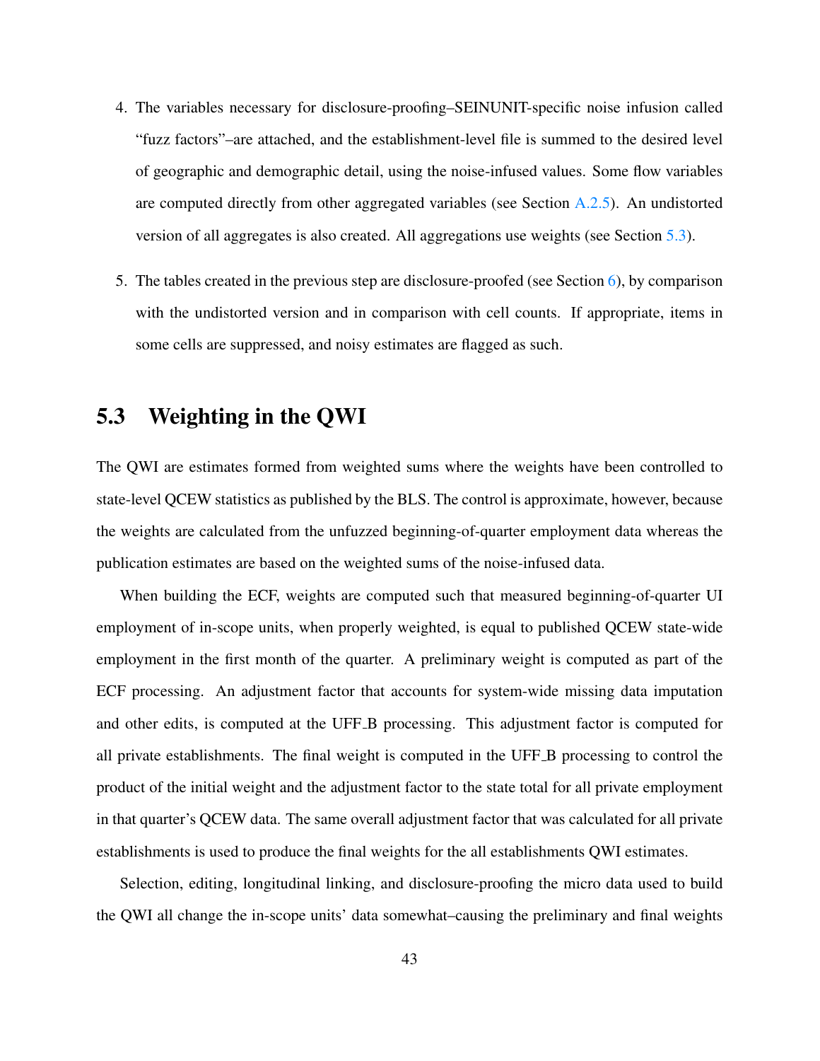4. The variables necessary for disclosure-proofing–SEINUNIT-specific noise infusion called "fuzz factors"–are attached, and the establishment-level file is summed to the desired level of geographic and demographic detail, using the noise-infused values. Some flow variables are computed directly from other aggregated variables (see Section A.2.5). An undistorted version of all aggregates is also created. All aggregations use weights (see Section 5.3).

5. The tables created in the previous step are disclosure-proofed (see Section 6), by comparison with the undistorted version and in comparison with cell counts. If appropriate, items in some cells are suppressed, and noisy estimates are flagged as such.

## 5.3 Weighting in the QWI

The QWI are estimates formed from weighted sums where the weights have been controlled to state-level QCEW statistics as published by the BLS. The control is approximate, however, because the weights are calculated from the unfuzzed beginning-of-quarter employment data whereas the publication estimates are based on the weighted sums of the noise-infused data.

When building the ECF, weights are computed such that measured beginning-of-quarter UI employment of in-scope units, when properly weighted, is equal to published QCEW state-wide employment in the first month of the quarter. A preliminary weight is computed as part of the ECF processing. An adjustment factor that accounts for system-wide missing data imputation and other edits, is computed at the UFF_B processing. This adjustment factor is computed for all private establishments. The final weight is computed in the UFF_B processing to control the product of the initial weight and the adjustment factor to the state total for all private employment in that quarter's QCEW data. The same overall adjustment factor that was calculated for all private establishments is used to produce the final weights for the all establishments QWI estimates.

Selection, editing, longitudinal linking, and disclosure-proofing the micro data used to build the QWI all change the in-scope units' data somewhat–causing the preliminary and final weights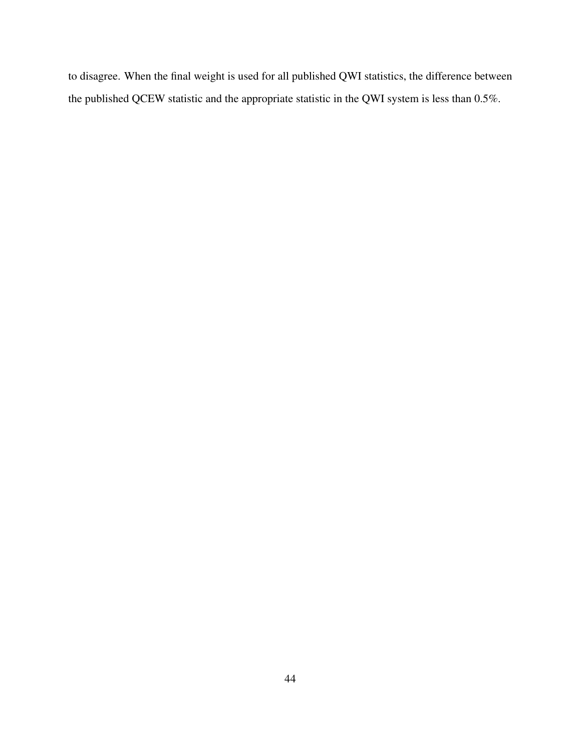to disagree. When the final weight is used for all published QWI statistics, the difference between the published QCEW statistic and the appropriate statistic in the QWI system is less than 0.5%.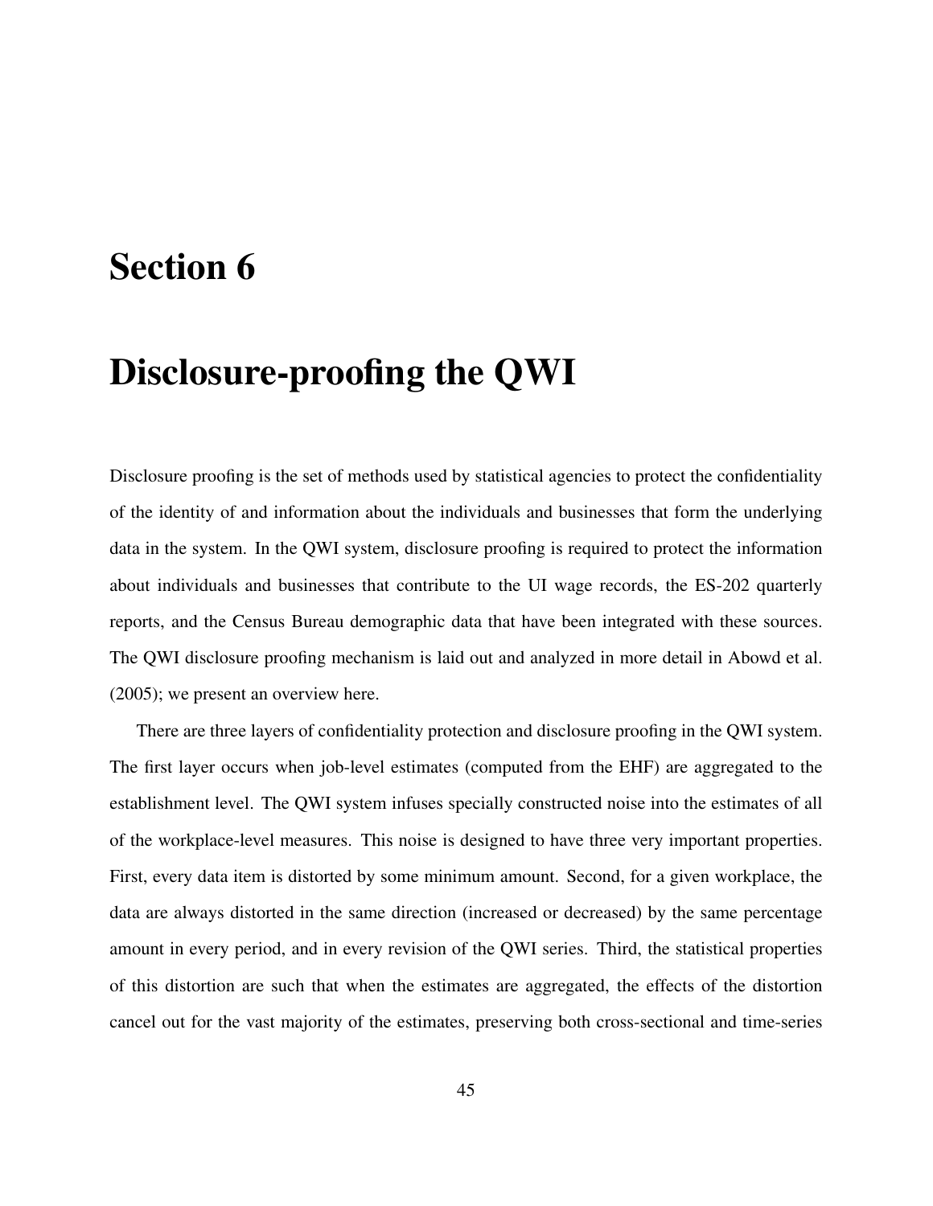# Section 6

# Disclosure-proofing the QWI

Disclosure proofing is the set of methods used by statistical agencies to protect the confidentiality of the identity of and information about the individuals and businesses that form the underlying data in the system. In the QWI system, disclosure proofing is required to protect the information about individuals and businesses that contribute to the UI wage records, the ES-202 quarterly reports, and the Census Bureau demographic data that have been integrated with these sources. The QWI disclosure proofing mechanism is laid out and analyzed in more detail in Abowd et al. (2005); we present an overview here.

There are three layers of confidentiality protection and disclosure proofing in the QWI system. The first layer occurs when job-level estimates (computed from the EHF) are aggregated to the establishment level. The QWI system infuses specially constructed noise into the estimates of all of the workplace-level measures. This noise is designed to have three very important properties. First, every data item is distorted by some minimum amount. Second, for a given workplace, the data are always distorted in the same direction (increased or decreased) by the same percentage amount in every period, and in every revision of the QWI series. Third, the statistical properties of this distortion are such that when the estimates are aggregated, the effects of the distortion cancel out for the vast majority of the estimates, preserving both cross-sectional and time-series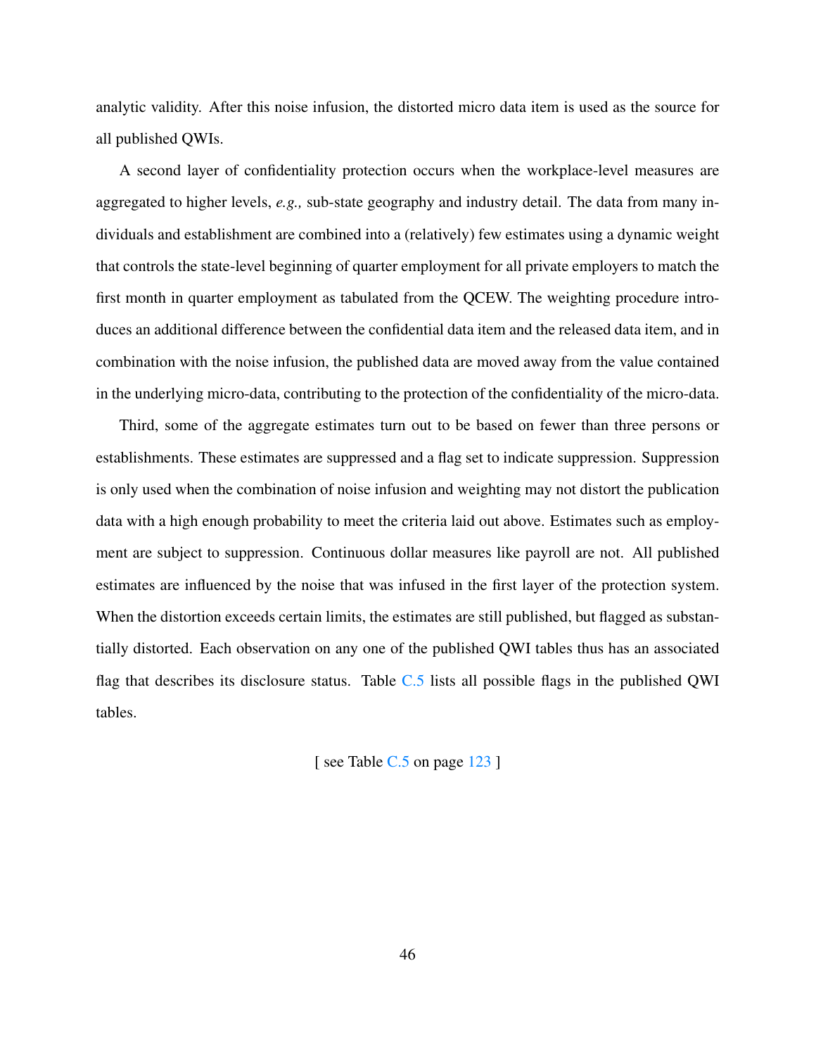analytic validity. After this noise infusion, the distorted micro data item is used as the source for all published QWIs.

A second layer of confidentiality protection occurs when the workplace-level measures are aggregated to higher levels, *e.g.,* sub-state geography and industry detail. The data from many individuals and establishment are combined into a (relatively) few estimates using a dynamic weight that controls the state-level beginning of quarter employment for all private employers to match the first month in quarter employment as tabulated from the QCEW. The weighting procedure introduces an additional difference between the confidential data item and the released data item, and in combination with the noise infusion, the published data are moved away from the value contained in the underlying micro-data, contributing to the protection of the confidentiality of the micro-data.

Third, some of the aggregate estimates turn out to be based on fewer than three persons or establishments. These estimates are suppressed and a flag set to indicate suppression. Suppression is only used when the combination of noise infusion and weighting may not distort the publication data with a high enough probability to meet the criteria laid out above. Estimates such as employment are subject to suppression. Continuous dollar measures like payroll are not. All published estimates are influenced by the noise that was infused in the first layer of the protection system. When the distortion exceeds certain limits, the estimates are still published, but flagged as substantially distorted. Each observation on any one of the published QWI tables thus has an associated flag that describes its disclosure status. Table C.5 lists all possible flags in the published QWI tables.

[ see Table C.5 on page 123 ]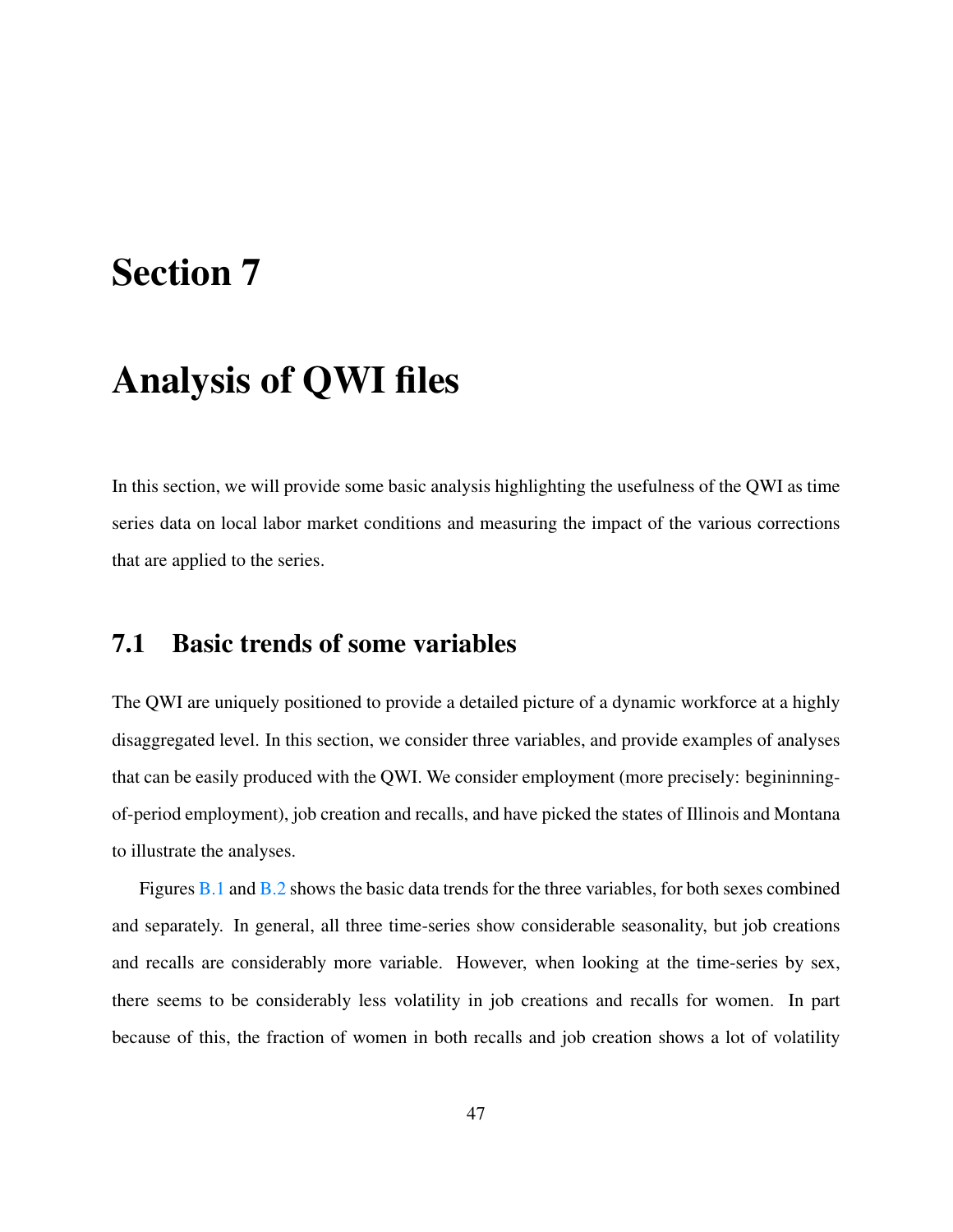# Section 7

# Analysis of QWI files

In this section, we will provide some basic analysis highlighting the usefulness of the QWI as time series data on local labor market conditions and measuring the impact of the various corrections that are applied to the series.

## 7.1 Basic trends of some variables

The QWI are uniquely positioned to provide a detailed picture of a dynamic workforce at a highly disaggregated level. In this section, we consider three variables, and provide examples of analyses that can be easily produced with the QWI. We consider employment (more precisely: begininning-of-period employment), job creation and recalls, and have picked the states of Illinois and Montana to illustrate the analyses.

Figures B.1 and B.2 shows the basic data trends for the three variables, for both sexes combined and separately. In general, all three time-series show considerable seasonality, but job creations and recalls are considerably more variable. However, when looking at the time-series by sex, there seems to be considerably less volatility in job creations and recalls for women. In part because of this, the fraction of women in both recalls and job creation shows a lot of volatility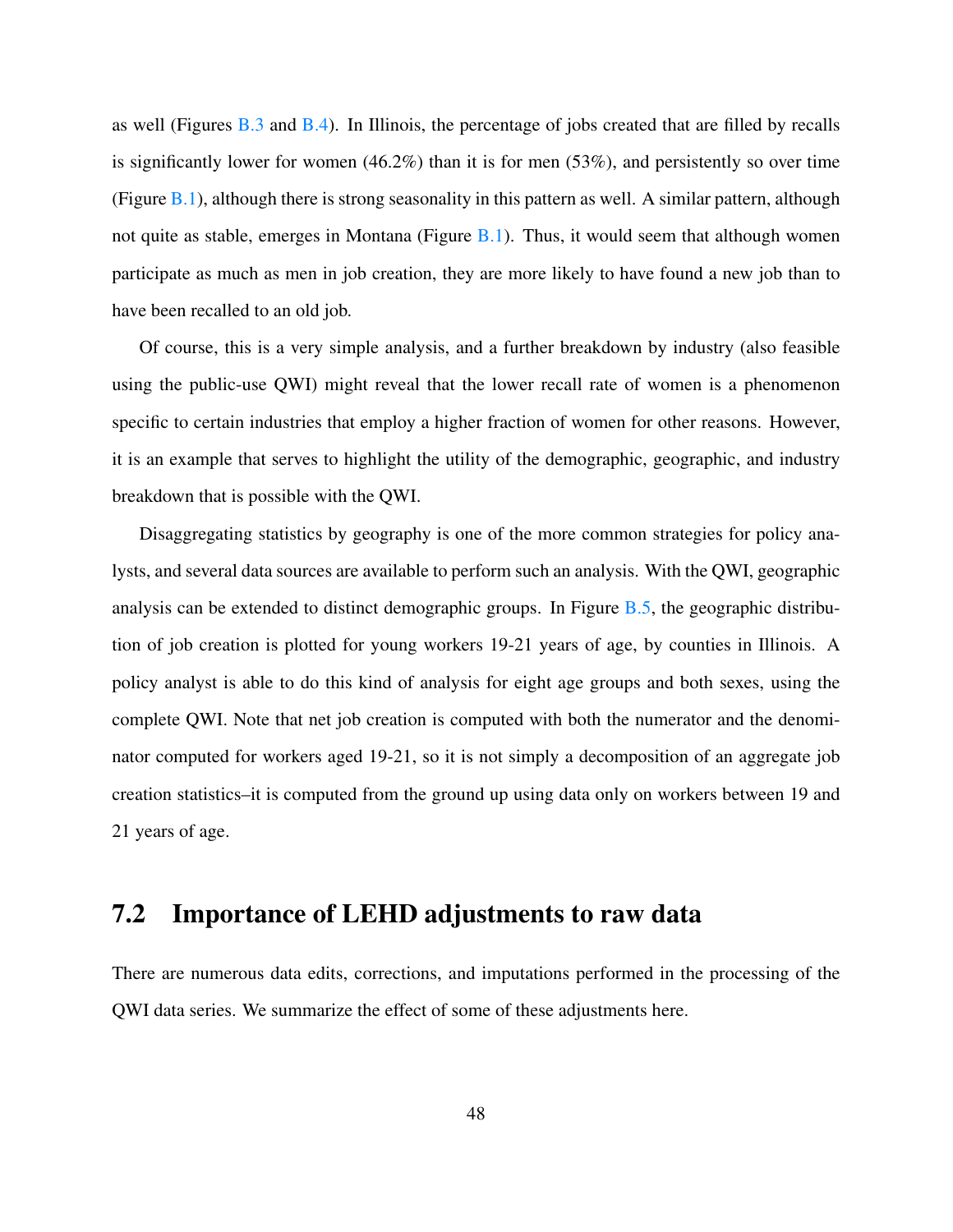as well (Figures B.3 and B.4). In Illinois, the percentage of jobs created that are filled by recalls is significantly lower for women (46.2%) than it is for men (53%), and persistently so over time (Figure B.1), although there is strong seasonality in this pattern as well. A similar pattern, although not quite as stable, emerges in Montana (Figure B.1). Thus, it would seem that although women participate as much as men in job creation, they are more likely to have found a new job than to have been recalled to an old job.

Of course, this is a very simple analysis, and a further breakdown by industry (also feasible using the public-use QWI) might reveal that the lower recall rate of women is a phenomenon specific to certain industries that employ a higher fraction of women for other reasons. However, it is an example that serves to highlight the utility of the demographic, geographic, and industry breakdown that is possible with the QWI.

Disaggregating statistics by geography is one of the more common strategies for policy analysts, and several data sources are available to perform such an analysis. With the QWI, geographic analysis can be extended to distinct demographic groups. In Figure B.5, the geographic distribution of job creation is plotted for young workers 19-21 years of age, by counties in Illinois. A policy analyst is able to do this kind of analysis for eight age groups and both sexes, using the complete QWI. Note that net job creation is computed with both the numerator and the denominator computed for workers aged 19-21, so it is not simply a decomposition of an aggregate job creation statistics–it is computed from the ground up using data only on workers between 19 and 21 years of age.

## 7.2 Importance of LEHD adjustments to raw data

There are numerous data edits, corrections, and imputations performed in the processing of the QWI data series. We summarize the effect of some of these adjustments here.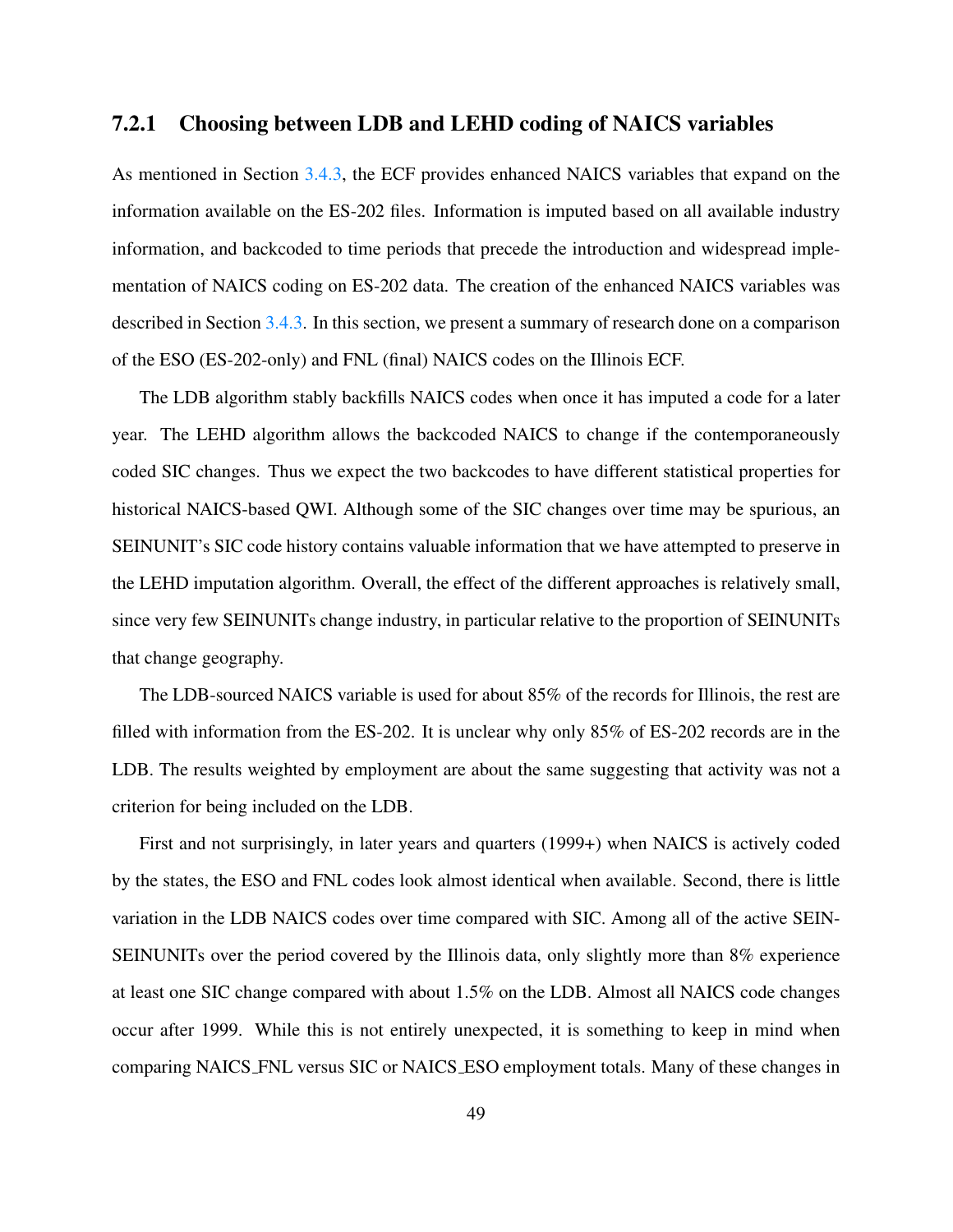### 7.2.1 Choosing between LDB and LEHD coding of NAICS variables

As mentioned in Section 3.4.3, the ECF provides enhanced NAICS variables that expand on the information available on the ES-202 files. Information is imputed based on all available industry information, and backcoded to time periods that precede the introduction and widespread implementation of NAICS coding on ES-202 data. The creation of the enhanced NAICS variables was described in Section 3.4.3. In this section, we present a summary of research done on a comparison of the ESO (ES-202-only) and FNL (final) NAICS codes on the Illinois ECF.

The LDB algorithm stably backfills NAICS codes when once it has imputed a code for a later year. The LEHD algorithm allows the backcoded NAICS to change if the contemporaneously coded SIC changes. Thus we expect the two backcodes to have different statistical properties for historical NAICS-based QWI. Although some of the SIC changes over time may be spurious, an SEINUNIT's SIC code history contains valuable information that we have attempted to preserve in the LEHD imputation algorithm. Overall, the effect of the different approaches is relatively small, since very few SEINUNITs change industry, in particular relative to the proportion of SEINUNITs that change geography.

The LDB-sourced NAICS variable is used for about 85% of the records for Illinois, the rest are filled with information from the ES-202. It is unclear why only 85% of ES-202 records are in the LDB. The results weighted by employment are about the same suggesting that activity was not a criterion for being included on the LDB.

First and not surprisingly, in later years and quarters (1999+) when NAICS is actively coded by the states, the ESO and FNL codes look almost identical when available. Second, there is little variation in the LDB NAICS codes over time compared with SIC. Among all of the active SEIN-SEINUNITs over the period covered by the Illinois data, only slightly more than 8% experience at least one SIC change compared with about 1.5% on the LDB. Almost all NAICS code changes occur after 1999. While this is not entirely unexpected, it is something to keep in mind when comparing NAICS_FNL versus SIC or NAICS_ESO employment totals. Many of these changes in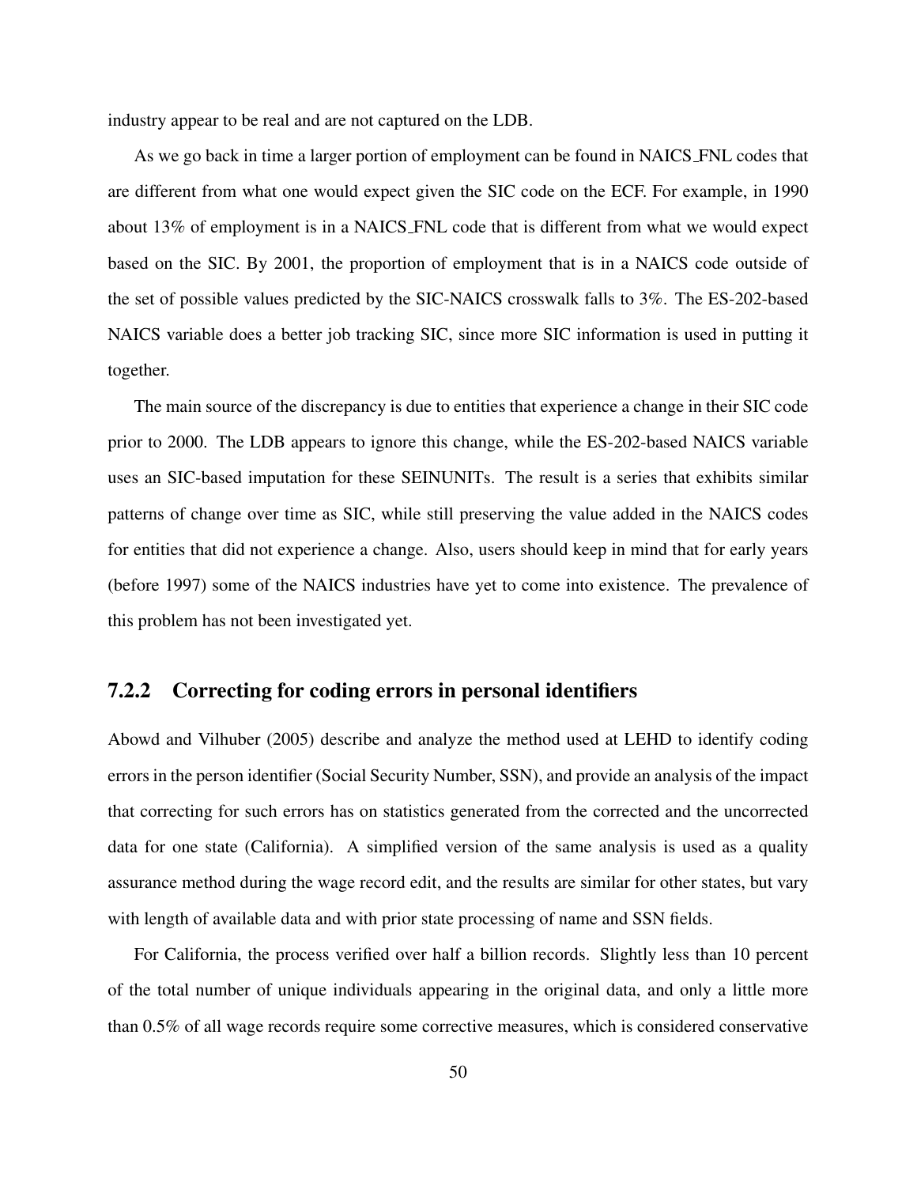industry appear to be real and are not captured on the LDB.

As we go back in time a larger portion of employment can be found in NAICS_FNL codes that are different from what one would expect given the SIC code on the ECF. For example, in 1990 about 13% of employment is in a NAICS_FNL code that is different from what we would expect based on the SIC. By 2001, the proportion of employment that is in a NAICS code outside of the set of possible values predicted by the SIC-NAICS crosswalk falls to 3%. The ES-202-based NAICS variable does a better job tracking SIC, since more SIC information is used in putting it together.

The main source of the discrepancy is due to entities that experience a change in their SIC code prior to 2000. The LDB appears to ignore this change, while the ES-202-based NAICS variable uses an SIC-based imputation for these SEINUNITs. The result is a series that exhibits similar patterns of change over time as SIC, while still preserving the value added in the NAICS codes for entities that did not experience a change. Also, users should keep in mind that for early years (before 1997) some of the NAICS industries have yet to come into existence. The prevalence of this problem has not been investigated yet.

### 7.2.2 Correcting for coding errors in personal identifiers

Abowd and Vilhuber (2005) describe and analyze the method used at LEHD to identify coding errors in the person identifier (Social Security Number, SSN), and provide an analysis of the impact that correcting for such errors has on statistics generated from the corrected and the uncorrected data for one state (California). A simplified version of the same analysis is used as a quality assurance method during the wage record edit, and the results are similar for other states, but vary with length of available data and with prior state processing of name and SSN fields.

For California, the process verified over half a billion records. Slightly less than 10 percent of the total number of unique individuals appearing in the original data, and only a little more than 0.5% of all wage records require some corrective measures, which is considered conservative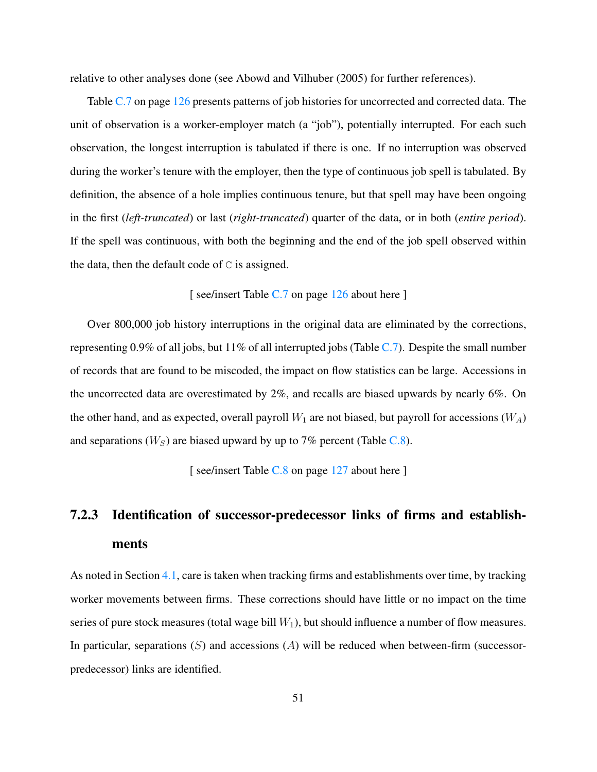relative to other analyses done (see Abowd and Vilhuber (2005) for further references).

Table C.7 on page 126 presents patterns of job histories for uncorrected and corrected data. The unit of observation is a worker-employer match (a "job"), potentially interrupted. For each such observation, the longest interruption is tabulated if there is one. If no interruption was observed during the worker's tenure with the employer, then the type of continuous job spell is tabulated. By definition, the absence of a hole implies continuous tenure, but that spell may have been ongoing in the first (*left-truncated*) or last (*right-truncated*) quarter of the data, or in both (*entire period*). If the spell was continuous, with both the beginning and the end of the job spell observed within the data, then the default code of `C` is assigned.

[ see/insert Table C.7 on page 126 about here ]

Over 800,000 job history interruptions in the original data are eliminated by the corrections, representing 0.9% of all jobs, but 11% of all interrupted jobs (Table C.7). Despite the small number of records that are found to be miscoded, the impact on flow statistics can be large. Accessions in the uncorrected data are overestimated by 2%, and recalls are biased upwards by nearly 6%. On the other hand, and as expected, overall payroll $W_1$ are not biased, but payroll for accessions ($W_A$) and separations ($W_S$) are biased upward by up to 7% percent (Table C.8).

[ see/insert Table C.8 on page 127 about here ]

### 7.2.3 Identification of successor-predecessor links of firms and establishments

As noted in Section 4.1, care is taken when tracking firms and establishments over time, by tracking worker movements between firms. These corrections should have little or no impact on the time series of pure stock measures (total wage bill $W_1$), but should influence a number of flow measures. In particular, separations ($S$) and accessions ($A$) will be reduced when between-firm (successor-predecessor) links are identified.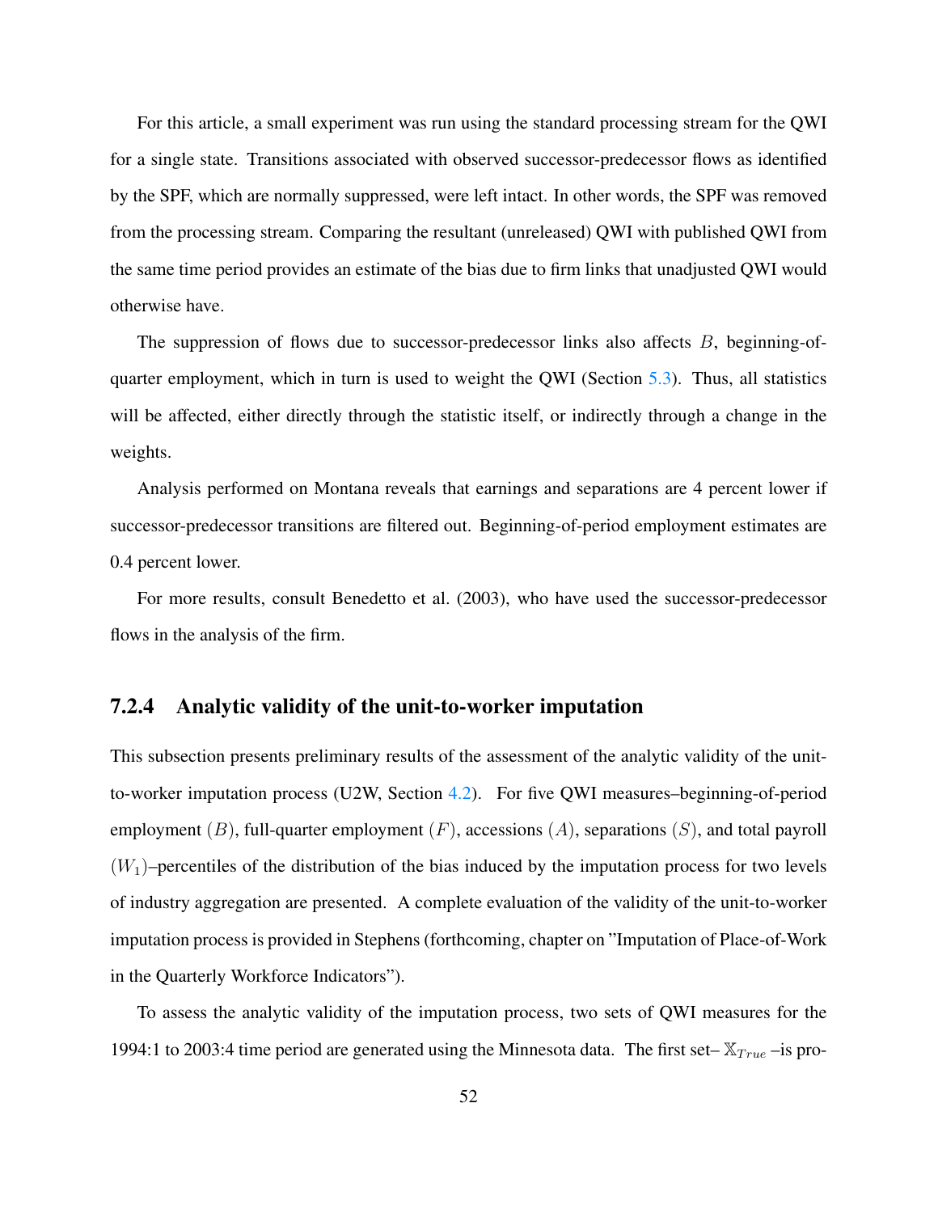For this article, a small experiment was run using the standard processing stream for the QWI for a single state. Transitions associated with observed successor-predecessor flows as identified by the SPF, which are normally suppressed, were left intact. In other words, the SPF was removed from the processing stream. Comparing the resultant (unreleased) QWI with published QWI from the same time period provides an estimate of the bias due to firm links that unadjusted QWI would otherwise have.

The suppression of flows due to successor-predecessor links also affects $B$, beginning-of-quarter employment, which in turn is used to weight the QWI (Section 5.3). Thus, all statistics will be affected, either directly through the statistic itself, or indirectly through a change in the weights.

Analysis performed on Montana reveals that earnings and separations are 4 percent lower if successor-predecessor transitions are filtered out. Beginning-of-period employment estimates are 0.4 percent lower.

For more results, consult Benedetto et al. (2003), who have used the successor-predecessor flows in the analysis of the firm.

### 7.2.4 Analytic validity of the unit-to-worker imputation

This subsection presents preliminary results of the assessment of the analytic validity of the unit-to-worker imputation process (U2W, Section 4.2). For five QWI measures–beginning-of-period employment ($B$), full-quarter employment ($F$), accessions ($A$), separations ($S$), and total payroll ($W_1$)–percentiles of the distribution of the bias induced by the imputation process for two levels of industry aggregation are presented. A complete evaluation of the validity of the unit-to-worker imputation process is provided in Stephens (forthcoming, chapter on "Imputation of Place-of-Work in the Quarterly Workforce Indicators").

To assess the analytic validity of the imputation process, two sets of QWI measures for the 1994:1 to 2003:4 time period are generated using the Minnesota data. The first set– $\mathbb{X}_{True}$ –is pro-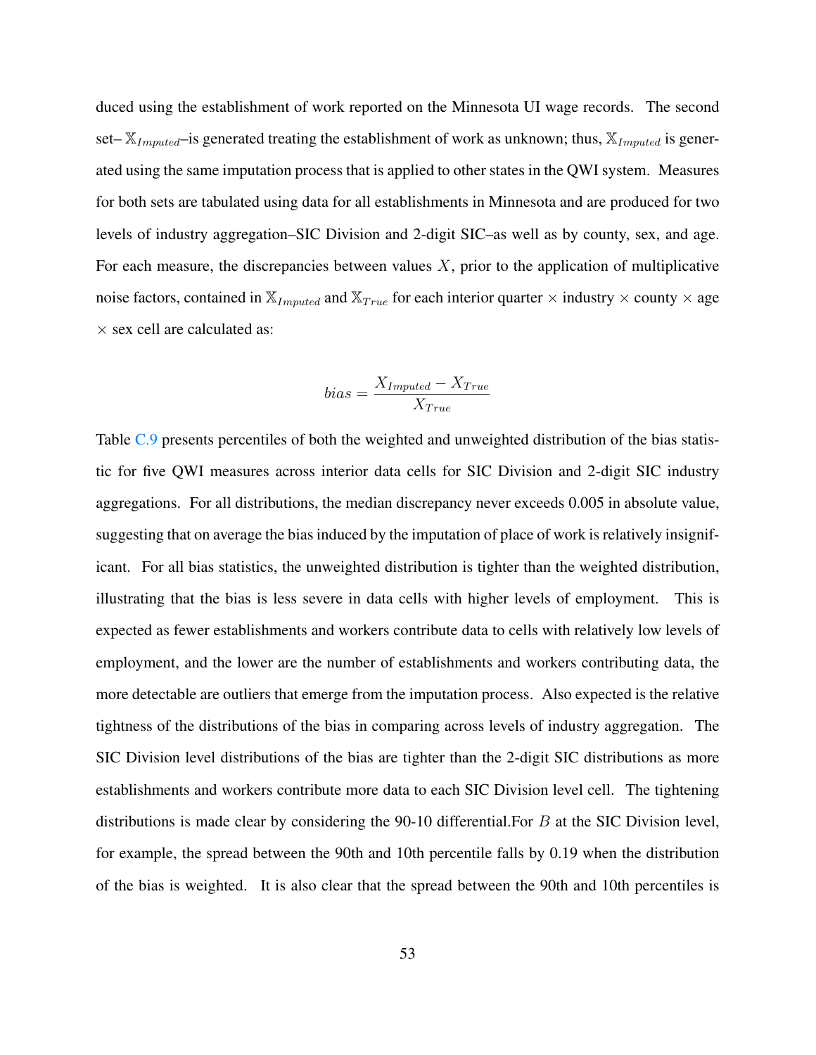duced using the establishment of work reported on the Minnesota UI wage records. The second set– $\mathbb{X}_{Imputed}$–is generated treating the establishment of work as unknown; thus, $\mathbb{X}_{Imputed}$ is generated using the same imputation process that is applied to other states in the QWI system. Measures for both sets are tabulated using data for all establishments in Minnesota and are produced for two levels of industry aggregation–SIC Division and 2-digit SIC–as well as by county, sex, and age. For each measure, the discrepancies between values $X$, prior to the application of multiplicative noise factors, contained in $\mathbb{X}_{Imputed}$ and $\mathbb{X}_{True}$ for each interior quarter $\times$ industry $\times$ county $\times$ age $\times$ sex cell are calculated as:

$$bias = \frac{X_{Imputed} - X_{True}}{X_{True}}$$

Table C.9 presents percentiles of both the weighted and unweighted distribution of the bias statistic for five QWI measures across interior data cells for SIC Division and 2-digit SIC industry aggregations. For all distributions, the median discrepancy never exceeds 0.005 in absolute value, suggesting that on average the bias induced by the imputation of place of work is relatively insignificant. For all bias statistics, the unweighted distribution is tighter than the weighted distribution, illustrating that the bias is less severe in data cells with higher levels of employment. This is expected as fewer establishments and workers contribute data to cells with relatively low levels of employment, and the lower are the number of establishments and workers contributing data, the more detectable are outliers that emerge from the imputation process. Also expected is the relative tightness of the distributions of the bias in comparing across levels of industry aggregation. The SIC Division level distributions of the bias are tighter than the 2-digit SIC distributions as more establishments and workers contribute more data to each SIC Division level cell. The tightening distributions is made clear by considering the 90-10 differential.For $B$ at the SIC Division level, for example, the spread between the 90th and 10th percentile falls by 0.19 when the distribution of the bias is weighted. It is also clear that the spread between the 90th and 10th percentiles is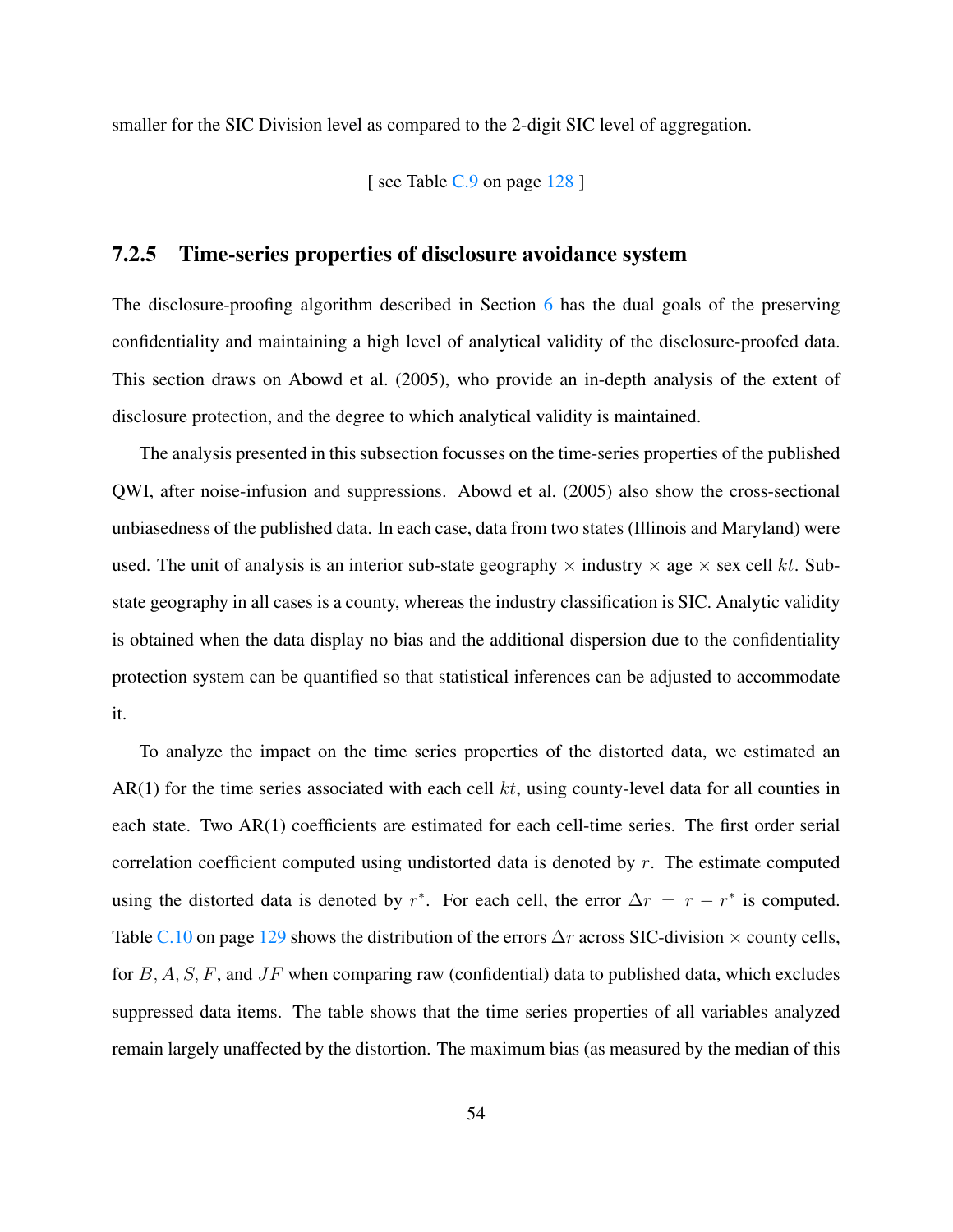smaller for the SIC Division level as compared to the 2-digit SIC level of aggregation.

[ see Table C.9 on page 128 ]

### 7.2.5 Time-series properties of disclosure avoidance system

The disclosure-proofing algorithm described in Section 6 has the dual goals of the preserving confidentiality and maintaining a high level of analytical validity of the disclosure-proofed data. This section draws on Abowd et al. (2005), who provide an in-depth analysis of the extent of disclosure protection, and the degree to which analytical validity is maintained.

The analysis presented in this subsection focusses on the time-series properties of the published QWI, after noise-infusion and suppressions. Abowd et al. (2005) also show the cross-sectional unbiasedness of the published data. In each case, data from two states (Illinois and Maryland) were used. The unit of analysis is an interior sub-state geography $\times$ industry $\times$ age $\times$ sex cell $kt$. Sub-state geography in all cases is a county, whereas the industry classification is SIC. Analytic validity is obtained when the data display no bias and the additional dispersion due to the confidentiality protection system can be quantified so that statistical inferences can be adjusted to accommodate it.

To analyze the impact on the time series properties of the distorted data, we estimated an AR(1) for the time series associated with each cell $kt$, using county-level data for all counties in each state. Two AR(1) coefficients are estimated for each cell-time series. The first order serial correlation coefficient computed using undistorted data is denoted by $r$. The estimate computed using the distorted data is denoted by $r^*$. For each cell, the error $\Delta r = r - r^*$ is computed. Table C.10 on page 129 shows the distribution of the errors $\Delta r$ across SIC-division $\times$ county cells, for $B, A, S, F$, and $JF$ when comparing raw (confidential) data to published data, which excludes suppressed data items. The table shows that the time series properties of all variables analyzed remain largely unaffected by the distortion. The maximum bias (as measured by the median of this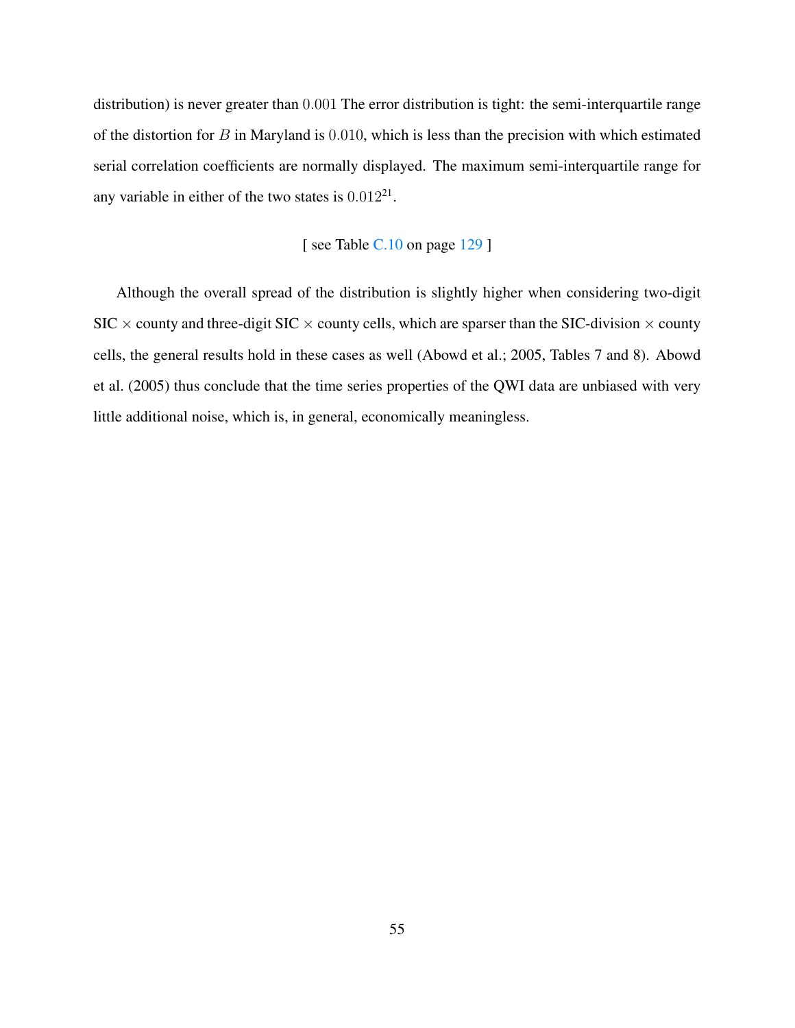distribution) is never greater than $0.001$ The error distribution is tight: the semi-interquartile range of the distortion for $B$ in Maryland is $0.010$, which is less than the precision with which estimated serial correlation coefficients are normally displayed. The maximum semi-interquartile range for any variable in either of the two states is $0.012$[21].

[ see Table C.10 on page 129 ]

Although the overall spread of the distribution is slightly higher when considering two-digit SIC $\times$ county and three-digit SIC $\times$ county cells, which are sparser than the SIC-division $\times$ county cells, the general results hold in these cases as well (Abowd et al.; 2005, Tables 7 and 8). Abowd et al. (2005) thus conclude that the time series properties of the QWI data are unbiased with very little additional noise, which is, in general, economically meaningless.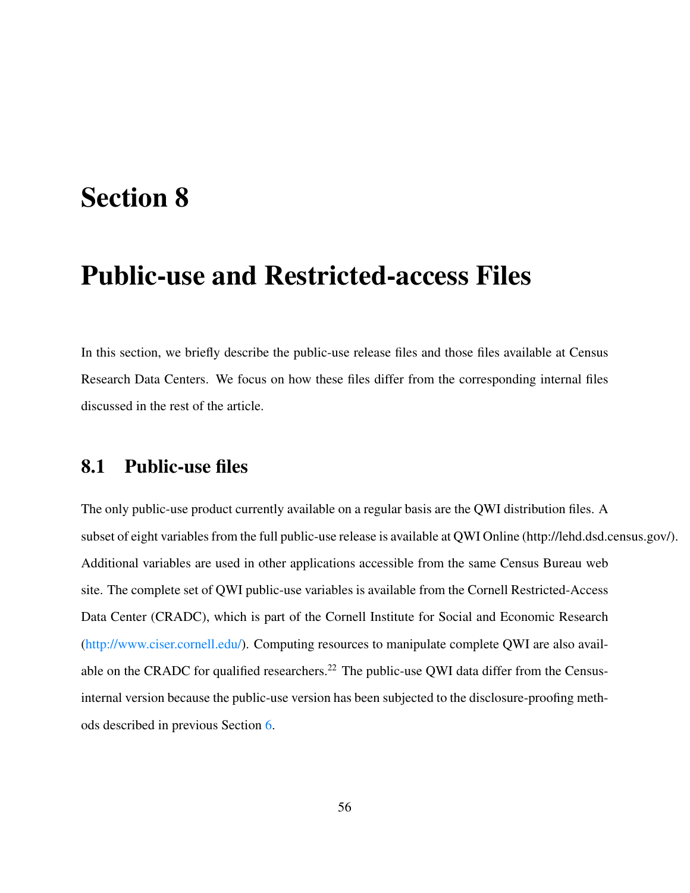# Section 8

# Public-use and Restricted-access Files

In this section, we briefly describe the public-use release files and those files available at Census Research Data Centers. We focus on how these files differ from the corresponding internal files discussed in the rest of the article.

## 8.1 Public-use files

The only public-use product currently available on a regular basis are the QWI distribution files. A subset of eight variables from the full public-use release is available at QWI Online (http://lehd.dsd.census.gov/). Additional variables are used in other applications accessible from the same Census Bureau web site. The complete set of QWI public-use variables is available from the Cornell Restricted-Access Data Center (CRADC), which is part of the Cornell Institute for Social and Economic Research (http://www.ciser.cornell.edu/). Computing resources to manipulate complete QWI are also available on the CRADC for qualified researchers.[22] The public-use QWI data differ from the Census-internal version because the public-use version has been subjected to the disclosure-proofing methods described in previous Section 6.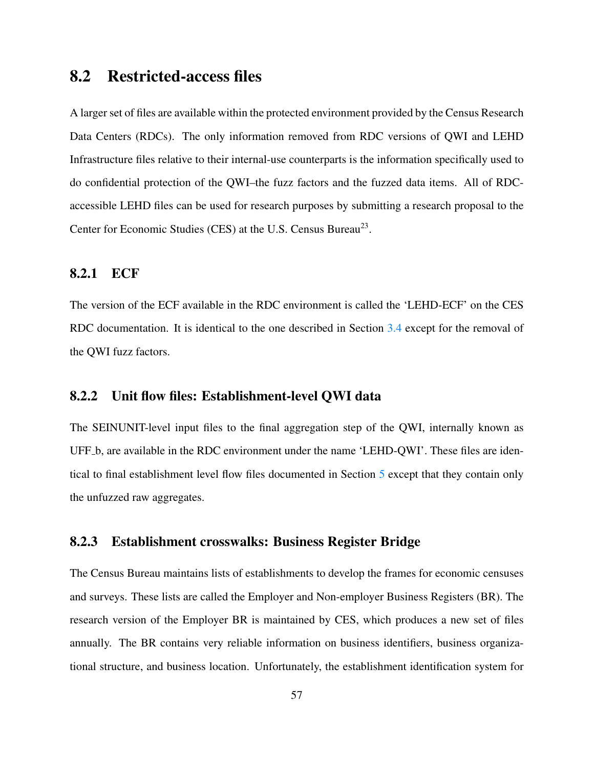## 8.2 Restricted-access files

A larger set of files are available within the protected environment provided by the Census Research Data Centers (RDCs). The only information removed from RDC versions of QWI and LEHD Infrastructure files relative to their internal-use counterparts is the information specifically used to do confidential protection of the QWI–the fuzz factors and the fuzzed data items. All of RDC-accessible LEHD files can be used for research purposes by submitting a research proposal to the Center for Economic Studies (CES) at the U.S. Census Bureau[23].

### 8.2.1 ECF

The version of the ECF available in the RDC environment is called the 'LEHD-ECF' on the CES RDC documentation. It is identical to the one described in Section 3.4 except for the removal of the QWI fuzz factors.

### 8.2.2 Unit flow files: Establishment-level QWI data

The SEINUNIT-level input files to the final aggregation step of the QWI, internally known as UFF_b, are available in the RDC environment under the name 'LEHD-QWI'. These files are identical to final establishment level flow files documented in Section 5 except that they contain only the unfuzzed raw aggregates.

### 8.2.3 Establishment crosswalks: Business Register Bridge

The Census Bureau maintains lists of establishments to develop the frames for economic censuses and surveys. These lists are called the Employer and Non-employer Business Registers (BR). The research version of the Employer BR is maintained by CES, which produces a new set of files annually. The BR contains very reliable information on business identifiers, business organizational structure, and business location. Unfortunately, the establishment identification system for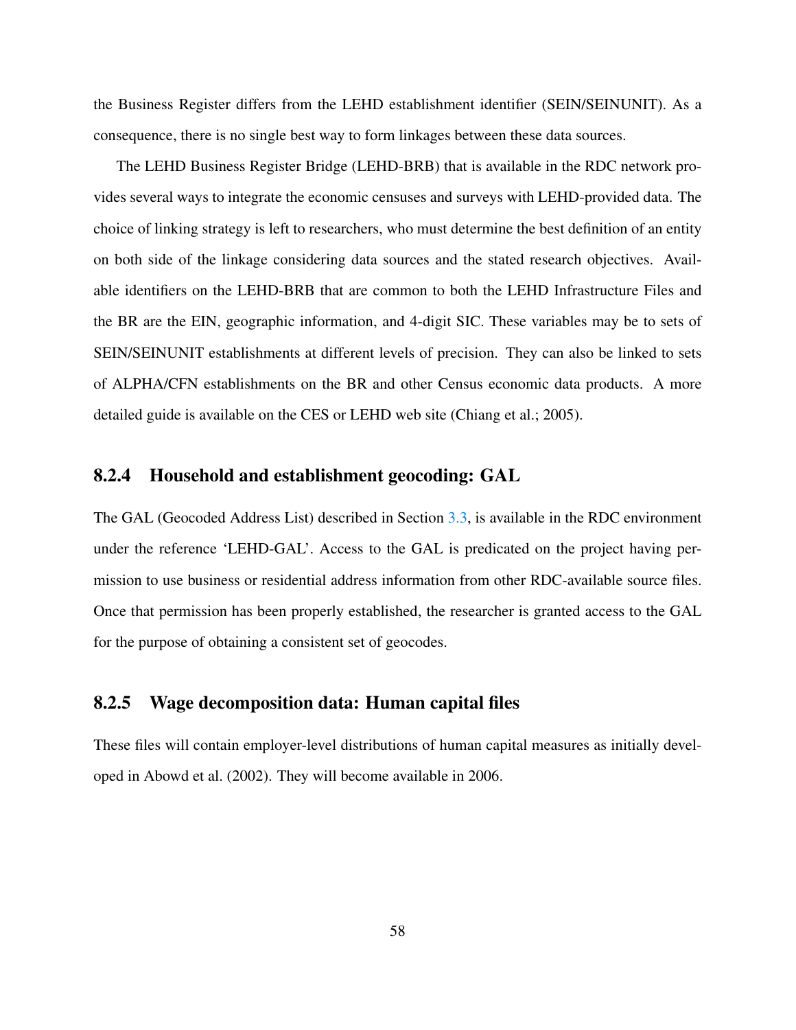the Business Register differs from the LEHD establishment identifier (SEIN/SEINUNIT). As a consequence, there is no single best way to form linkages between these data sources.

The LEHD Business Register Bridge (LEHD-BRB) that is available in the RDC network provides several ways to integrate the economic censuses and surveys with LEHD-provided data. The choice of linking strategy is left to researchers, who must determine the best definition of an entity on both side of the linkage considering data sources and the stated research objectives. Available identifiers on the LEHD-BRB that are common to both the LEHD Infrastructure Files and the BR are the EIN, geographic information, and 4-digit SIC. These variables may be to sets of SEIN/SEINUNIT establishments at different levels of precision. They can also be linked to sets of ALPHA/CFN establishments on the BR and other Census economic data products. A more detailed guide is available on the CES or LEHD web site (Chiang et al.; 2005).

### 8.2.4 Household and establishment geocoding: GAL

The GAL (Geocoded Address List) described in Section 3.3, is available in the RDC environment under the reference 'LEHD-GAL'. Access to the GAL is predicated on the project having permission to use business or residential address information from other RDC-available source files. Once that permission has been properly established, the researcher is granted access to the GAL for the purpose of obtaining a consistent set of geocodes.

### 8.2.5 Wage decomposition data: Human capital files

These files will contain employer-level distributions of human capital measures as initially developed in Abowd et al. (2002). They will become available in 2006.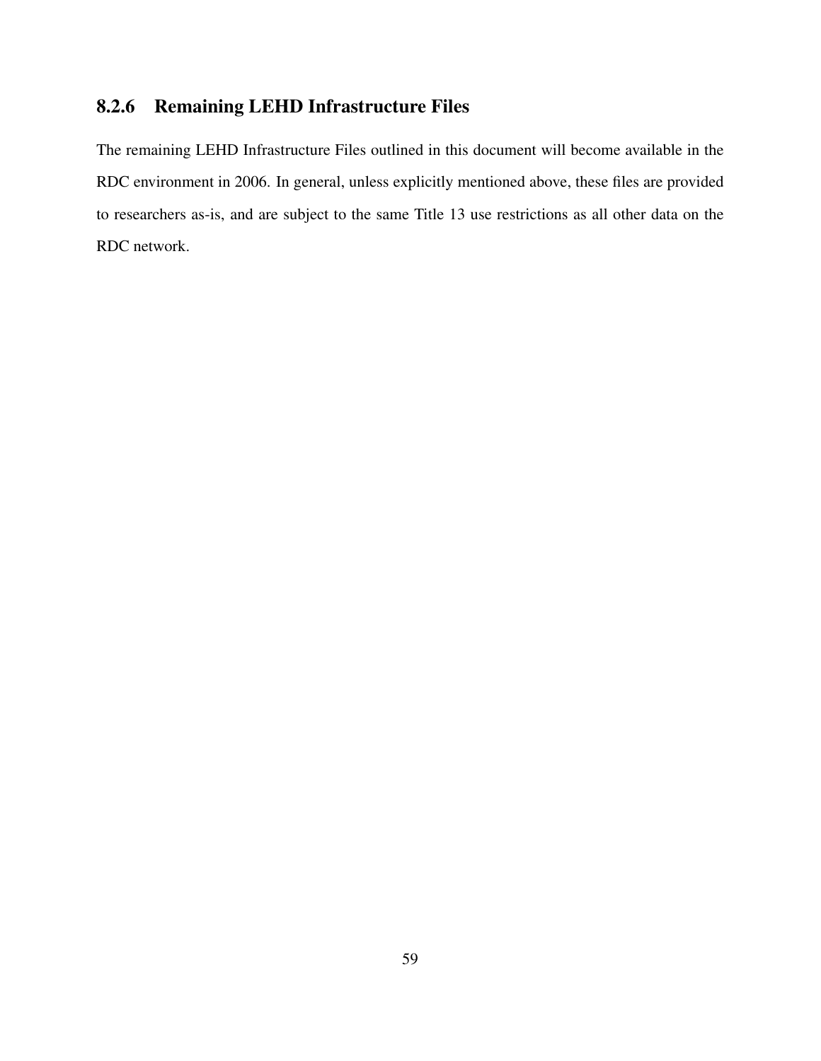### 8.2.6 Remaining LEHD Infrastructure Files

The remaining LEHD Infrastructure Files outlined in this document will become available in the RDC environment in 2006. In general, unless explicitly mentioned above, these files are provided to researchers as-is, and are subject to the same Title 13 use restrictions as all other data on the RDC network.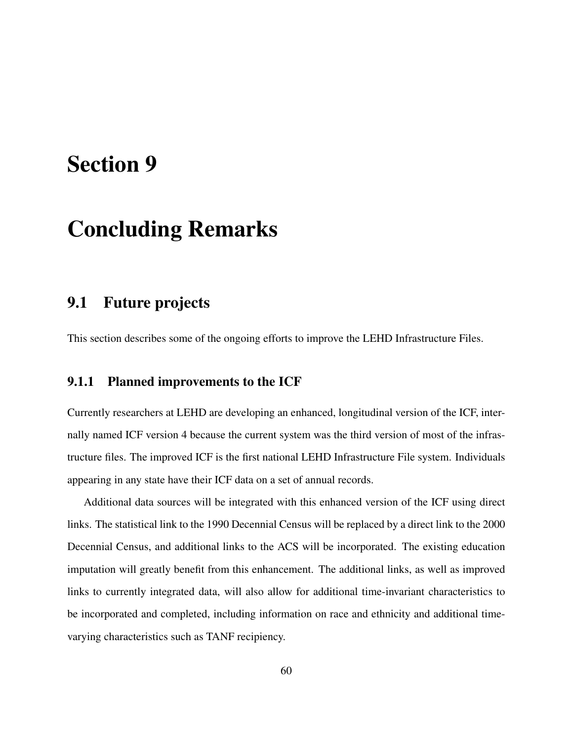# Section 9

# Concluding Remarks

## 9.1 Future projects

This section describes some of the ongoing efforts to improve the LEHD Infrastructure Files.

### 9.1.1 Planned improvements to the ICF

Currently researchers at LEHD are developing an enhanced, longitudinal version of the ICF, internally named ICF version 4 because the current system was the third version of most of the infrastructure files. The improved ICF is the first national LEHD Infrastructure File system. Individuals appearing in any state have their ICF data on a set of annual records.

Additional data sources will be integrated with this enhanced version of the ICF using direct links. The statistical link to the 1990 Decennial Census will be replaced by a direct link to the 2000 Decennial Census, and additional links to the ACS will be incorporated. The existing education imputation will greatly benefit from this enhancement. The additional links, as well as improved links to currently integrated data, will also allow for additional time-invariant characteristics to be incorporated and completed, including information on race and ethnicity and additional time-varying characteristics such as TANF recipiency.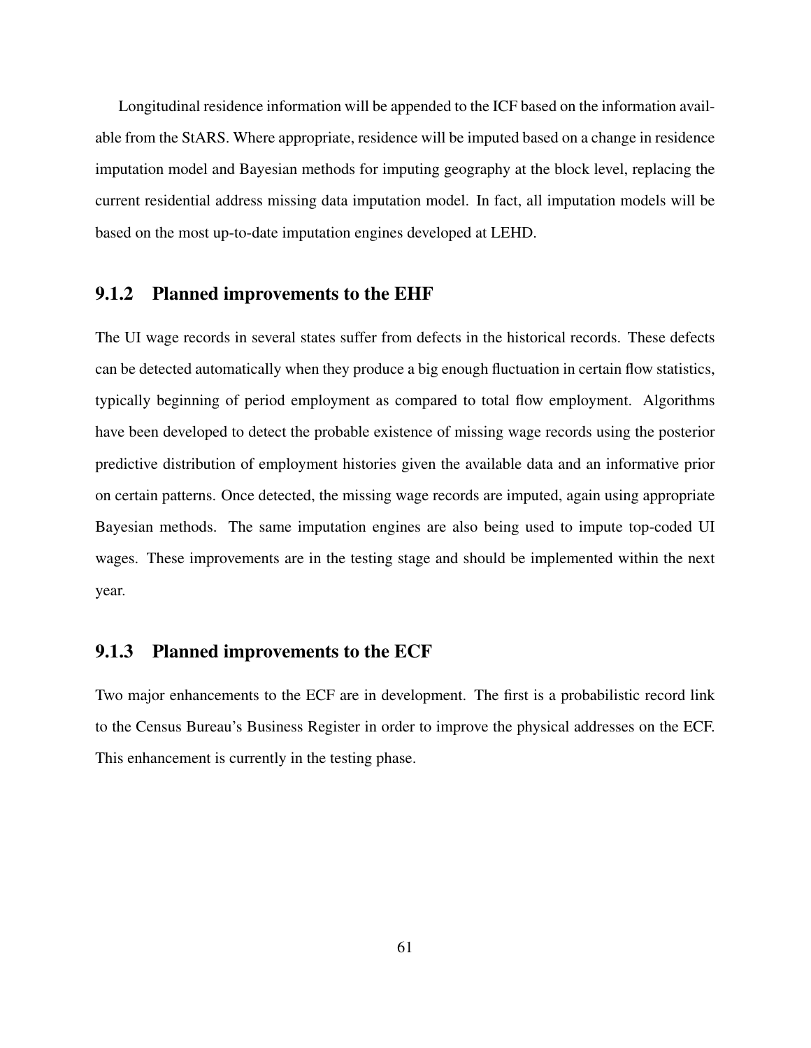Longitudinal residence information will be appended to the ICF based on the information available from the StARS. Where appropriate, residence will be imputed based on a change in residence imputation model and Bayesian methods for imputing geography at the block level, replacing the current residential address missing data imputation model. In fact, all imputation models will be based on the most up-to-date imputation engines developed at LEHD.

### 9.1.2 Planned improvements to the EHF

The UI wage records in several states suffer from defects in the historical records. These defects can be detected automatically when they produce a big enough fluctuation in certain flow statistics, typically beginning of period employment as compared to total flow employment. Algorithms have been developed to detect the probable existence of missing wage records using the posterior predictive distribution of employment histories given the available data and an informative prior on certain patterns. Once detected, the missing wage records are imputed, again using appropriate Bayesian methods. The same imputation engines are also being used to impute top-coded UI wages. These improvements are in the testing stage and should be implemented within the next year.

### 9.1.3 Planned improvements to the ECF

Two major enhancements to the ECF are in development. The first is a probabilistic record link to the Census Bureau's Business Register in order to improve the physical addresses on the ECF. This enhancement is currently in the testing phase.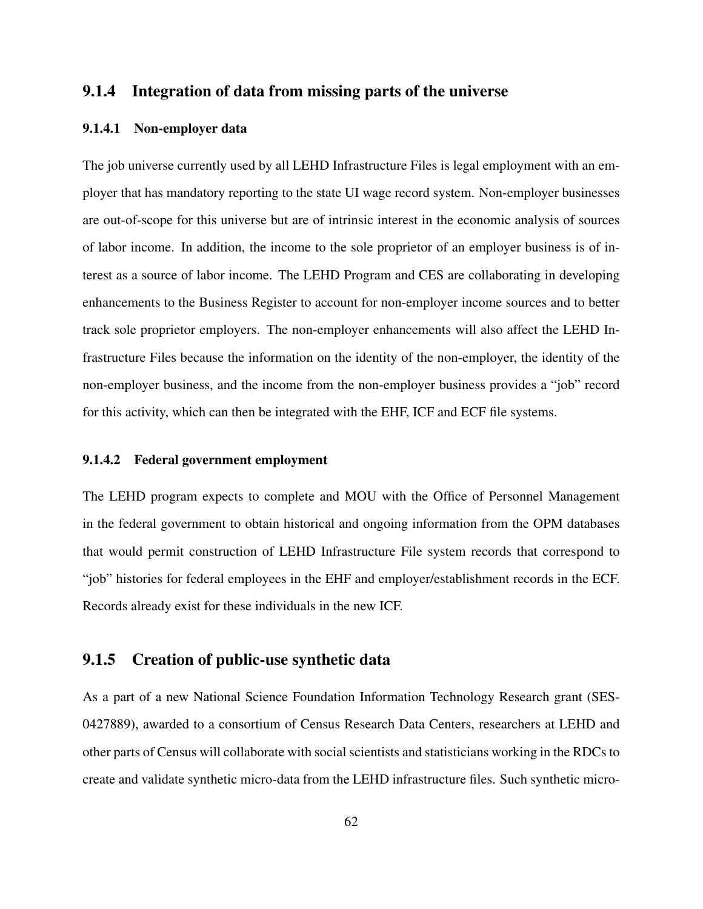### 9.1.4 Integration of data from missing parts of the universe

#### 9.1.4.1 Non-employer data

The job universe currently used by all LEHD Infrastructure Files is legal employment with an employer that has mandatory reporting to the state UI wage record system. Non-employer businesses are out-of-scope for this universe but are of intrinsic interest in the economic analysis of sources of labor income. In addition, the income to the sole proprietor of an employer business is of interest as a source of labor income. The LEHD Program and CES are collaborating in developing enhancements to the Business Register to account for non-employer income sources and to better track sole proprietor employers. The non-employer enhancements will also affect the LEHD Infrastructure Files because the information on the identity of the non-employer, the identity of the non-employer business, and the income from the non-employer business provides a "job" record for this activity, which can then be integrated with the EHF, ICF and ECF file systems.

#### 9.1.4.2 Federal government employment

The LEHD program expects to complete and MOU with the Office of Personnel Management in the federal government to obtain historical and ongoing information from the OPM databases that would permit construction of LEHD Infrastructure File system records that correspond to "job" histories for federal employees in the EHF and employer/establishment records in the ECF. Records already exist for these individuals in the new ICF.

### 9.1.5 Creation of public-use synthetic data

As a part of a new National Science Foundation Information Technology Research grant (SES-0427889), awarded to a consortium of Census Research Data Centers, researchers at LEHD and other parts of Census will collaborate with social scientists and statisticians working in the RDCs to create and validate synthetic micro-data from the LEHD infrastructure files. Such synthetic micro-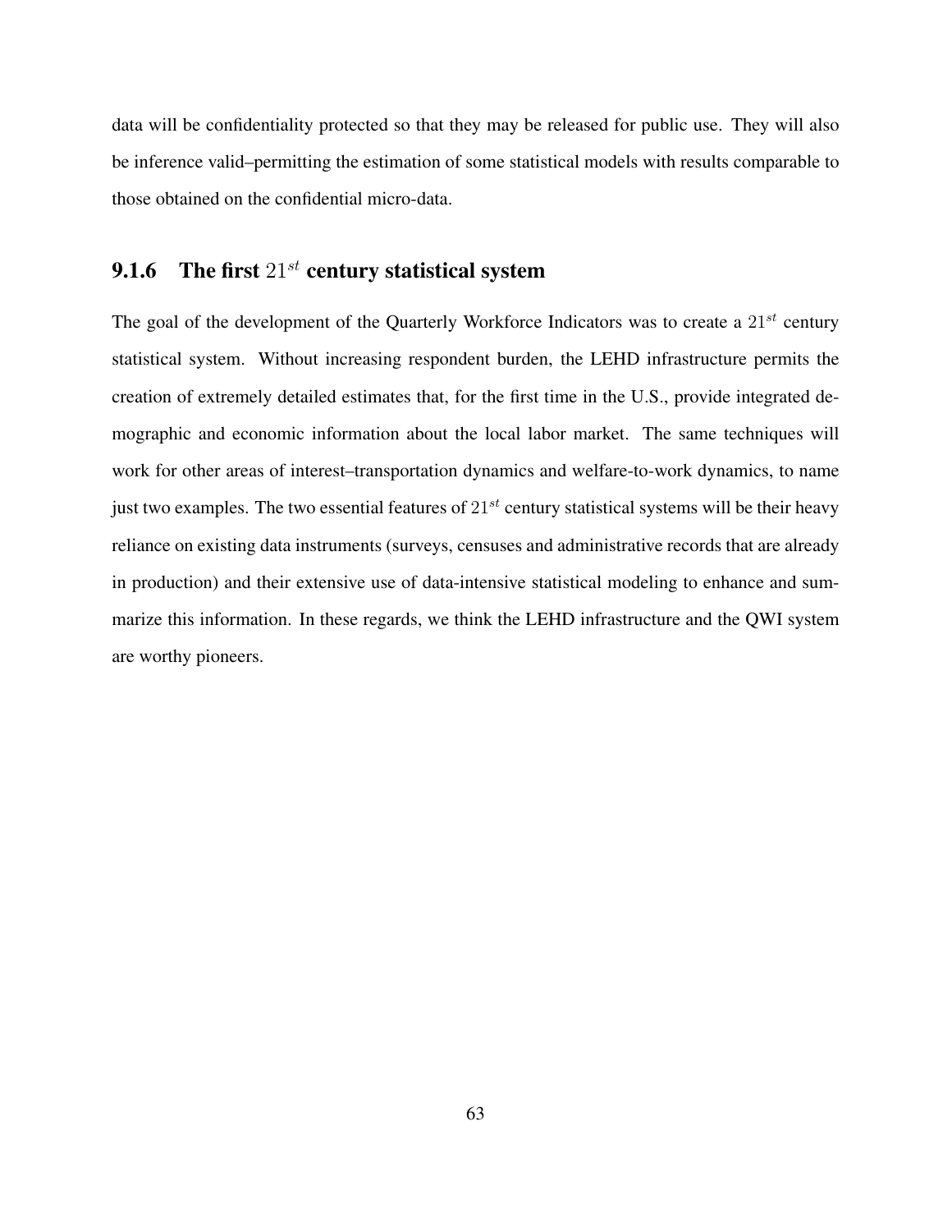data will be confidentiality protected so that they may be released for public use. They will also be inference valid–permitting the estimation of some statistical models with results comparable to those obtained on the confidential micro-data.

### 9.1.6 The first $21^{st}$ century statistical system

The goal of the development of the Quarterly Workforce Indicators was to create a $21^{st}$ century statistical system. Without increasing respondent burden, the LEHD infrastructure permits the creation of extremely detailed estimates that, for the first time in the U.S., provide integrated demographic and economic information about the local labor market. The same techniques will work for other areas of interest–transportation dynamics and welfare-to-work dynamics, to name just two examples. The two essential features of $21^{st}$ century statistical systems will be their heavy reliance on existing data instruments (surveys, censuses and administrative records that are already in production) and their extensive use of data-intensive statistical modeling to enhance and summarize this information. In these regards, we think the LEHD infrastructure and the QWI system are worthy pioneers.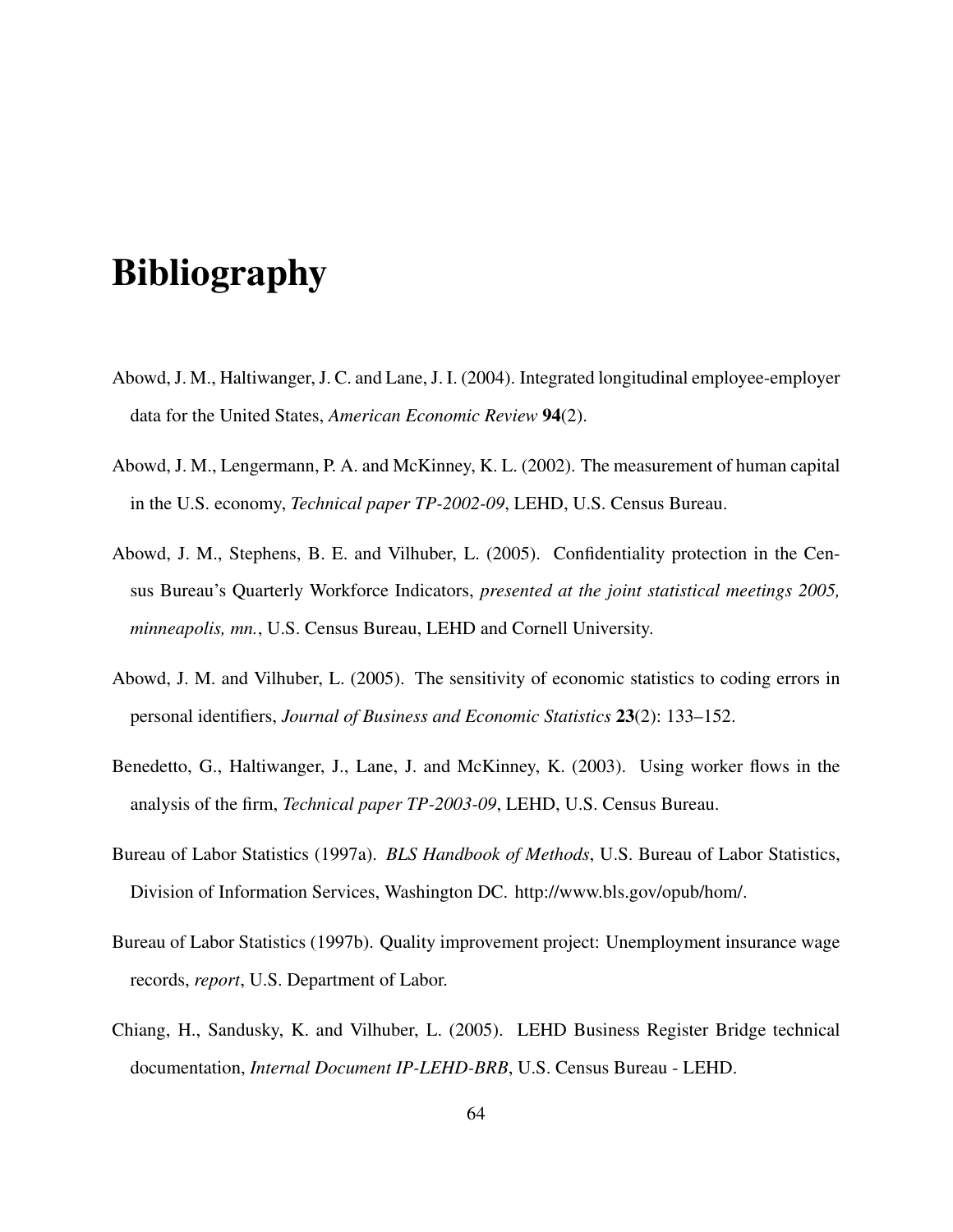# Bibliography

Abowd, J. M., Haltiwanger, J. C. and Lane, J. I. (2004). Integrated longitudinal employee-employer data for the United States, *American Economic Review* **94**(2).

Abowd, J. M., Lengermann, P. A. and McKinney, K. L. (2002). The measurement of human capital in the U.S. economy, *Technical paper TP-2002-09*, LEHD, U.S. Census Bureau.

Abowd, J. M., Stephens, B. E. and Vilhuber, L. (2005). Confidentiality protection in the Census Bureau's Quarterly Workforce Indicators, *presented at the joint statistical meetings 2005, minneapolis, mn.*, U.S. Census Bureau, LEHD and Cornell University.

Abowd, J. M. and Vilhuber, L. (2005). The sensitivity of economic statistics to coding errors in personal identifiers, *Journal of Business and Economic Statistics* **23**(2): 133–152.

Benedetto, G., Haltiwanger, J., Lane, J. and McKinney, K. (2003). Using worker flows in the analysis of the firm, *Technical paper TP-2003-09*, LEHD, U.S. Census Bureau.

Bureau of Labor Statistics (1997a). *BLS Handbook of Methods*, U.S. Bureau of Labor Statistics, Division of Information Services, Washington DC. http://www.bls.gov/opub/hom/.

Bureau of Labor Statistics (1997b). Quality improvement project: Unemployment insurance wage records, *report*, U.S. Department of Labor.

Chiang, H., Sandusky, K. and Vilhuber, L. (2005). LEHD Business Register Bridge technical documentation, *Internal Document IP-LEHD-BRB*, U.S. Census Bureau - LEHD.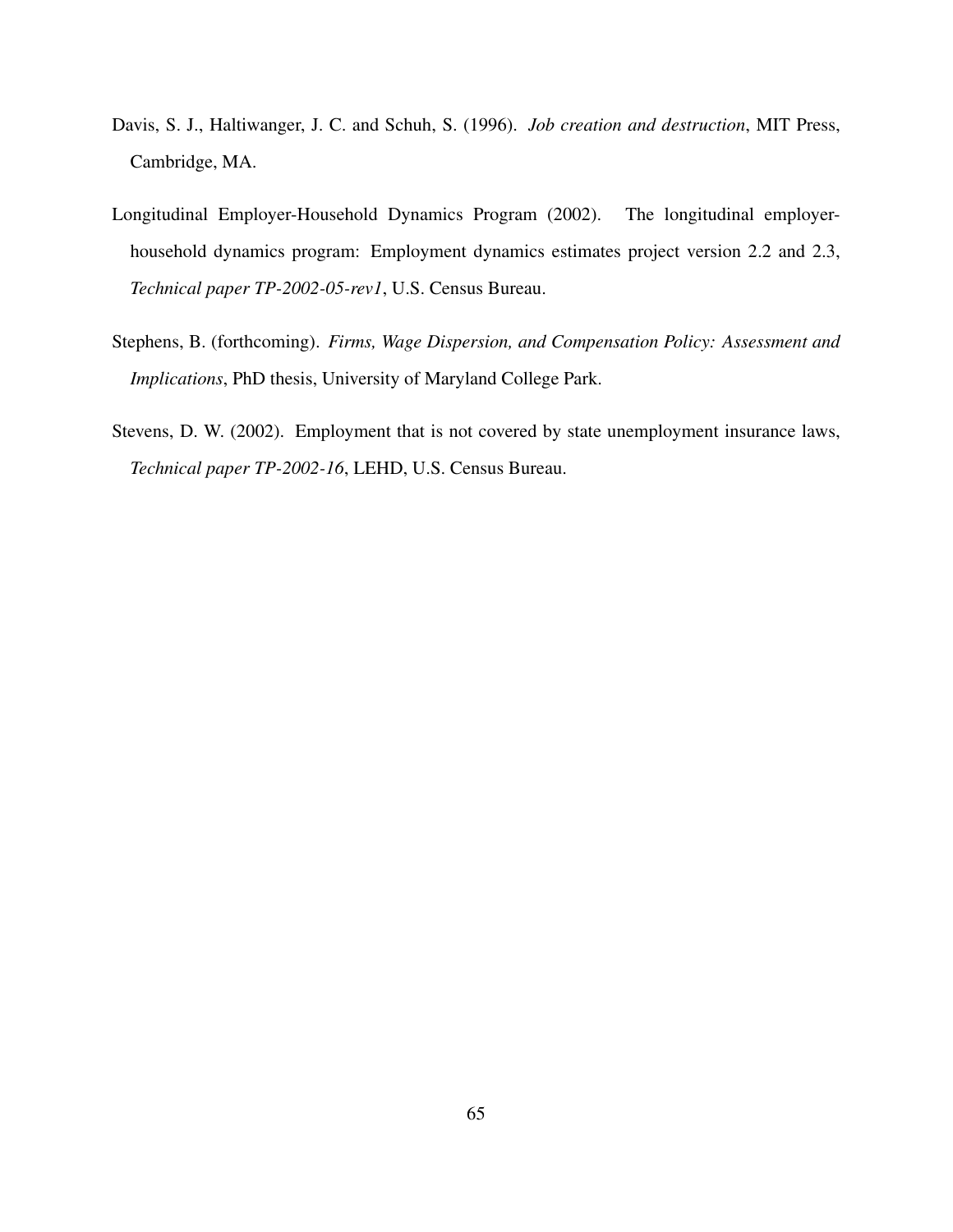Davis, S. J., Haltiwanger, J. C. and Schuh, S. (1996). *Job creation and destruction*, MIT Press, Cambridge, MA.

Longitudinal Employer-Household Dynamics Program (2002). The longitudinal employer-household dynamics program: Employment dynamics estimates project version 2.2 and 2.3, *Technical paper TP-2002-05-rev1*, U.S. Census Bureau.

Stephens, B. (forthcoming). *Firms, Wage Dispersion, and Compensation Policy: Assessment and Implications*, PhD thesis, University of Maryland College Park.

Stevens, D. W. (2002). Employment that is not covered by state unemployment insurance laws, *Technical paper TP-2002-16*, LEHD, U.S. Census Bureau.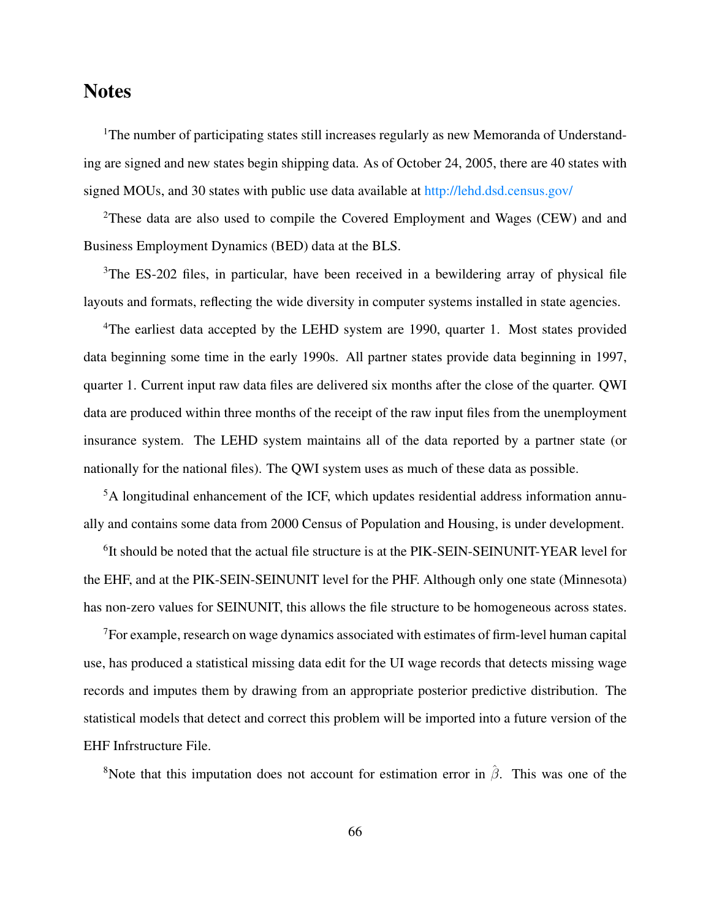# Notes

[1]The number of participating states still increases regularly as new Memoranda of Understanding are signed and new states begin shipping data. As of October 24, 2005, there are 40 states with signed MOUs, and 30 states with public use data available at http://lehd.dsd.census.gov/

[2]These data are also used to compile the Covered Employment and Wages (CEW) and and Business Employment Dynamics (BED) data at the BLS.

[3]The ES-202 files, in particular, have been received in a bewildering array of physical file layouts and formats, reflecting the wide diversity in computer systems installed in state agencies.

[4]The earliest data accepted by the LEHD system are 1990, quarter 1. Most states provided data beginning some time in the early 1990s. All partner states provide data beginning in 1997, quarter 1. Current input raw data files are delivered six months after the close of the quarter. QWI data are produced within three months of the receipt of the raw input files from the unemployment insurance system. The LEHD system maintains all of the data reported by a partner state (or nationally for the national files). The QWI system uses as much of these data as possible.

[5]A longitudinal enhancement of the ICF, which updates residential address information annually and contains some data from 2000 Census of Population and Housing, is under development.

[6]It should be noted that the actual file structure is at the PIK-SEIN-SEINUNIT-YEAR level for the EHF, and at the PIK-SEIN-SEINUNIT level for the PHF. Although only one state (Minnesota) has non-zero values for SEINUNIT, this allows the file structure to be homogeneous across states.

[7]For example, research on wage dynamics associated with estimates of firm-level human capital use, has produced a statistical missing data edit for the UI wage records that detects missing wage records and imputes them by drawing from an appropriate posterior predictive distribution. The statistical models that detect and correct this problem will be imported into a future version of the EHF Infrstructure File.

[8]Note that this imputation does not account for estimation error in $\hat{\beta}$. This was one of the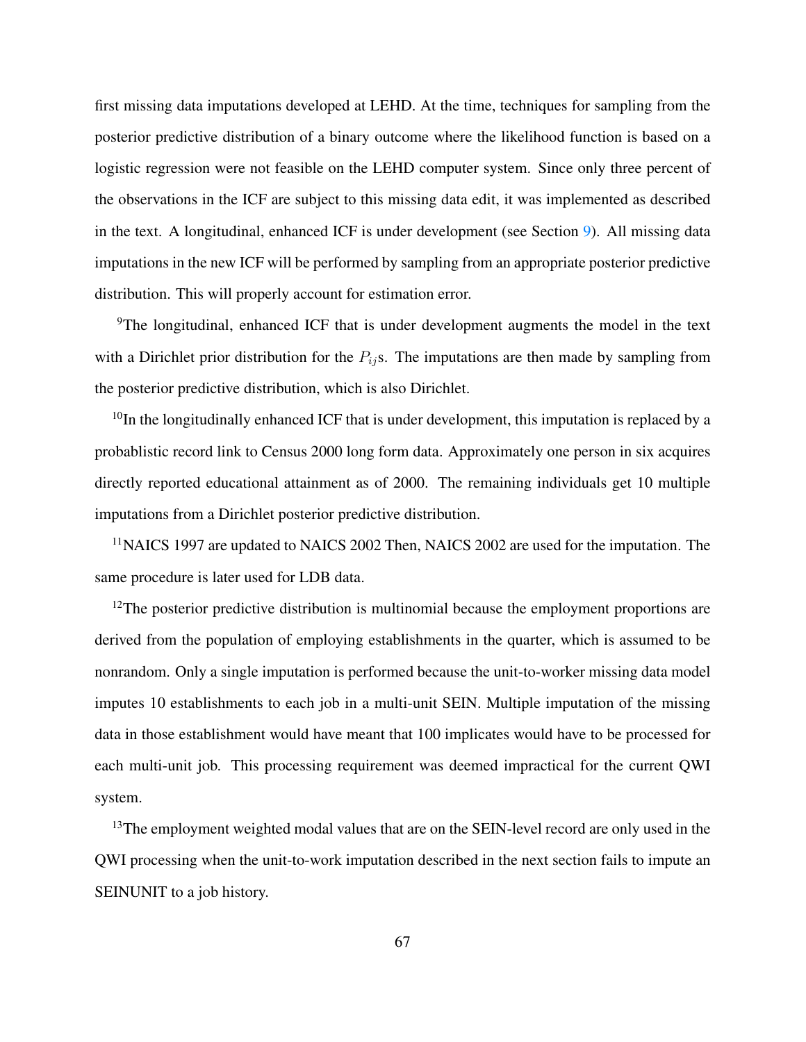first missing data imputations developed at LEHD. At the time, techniques for sampling from the posterior predictive distribution of a binary outcome where the likelihood function is based on a logistic regression were not feasible on the LEHD computer system. Since only three percent of the observations in the ICF are subject to this missing data edit, it was implemented as described in the text. A longitudinal, enhanced ICF is under development (see Section 9). All missing data imputations in the new ICF will be performed by sampling from an appropriate posterior predictive distribution. This will properly account for estimation error.

[9]The longitudinal, enhanced ICF that is under development augments the model in the text with a Dirichlet prior distribution for the $P_{ij}$s. The imputations are then made by sampling from the posterior predictive distribution, which is also Dirichlet.

[10]In the longitudinally enhanced ICF that is under development, this imputation is replaced by a probablistic record link to Census 2000 long form data. Approximately one person in six acquires directly reported educational attainment as of 2000. The remaining individuals get 10 multiple imputations from a Dirichlet posterior predictive distribution.

[11]NAICS 1997 are updated to NAICS 2002 Then, NAICS 2002 are used for the imputation. The same procedure is later used for LDB data.

[12]The posterior predictive distribution is multinomial because the employment proportions are derived from the population of employing establishments in the quarter, which is assumed to be nonrandom. Only a single imputation is performed because the unit-to-worker missing data model imputes 10 establishments to each job in a multi-unit SEIN. Multiple imputation of the missing data in those establishment would have meant that 100 implicates would have to be processed for each multi-unit job. This processing requirement was deemed impractical for the current QWI system.

[13]The employment weighted modal values that are on the SEIN-level record are only used in the QWI processing when the unit-to-work imputation described in the next section fails to impute an SEINUNIT to a job history.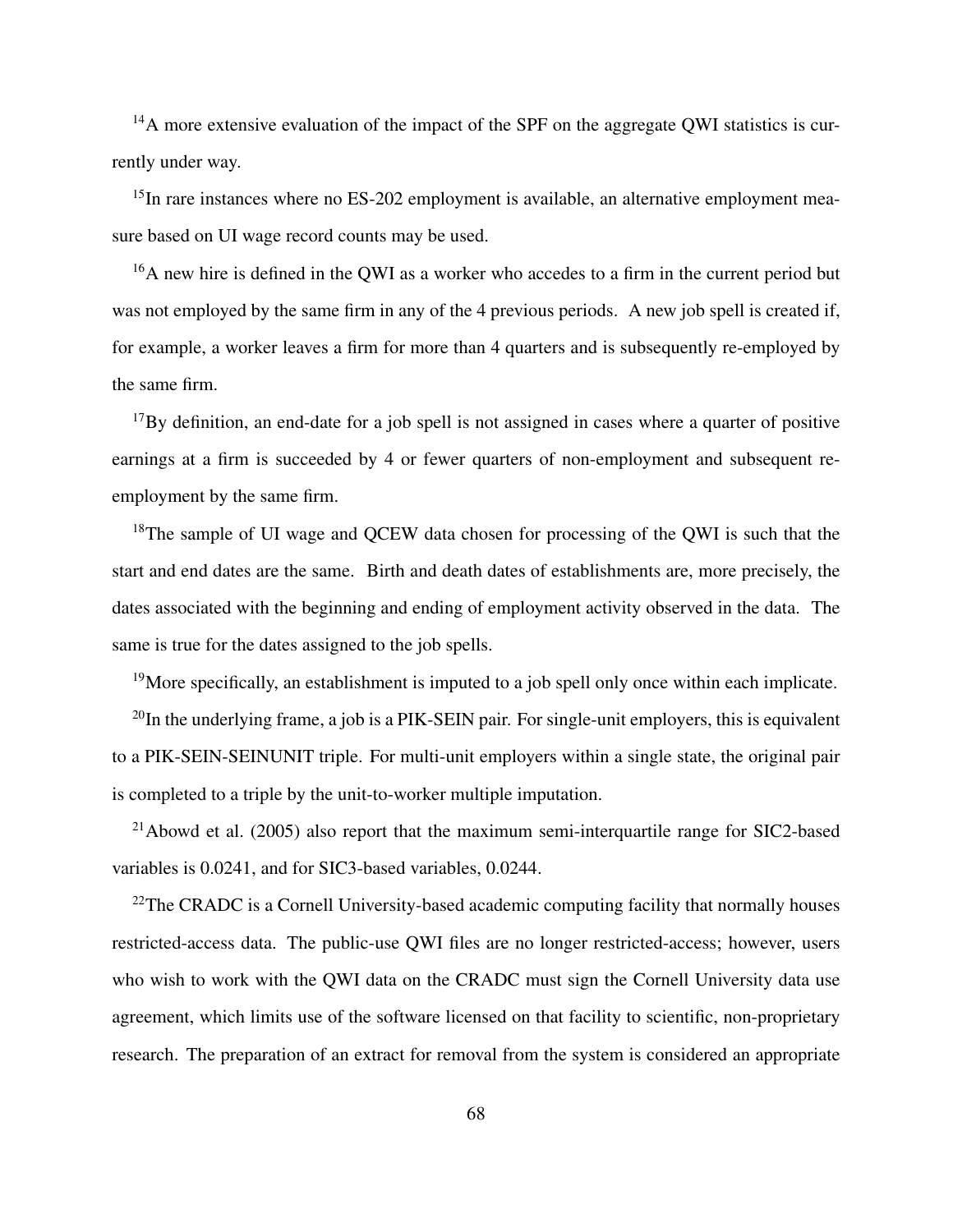[14]A more extensive evaluation of the impact of the SPF on the aggregate QWI statistics is currently under way.

[15]In rare instances where no ES-202 employment is available, an alternative employment measure based on UI wage record counts may be used.

[16]A new hire is defined in the QWI as a worker who accedes to a firm in the current period but was not employed by the same firm in any of the 4 previous periods. A new job spell is created if, for example, a worker leaves a firm for more than 4 quarters and is subsequently re-employed by the same firm.

[17]By definition, an end-date for a job spell is not assigned in cases where a quarter of positive earnings at a firm is succeeded by 4 or fewer quarters of non-employment and subsequent re-employment by the same firm.

[18]The sample of UI wage and QCEW data chosen for processing of the QWI is such that the start and end dates are the same. Birth and death dates of establishments are, more precisely, the dates associated with the beginning and ending of employment activity observed in the data. The same is true for the dates assigned to the job spells.

[19]More specifically, an establishment is imputed to a job spell only once within each implicate.

[20]In the underlying frame, a job is a PIK-SEIN pair. For single-unit employers, this is equivalent to a PIK-SEIN-SEINUNIT triple. For multi-unit employers within a single state, the original pair is completed to a triple by the unit-to-worker multiple imputation.

[21]Abowd et al. (2005) also report that the maximum semi-interquartile range for SIC2-based variables is 0.0241, and for SIC3-based variables, 0.0244.

[22]The CRADC is a Cornell University-based academic computing facility that normally houses restricted-access data. The public-use QWI files are no longer restricted-access; however, users who wish to work with the QWI data on the CRADC must sign the Cornell University data use agreement, which limits use of the software licensed on that facility to scientific, non-proprietary research. The preparation of an extract for removal from the system is considered an appropriate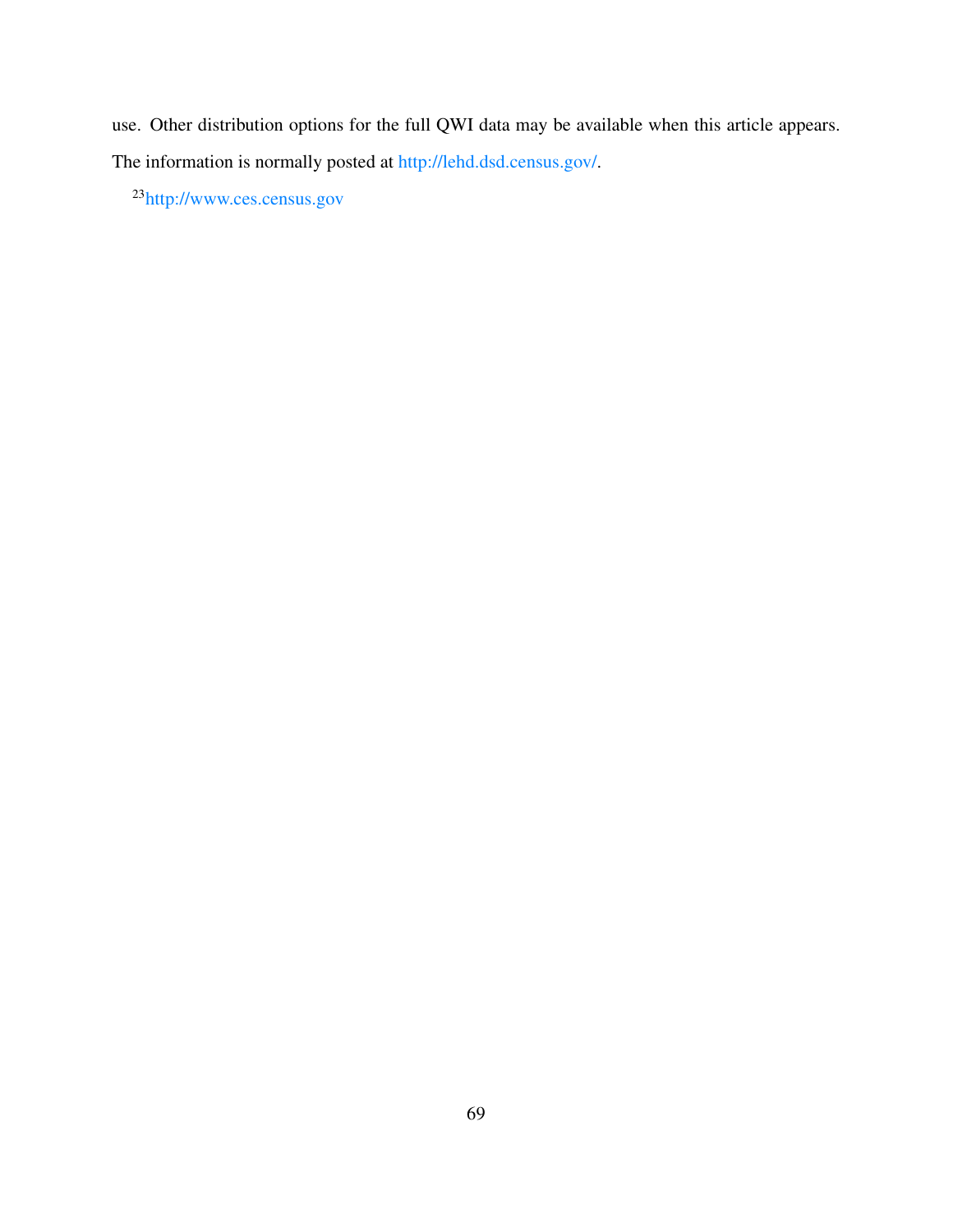use. Other distribution options for the full QWI data may be available when this article appears. The information is normally posted at http://lehd.dsd.census.gov/.

[23]http://www.ces.census.gov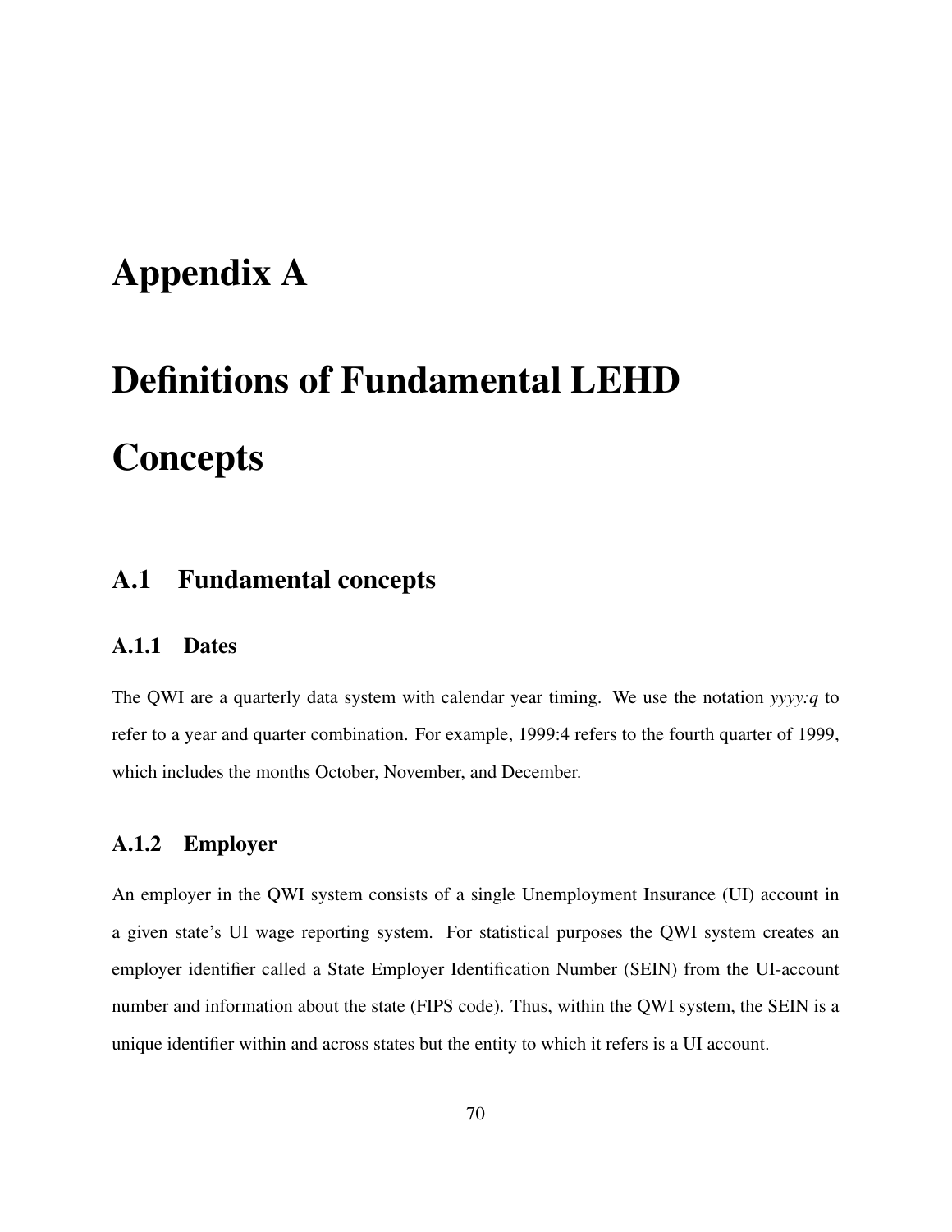# Appendix A

# Definitions of Fundamental LEHD Concepts

## A.1 Fundamental concepts

### A.1.1 Dates

The QWI are a quarterly data system with calendar year timing. We use the notation *yyyy:q* to refer to a year and quarter combination. For example, 1999:4 refers to the fourth quarter of 1999, which includes the months October, November, and December.

### A.1.2 Employer

An employer in the QWI system consists of a single Unemployment Insurance (UI) account in a given state's UI wage reporting system. For statistical purposes the QWI system creates an employer identifier called a State Employer Identification Number (SEIN) from the UI-account number and information about the state (FIPS code). Thus, within the QWI system, the SEIN is a unique identifier within and across states but the entity to which it refers is a UI account.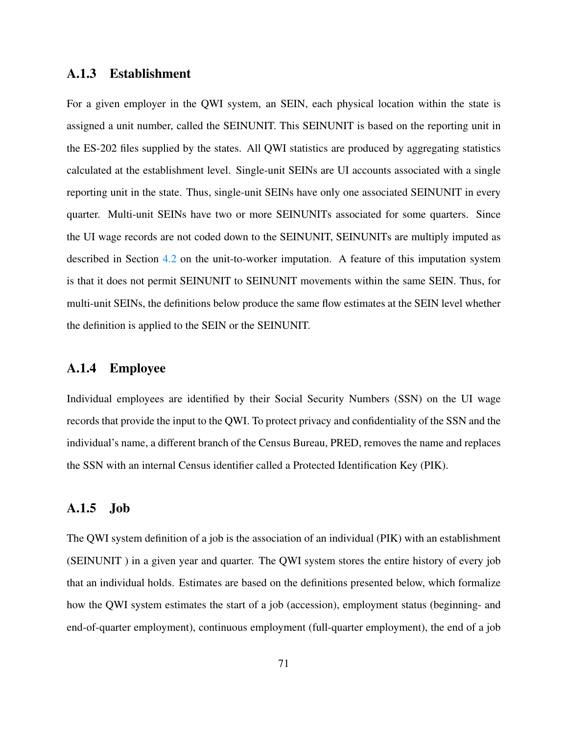### A.1.3 Establishment

For a given employer in the QWI system, an SEIN, each physical location within the state is assigned a unit number, called the SEINUNIT. This SEINUNIT is based on the reporting unit in the ES-202 files supplied by the states. All QWI statistics are produced by aggregating statistics calculated at the establishment level. Single-unit SEINs are UI accounts associated with a single reporting unit in the state. Thus, single-unit SEINs have only one associated SEINUNIT in every quarter. Multi-unit SEINs have two or more SEINUNITs associated for some quarters. Since the UI wage records are not coded down to the SEINUNIT, SEINUNITs are multiply imputed as described in Section 4.2 on the unit-to-worker imputation. A feature of this imputation system is that it does not permit SEINUNIT to SEINUNIT movements within the same SEIN. Thus, for multi-unit SEINs, the definitions below produce the same flow estimates at the SEIN level whether the definition is applied to the SEIN or the SEINUNIT.

### A.1.4 Employee

Individual employees are identified by their Social Security Numbers (SSN) on the UI wage records that provide the input to the QWI. To protect privacy and confidentiality of the SSN and the individual's name, a different branch of the Census Bureau, PRED, removes the name and replaces the SSN with an internal Census identifier called a Protected Identification Key (PIK).

### A.1.5 Job

The QWI system definition of a job is the association of an individual (PIK) with an establishment (SEINUNIT ) in a given year and quarter. The QWI system stores the entire history of every job that an individual holds. Estimates are based on the definitions presented below, which formalize how the QWI system estimates the start of a job (accession), employment status (beginning- and end-of-quarter employment), continuous employment (full-quarter employment), the end of a job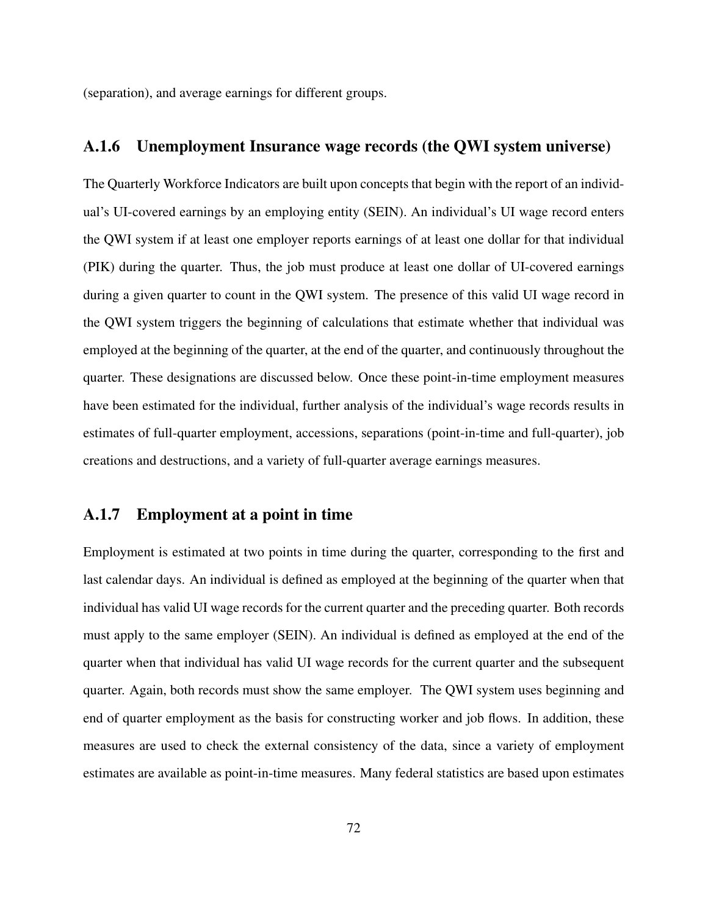(separation), and average earnings for different groups.

### A.1.6 Unemployment Insurance wage records (the QWI system universe)

The Quarterly Workforce Indicators are built upon concepts that begin with the report of an individual's UI-covered earnings by an employing entity (SEIN). An individual's UI wage record enters the QWI system if at least one employer reports earnings of at least one dollar for that individual (PIK) during the quarter. Thus, the job must produce at least one dollar of UI-covered earnings during a given quarter to count in the QWI system. The presence of this valid UI wage record in the QWI system triggers the beginning of calculations that estimate whether that individual was employed at the beginning of the quarter, at the end of the quarter, and continuously throughout the quarter. These designations are discussed below. Once these point-in-time employment measures have been estimated for the individual, further analysis of the individual's wage records results in estimates of full-quarter employment, accessions, separations (point-in-time and full-quarter), job creations and destructions, and a variety of full-quarter average earnings measures.

### A.1.7 Employment at a point in time

Employment is estimated at two points in time during the quarter, corresponding to the first and last calendar days. An individual is defined as employed at the beginning of the quarter when that individual has valid UI wage records for the current quarter and the preceding quarter. Both records must apply to the same employer (SEIN). An individual is defined as employed at the end of the quarter when that individual has valid UI wage records for the current quarter and the subsequent quarter. Again, both records must show the same employer. The QWI system uses beginning and end of quarter employment as the basis for constructing worker and job flows. In addition, these measures are used to check the external consistency of the data, since a variety of employment estimates are available as point-in-time measures. Many federal statistics are based upon estimates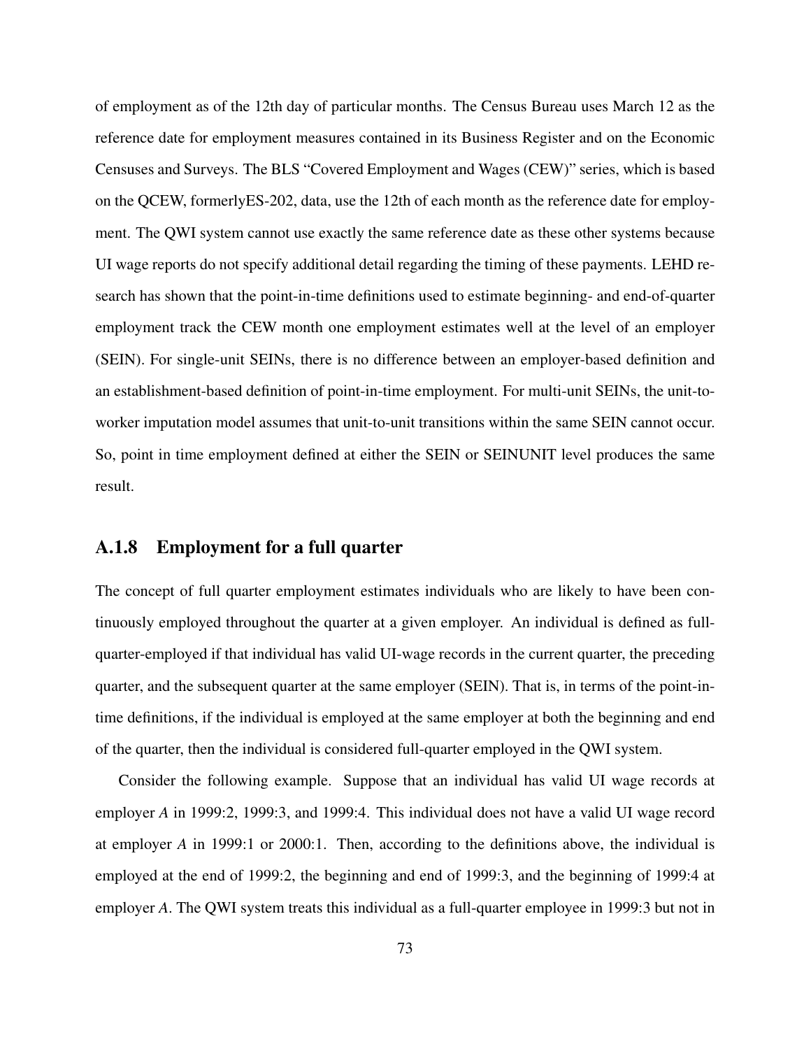of employment as of the 12th day of particular months. The Census Bureau uses March 12 as the reference date for employment measures contained in its Business Register and on the Economic Censuses and Surveys. The BLS "Covered Employment and Wages (CEW)" series, which is based on the QCEW, formerlyES-202, data, use the 12th of each month as the reference date for employment. The QWI system cannot use exactly the same reference date as these other systems because UI wage reports do not specify additional detail regarding the timing of these payments. LEHD research has shown that the point-in-time definitions used to estimate beginning- and end-of-quarter employment track the CEW month one employment estimates well at the level of an employer (SEIN). For single-unit SEINs, there is no difference between an employer-based definition and an establishment-based definition of point-in-time employment. For multi-unit SEINs, the unit-to-worker imputation model assumes that unit-to-unit transitions within the same SEIN cannot occur. So, point in time employment defined at either the SEIN or SEINUNIT level produces the same result.

### A.1.8 Employment for a full quarter

The concept of full quarter employment estimates individuals who are likely to have been continuously employed throughout the quarter at a given employer. An individual is defined as full-quarter-employed if that individual has valid UI-wage records in the current quarter, the preceding quarter, and the subsequent quarter at the same employer (SEIN). That is, in terms of the point-in-time definitions, if the individual is employed at the same employer at both the beginning and end of the quarter, then the individual is considered full-quarter employed in the QWI system.

Consider the following example. Suppose that an individual has valid UI wage records at employer *A* in 1999:2, 1999:3, and 1999:4. This individual does not have a valid UI wage record at employer *A* in 1999:1 or 2000:1. Then, according to the definitions above, the individual is employed at the end of 1999:2, the beginning and end of 1999:3, and the beginning of 1999:4 at employer *A*. The QWI system treats this individual as a full-quarter employee in 1999:3 but not in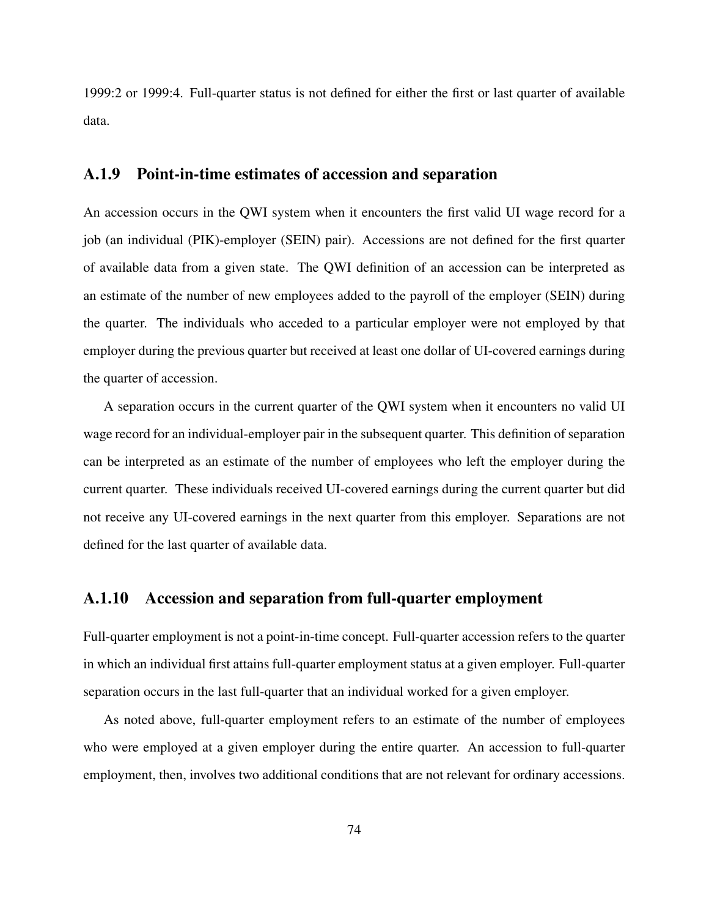1999:2 or 1999:4. Full-quarter status is not defined for either the first or last quarter of available data.

### A.1.9 Point-in-time estimates of accession and separation

An accession occurs in the QWI system when it encounters the first valid UI wage record for a job (an individual (PIK)-employer (SEIN) pair). Accessions are not defined for the first quarter of available data from a given state. The QWI definition of an accession can be interpreted as an estimate of the number of new employees added to the payroll of the employer (SEIN) during the quarter. The individuals who acceded to a particular employer were not employed by that employer during the previous quarter but received at least one dollar of UI-covered earnings during the quarter of accession.

A separation occurs in the current quarter of the QWI system when it encounters no valid UI wage record for an individual-employer pair in the subsequent quarter. This definition of separation can be interpreted as an estimate of the number of employees who left the employer during the current quarter. These individuals received UI-covered earnings during the current quarter but did not receive any UI-covered earnings in the next quarter from this employer. Separations are not defined for the last quarter of available data.

### A.1.10 Accession and separation from full-quarter employment

Full-quarter employment is not a point-in-time concept. Full-quarter accession refers to the quarter in which an individual first attains full-quarter employment status at a given employer. Full-quarter separation occurs in the last full-quarter that an individual worked for a given employer.

As noted above, full-quarter employment refers to an estimate of the number of employees who were employed at a given employer during the entire quarter. An accession to full-quarter employment, then, involves two additional conditions that are not relevant for ordinary accessions.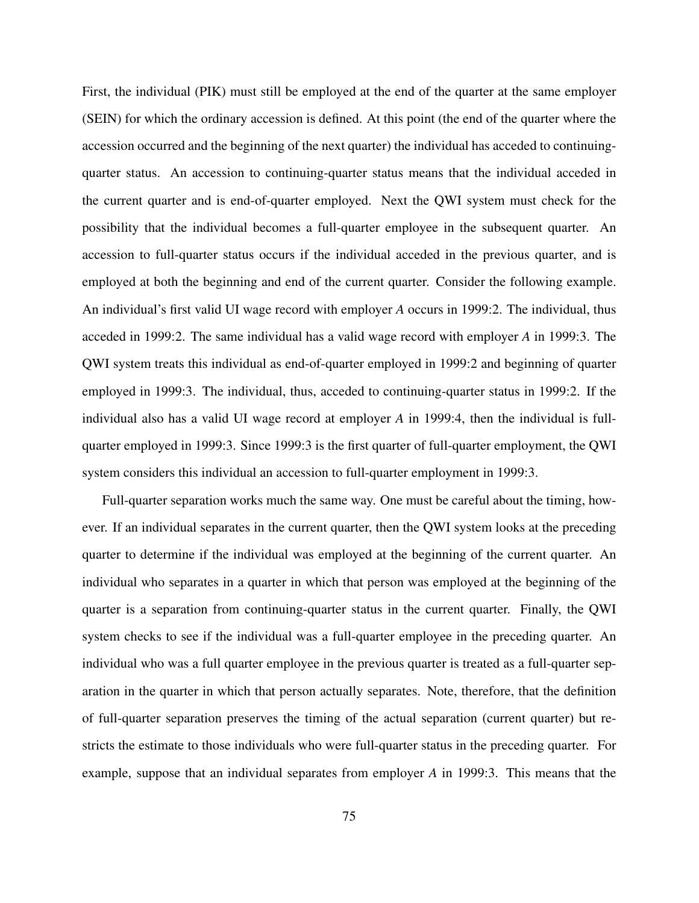First, the individual (PIK) must still be employed at the end of the quarter at the same employer (SEIN) for which the ordinary accession is defined. At this point (the end of the quarter where the accession occurred and the beginning of the next quarter) the individual has acceded to continuing-quarter status. An accession to continuing-quarter status means that the individual acceded in the current quarter and is end-of-quarter employed. Next the QWI system must check for the possibility that the individual becomes a full-quarter employee in the subsequent quarter. An accession to full-quarter status occurs if the individual acceded in the previous quarter, and is employed at both the beginning and end of the current quarter. Consider the following example. An individual's first valid UI wage record with employer *A* occurs in 1999:2. The individual, thus acceded in 1999:2. The same individual has a valid wage record with employer *A* in 1999:3. The QWI system treats this individual as end-of-quarter employed in 1999:2 and beginning of quarter employed in 1999:3. The individual, thus, acceded to continuing-quarter status in 1999:2. If the individual also has a valid UI wage record at employer *A* in 1999:4, then the individual is full-quarter employed in 1999:3. Since 1999:3 is the first quarter of full-quarter employment, the QWI system considers this individual an accession to full-quarter employment in 1999:3.

Full-quarter separation works much the same way. One must be careful about the timing, however. If an individual separates in the current quarter, then the QWI system looks at the preceding quarter to determine if the individual was employed at the beginning of the current quarter. An individual who separates in a quarter in which that person was employed at the beginning of the quarter is a separation from continuing-quarter status in the current quarter. Finally, the QWI system checks to see if the individual was a full-quarter employee in the preceding quarter. An individual who was a full quarter employee in the previous quarter is treated as a full-quarter separation in the quarter in which that person actually separates. Note, therefore, that the definition of full-quarter separation preserves the timing of the actual separation (current quarter) but restricts the estimate to those individuals who were full-quarter status in the preceding quarter. For example, suppose that an individual separates from employer *A* in 1999:3. This means that the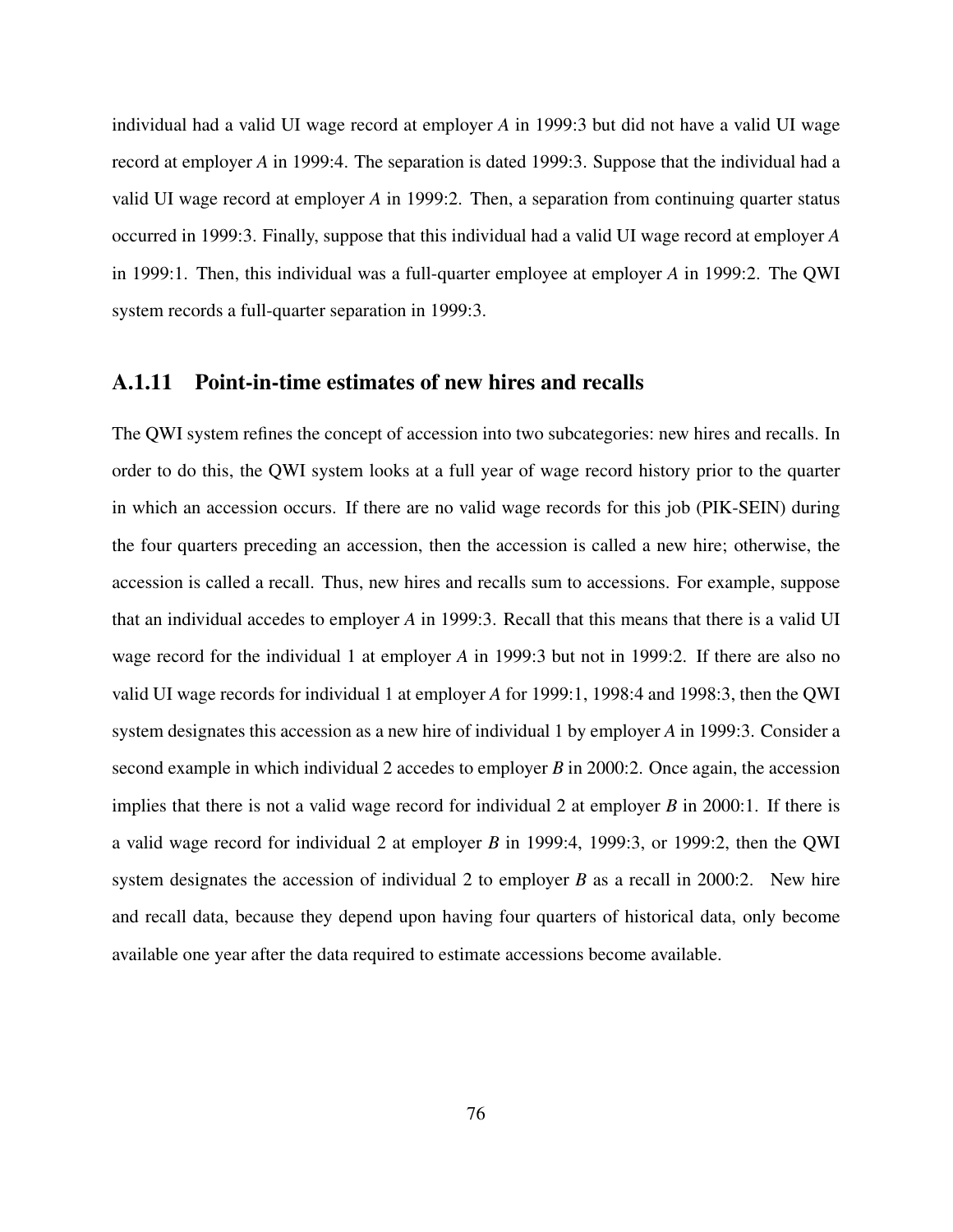individual had a valid UI wage record at employer *A* in 1999:3 but did not have a valid UI wage record at employer *A* in 1999:4. The separation is dated 1999:3. Suppose that the individual had a valid UI wage record at employer *A* in 1999:2. Then, a separation from continuing quarter status occurred in 1999:3. Finally, suppose that this individual had a valid UI wage record at employer *A* in 1999:1. Then, this individual was a full-quarter employee at employer *A* in 1999:2. The QWI system records a full-quarter separation in 1999:3.

### A.1.11 Point-in-time estimates of new hires and recalls

The QWI system refines the concept of accession into two subcategories: new hires and recalls. In order to do this, the QWI system looks at a full year of wage record history prior to the quarter in which an accession occurs. If there are no valid wage records for this job (PIK-SEIN) during the four quarters preceding an accession, then the accession is called a new hire; otherwise, the accession is called a recall. Thus, new hires and recalls sum to accessions. For example, suppose that an individual accedes to employer *A* in 1999:3. Recall that this means that there is a valid UI wage record for the individual 1 at employer *A* in 1999:3 but not in 1999:2. If there are also no valid UI wage records for individual 1 at employer *A* for 1999:1, 1998:4 and 1998:3, then the QWI system designates this accession as a new hire of individual 1 by employer *A* in 1999:3. Consider a second example in which individual 2 accedes to employer *B* in 2000:2. Once again, the accession implies that there is not a valid wage record for individual 2 at employer *B* in 2000:1. If there is a valid wage record for individual 2 at employer *B* in 1999:4, 1999:3, or 1999:2, then the QWI system designates the accession of individual 2 to employer *B* as a recall in 2000:2. New hire and recall data, because they depend upon having four quarters of historical data, only become available one year after the data required to estimate accessions become available.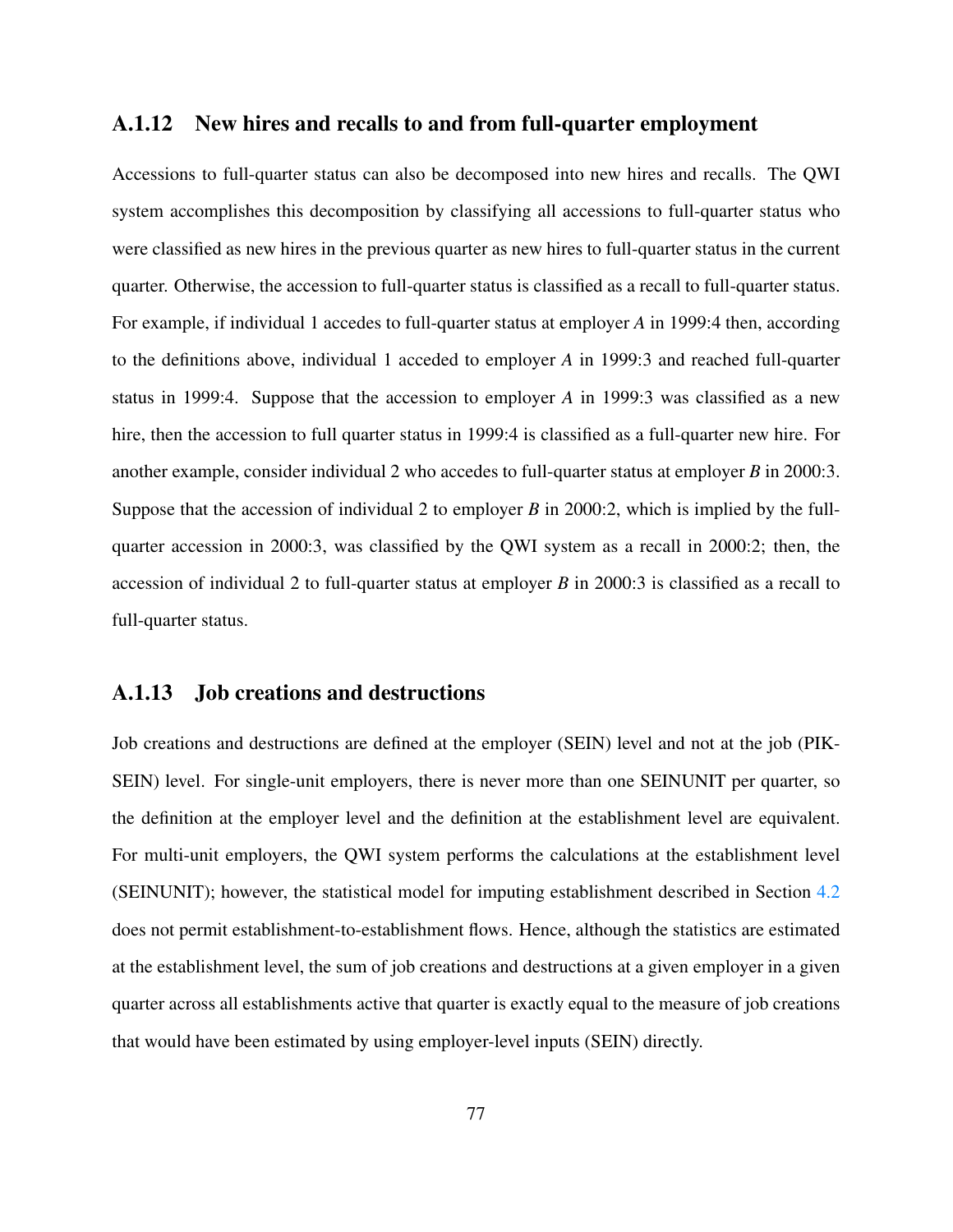### A.1.12 New hires and recalls to and from full-quarter employment

Accessions to full-quarter status can also be decomposed into new hires and recalls. The QWI system accomplishes this decomposition by classifying all accessions to full-quarter status who were classified as new hires in the previous quarter as new hires to full-quarter status in the current quarter. Otherwise, the accession to full-quarter status is classified as a recall to full-quarter status. For example, if individual 1 accedes to full-quarter status at employer *A* in 1999:4 then, according to the definitions above, individual 1 acceded to employer *A* in 1999:3 and reached full-quarter status in 1999:4. Suppose that the accession to employer *A* in 1999:3 was classified as a new hire, then the accession to full quarter status in 1999:4 is classified as a full-quarter new hire. For another example, consider individual 2 who accedes to full-quarter status at employer *B* in 2000:3. Suppose that the accession of individual 2 to employer *B* in 2000:2, which is implied by the full-quarter accession in 2000:3, was classified by the QWI system as a recall in 2000:2; then, the accession of individual 2 to full-quarter status at employer *B* in 2000:3 is classified as a recall to full-quarter status.

### A.1.13 Job creations and destructions

Job creations and destructions are defined at the employer (SEIN) level and not at the job (PIK-SEIN) level. For single-unit employers, there is never more than one SEINUNIT per quarter, so the definition at the employer level and the definition at the establishment level are equivalent. For multi-unit employers, the QWI system performs the calculations at the establishment level (SEINUNIT); however, the statistical model for imputing establishment described in Section 4.2 does not permit establishment-to-establishment flows. Hence, although the statistics are estimated at the establishment level, the sum of job creations and destructions at a given employer in a given quarter across all establishments active that quarter is exactly equal to the measure of job creations that would have been estimated by using employer-level inputs (SEIN) directly.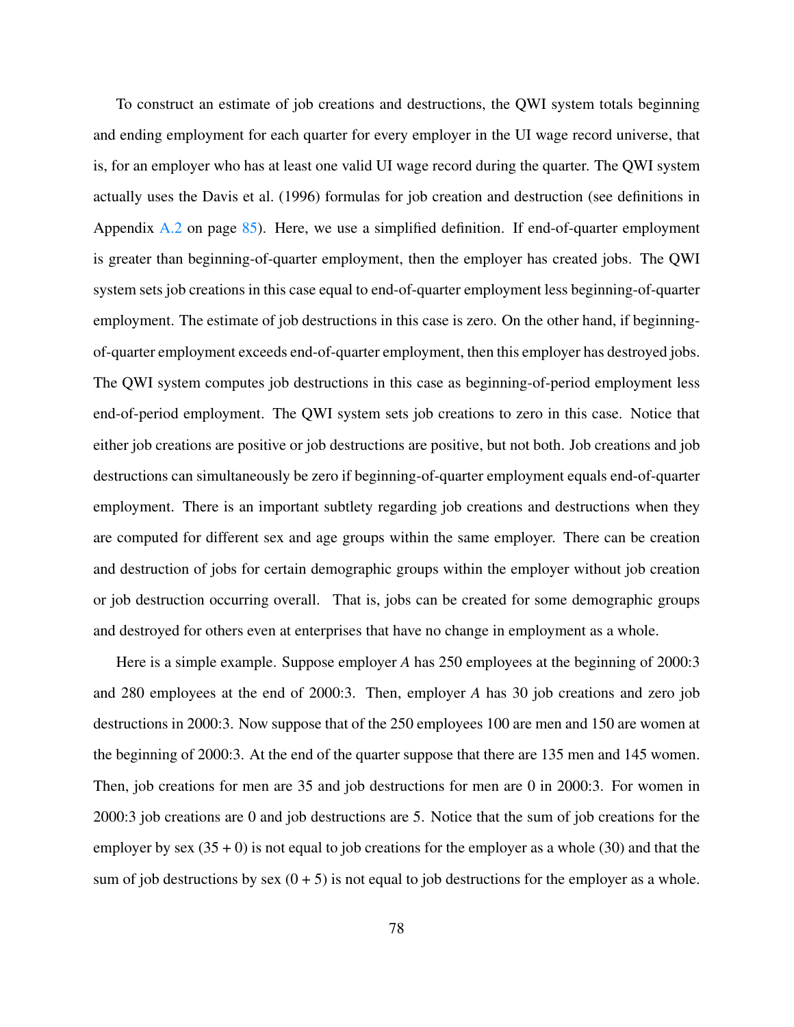To construct an estimate of job creations and destructions, the QWI system totals beginning and ending employment for each quarter for every employer in the UI wage record universe, that is, for an employer who has at least one valid UI wage record during the quarter. The QWI system actually uses the Davis et al. (1996) formulas for job creation and destruction (see definitions in Appendix A.2 on page 85). Here, we use a simplified definition. If end-of-quarter employment is greater than beginning-of-quarter employment, then the employer has created jobs. The QWI system sets job creations in this case equal to end-of-quarter employment less beginning-of-quarter employment. The estimate of job destructions in this case is zero. On the other hand, if beginning-of-quarter employment exceeds end-of-quarter employment, then this employer has destroyed jobs. The QWI system computes job destructions in this case as beginning-of-period employment less end-of-period employment. The QWI system sets job creations to zero in this case. Notice that either job creations are positive or job destructions are positive, but not both. Job creations and job destructions can simultaneously be zero if beginning-of-quarter employment equals end-of-quarter employment. There is an important subtlety regarding job creations and destructions when they are computed for different sex and age groups within the same employer. There can be creation and destruction of jobs for certain demographic groups within the employer without job creation or job destruction occurring overall. That is, jobs can be created for some demographic groups and destroyed for others even at enterprises that have no change in employment as a whole.

Here is a simple example. Suppose employer *A* has 250 employees at the beginning of 2000:3 and 280 employees at the end of 2000:3. Then, employer *A* has 30 job creations and zero job destructions in 2000:3. Now suppose that of the 250 employees 100 are men and 150 are women at the beginning of 2000:3. At the end of the quarter suppose that there are 135 men and 145 women. Then, job creations for men are 35 and job destructions for men are 0 in 2000:3. For women in 2000:3 job creations are 0 and job destructions are 5. Notice that the sum of job creations for the employer by sex (35 + 0) is not equal to job creations for the employer as a whole (30) and that the sum of job destructions by sex (0 + 5) is not equal to job destructions for the employer as a whole.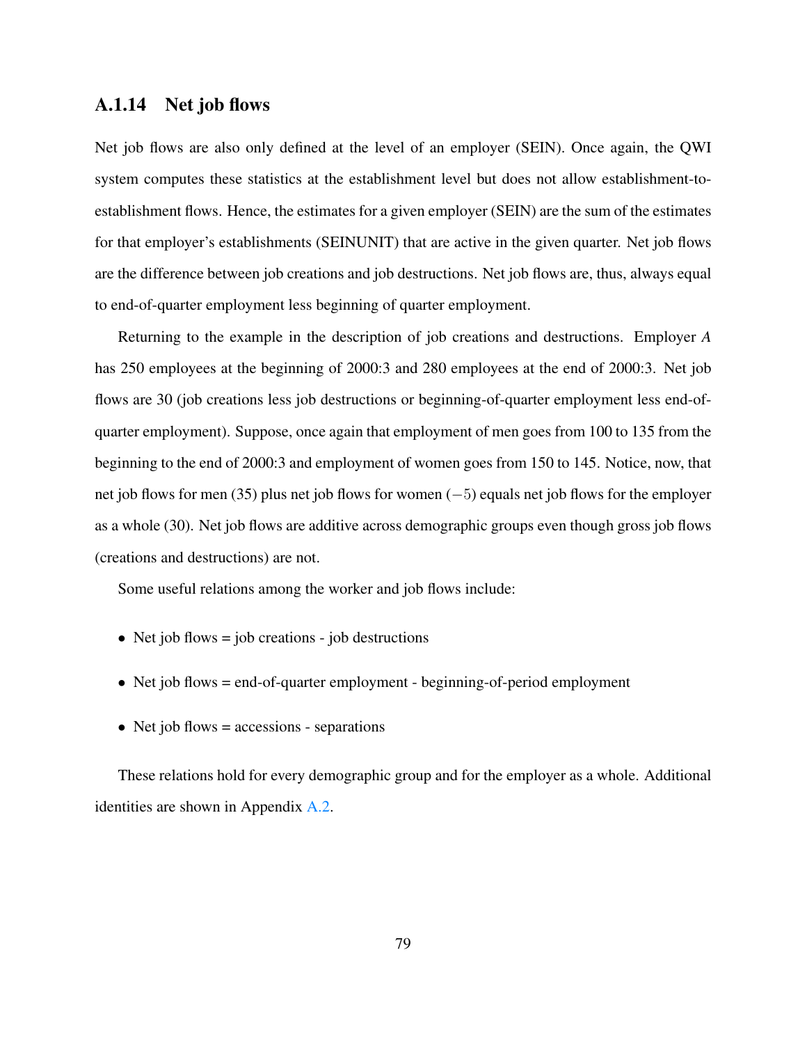### A.1.14 Net job flows

Net job flows are also only defined at the level of an employer (SEIN). Once again, the QWI system computes these statistics at the establishment level but does not allow establishment-to-establishment flows. Hence, the estimates for a given employer (SEIN) are the sum of the estimates for that employer's establishments (SEINUNIT) that are active in the given quarter. Net job flows are the difference between job creations and job destructions. Net job flows are, thus, always equal to end-of-quarter employment less beginning of quarter employment.

Returning to the example in the description of job creations and destructions. Employer *A* has 250 employees at the beginning of 2000:3 and 280 employees at the end of 2000:3. Net job flows are 30 (job creations less job destructions or beginning-of-quarter employment less end-of-quarter employment). Suppose, once again that employment of men goes from 100 to 135 from the beginning to the end of 2000:3 and employment of women goes from 150 to 145. Notice, now, that net job flows for men (35) plus net job flows for women ($-5$) equals net job flows for the employer as a whole (30). Net job flows are additive across demographic groups even though gross job flows (creations and destructions) are not.

Some useful relations among the worker and job flows include:

- Net job flows = job creations - job destructions
- Net job flows = end-of-quarter employment - beginning-of-period employment
- Net job flows = accessions - separations

These relations hold for every demographic group and for the employer as a whole. Additional identities are shown in Appendix A.2.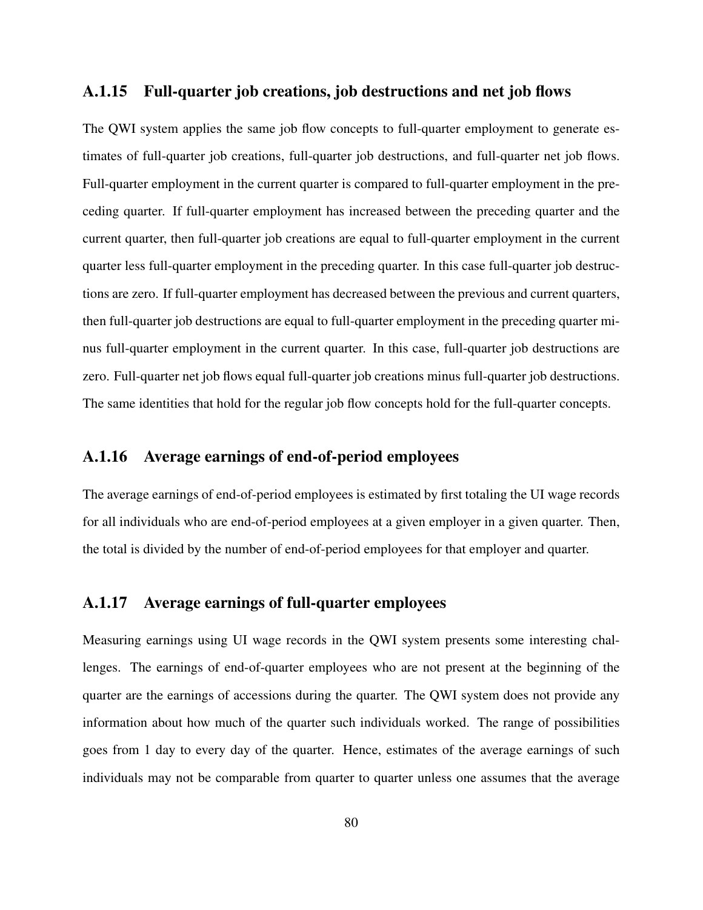### A.1.15 Full-quarter job creations, job destructions and net job flows

The QWI system applies the same job flow concepts to full-quarter employment to generate estimates of full-quarter job creations, full-quarter job destructions, and full-quarter net job flows. Full-quarter employment in the current quarter is compared to full-quarter employment in the preceding quarter. If full-quarter employment has increased between the preceding quarter and the current quarter, then full-quarter job creations are equal to full-quarter employment in the current quarter less full-quarter employment in the preceding quarter. In this case full-quarter job destructions are zero. If full-quarter employment has decreased between the previous and current quarters, then full-quarter job destructions are equal to full-quarter employment in the preceding quarter minus full-quarter employment in the current quarter. In this case, full-quarter job destructions are zero. Full-quarter net job flows equal full-quarter job creations minus full-quarter job destructions. The same identities that hold for the regular job flow concepts hold for the full-quarter concepts.

### A.1.16 Average earnings of end-of-period employees

The average earnings of end-of-period employees is estimated by first totaling the UI wage records for all individuals who are end-of-period employees at a given employer in a given quarter. Then, the total is divided by the number of end-of-period employees for that employer and quarter.

### A.1.17 Average earnings of full-quarter employees

Measuring earnings using UI wage records in the QWI system presents some interesting challenges. The earnings of end-of-quarter employees who are not present at the beginning of the quarter are the earnings of accessions during the quarter. The QWI system does not provide any information about how much of the quarter such individuals worked. The range of possibilities goes from 1 day to every day of the quarter. Hence, estimates of the average earnings of such individuals may not be comparable from quarter to quarter unless one assumes that the average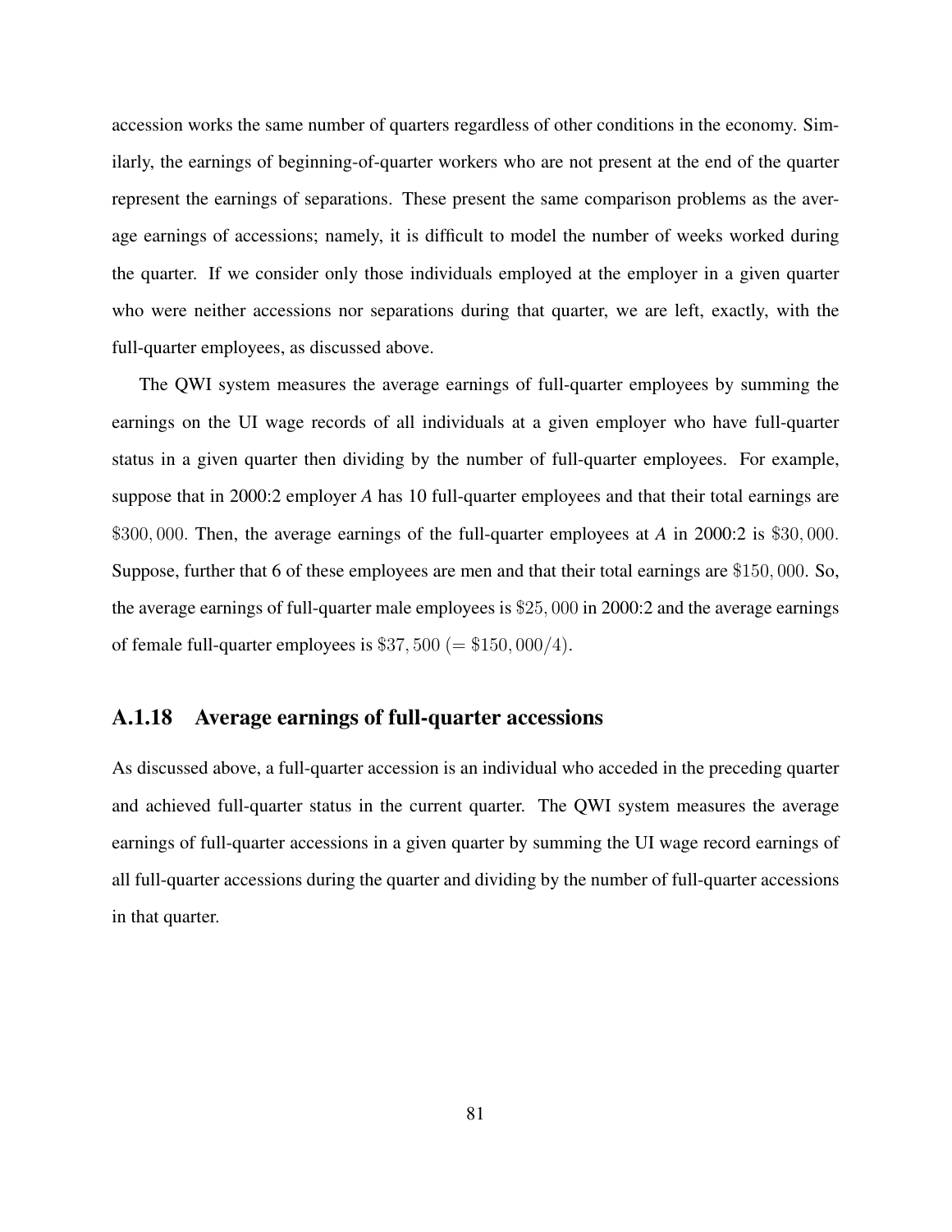accession works the same number of quarters regardless of other conditions in the economy. Similarly, the earnings of beginning-of-quarter workers who are not present at the end of the quarter represent the earnings of separations. These present the same comparison problems as the average earnings of accessions; namely, it is difficult to model the number of weeks worked during the quarter. If we consider only those individuals employed at the employer in a given quarter who were neither accessions nor separations during that quarter, we are left, exactly, with the full-quarter employees, as discussed above.

The QWI system measures the average earnings of full-quarter employees by summing the earnings on the UI wage records of all individuals at a given employer who have full-quarter status in a given quarter then dividing by the number of full-quarter employees. For example, suppose that in 2000:2 employer *A* has 10 full-quarter employees and that their total earnings are $\$300,000$. Then, the average earnings of the full-quarter employees at *A* in 2000:2 is $\$30,000$. Suppose, further that 6 of these employees are men and that their total earnings are $\$150,000$. So, the average earnings of full-quarter male employees is $\$25,000$ in 2000:2 and the average earnings of female full-quarter employees is $\$37,500$ $(= \$150,000/4)$.

### A.1.18 Average earnings of full-quarter accessions

As discussed above, a full-quarter accession is an individual who acceded in the preceding quarter and achieved full-quarter status in the current quarter. The QWI system measures the average earnings of full-quarter accessions in a given quarter by summing the UI wage record earnings of all full-quarter accessions during the quarter and dividing by the number of full-quarter accessions in that quarter.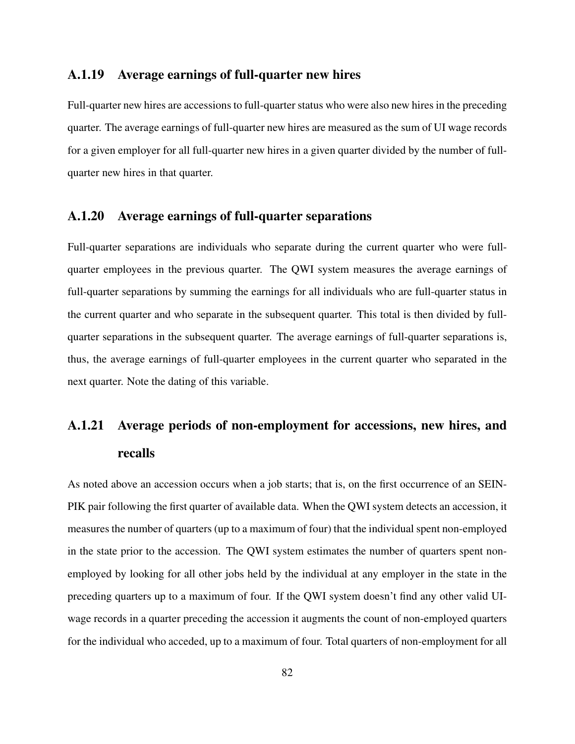### A.1.19 Average earnings of full-quarter new hires

Full-quarter new hires are accessions to full-quarter status who were also new hires in the preceding quarter. The average earnings of full-quarter new hires are measured as the sum of UI wage records for a given employer for all full-quarter new hires in a given quarter divided by the number of full-quarter new hires in that quarter.

### A.1.20 Average earnings of full-quarter separations

Full-quarter separations are individuals who separate during the current quarter who were full-quarter employees in the previous quarter. The QWI system measures the average earnings of full-quarter separations by summing the earnings for all individuals who are full-quarter status in the current quarter and who separate in the subsequent quarter. This total is then divided by full-quarter separations in the subsequent quarter. The average earnings of full-quarter separations is, thus, the average earnings of full-quarter employees in the current quarter who separated in the next quarter. Note the dating of this variable.

### A.1.21 Average periods of non-employment for accessions, new hires, and recalls

As noted above an accession occurs when a job starts; that is, on the first occurrence of an SEIN-PIK pair following the first quarter of available data. When the QWI system detects an accession, it measures the number of quarters (up to a maximum of four) that the individual spent non-employed in the state prior to the accession. The QWI system estimates the number of quarters spent non-employed by looking for all other jobs held by the individual at any employer in the state in the preceding quarters up to a maximum of four. If the QWI system doesn't find any other valid UI-wage records in a quarter preceding the accession it augments the count of non-employed quarters for the individual who acceded, up to a maximum of four. Total quarters of non-employment for all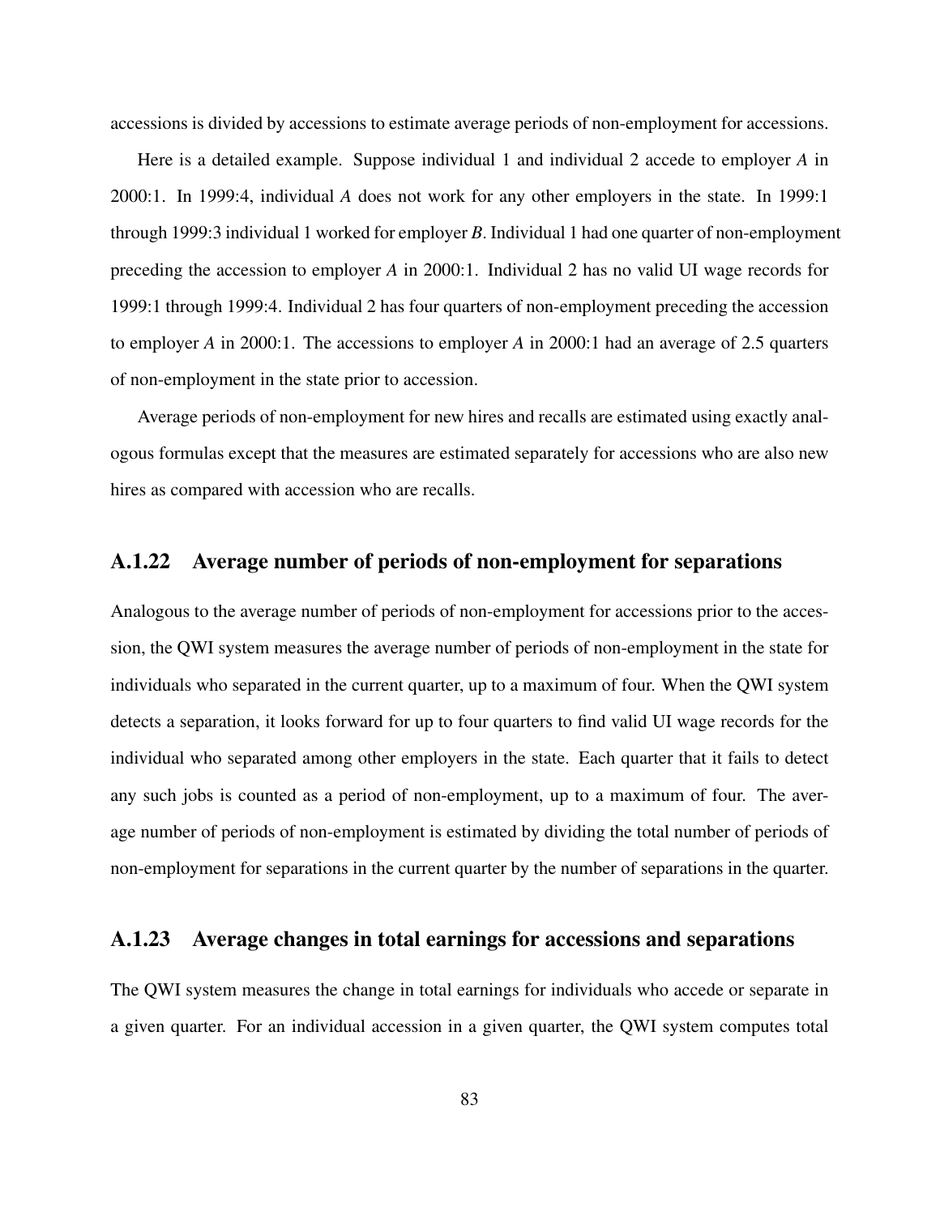accessions is divided by accessions to estimate average periods of non-employment for accessions.

Here is a detailed example. Suppose individual 1 and individual 2 accede to employer *A* in 2000:1. In 1999:4, individual *A* does not work for any other employers in the state. In 1999:1 through 1999:3 individual 1 worked for employer *B*. Individual 1 had one quarter of non-employment preceding the accession to employer *A* in 2000:1. Individual 2 has no valid UI wage records for 1999:1 through 1999:4. Individual 2 has four quarters of non-employment preceding the accession to employer *A* in 2000:1. The accessions to employer *A* in 2000:1 had an average of 2.5 quarters of non-employment in the state prior to accession.

Average periods of non-employment for new hires and recalls are estimated using exactly analogous formulas except that the measures are estimated separately for accessions who are also new hires as compared with accession who are recalls.

### A.1.22 Average number of periods of non-employment for separations

Analogous to the average number of periods of non-employment for accessions prior to the accession, the QWI system measures the average number of periods of non-employment in the state for individuals who separated in the current quarter, up to a maximum of four. When the QWI system detects a separation, it looks forward for up to four quarters to find valid UI wage records for the individual who separated among other employers in the state. Each quarter that it fails to detect any such jobs is counted as a period of non-employment, up to a maximum of four. The average number of periods of non-employment is estimated by dividing the total number of periods of non-employment for separations in the current quarter by the number of separations in the quarter.

### A.1.23 Average changes in total earnings for accessions and separations

The QWI system measures the change in total earnings for individuals who accede or separate in a given quarter. For an individual accession in a given quarter, the QWI system computes total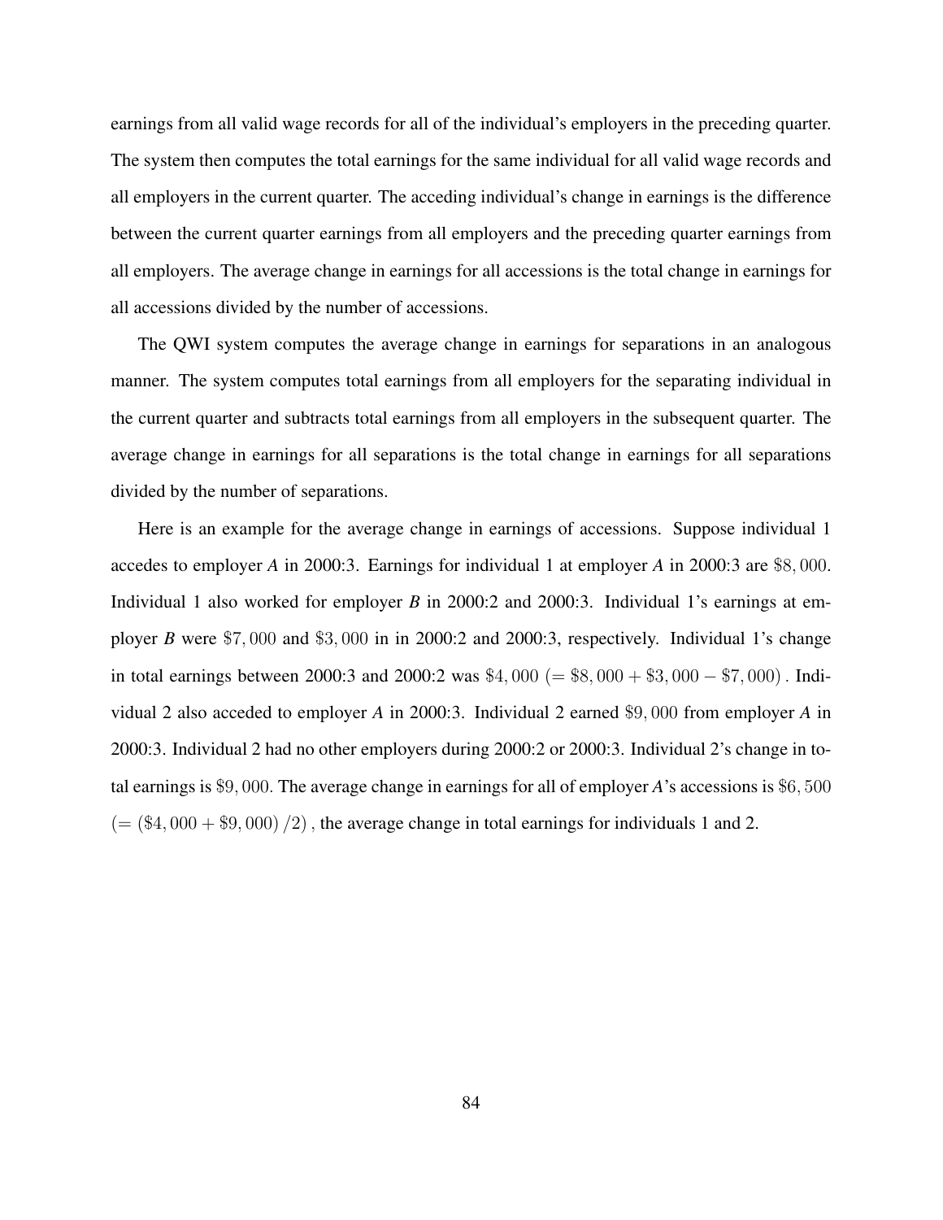earnings from all valid wage records for all of the individual's employers in the preceding quarter. The system then computes the total earnings for the same individual for all valid wage records and all employers in the current quarter. The acceding individual's change in earnings is the difference between the current quarter earnings from all employers and the preceding quarter earnings from all employers. The average change in earnings for all accessions is the total change in earnings for all accessions divided by the number of accessions.

The QWI system computes the average change in earnings for separations in an analogous manner. The system computes total earnings from all employers for the separating individual in the current quarter and subtracts total earnings from all employers in the subsequent quarter. The average change in earnings for all separations is the total change in earnings for all separations divided by the number of separations.

Here is an example for the average change in earnings of accessions. Suppose individual 1 accedes to employer *A* in 2000:3. Earnings for individual 1 at employer *A* in 2000:3 are $\$8,000$. Individual 1 also worked for employer *B* in 2000:2 and 2000:3. Individual 1's earnings at employer *B* were $\$7,000$ and $\$3,000$ in in 2000:2 and 2000:3, respectively. Individual 1's change in total earnings between 2000:3 and 2000:2 was $\$4,000$ $(= \$8,000 + \$3,000 - \$7,000)$. Individual 2 also acceded to employer *A* in 2000:3. Individual 2 earned $\$9,000$ from employer *A* in 2000:3. Individual 2 had no other employers during 2000:2 or 2000:3. Individual 2's change in total earnings is $\$9,000$. The average change in earnings for all of employer *A*'s accessions is $\$6,500$ $(= (\$4,000 + \$9,000)/2)$, the average change in total earnings for individuals 1 and 2.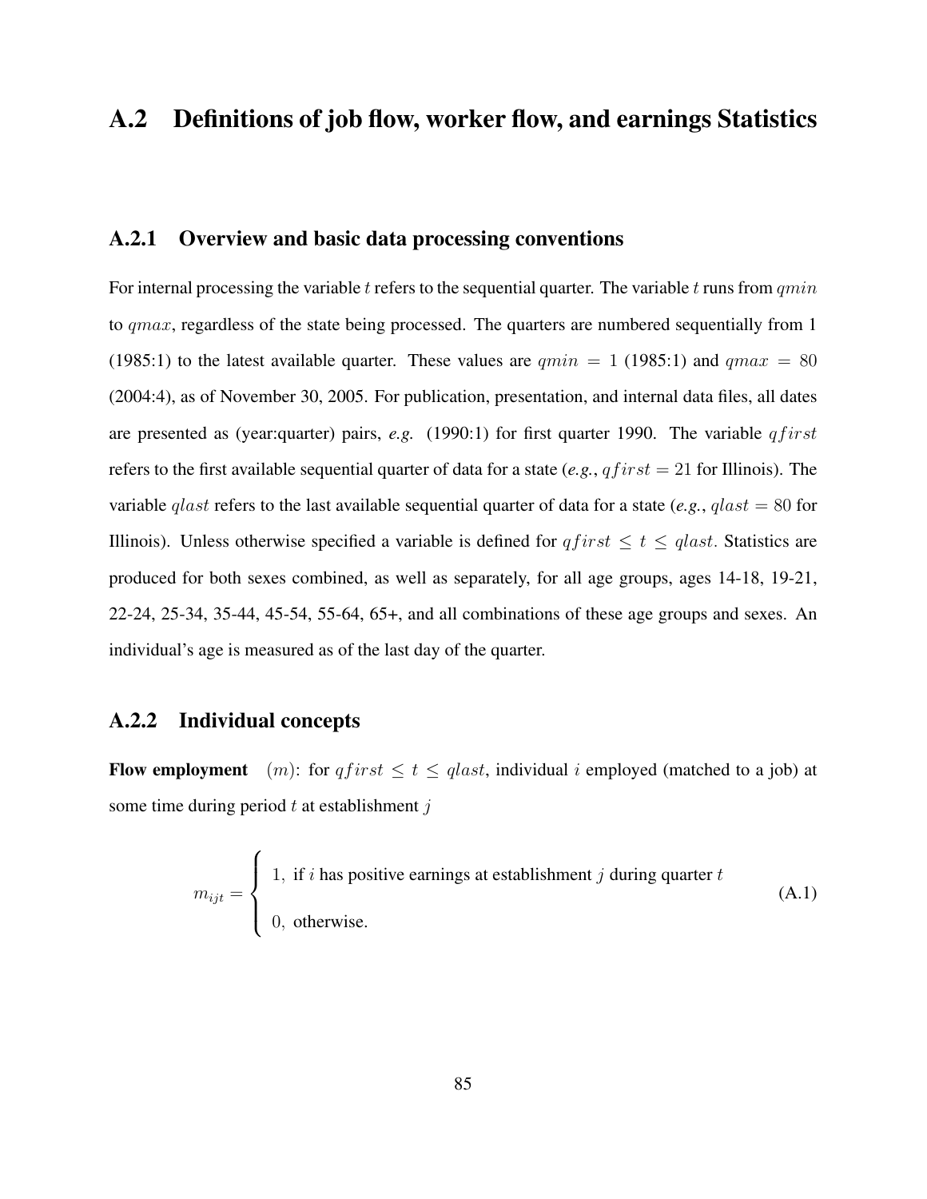## A.2 Definitions of job flow, worker flow, and earnings Statistics

### A.2.1 Overview and basic data processing conventions

For internal processing the variable $t$ refers to the sequential quarter. The variable $t$ runs from $qmin$ to $qmax$, regardless of the state being processed. The quarters are numbered sequentially from 1 (1985:1) to the latest available quarter. These values are $qmin = 1$ (1985:1) and $qmax = 80$ (2004:4), as of November 30, 2005. For publication, presentation, and internal data files, all dates are presented as (year:quarter) pairs, *e.g.* (1990:1) for first quarter 1990. The variable $qfirst$ refers to the first available sequential quarter of data for a state (*e.g.*, $qfirst = 21$ for Illinois). The variable $qlast$ refers to the last available sequential quarter of data for a state (*e.g.*, $qlast = 80$ for Illinois). Unless otherwise specified a variable is defined for $qfirst \leq t \leq qlast$. Statistics are produced for both sexes combined, as well as separately, for all age groups, ages 14-18, 19-21, 22-24, 25-34, 35-44, 45-54, 55-64, 65+, and all combinations of these age groups and sexes. An individual's age is measured as of the last day of the quarter.

### A.2.2 Individual concepts

**Flow employment** $(m)$: for $qfirst \leq t \leq qlast$, individual $i$ employed (matched to a job) at some time during period $t$ at establishment $j$

$$m_{ijt} = \begin{cases} 1, \text{ if } i \text{ has positive earnings at establishment } j \text{ during quarter } t \\ 0, \text{ otherwise.} \end{cases} \tag{A.1}$$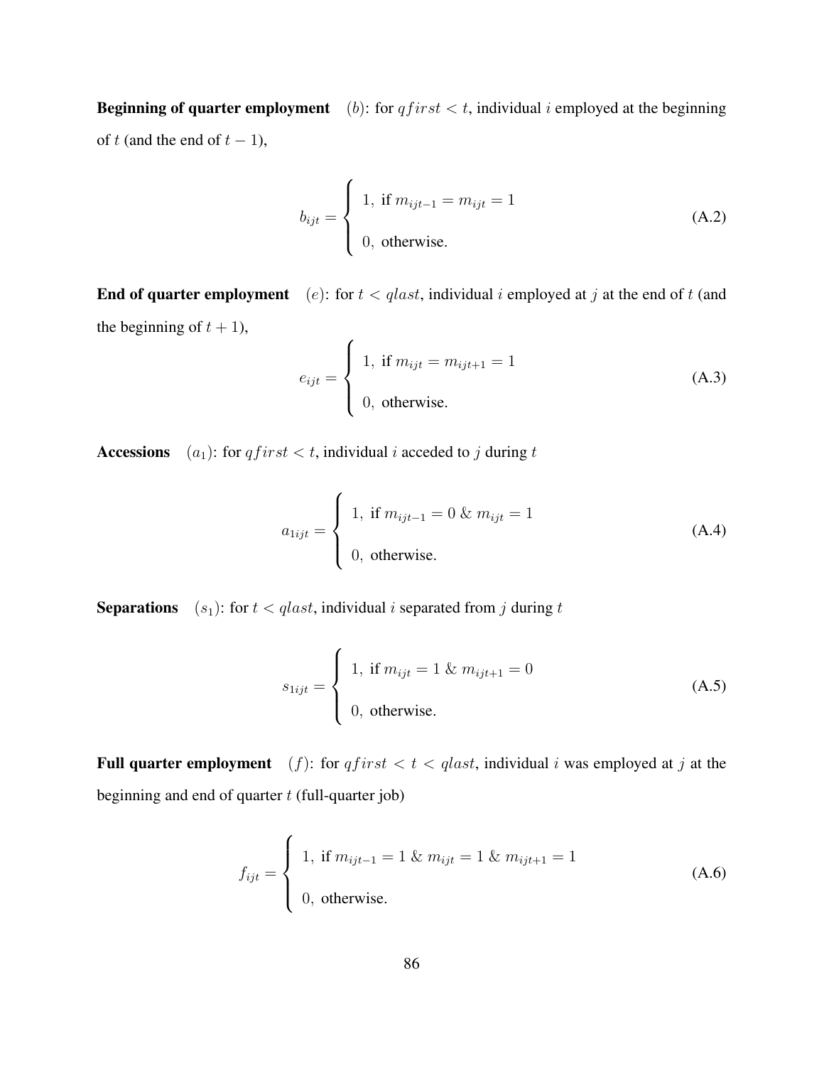**Beginning of quarter employment** $(b)$: for $qfirst < t$, individual $i$ employed at the beginning of $t$ (and the end of $t-1$),

$$b_{ijt} = \begin{cases} 1, \text{ if } m_{ijt-1} = m_{ijt} = 1 \\ 0, \text{ otherwise.} \end{cases} \tag{A.2}$$

**End of quarter employment** $(e)$: for $t < qlast$, individual $i$ employed at $j$ at the end of $t$ (and the beginning of $t+1$),

$$e_{ijt} = \begin{cases} 1, \text{ if } m_{ijt} = m_{ijt+1} = 1 \\ 0, \text{ otherwise.} \end{cases} \tag{A.3}$$

**Accessions** $(a_1)$: for $qfirst < t$, individual $i$ acceded to $j$ during $t$

$$a_{1ijt} = \begin{cases} 1, \text{ if } m_{ijt-1} = 0 \ \& \ m_{ijt} = 1 \\ 0, \text{ otherwise.} \end{cases} \tag{A.4}$$

**Separations** $(s_1)$: for $t < qlast$, individual $i$ separated from $j$ during $t$

$$s_{1ijt} = \begin{cases} 1, \text{ if } m_{ijt} = 1 \ \& \ m_{ijt+1} = 0 \\ 0, \text{ otherwise.} \end{cases} \tag{A.5}$$

**Full quarter employment** $(f)$: for $qfirst < t < qlast$, individual $i$ was employed at $j$ at the beginning and end of quarter $t$ (full-quarter job)

$$f_{ijt} = \begin{cases} 1, \text{ if } m_{ijt-1} = 1 \ \& \ m_{ijt} = 1 \ \& \ m_{ijt+1} = 1 \\ 0, \text{ otherwise.} \end{cases} \tag{A.6}$$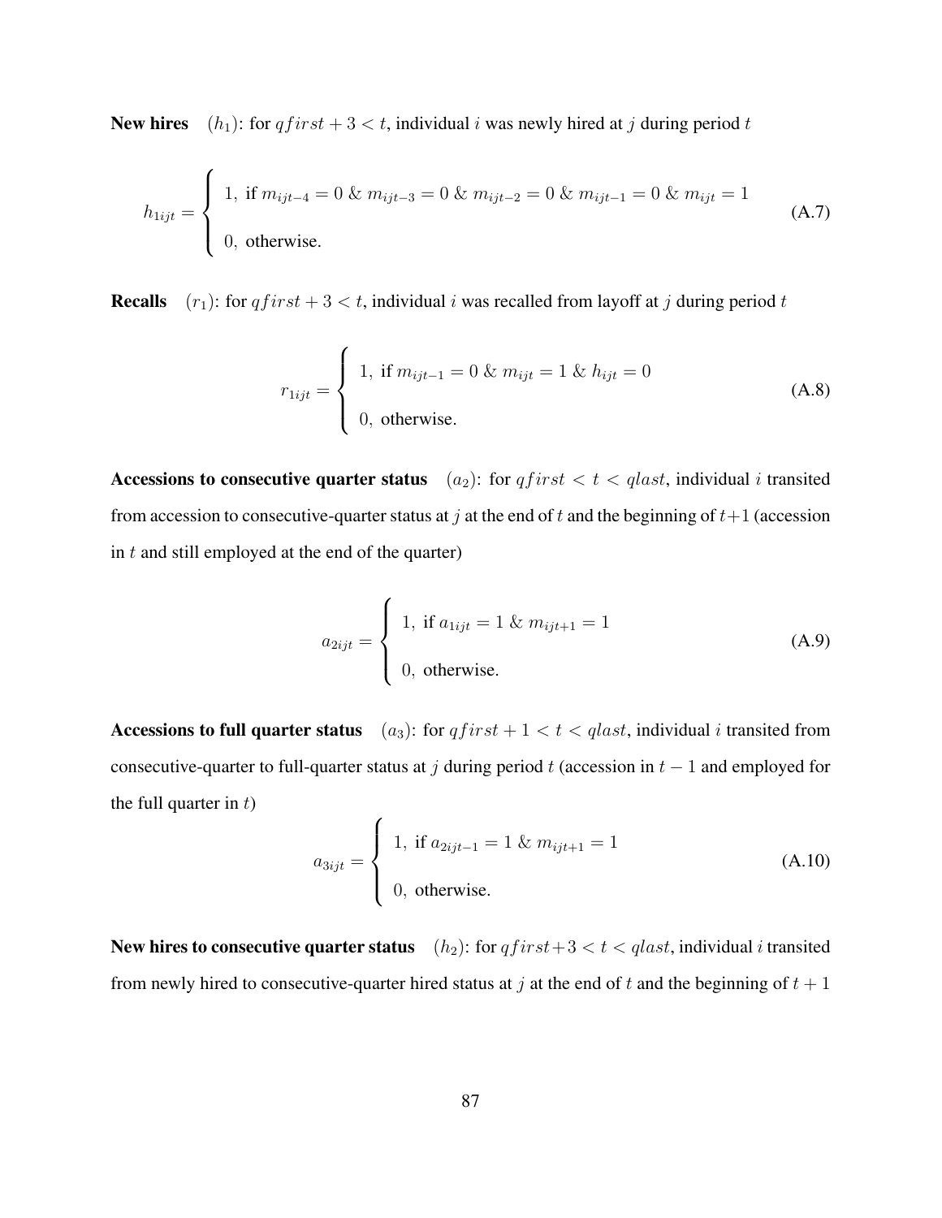**New hires** $(h_1)$: for $qfirst + 3 < t$, individual $i$ was newly hired at $j$ during period $t$

$$h_{1ijt} = \begin{cases} 1, \text{ if } m_{ijt-4} = 0 \ \& \ m_{ijt-3} = 0 \ \& \ m_{ijt-2} = 0 \ \& \ m_{ijt-1} = 0 \ \& \ m_{ijt} = 1 \\ 0, \text{ otherwise.} \end{cases} \tag{A.7}$$

**Recalls** $(r_1)$: for $qfirst + 3 < t$, individual $i$ was recalled from layoff at $j$ during period $t$

$$r_{1ijt} = \begin{cases} 1, \text{ if } m_{ijt-1} = 0 \ \& \ m_{ijt} = 1 \ \& \ h_{ijt} = 0 \\ 0, \text{ otherwise.} \end{cases} \tag{A.8}$$

**Accessions to consecutive quarter status** $(a_2)$: for $qfirst < t < qlast$, individual $i$ transited from accession to consecutive-quarter status at $j$ at the end of $t$ and the beginning of $t+1$ (accession in $t$ and still employed at the end of the quarter)

$$a_{2ijt} = \begin{cases} 1, \text{ if } a_{1ijt} = 1 \ \& \ m_{ijt+1} = 1 \\ 0, \text{ otherwise.} \end{cases} \tag{A.9}$$

**Accessions to full quarter status** $(a_3)$: for $qfirst + 1 < t < qlast$, individual $i$ transited from consecutive-quarter to full-quarter status at $j$ during period $t$ (accession in $t-1$ and employed for the full quarter in $t$)

$$a_{3ijt} = \begin{cases} 1, \text{ if } a_{2ijt-1} = 1 \ \& \ m_{ijt+1} = 1 \\ 0, \text{ otherwise.} \end{cases} \tag{A.10}$$

**New hires to consecutive quarter status** $(h_2)$: for $qfirst+3 < t < qlast$, individual $i$ transited from newly hired to consecutive-quarter hired status at $j$ at the end of $t$ and the beginning of $t+1$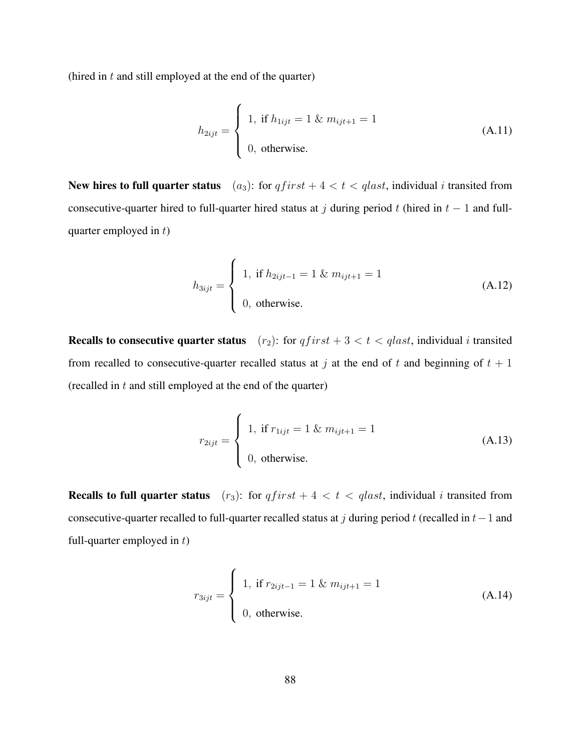(hired in $t$ and still employed at the end of the quarter)

$$
h_{2ijt} = \begin{cases} 1, \text{ if } h_{1ijt} = 1 \,\&\, m_{ijt+1} = 1 \\ 0, \text{ otherwise.} \end{cases} \tag{A.11}
$$

**New hires to full quarter status** $(a_3)$: for $qfirst + 4 < t < qlast$, individual $i$ transited from consecutive-quarter hired to full-quarter hired status at $j$ during period $t$ (hired in $t-1$ and full-quarter employed in $t$)

$$
h_{3ijt} = \begin{cases} 1, \text{ if } h_{2ijt-1} = 1 \,\&\, m_{ijt+1} = 1 \\ 0, \text{ otherwise.} \end{cases} \tag{A.12}
$$

**Recalls to consecutive quarter status** $(r_2)$: for $qfirst + 3 < t < qlast$, individual $i$ transited from recalled to consecutive-quarter recalled status at $j$ at the end of $t$ and beginning of $t+1$ (recalled in $t$ and still employed at the end of the quarter)

$$
r_{2ijt} = \begin{cases} 1, \text{ if } r_{1ijt} = 1 \,\&\, m_{ijt+1} = 1 \\ 0, \text{ otherwise.} \end{cases} \tag{A.13}
$$

**Recalls to full quarter status** $(r_3)$: for $qfirst + 4 < t < qlast$, individual $i$ transited from consecutive-quarter recalled to full-quarter recalled status at $j$ during period $t$ (recalled in $t-1$ and full-quarter employed in $t$)

$$
r_{3ijt} = \begin{cases} 1, \text{ if } r_{2ijt-1} = 1 \,\&\, m_{ijt+1} = 1 \\ 0, \text{ otherwise.} \end{cases} \tag{A.14}
$$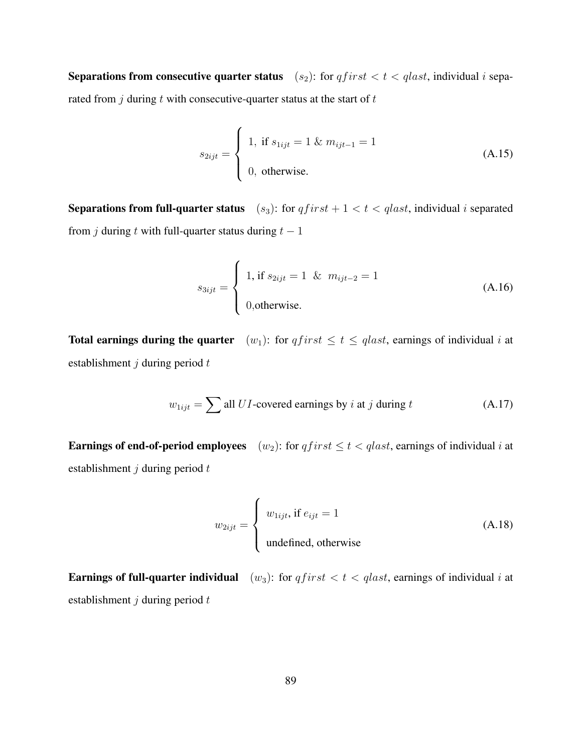**Separations from consecutive quarter status** $(s_2)$: for $qfirst < t < qlast$, individual $i$ separated from $j$ during $t$ with consecutive-quarter status at the start of $t$

$$s_{2ijt} = \begin{cases} 1, \text{ if } s_{1ijt} = 1 \text{ \& } m_{ijt-1} = 1 \\ 0, \text{ otherwise.} \end{cases} \tag{A.15}$$

**Separations from full-quarter status** $(s_3)$: for $qfirst + 1 < t < qlast$, individual $i$ separated from $j$ during $t$ with full-quarter status during $t - 1$

$$s_{3ijt} = \begin{cases} 1, \text{if } s_{2ijt} = 1 \ \ \& \ \ m_{ijt-2} = 1 \\ 0, \text{otherwise.} \end{cases} \tag{A.16}$$

**Total earnings during the quarter** $(w_1)$: for $qfirst \leq t \leq qlast$, earnings of individual $i$ at establishment $j$ during period $t$

$$w_{1ijt} = \sum \text{all } UI\text{-covered earnings by } i \text{ at } j \text{ during } t \tag{A.17}$$

**Earnings of end-of-period employees** $(w_2)$: for $qfirst \leq t < qlast$, earnings of individual $i$ at establishment $j$ during period $t$

$$w_{2ijt} = \begin{cases} w_{1ijt}, \text{ if } e_{ijt} = 1 \\ \text{undefined, otherwise} \end{cases} \tag{A.18}$$

**Earnings of full-quarter individual** $(w_3)$: for $qfirst < t < qlast$, earnings of individual $i$ at establishment $j$ during period $t$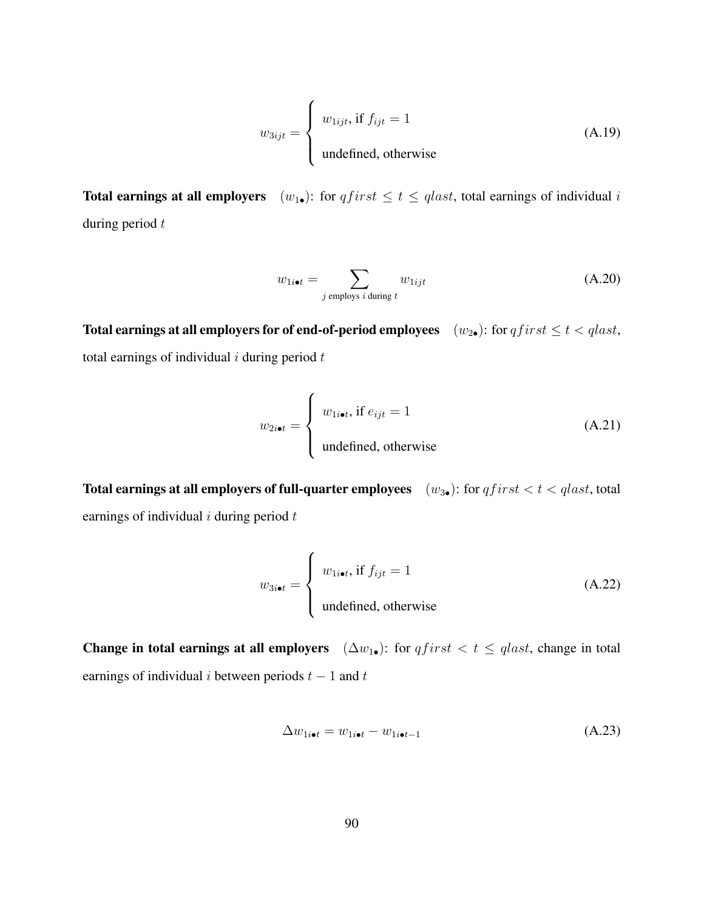$$w_{3ijt} = \begin{cases} w_{1ijt}, \text{ if } f_{ijt} = 1 \\ \text{undefined, otherwise} \end{cases} \tag{A.19}$$

**Total earnings at all employers** $(w_{1\bullet})$: for $qfirst \leq t \leq qlast$, total earnings of individual $i$ during period $t$

$$w_{1i\bullet t} = \sum_{j \text{ employs } i \text{ during } t} w_{1ijt} \tag{A.20}$$

**Total earnings at all employers for of end-of-period employees** $(w_{2\bullet})$: for $qfirst \leq t < qlast$, total earnings of individual $i$ during period $t$

$$w_{2i\bullet t} = \begin{cases} w_{1i\bullet t}, \text{ if } e_{ijt} = 1 \\ \text{undefined, otherwise} \end{cases} \tag{A.21}$$

**Total earnings at all employers of full-quarter employees** $(w_{3\bullet})$: for $qfirst < t < qlast$, total earnings of individual $i$ during period $t$

$$w_{3i\bullet t} = \begin{cases} w_{1i\bullet t}, \text{ if } f_{ijt} = 1 \\ \text{undefined, otherwise} \end{cases} \tag{A.22}$$

**Change in total earnings at all employers** $(\Delta w_{1\bullet})$: for $qfirst < t \leq qlast$, change in total earnings of individual $i$ between periods $t-1$ and $t$

$$\Delta w_{1i\bullet t} = w_{1i\bullet t} - w_{1i\bullet t-1} \tag{A.23}$$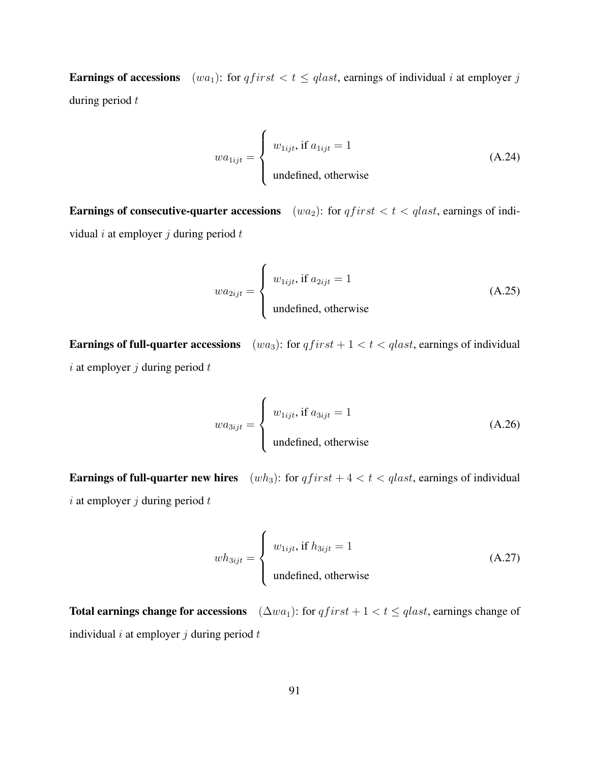**Earnings of accessions** $(wa_1)$: for $qfirst < t \leq qlast$, earnings of individual $i$ at employer $j$ during period $t$

$$wa_{1ijt} = \begin{cases} w_{1ijt}, \text{ if } a_{1ijt} = 1 \\ \text{undefined, otherwise} \end{cases} \tag{A.24}$$

**Earnings of consecutive-quarter accessions** $(wa_2)$: for $qfirst < t < qlast$, earnings of individual $i$ at employer $j$ during period $t$

$$wa_{2ijt} = \begin{cases} w_{1ijt}, \text{ if } a_{2ijt} = 1 \\ \text{undefined, otherwise} \end{cases} \tag{A.25}$$

**Earnings of full-quarter accessions** $(wa_3)$: for $qfirst + 1 < t < qlast$, earnings of individual $i$ at employer $j$ during period $t$

$$wa_{3ijt} = \begin{cases} w_{1ijt}, \text{ if } a_{3ijt} = 1 \\ \text{undefined, otherwise} \end{cases} \tag{A.26}$$

**Earnings of full-quarter new hires** $(wh_3)$: for $qfirst + 4 < t < qlast$, earnings of individual $i$ at employer $j$ during period $t$

$$wh_{3ijt} = \begin{cases} w_{1ijt}, \text{ if } h_{3ijt} = 1 \\ \text{undefined, otherwise} \end{cases} \tag{A.27}$$

**Total earnings change for accessions** $(\Delta wa_1)$: for $qfirst + 1 < t \leq qlast$, earnings change of individual $i$ at employer $j$ during period $t$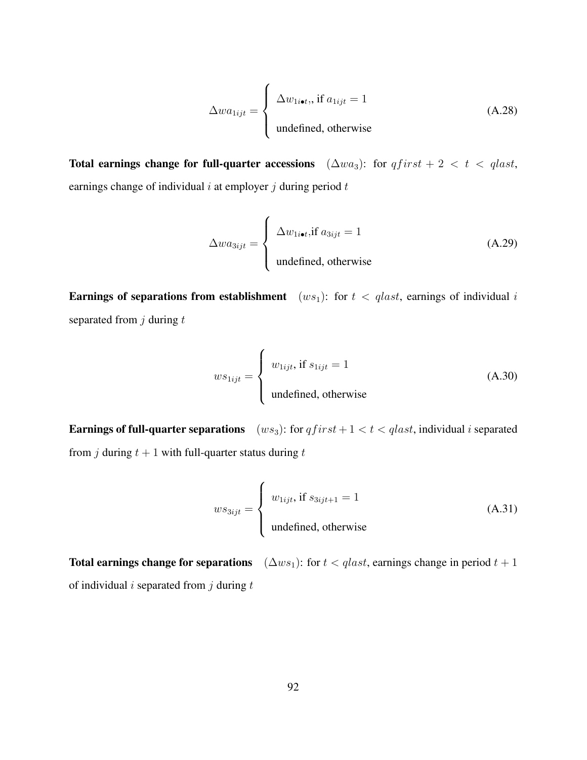$$\Delta wa_{1ijt} = \begin{cases} \Delta w_{1i\bullet t},\text{, if } a_{1ijt} = 1 \\ \\ \text{undefined, otherwise} \end{cases} \tag{A.28}$$

**Total earnings change for full-quarter accessions** ($\Delta wa_3$): for $qfirst + 2 < t < qlast$, earnings change of individual $i$ at employer $j$ during period $t$

$$\Delta wa_{3ijt} = \begin{cases} \Delta w_{1i\bullet t},\text{if } a_{3ijt} = 1 \\ \\ \text{undefined, otherwise} \end{cases} \tag{A.29}$$

**Earnings of separations from establishment** ($ws_1$): for $t < qlast$, earnings of individual $i$ separated from $j$ during $t$

$$ws_{1ijt} = \begin{cases} w_{1ijt}\text{, if } s_{1ijt} = 1 \\ \\ \text{undefined, otherwise} \end{cases} \tag{A.30}$$

**Earnings of full-quarter separations** ($ws_3$): for $qfirst + 1 < t < qlast$, individual $i$ separated from $j$ during $t + 1$ with full-quarter status during $t$

$$ws_{3ijt} = \begin{cases} w_{1ijt}\text{, if } s_{3ijt+1} = 1 \\ \\ \text{undefined, otherwise} \end{cases} \tag{A.31}$$

**Total earnings change for separations** ($\Delta ws_1$): for $t < qlast$, earnings change in period $t + 1$ of individual $i$ separated from $j$ during $t$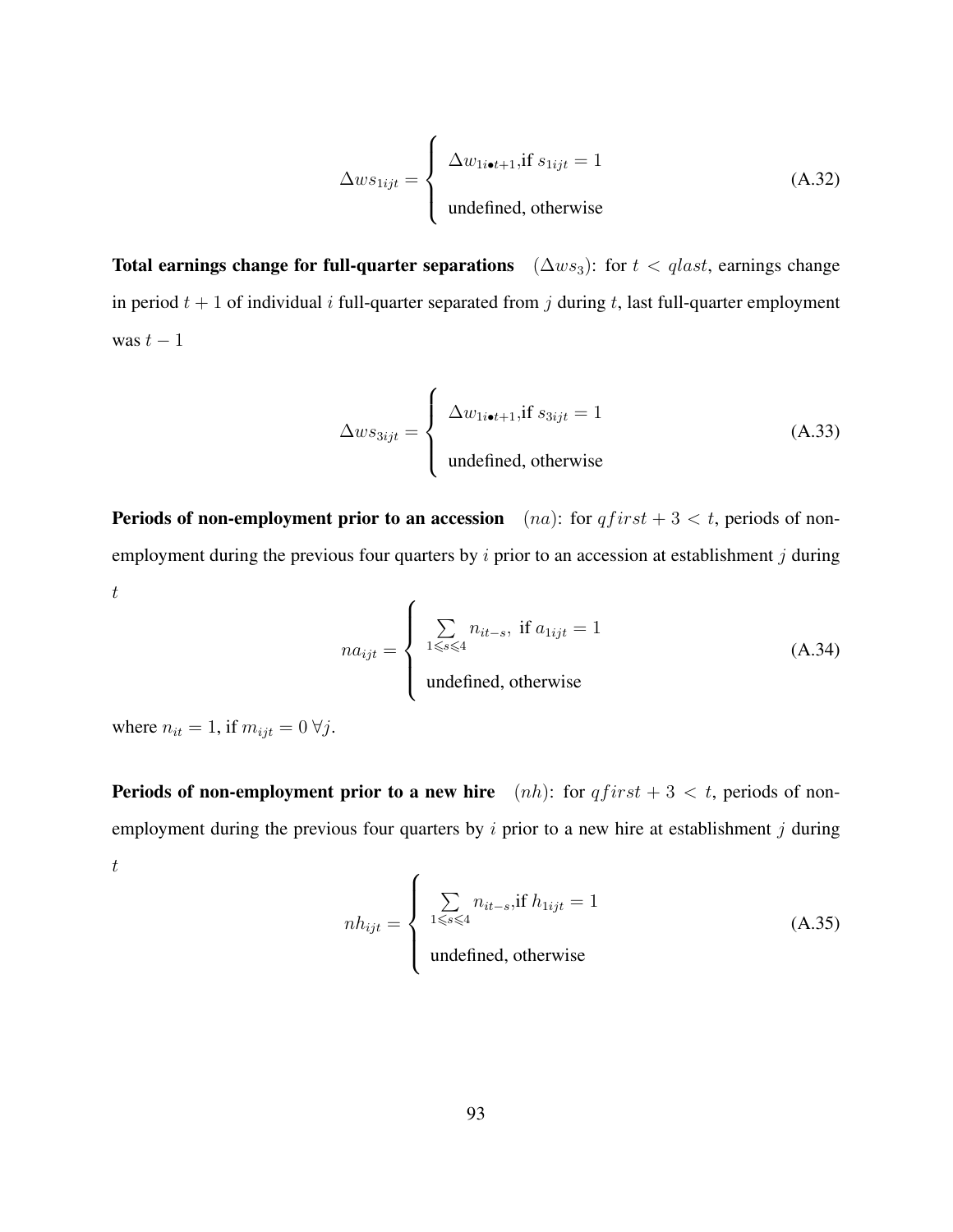$$\Delta ws_{1ijt} = \begin{cases} \Delta w_{1i\bullet t+1}, \text{if } s_{1ijt} = 1 \\ \text{undefined, otherwise} \end{cases} \tag{A.32}$$

**Total earnings change for full-quarter separations** $(\Delta ws_3)$: for $t < qlast$, earnings change in period $t+1$ of individual $i$ full-quarter separated from $j$ during $t$, last full-quarter employment was $t-1$

$$\Delta ws_{3ijt} = \begin{cases} \Delta w_{1i\bullet t+1}, \text{if } s_{3ijt} = 1 \\ \text{undefined, otherwise} \end{cases} \tag{A.33}$$

**Periods of non-employment prior to an accession** $(na)$: for $qfirst + 3 < t$, periods of non-employment during the previous four quarters by $i$ prior to an accession at establishment $j$ during $t$

$$na_{ijt} = \begin{cases} \sum_{1 \leqslant s \leqslant 4} n_{it-s}, \text{ if } a_{1ijt} = 1 \\ \text{undefined, otherwise} \end{cases} \tag{A.34}$$

where $n_{it} = 1$, if $m_{ijt} = 0 \; \forall j$.

**Periods of non-employment prior to a new hire** $(nh)$: for $qfirst + 3 < t$, periods of non-employment during the previous four quarters by $i$ prior to a new hire at establishment $j$ during $t$

$$nh_{ijt} = \begin{cases} \sum_{1 \leqslant s \leqslant 4} n_{it-s}, \text{if } h_{1ijt} = 1 \\ \text{undefined, otherwise} \end{cases} \tag{A.35}$$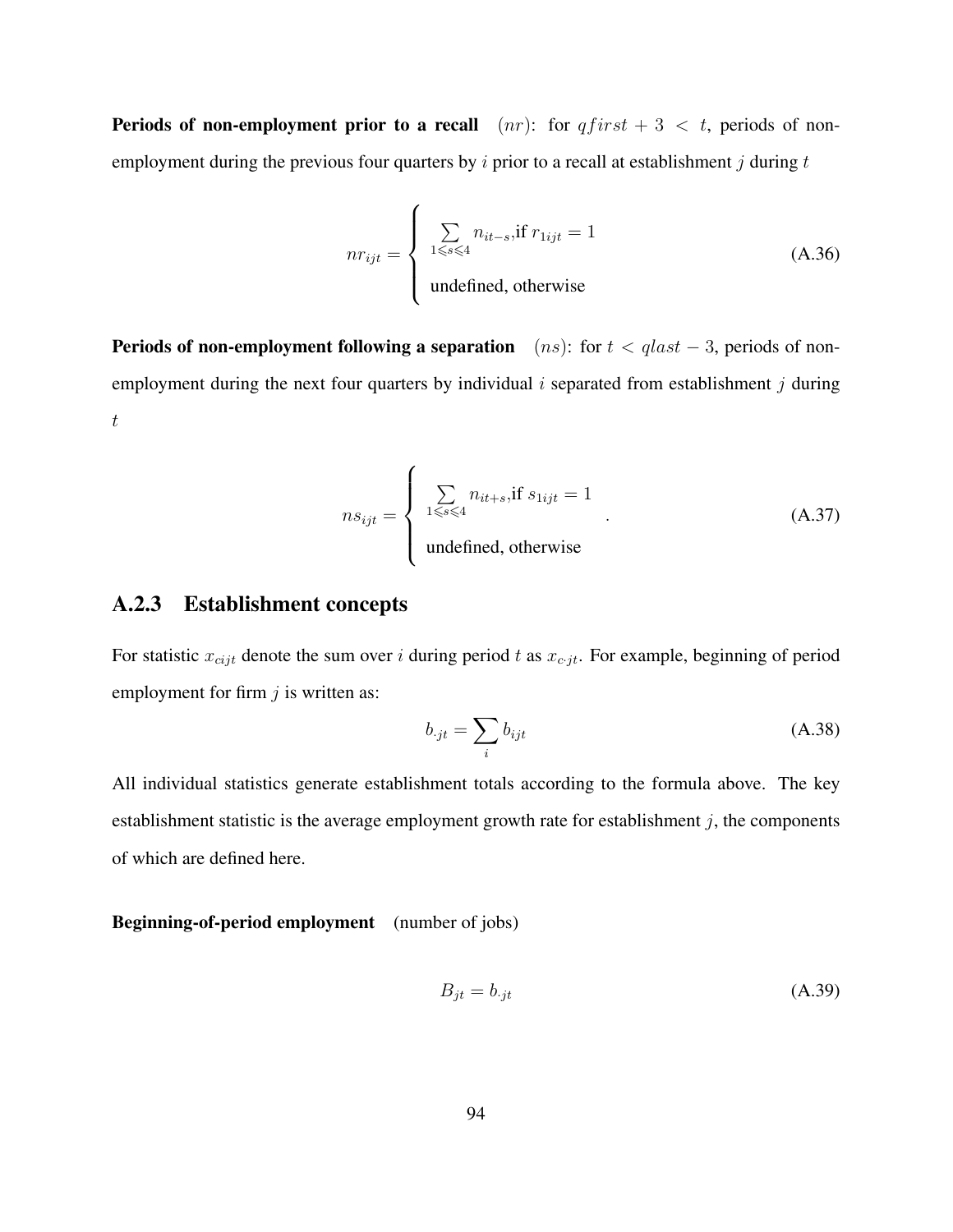**Periods of non-employment prior to a recall** $(nr)$: for $qfirst + 3 < t$, periods of non-employment during the previous four quarters by $i$ prior to a recall at establishment $j$ during $t$

$$nr_{ijt} = \begin{cases} \sum\limits_{1 \leqslant s \leqslant 4} n_{it-s}, \text{if } r_{1ijt} = 1 \\ \text{undefined, otherwise} \end{cases} \tag{A.36}$$

**Periods of non-employment following a separation** $(ns)$: for $t < qlast - 3$, periods of non-employment during the next four quarters by individual $i$ separated from establishment $j$ during $t$

$$ns_{ijt} = \begin{cases} \sum\limits_{1 \leqslant s \leqslant 4} n_{it+s}, \text{if } s_{1ijt} = 1 \\ \text{undefined, otherwise} \end{cases} . \tag{A.37}$$

### A.2.3 Establishment concepts

For statistic $x_{cijt}$ denote the sum over $i$ during period $t$ as $x_{c \cdot jt}$. For example, beginning of period employment for firm $j$ is written as:

$$b_{\cdot jt} = \sum_i b_{ijt} \tag{A.38}$$

All individual statistics generate establishment totals according to the formula above. The key establishment statistic is the average employment growth rate for establishment $j$, the components of which are defined here.

**Beginning-of-period employment** (number of jobs)

$$B_{jt} = b_{\cdot jt} \tag{A.39}$$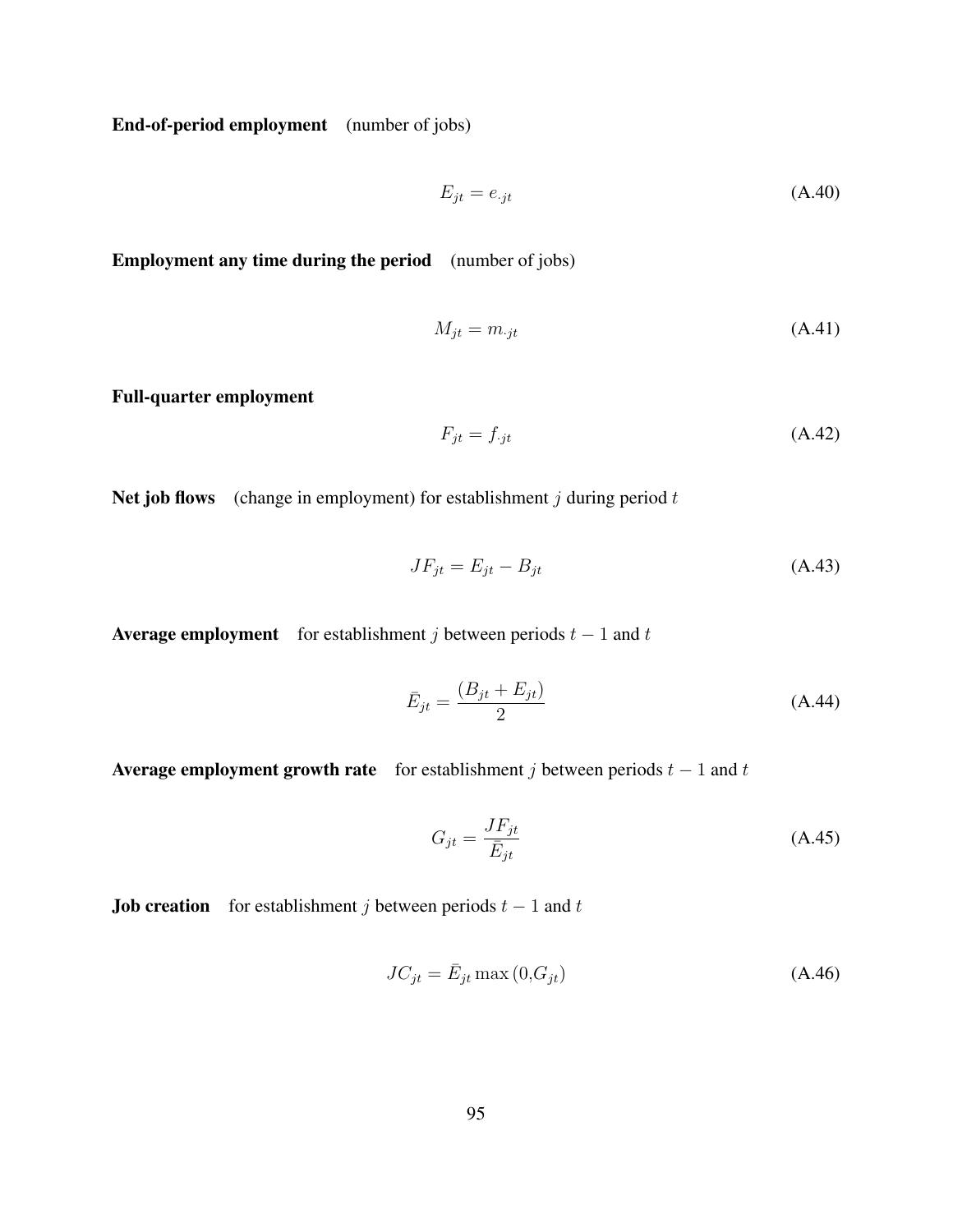**End-of-period employment** (number of jobs)

$$E_{jt} = e_{\cdot jt} \tag{A.40}$$

**Employment any time during the period** (number of jobs)

$$M_{jt} = m_{\cdot jt} \tag{A.41}$$

**Full-quarter employment**

$$F_{jt} = f_{\cdot jt} \tag{A.42}$$

**Net job flows** (change in employment) for establishment $j$ during period $t$

$$JF_{jt} = E_{jt} - B_{jt} \tag{A.43}$$

**Average employment** for establishment $j$ between periods $t-1$ and $t$

$$\bar{E}_{jt} = \frac{(B_{jt} + E_{jt})}{2} \tag{A.44}$$

**Average employment growth rate** for establishment $j$ between periods $t-1$ and $t$

$$G_{jt} = \frac{JF_{jt}}{\bar{E}_{jt}} \tag{A.45}$$

**Job creation** for establishment $j$ between periods $t-1$ and $t$

$$JC_{jt} = \bar{E}_{jt} \max(0, G_{jt}) \tag{A.46}$$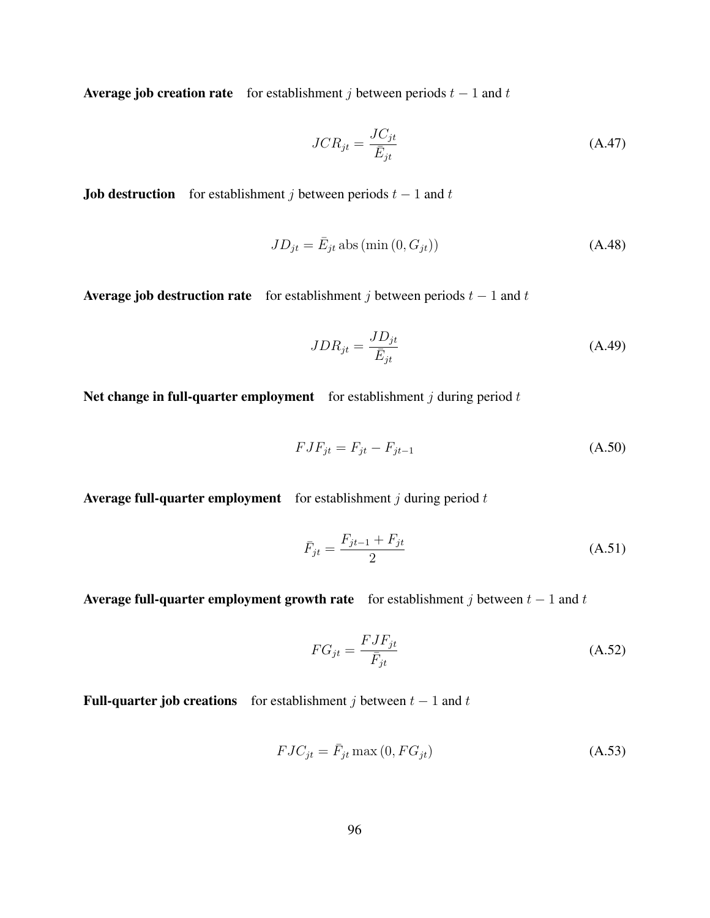**Average job creation rate** for establishment $j$ between periods $t-1$ and $t$

$$JCR_{jt} = \frac{JC_{jt}}{\bar{E}_{jt}} \tag{A.47}$$

**Job destruction** for establishment $j$ between periods $t-1$ and $t$

$$JD_{jt} = \bar{E}_{jt} \operatorname{abs}\left(\min\left(0, G_{jt}\right)\right) \tag{A.48}$$

**Average job destruction rate** for establishment $j$ between periods $t-1$ and $t$

$$JDR_{jt} = \frac{JD_{jt}}{\bar{E}_{jt}} \tag{A.49}$$

**Net change in full-quarter employment** for establishment $j$ during period $t$

$$FJF_{jt} = F_{jt} - F_{jt-1} \tag{A.50}$$

**Average full-quarter employment** for establishment $j$ during period $t$

$$\bar{F}_{jt} = \frac{F_{jt-1} + F_{jt}}{2} \tag{A.51}$$

**Average full-quarter employment growth rate** for establishment $j$ between $t-1$ and $t$

$$FG_{jt} = \frac{FJF_{jt}}{\bar{F}_{jt}} \tag{A.52}$$

**Full-quarter job creations** for establishment $j$ between $t-1$ and $t$

$$FJC_{jt} = \bar{F}_{jt} \max\left(0, FG_{jt}\right) \tag{A.53}$$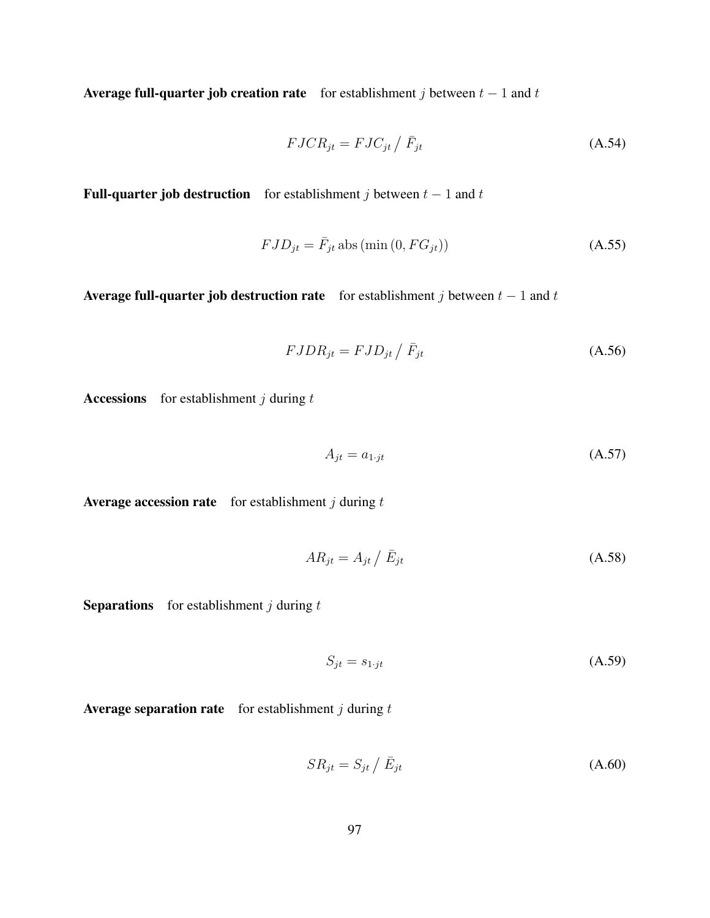**Average full-quarter job creation rate** for establishment $j$ between $t-1$ and $t$

$$FJCR_{jt} = FJC_{jt} \big/ \bar{F}_{jt} \tag{A.54}$$

**Full-quarter job destruction** for establishment $j$ between $t-1$ and $t$

$$FJD_{jt} = \bar{F}_{jt} \, \text{abs} \left( \min \left( 0, FG_{jt} \right) \right) \tag{A.55}$$

**Average full-quarter job destruction rate** for establishment $j$ between $t-1$ and $t$

$$FJDR_{jt} = FJD_{jt} \big/ \bar{F}_{jt} \tag{A.56}$$

**Accessions** for establishment $j$ during $t$

$$A_{jt} = a_{1 \cdot jt} \tag{A.57}$$

**Average accession rate** for establishment $j$ during $t$

$$AR_{jt} = A_{jt} \big/ \bar{E}_{jt} \tag{A.58}$$

**Separations** for establishment $j$ during $t$

$$S_{jt} = s_{1 \cdot jt} \tag{A.59}$$

**Average separation rate** for establishment $j$ during $t$

$$SR_{jt} = S_{jt} \big/ \bar{E}_{jt} \tag{A.60}$$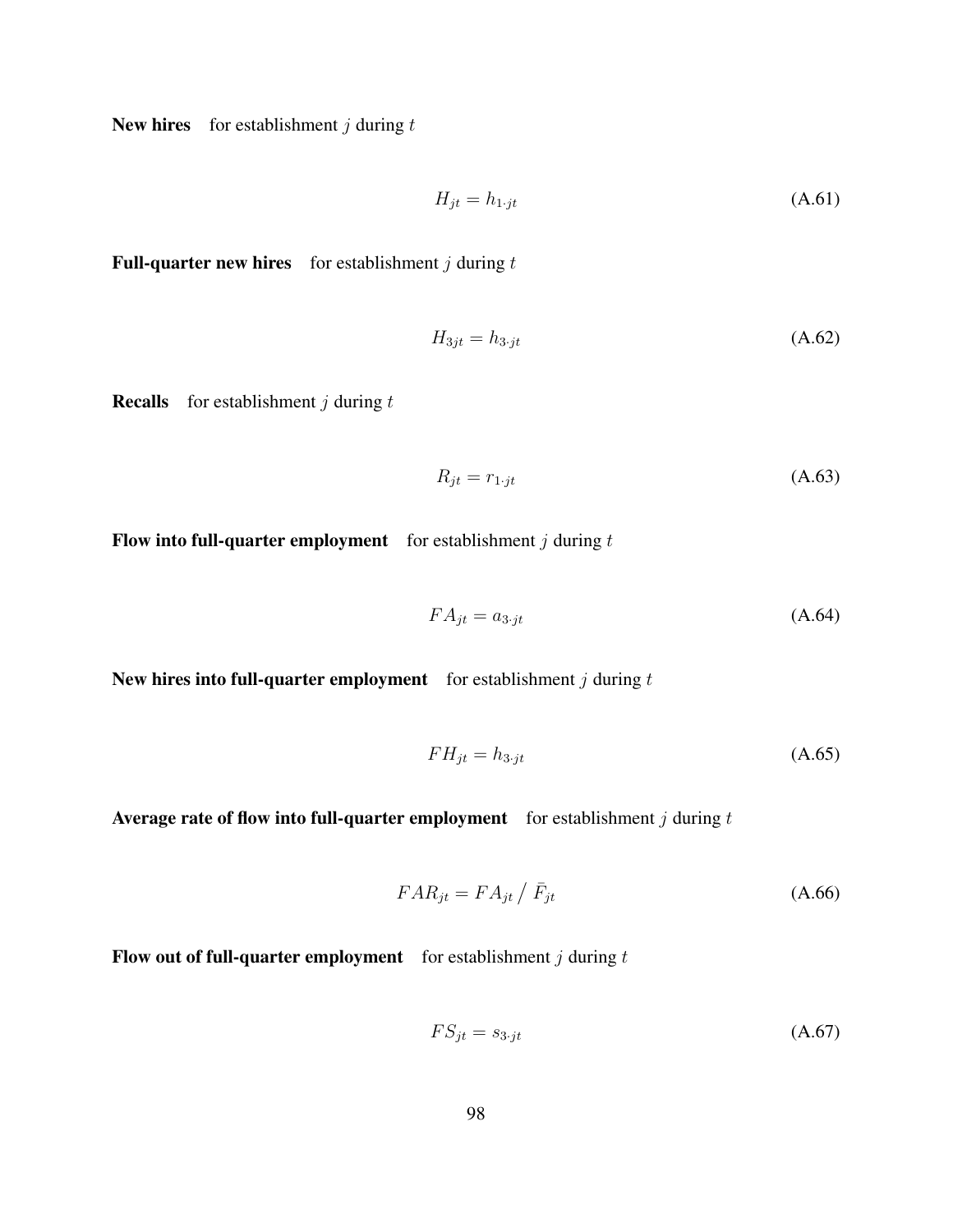**New hires** for establishment $j$ during $t$

$$H_{jt} = h_{1 \cdot jt} \tag{A.61}$$

**Full-quarter new hires** for establishment $j$ during $t$

$$H_{3jt} = h_{3 \cdot jt} \tag{A.62}$$

**Recalls** for establishment $j$ during $t$

$$R_{jt} = r_{1 \cdot jt} \tag{A.63}$$

**Flow into full-quarter employment** for establishment $j$ during $t$

$$FA_{jt} = a_{3 \cdot jt} \tag{A.64}$$

**New hires into full-quarter employment** for establishment $j$ during $t$

$$FH_{jt} = h_{3 \cdot jt} \tag{A.65}$$

**Average rate of flow into full-quarter employment** for establishment $j$ during $t$

$$FAR_{jt} = FA_{jt} \Big/ \bar{F}_{jt} \tag{A.66}$$

**Flow out of full-quarter employment** for establishment $j$ during $t$

$$FS_{jt} = s_{3 \cdot jt} \tag{A.67}$$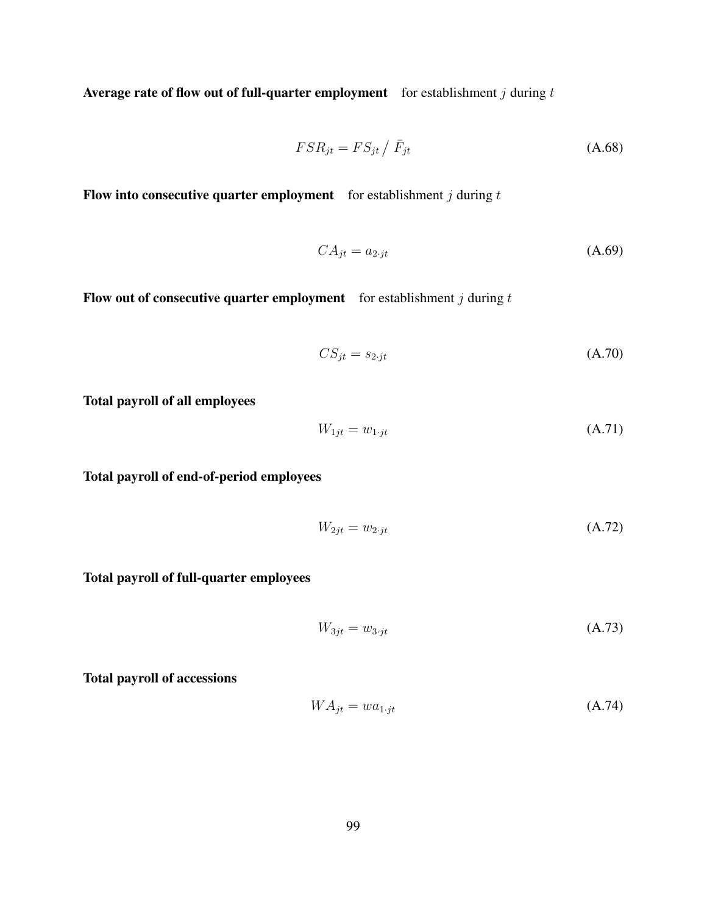**Average rate of flow out of full-quarter employment** for establishment $j$ during $t$

$$FSR_{jt} = FS_{jt} \big/ \bar{F}_{jt} \tag{A.68}$$

**Flow into consecutive quarter employment** for establishment $j$ during $t$

$$CA_{jt} = a_{2 \cdot jt} \tag{A.69}$$

**Flow out of consecutive quarter employment** for establishment $j$ during $t$

$$CS_{jt} = s_{2 \cdot jt} \tag{A.70}$$

**Total payroll of all employees**

$$W_{1jt} = w_{1 \cdot jt} \tag{A.71}$$

**Total payroll of end-of-period employees**

$$W_{2jt} = w_{2 \cdot jt} \tag{A.72}$$

**Total payroll of full-quarter employees**

$$W_{3jt} = w_{3 \cdot jt} \tag{A.73}$$

**Total payroll of accessions**

$$WA_{jt} = wa_{1 \cdot jt} \tag{A.74}$$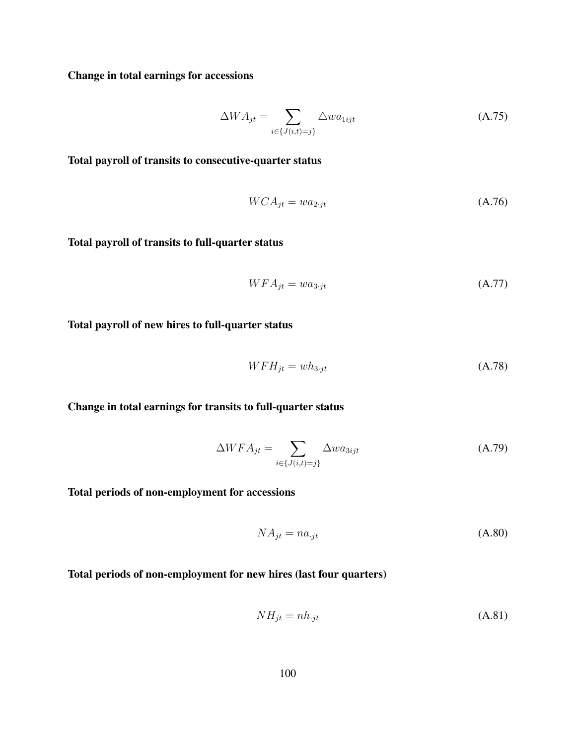**Change in total earnings for accessions**

$$\Delta WA_{jt} = \sum_{i \in \{J(i,t)=j\}} \triangle wa_{1ijt} \tag{A.75}$$

**Total payroll of transits to consecutive-quarter status**

$$WCA_{jt} = wa_{2 \cdot jt} \tag{A.76}$$

**Total payroll of transits to full-quarter status**

$$WFA_{jt} = wa_{3 \cdot jt} \tag{A.77}$$

**Total payroll of new hires to full-quarter status**

$$WFH_{jt} = wh_{3 \cdot jt} \tag{A.78}$$

**Change in total earnings for transits to full-quarter status**

$$\Delta WFA_{jt} = \sum_{i \in \{J(i,t)=j\}} \Delta wa_{3ijt} \tag{A.79}$$

**Total periods of non-employment for accessions**

$$NA_{jt} = na_{\cdot jt} \tag{A.80}$$

**Total periods of non-employment for new hires (last four quarters)**

$$NH_{jt} = nh_{\cdot jt} \tag{A.81}$$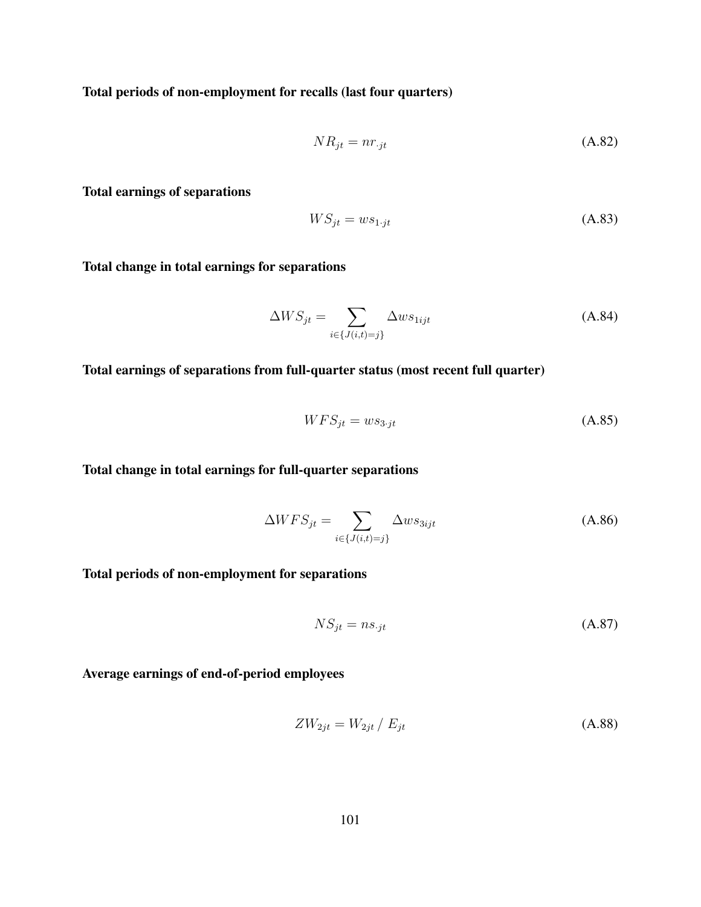**Total periods of non-employment for recalls (last four quarters)**

$$NR_{jt} = nr_{\cdot jt} \tag{A.82}$$

**Total earnings of separations**

$$WS_{jt} = ws_{1 \cdot jt} \tag{A.83}$$

**Total change in total earnings for separations**

$$\Delta WS_{jt} = \sum_{i \in \{J(i,t)=j\}} \Delta ws_{1ijt} \tag{A.84}$$

**Total earnings of separations from full-quarter status (most recent full quarter)**

$$WFS_{jt} = ws_{3 \cdot jt} \tag{A.85}$$

**Total change in total earnings for full-quarter separations**

$$\Delta WFS_{jt} = \sum_{i \in \{J(i,t)=j\}} \Delta ws_{3ijt} \tag{A.86}$$

**Total periods of non-employment for separations**

$$NS_{jt} = ns_{\cdot jt} \tag{A.87}$$

**Average earnings of end-of-period employees**

$$ZW_{2jt} = W_{2jt} \, / \, E_{jt} \tag{A.88}$$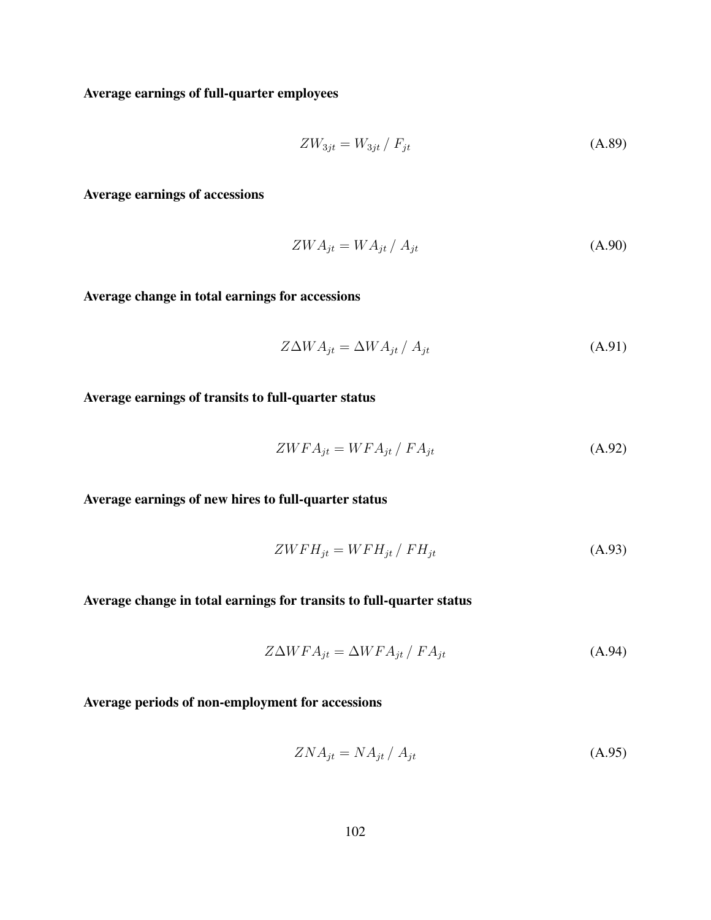**Average earnings of full-quarter employees**

$$ZW_{3jt} = W_{3jt} \,/\, F_{jt} \tag{A.89}$$

**Average earnings of accessions**

$$ZWA_{jt} = WA_{jt} \,/\, A_{jt} \tag{A.90}$$

**Average change in total earnings for accessions**

$$Z\Delta WA_{jt} = \Delta WA_{jt} \,/\, A_{jt} \tag{A.91}$$

**Average earnings of transits to full-quarter status**

$$ZWFA_{jt} = WFA_{jt} \,/\, FA_{jt} \tag{A.92}$$

**Average earnings of new hires to full-quarter status**

$$ZWFH_{jt} = WFH_{jt} \,/\, FH_{jt} \tag{A.93}$$

**Average change in total earnings for transits to full-quarter status**

$$Z\Delta WFA_{jt} = \Delta WFA_{jt} \,/\, FA_{jt} \tag{A.94}$$

**Average periods of non-employment for accessions**

$$ZNA_{jt} = NA_{jt} \,/\, A_{jt} \tag{A.95}$$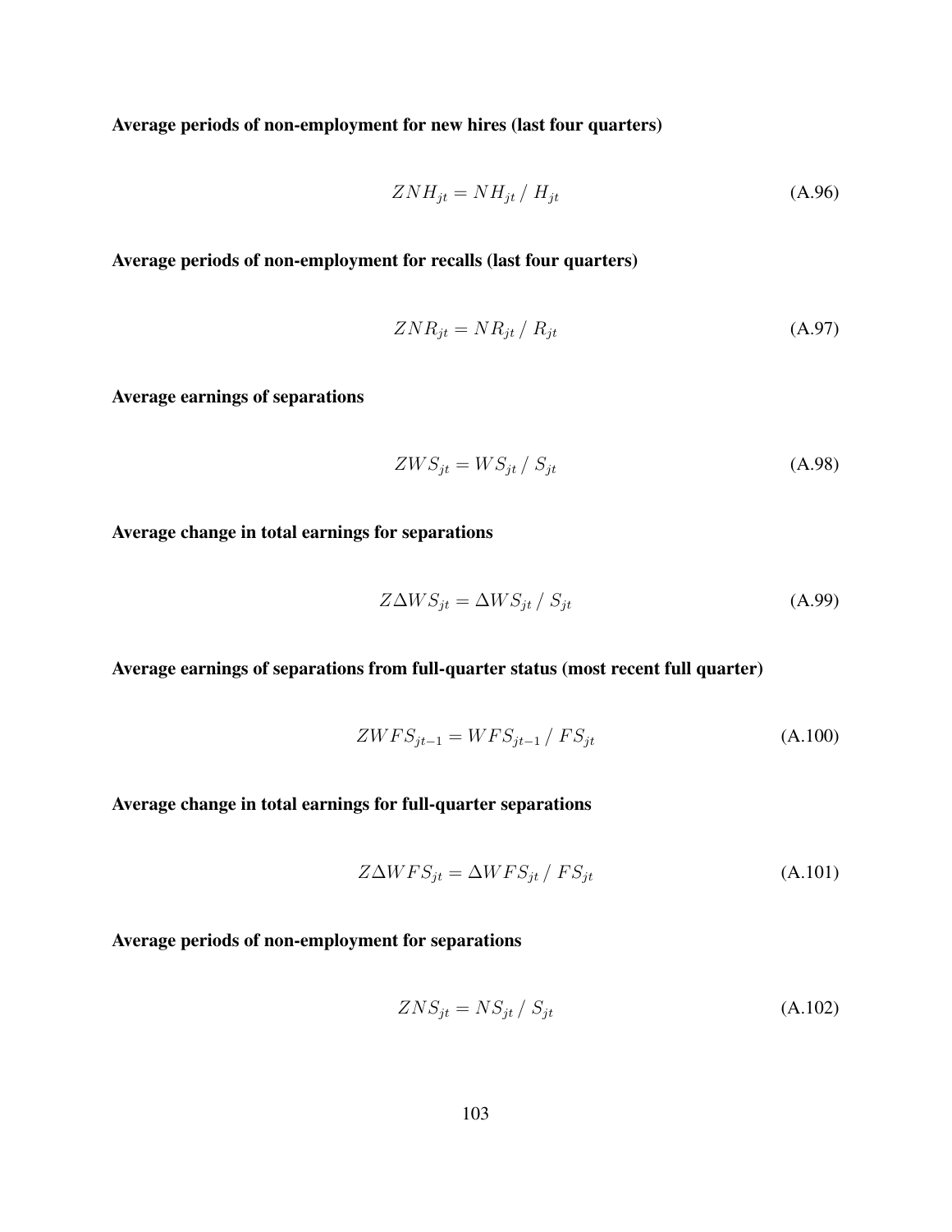**Average periods of non-employment for new hires (last four quarters)**

$$ZNH_{jt} = NH_{jt} \,/\, H_{jt} \tag{A.96}$$

**Average periods of non-employment for recalls (last four quarters)**

$$ZNR_{jt} = NR_{jt} \,/\, R_{jt} \tag{A.97}$$

**Average earnings of separations**

$$ZWS_{jt} = WS_{jt} \,/\, S_{jt} \tag{A.98}$$

**Average change in total earnings for separations**

$$Z\Delta WS_{jt} = \Delta WS_{jt} \,/\, S_{jt} \tag{A.99}$$

**Average earnings of separations from full-quarter status (most recent full quarter)**

$$ZWFS_{jt-1} = WFS_{jt-1} \,/\, FS_{jt} \tag{A.100}$$

**Average change in total earnings for full-quarter separations**

$$Z\Delta WFS_{jt} = \Delta WFS_{jt} \,/\, FS_{jt} \tag{A.101}$$

**Average periods of non-employment for separations**

$$ZNS_{jt} = NS_{jt} \,/\, S_{jt} \tag{A.102}$$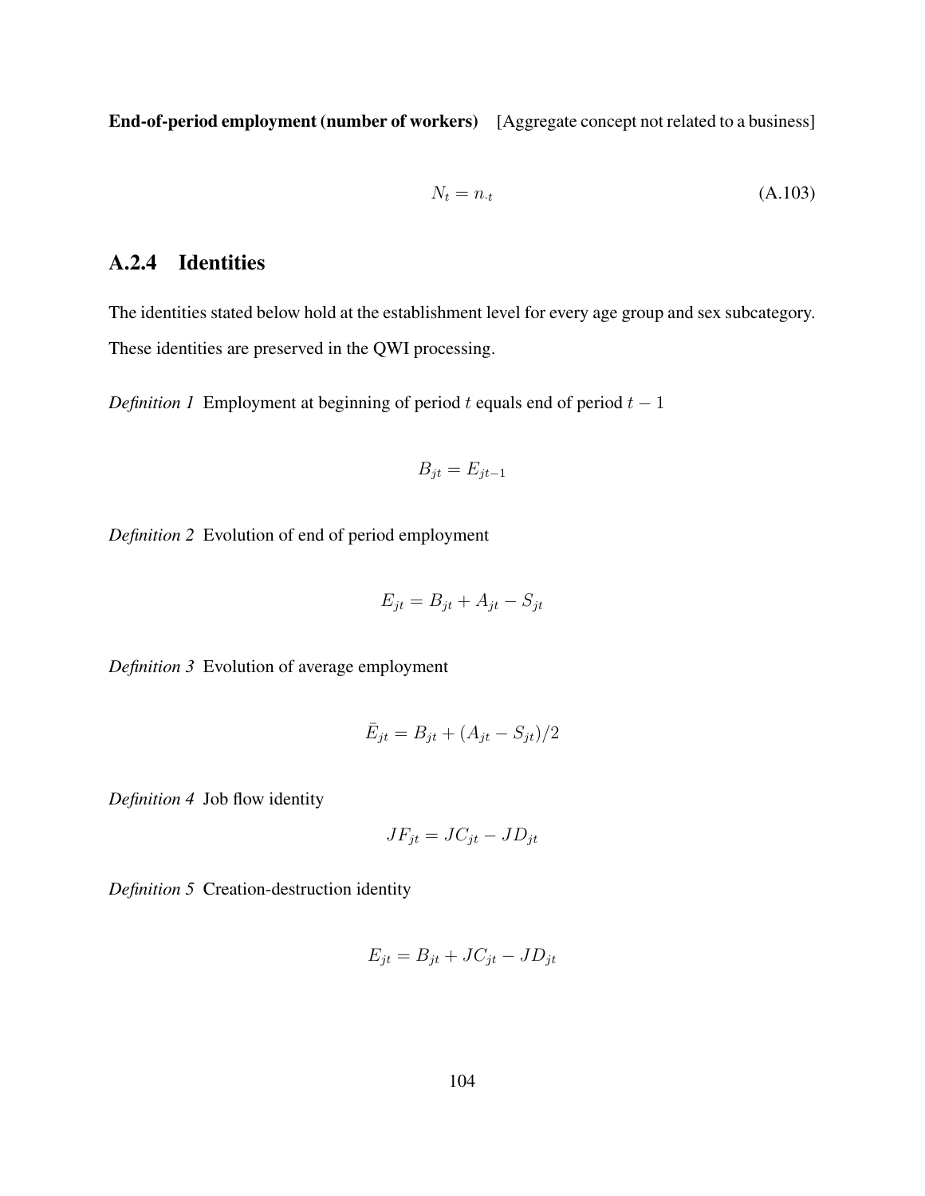**End-of-period employment (number of workers)** [Aggregate concept not related to a business]

$$N_t = n_{\cdot t} \tag{A.103}$$

### A.2.4 Identities

The identities stated below hold at the establishment level for every age group and sex subcategory. These identities are preserved in the QWI processing.

*Definition 1* Employment at beginning of period $t$ equals end of period $t-1$

$$B_{jt} = E_{jt-1}$$

*Definition 2* Evolution of end of period employment

$$E_{jt} = B_{jt} + A_{jt} - S_{jt}$$

*Definition 3* Evolution of average employment

$$\bar{E}_{jt} = B_{jt} + (A_{jt} - S_{jt})/2$$

*Definition 4* Job flow identity

$$JF_{jt} = JC_{jt} - JD_{jt}$$

*Definition 5* Creation-destruction identity

$$E_{jt} = B_{jt} + JC_{jt} - JD_{jt}$$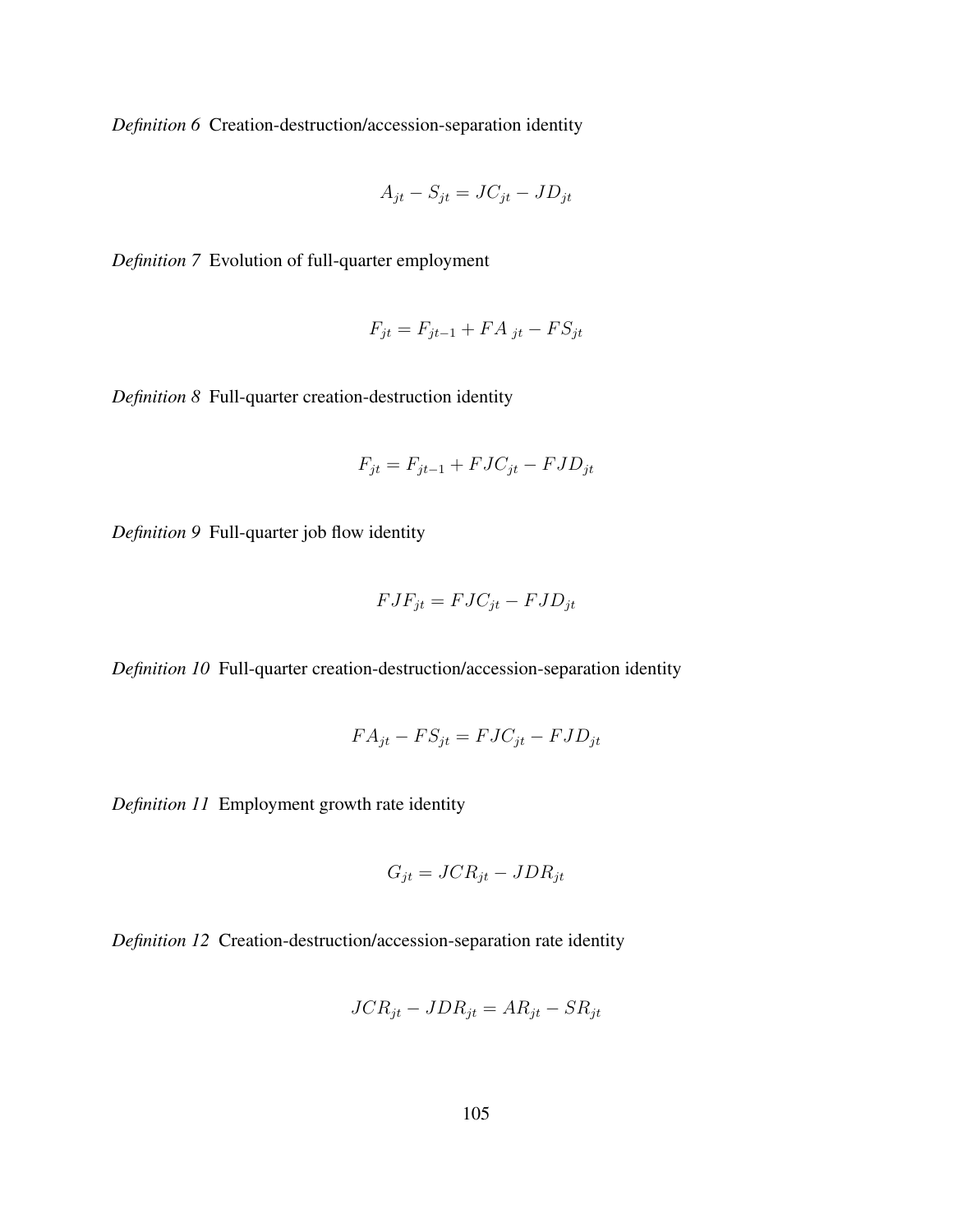*Definition 6* Creation-destruction/accession-separation identity

$$A_{jt} - S_{jt} = JC_{jt} - JD_{jt}$$

*Definition 7* Evolution of full-quarter employment

$$F_{jt} = F_{jt-1} + FA_{jt} - FS_{jt}$$

*Definition 8* Full-quarter creation-destruction identity

$$F_{jt} = F_{jt-1} + FJC_{jt} - FJD_{jt}$$

*Definition 9* Full-quarter job flow identity

$$FJF_{jt} = FJC_{jt} - FJD_{jt}$$

*Definition 10* Full-quarter creation-destruction/accession-separation identity

$$FA_{jt} - FS_{jt} = FJC_{jt} - FJD_{jt}$$

*Definition 11* Employment growth rate identity

$$G_{jt} = JCR_{jt} - JDR_{jt}$$

*Definition 12* Creation-destruction/accession-separation rate identity

$$JCR_{jt} - JDR_{jt} = AR_{jt} - SR_{jt}$$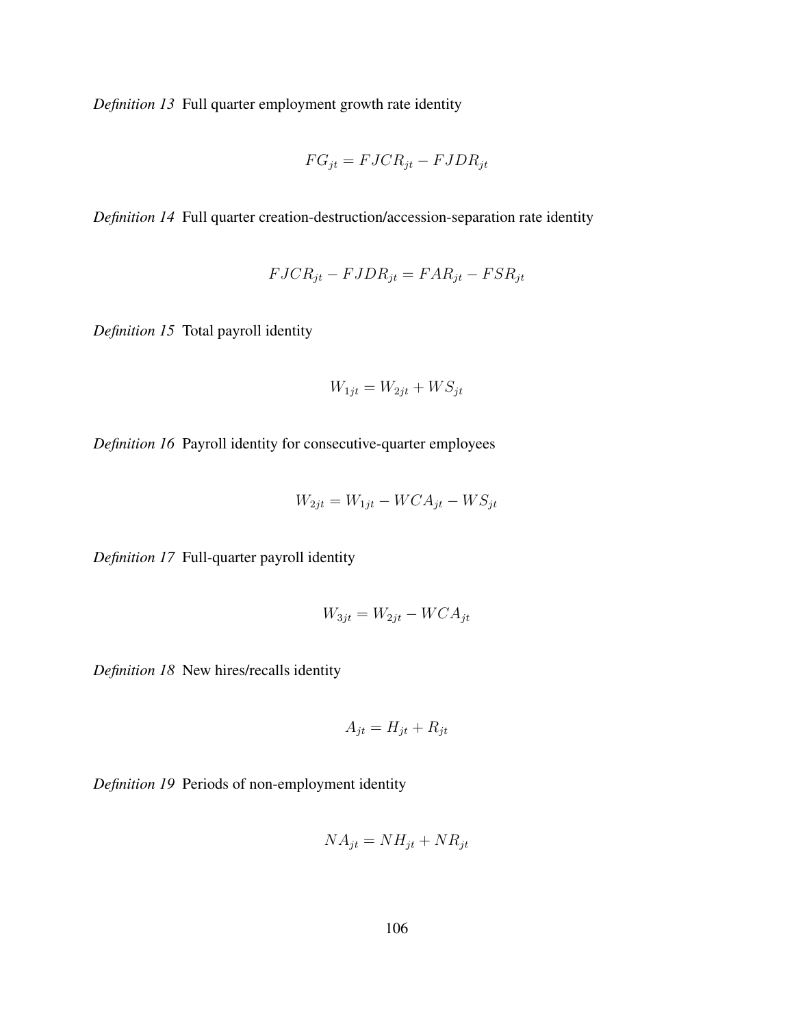*Definition 13* Full quarter employment growth rate identity

$$FG_{jt} = FJCR_{jt} - FJDR_{jt}$$

*Definition 14* Full quarter creation-destruction/accession-separation rate identity

$$FJCR_{jt} - FJDR_{jt} = FAR_{jt} - FSR_{jt}$$

*Definition 15* Total payroll identity

$$W_{1jt} = W_{2jt} + WS_{jt}$$

*Definition 16* Payroll identity for consecutive-quarter employees

$$W_{2jt} = W_{1jt} - WCA_{jt} - WS_{jt}$$

*Definition 17* Full-quarter payroll identity

$$W_{3jt} = W_{2jt} - WCA_{jt}$$

*Definition 18* New hires/recalls identity

$$A_{jt} = H_{jt} + R_{jt}$$

*Definition 19* Periods of non-employment identity

$$NA_{jt} = NH_{jt} + NR_{jt}$$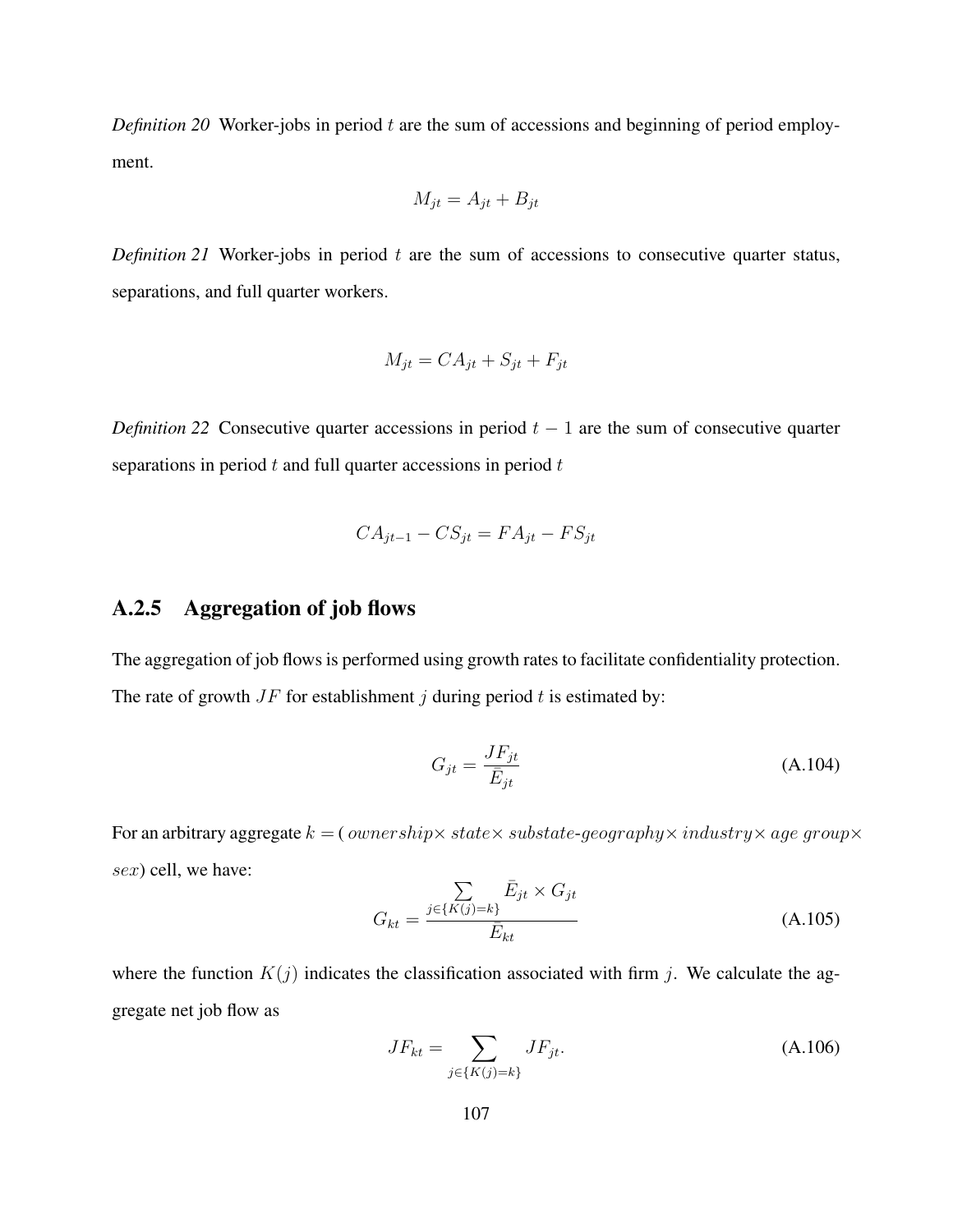*Definition 20* Worker-jobs in period $t$ are the sum of accessions and beginning of period employment.

$$M_{jt} = A_{jt} + B_{jt}$$

*Definition 21* Worker-jobs in period $t$ are the sum of accessions to consecutive quarter status, separations, and full quarter workers.

$$M_{jt} = CA_{jt} + S_{jt} + F_{jt}$$

*Definition 22* Consecutive quarter accessions in period $t-1$ are the sum of consecutive quarter separations in period $t$ and full quarter accessions in period $t$

$$CA_{jt-1} - CS_{jt} = FA_{jt} - FS_{jt}$$

### A.2.5 Aggregation of job flows

The aggregation of job flows is performed using growth rates to facilitate confidentiality protection. The rate of growth $JF$ for establishment $j$ during period $t$ is estimated by:

$$G_{jt} = \frac{JF_{jt}}{\bar{E}_{jt}} \tag{A.104}$$

For an arbitrary aggregate $k = (\,ownership \times \,state \times \,substate\text{-}geography \times \,industry \times \,age\ group \times \,sex)$ cell, we have:

$$G_{kt} = \frac{\sum\limits_{j \in \{K(j)=k\}} \bar{E}_{jt} \times G_{jt}}{\bar{E}_{kt}} \tag{A.105}$$

where the function $K(j)$ indicates the classification associated with firm $j$. We calculate the aggregate net job flow as

$$JF_{kt} = \sum_{j \in \{K(j)=k\}} JF_{jt}. \tag{A.106}$$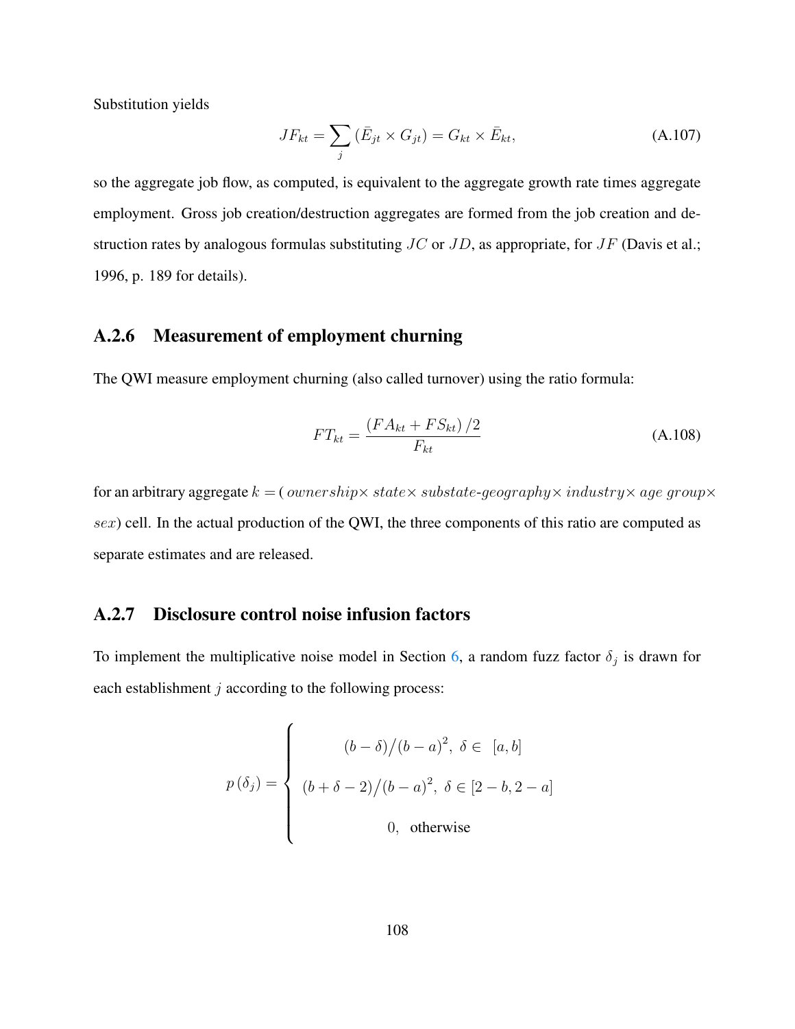Substitution yields

$$JF_{kt} = \sum_{j} \left(\bar{E}_{jt} \times G_{jt}\right) = G_{kt} \times \bar{E}_{kt}, \tag{A.107}$$

so the aggregate job flow, as computed, is equivalent to the aggregate growth rate times aggregate employment. Gross job creation/destruction aggregates are formed from the job creation and destruction rates by analogous formulas substituting $JC$ or $JD$, as appropriate, for $JF$ (Davis et al.; 1996, p. 189 for details).

### A.2.6 Measurement of employment churning

The QWI measure employment churning (also called turnover) using the ratio formula:

$$FT_{kt} = \frac{\left(FA_{kt} + FS_{kt}\right)/2}{F_{kt}} \tag{A.108}$$

for an arbitrary aggregate $k =$ ( $ownership \times$ $state \times$ $substate\text{-}geography \times$ $industry \times$ $age\ group \times$ $sex$) cell. In the actual production of the QWI, the three components of this ratio are computed as separate estimates and are released.

### A.2.7 Disclosure control noise infusion factors

To implement the multiplicative noise model in Section 6, a random fuzz factor $\delta_j$ is drawn for each establishment $j$ according to the following process:

$$p\left(\delta_j\right) = \begin{cases} (b - \delta)\big/(b - a)^2, \ \delta \in \ [a, b] \\ (b + \delta - 2)\big/(b - a)^2, \ \delta \in [2 - b, 2 - a] \\ 0, \ \text{otherwise} \end{cases}$$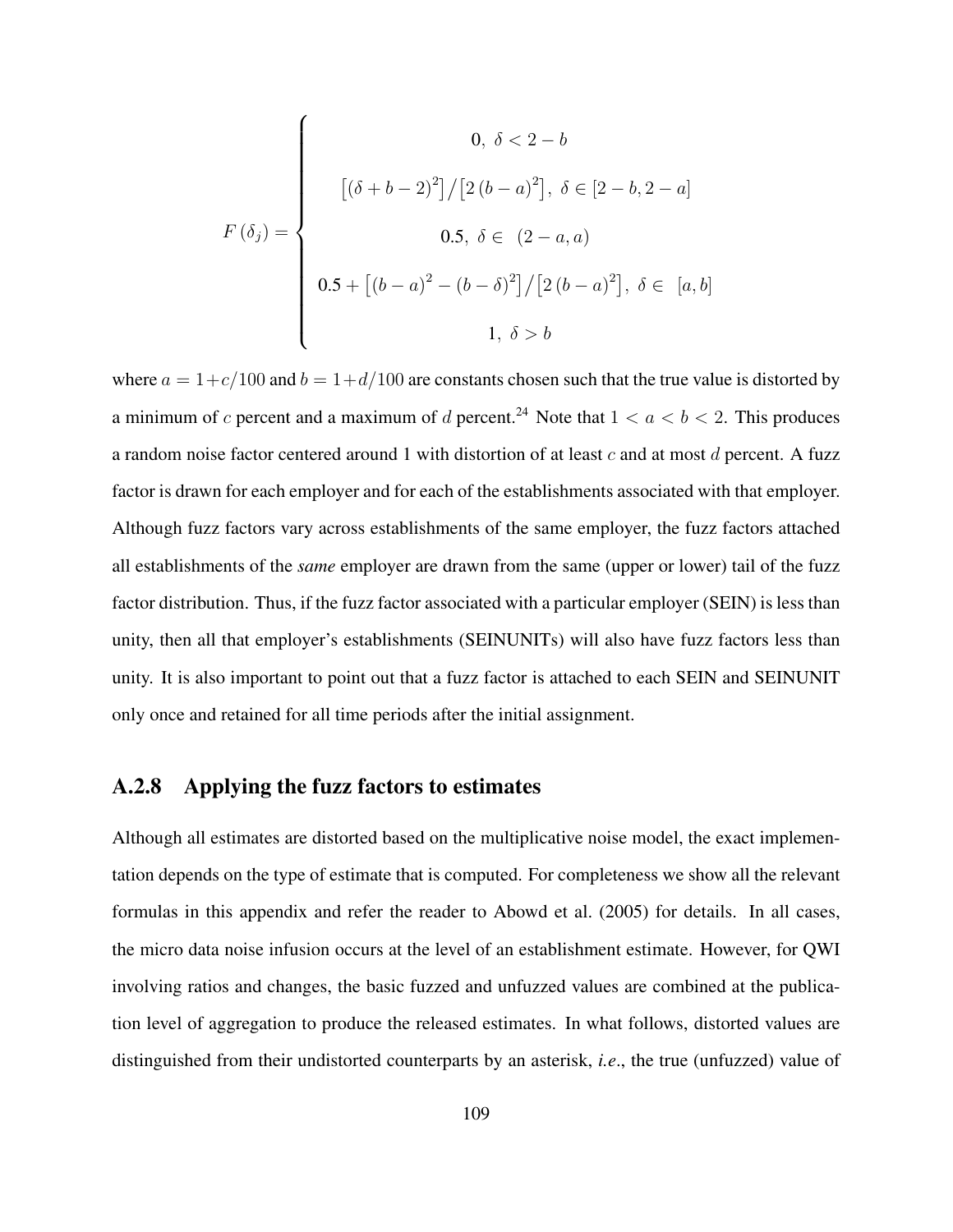$$
F(\delta_j) = \begin{cases} 0,\ \delta < 2-b \\ \left[(\delta+b-2)^2\right] / \left[2(b-a)^2\right],\ \delta \in [2-b, 2-a] \\ 0.5,\ \delta \in\ (2-a, a) \\ 0.5 + \left[(b-a)^2 - (b-\delta)^2\right] / \left[2(b-a)^2\right],\ \delta \in\ [a, b] \\ 1,\ \delta > b \end{cases}
$$

where $a = 1 + c/100$ and $b = 1 + d/100$ are constants chosen such that the true value is distorted by a minimum of $c$ percent and a maximum of $d$ percent.[24] Note that $1 < a < b < 2$. This produces a random noise factor centered around 1 with distortion of at least $c$ and at most $d$ percent. A fuzz factor is drawn for each employer and for each of the establishments associated with that employer. Although fuzz factors vary across establishments of the same employer, the fuzz factors attached all establishments of the *same* employer are drawn from the same (upper or lower) tail of the fuzz factor distribution. Thus, if the fuzz factor associated with a particular employer (SEIN) is less than unity, then all that employer's establishments (SEINUNITs) will also have fuzz factors less than unity. It is also important to point out that a fuzz factor is attached to each SEIN and SEINUNIT only once and retained for all time periods after the initial assignment.

### A.2.8 Applying the fuzz factors to estimates

Although all estimates are distorted based on the multiplicative noise model, the exact implementation depends on the type of estimate that is computed. For completeness we show all the relevant formulas in this appendix and refer the reader to Abowd et al. (2005) for details. In all cases, the micro data noise infusion occurs at the level of an establishment estimate. However, for QWI involving ratios and changes, the basic fuzzed and unfuzzed values are combined at the publication level of aggregation to produce the released estimates. In what follows, distorted values are distinguished from their undistorted counterparts by an asterisk, *i.e*., the true (unfuzzed) value of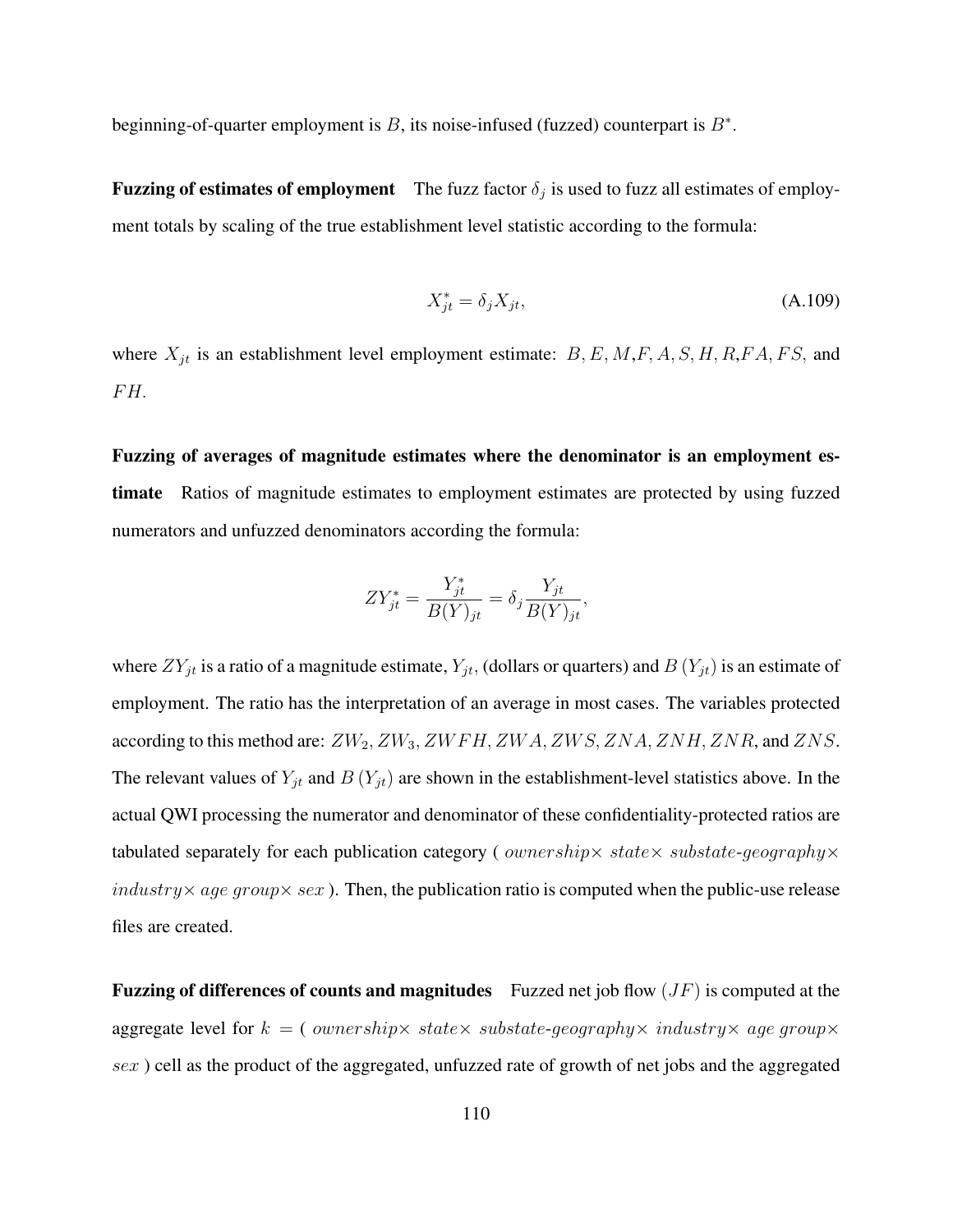beginning-of-quarter employment is $B$, its noise-infused (fuzzed) counterpart is $B^*$.

**Fuzzing of estimates of employment** The fuzz factor $\delta_j$ is used to fuzz all estimates of employment totals by scaling of the true establishment level statistic according to the formula:

$$X_{jt}^* = \delta_j X_{jt}, \tag{A.109}$$

where $X_{jt}$ is an establishment level employment estimate: $B, E, M, F, A, S, H, R, FA, FS,$ and $FH$.

**Fuzzing of averages of magnitude estimates where the denominator is an employment estimate** Ratios of magnitude estimates to employment estimates are protected by using fuzzed numerators and unfuzzed denominators according the formula:

$$ZY_{jt}^* = \frac{Y_{jt}^*}{B(Y)_{jt}} = \delta_j \frac{Y_{jt}}{B(Y)_{jt}},$$

where $ZY_{jt}$ is a ratio of a magnitude estimate, $Y_{jt}$, (dollars or quarters) and $B\left(Y_{jt}\right)$ is an estimate of employment. The ratio has the interpretation of an average in most cases. The variables protected according to this method are: $ZW_2, ZW_3, ZWFH, ZWA, ZWS, ZNA, ZNH, ZNR$, and $ZNS$. The relevant values of $Y_{jt}$ and $B\left(Y_{jt}\right)$ are shown in the establishment-level statistics above. In the actual QWI processing the numerator and denominator of these confidentiality-protected ratios are tabulated separately for each publication category ( $ownership\times$ $state\times$ $substate\text{-}geography\times$ $industry\times$ $age\ group\times$ $sex$ ). Then, the publication ratio is computed when the public-use release files are created.

**Fuzzing of differences of counts and magnitudes** Fuzzed net job flow $(JF)$ is computed at the aggregate level for $k$ = ( $ownership\times$ $state\times$ $substate\text{-}geography\times$ $industry\times$ $age\ group\times$ $sex$ ) cell as the product of the aggregated, unfuzzed rate of growth of net jobs and the aggregated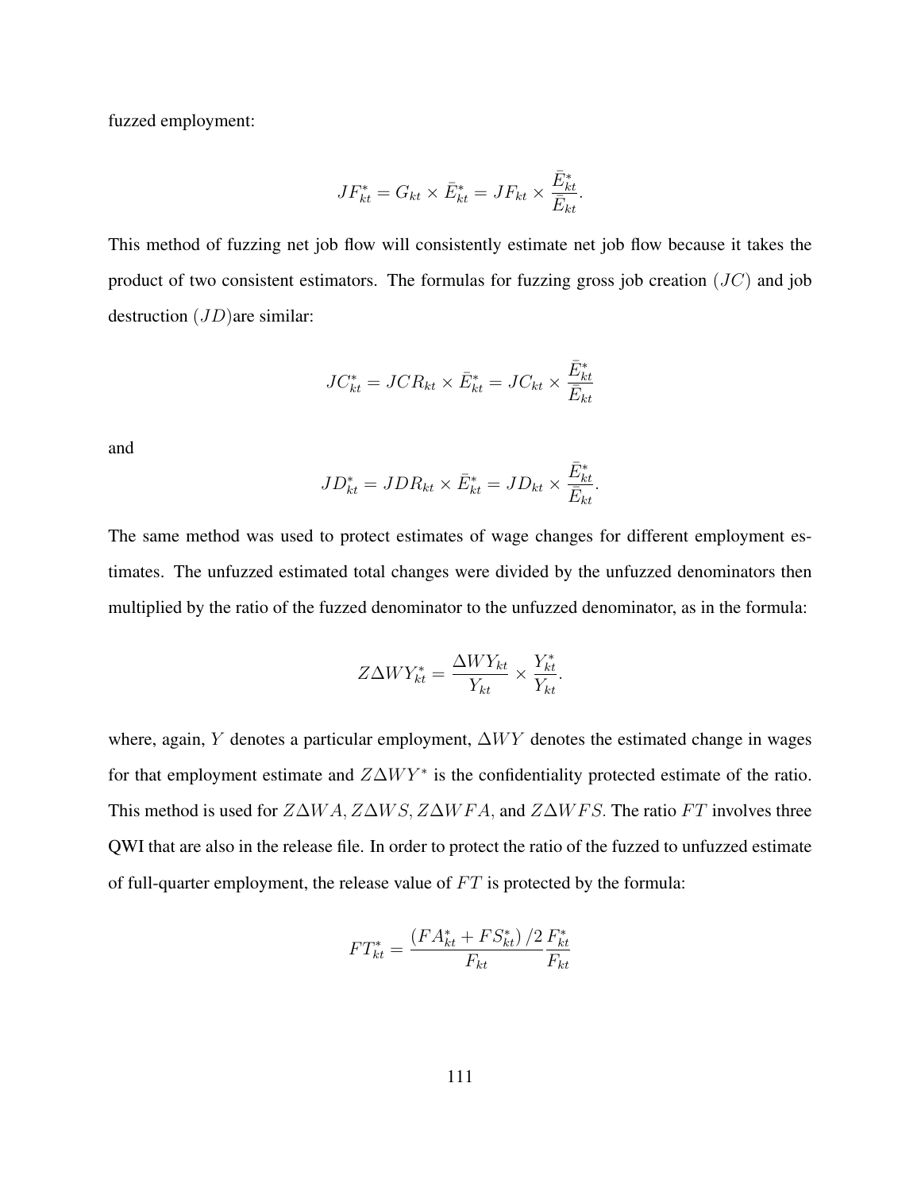fuzzed employment:

$$JF_{kt}^{*} = G_{kt} \times \bar{E}_{kt}^{*} = JF_{kt} \times \frac{\bar{E}_{kt}^{*}}{\bar{E}_{kt}}.$$

This method of fuzzing net job flow will consistently estimate net job flow because it takes the product of two consistent estimators. The formulas for fuzzing gross job creation ($JC$) and job destruction ($JD$)are similar:

$$JC_{kt}^{*} = JCR_{kt} \times \bar{E}_{kt}^{*} = JC_{kt} \times \frac{\bar{E}_{kt}^{*}}{\bar{E}_{kt}}$$

and

$$JD_{kt}^{*} = JDR_{kt} \times \bar{E}_{kt}^{*} = JD_{kt} \times \frac{\bar{E}_{kt}^{*}}{\bar{E}_{kt}}.$$

The same method was used to protect estimates of wage changes for different employment estimates. The unfuzzed estimated total changes were divided by the unfuzzed denominators then multiplied by the ratio of the fuzzed denominator to the unfuzzed denominator, as in the formula:

$$Z\Delta WY_{kt}^{*} = \frac{\Delta WY_{kt}}{Y_{kt}} \times \frac{Y_{kt}^{*}}{Y_{kt}}.$$

where, again, $Y$ denotes a particular employment, $\Delta WY$ denotes the estimated change in wages for that employment estimate and $Z\Delta WY^{*}$ is the confidentiality protected estimate of the ratio. This method is used for $Z\Delta WA, Z\Delta WS, Z\Delta WFA,$ and $Z\Delta WFS.$ The ratio $FT$ involves three QWI that are also in the release file. In order to protect the ratio of the fuzzed to unfuzzed estimate of full-quarter employment, the release value of $FT$ is protected by the formula:

$$FT_{kt}^{*} = \frac{\left(FA_{kt}^{*} + FS_{kt}^{*}\right)/2}{F_{kt}} \frac{F_{kt}^{*}}{F_{kt}}$$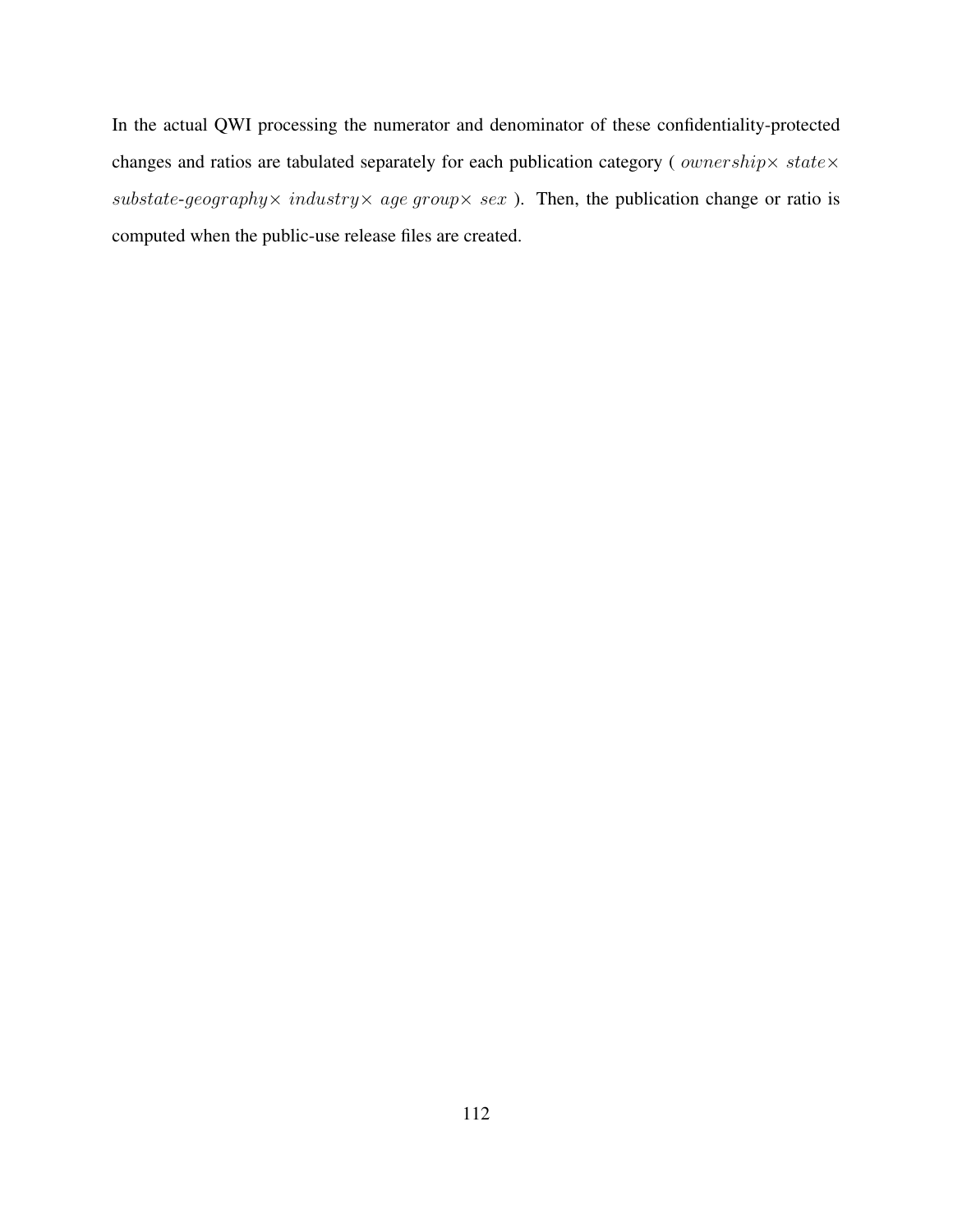In the actual QWI processing the numerator and denominator of these confidentiality-protected changes and ratios are tabulated separately for each publication category ( $ownership\times$ $state\times$ $substate\text{-}geography\times$ $industry\times$ $age\ group\times$ $sex$ ). Then, the publication change or ratio is computed when the public-use release files are created.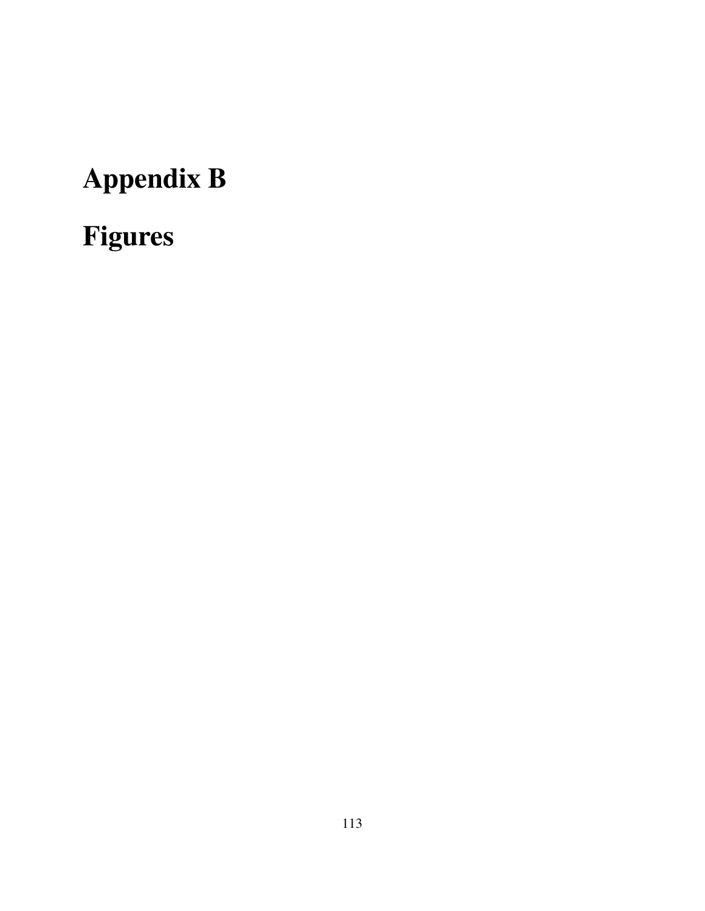# Appendix B

# Figures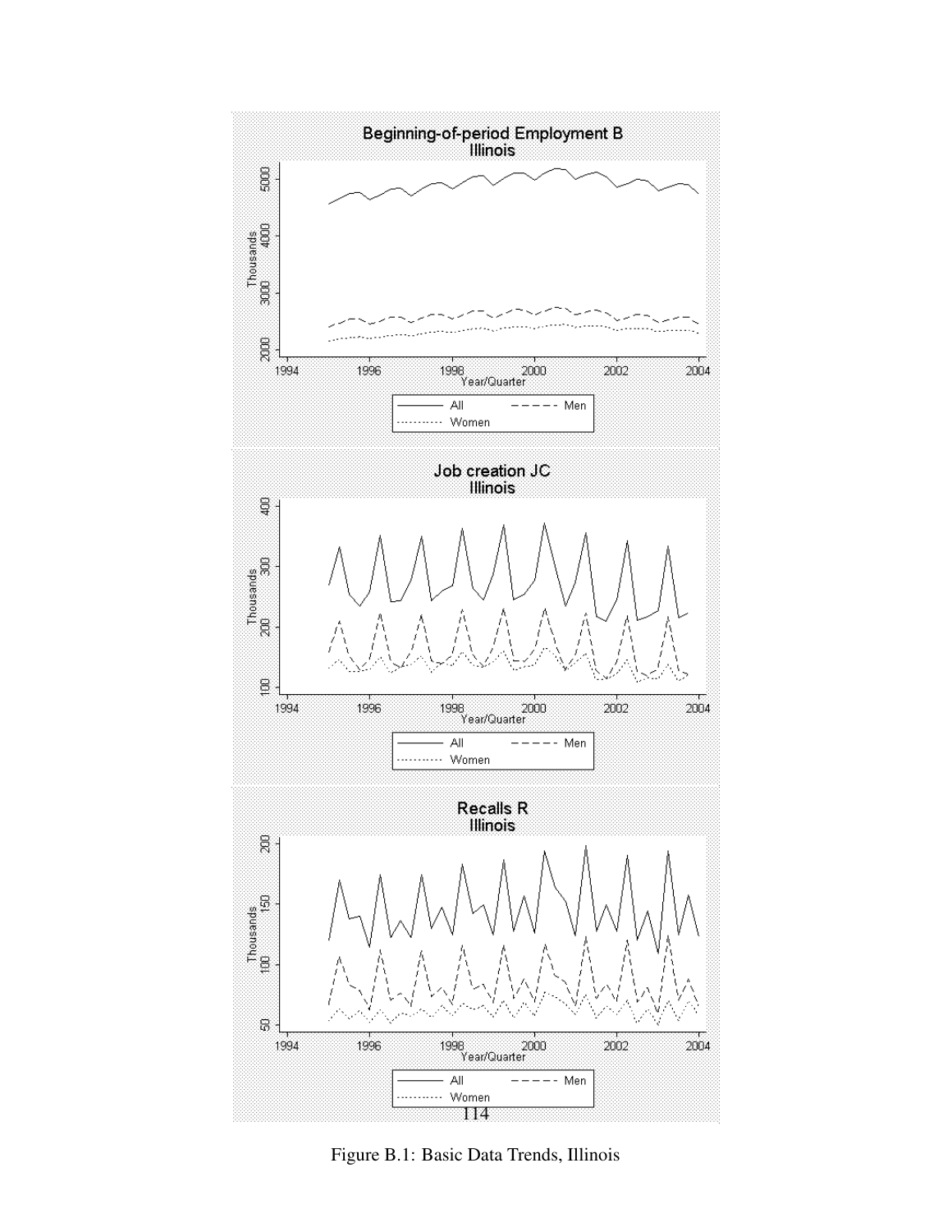Figure B.1: Basic Data Trends, Illinois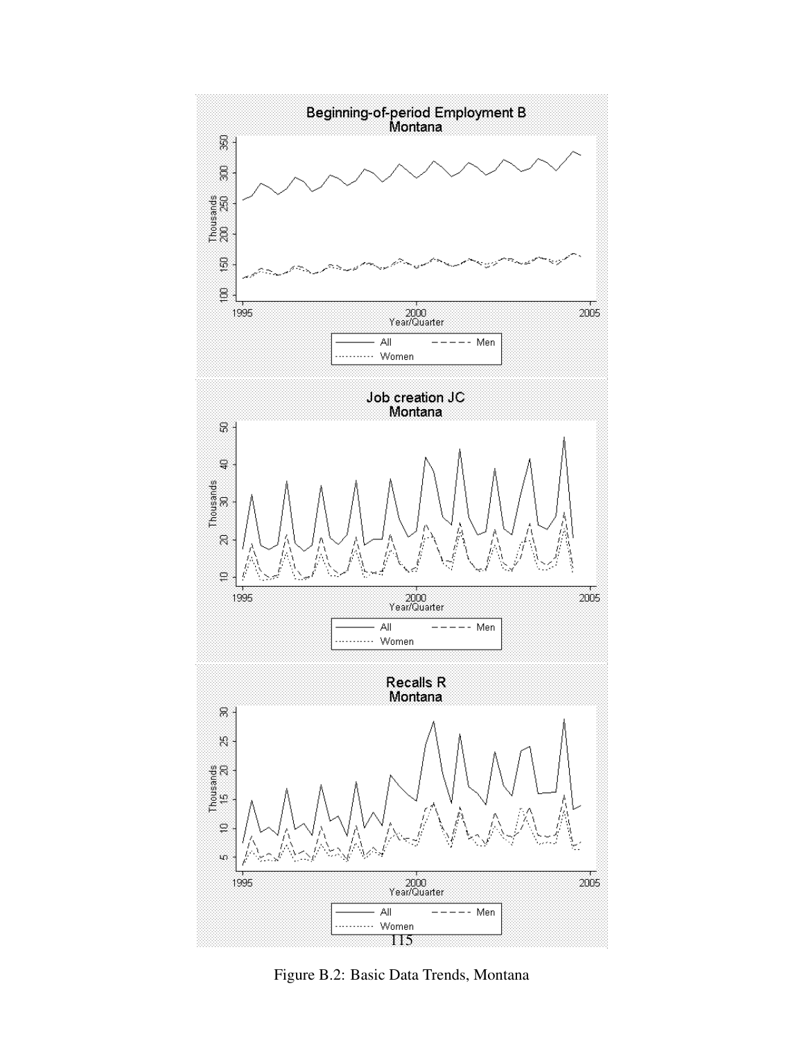Figure B.2: Basic Data Trends, Montana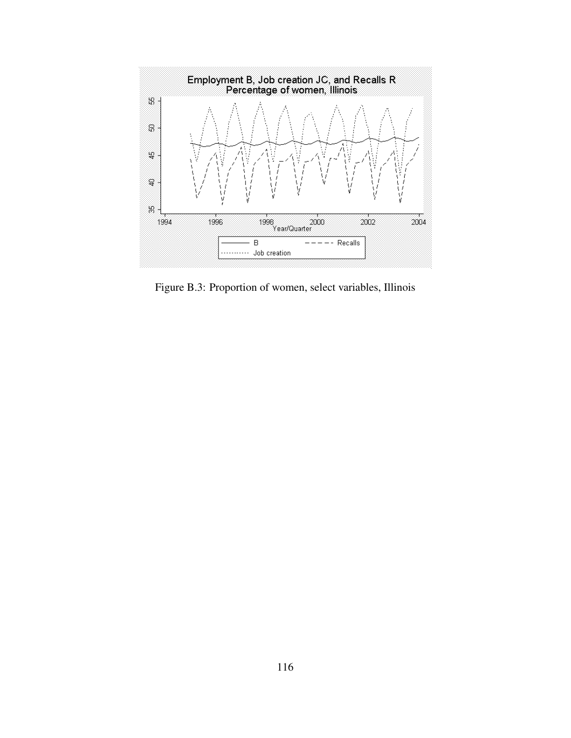Figure B.3: Proportion of women, select variables, Illinois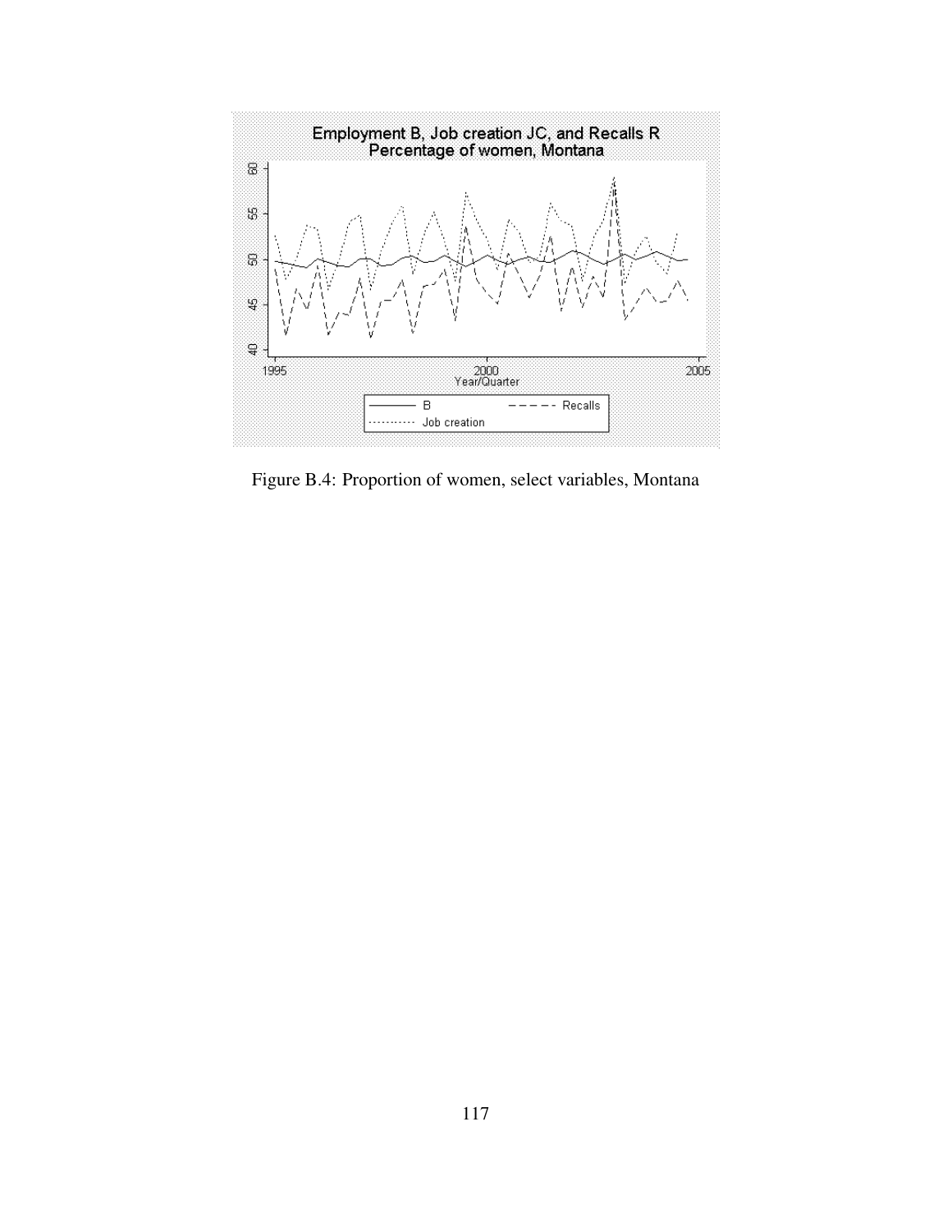Figure B.4: Proportion of women, select variables, Montana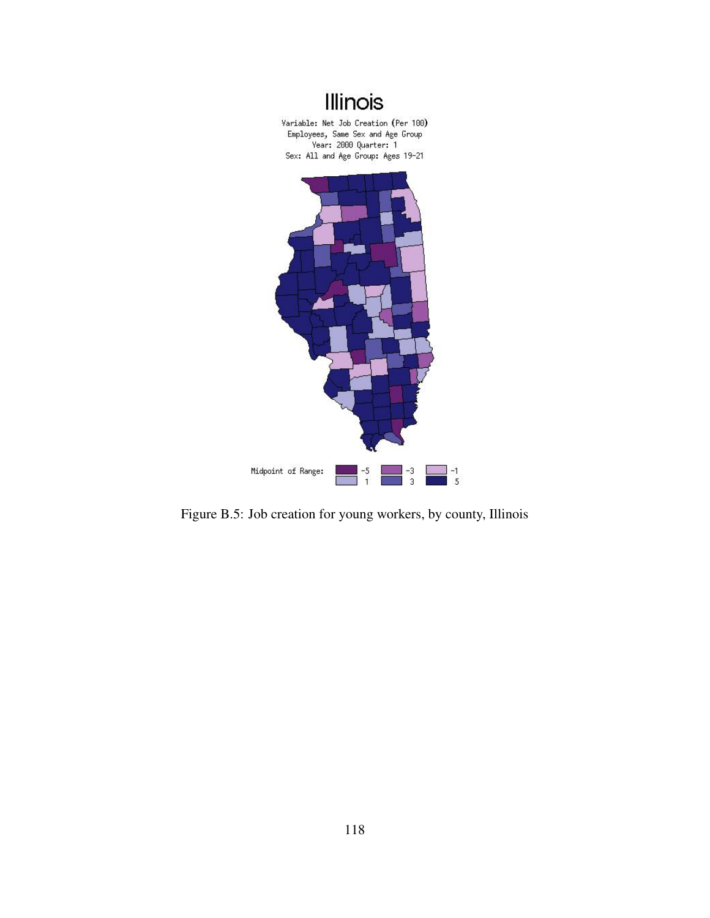Illinois

Variable: Net Job Creation (Per 100) Employees, Same Sex and Age Group
Year: 2000 Quarter: 1
Sex: All and Age Group: Ages 19-21

Midpoint of Range: -5 -3 -1 1 3 5

Figure B.5: Job creation for young workers, by county, Illinois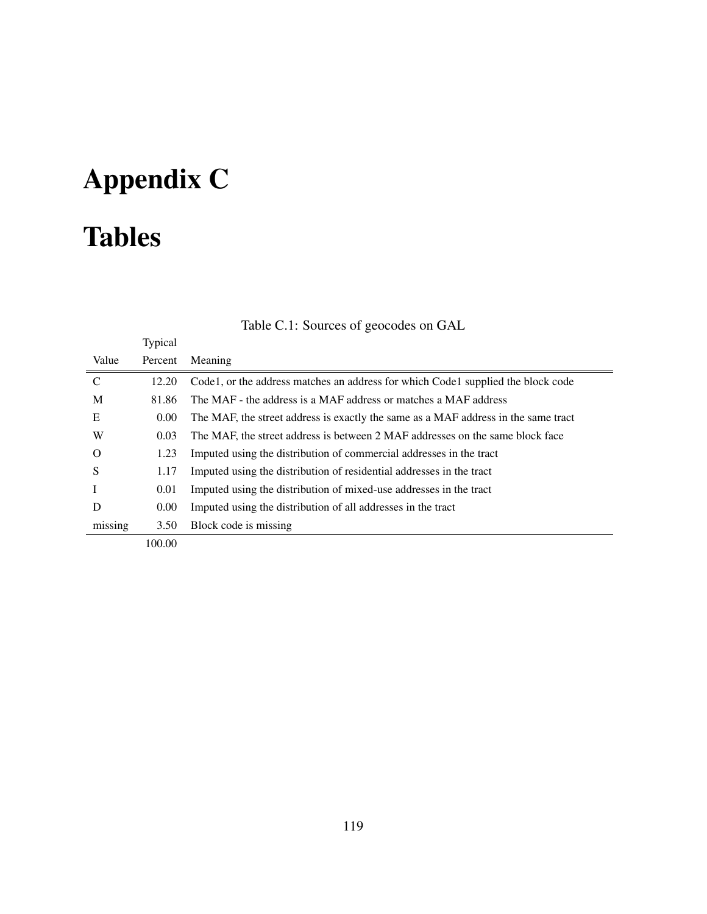# Appendix C

# Tables

Table C.1: Sources of geocodes on GAL

| Value | Typical Percent | Meaning |
|---|---|---|
| C | 12.20 | Code1, or the address matches an address for which Code1 supplied the block code |
| M | 81.86 | The MAF - the address is a MAF address or matches a MAF address |
| E | 0.00 | The MAF, the street address is exactly the same as a MAF address in the same tract |
| W | 0.03 | The MAF, the street address is between 2 MAF addresses on the same block face |
| O | 1.23 | Imputed using the distribution of commercial addresses in the tract |
| S | 1.17 | Imputed using the distribution of residential addresses in the tract |
| I | 0.01 | Imputed using the distribution of mixed-use addresses in the tract |
| D | 0.00 | Imputed using the distribution of all addresses in the tract |
| missing | 3.50 | Block code is missing |
| | 100.00 | |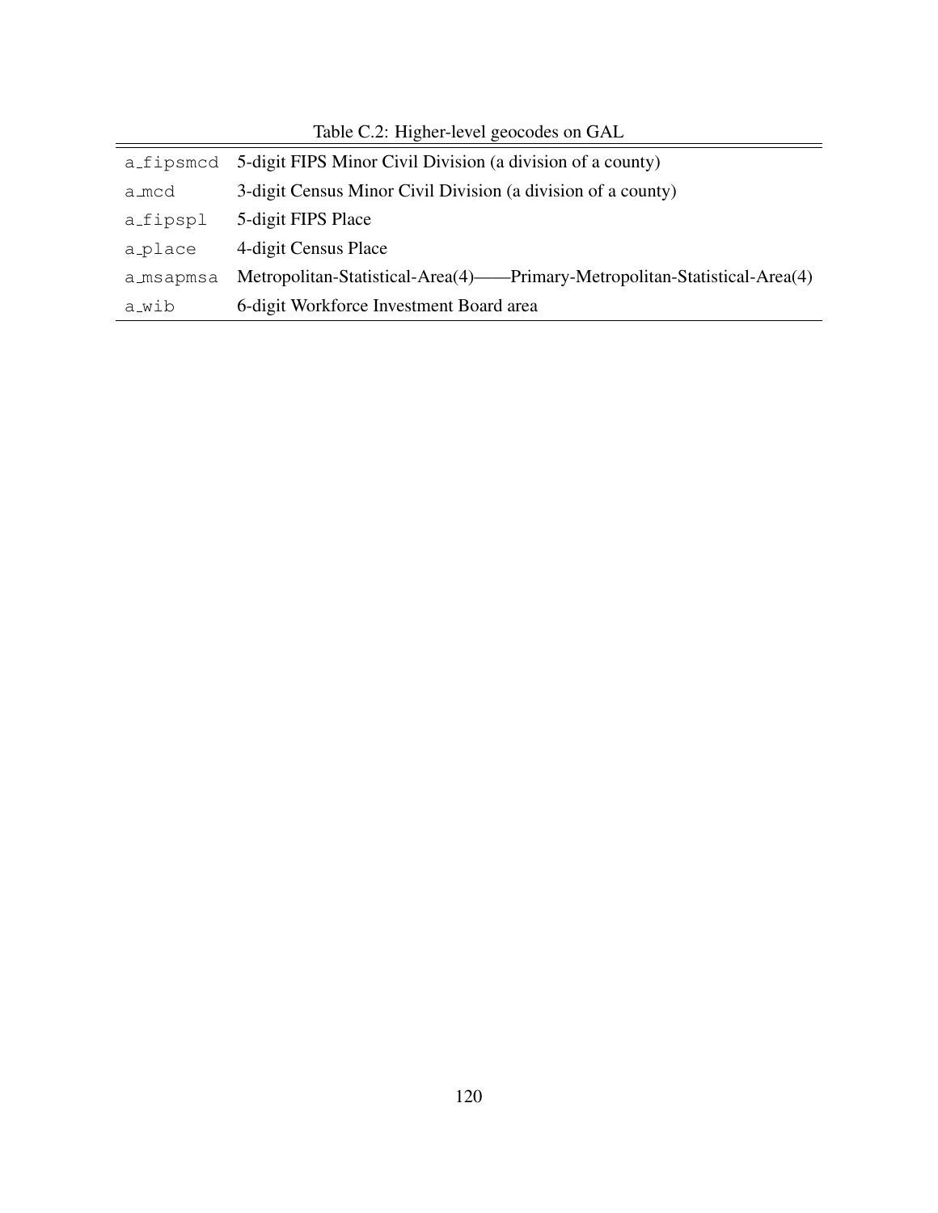Table C.2: Higher-level geocodes on GAL

| | |
|---|---|
| `a_fipsmcd` | 5-digit FIPS Minor Civil Division (a division of a county) |
| `a_mcd` | 3-digit Census Minor Civil Division (a division of a county) |
| `a_fipspl` | 5-digit FIPS Place |
| `a_place` | 4-digit Census Place |
| `a_msapmsa` | Metropolitan-Statistical-Area(4)——Primary-Metropolitan-Statistical-Area(4) |
| `a_wib` | 6-digit Workforce Investment Board area |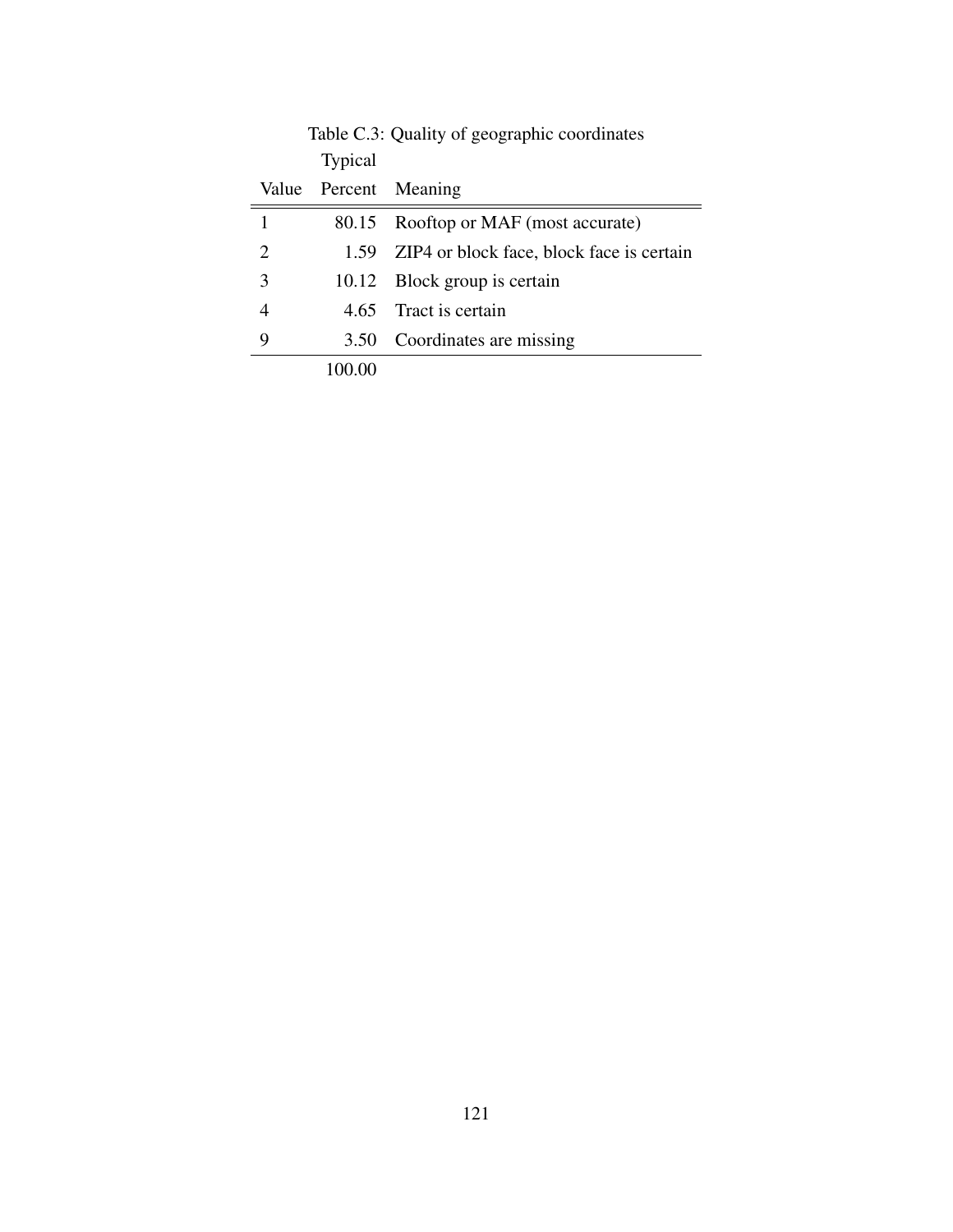Table C.3: Quality of geographic coordinates

| Value | Typical Percent | Meaning |
|---|---|---|
| 1 | 80.15 | Rooftop or MAF (most accurate) |
| 2 | 1.59 | ZIP4 or block face, block face is certain |
| 3 | 10.12 | Block group is certain |
| 4 | 4.65 | Tract is certain |
| 9 | 3.50 | Coordinates are missing |
| | 100.00 | |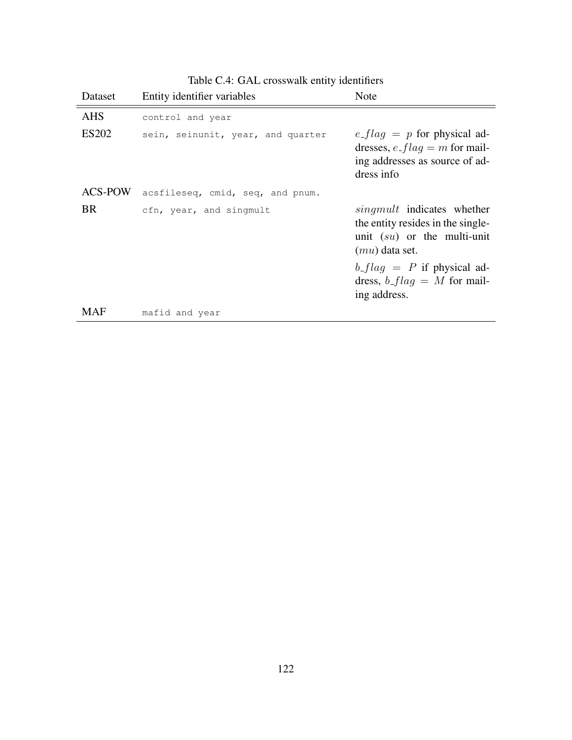Table C.4: GAL crosswalk entity identifiers

| Dataset | Entity identifier variables | Note |
|---|---|---|
| AHS | `control and year` | |
| ES202 | `sein, seinunit, year, and quarter` | $e\_flag = p$ for physical addresses, $e\_flag = m$ for mailing addresses as source of address info |
| ACS-POW | `acsfileseq, cmid, seq, and pnum.` | |
| BR | `cfn, year, and singmult` | $singmult$ indicates whether the entity resides in the single-unit ($su$) or the multi-unit ($mu$) data set. $b\_flag = P$ if physical address, $b\_flag = M$ for mailing address. |
| MAF | `mafid and year` | |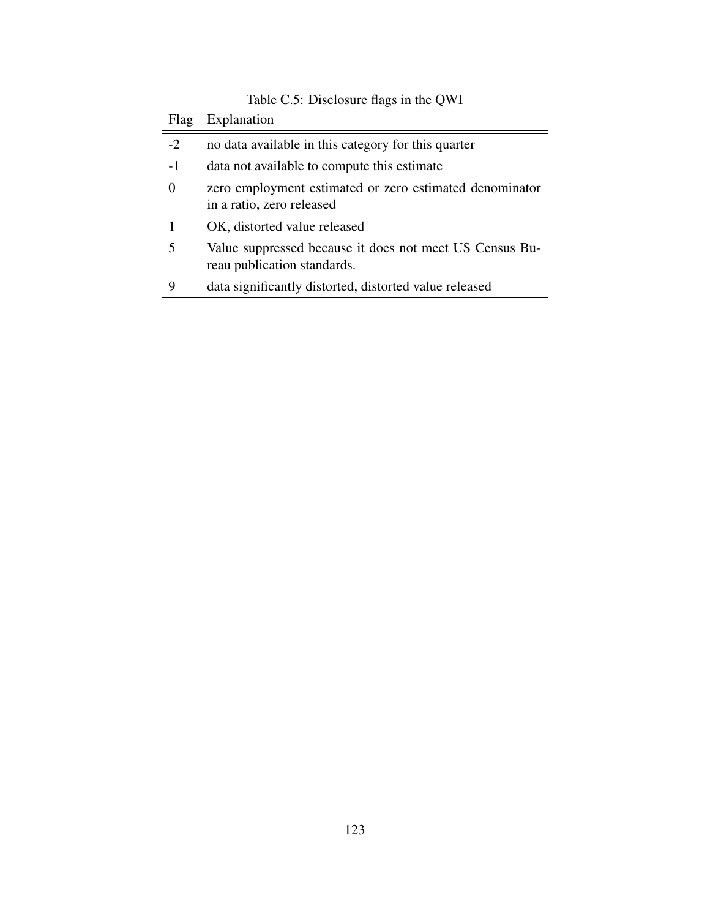Table C.5: Disclosure flags in the QWI

| Flag | Explanation |
|---|---|
| -2 | no data available in this category for this quarter |
| -1 | data not available to compute this estimate |
| 0 | zero employment estimated or zero estimated denominator in a ratio, zero released |
| 1 | OK, distorted value released |
| 5 | Value suppressed because it does not meet US Census Bureau publication standards. |
| 9 | data significantly distorted, distorted value released |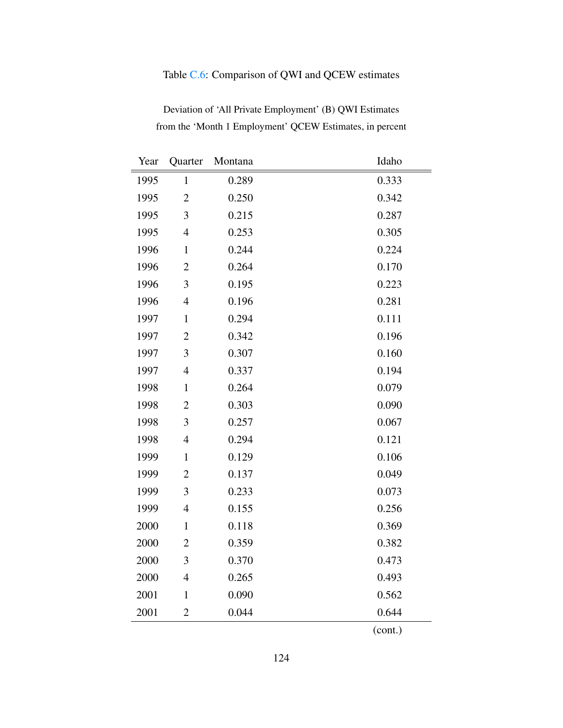Table C.6: Comparison of QWI and QCEW estimates

Deviation of 'All Private Employment' (B) QWI Estimates from the 'Month 1 Employment' QCEW Estimates, in percent

| Year | Quarter | Montana | Idaho |
|---|---|---|---|
| 1995 | 1 | 0.289 | 0.333 |
| 1995 | 2 | 0.250 | 0.342 |
| 1995 | 3 | 0.215 | 0.287 |
| 1995 | 4 | 0.253 | 0.305 |
| 1996 | 1 | 0.244 | 0.224 |
| 1996 | 2 | 0.264 | 0.170 |
| 1996 | 3 | 0.195 | 0.223 |
| 1996 | 4 | 0.196 | 0.281 |
| 1997 | 1 | 0.294 | 0.111 |
| 1997 | 2 | 0.342 | 0.196 |
| 1997 | 3 | 0.307 | 0.160 |
| 1997 | 4 | 0.337 | 0.194 |
| 1998 | 1 | 0.264 | 0.079 |
| 1998 | 2 | 0.303 | 0.090 |
| 1998 | 3 | 0.257 | 0.067 |
| 1998 | 4 | 0.294 | 0.121 |
| 1999 | 1 | 0.129 | 0.106 |
| 1999 | 2 | 0.137 | 0.049 |
| 1999 | 3 | 0.233 | 0.073 |
| 1999 | 4 | 0.155 | 0.256 |
| 2000 | 1 | 0.118 | 0.369 |
| 2000 | 2 | 0.359 | 0.382 |
| 2000 | 3 | 0.370 | 0.473 |
| 2000 | 4 | 0.265 | 0.493 |
| 2001 | 1 | 0.090 | 0.562 |
| 2001 | 2 | 0.044 | 0.644 |

(cont.)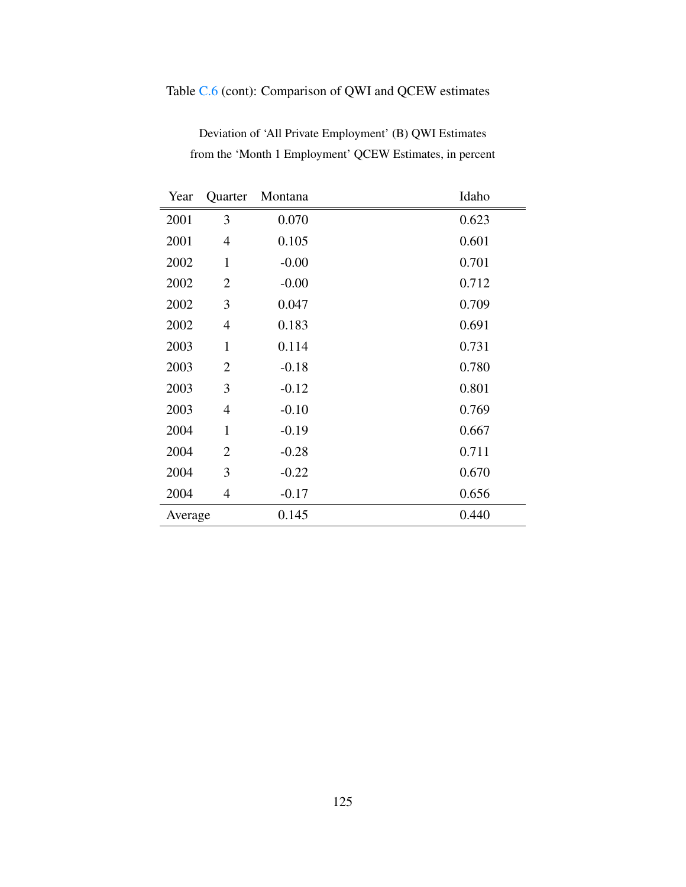Table C.6 (cont): Comparison of QWI and QCEW estimates

Deviation of 'All Private Employment' (B) QWI Estimates
from the 'Month 1 Employment' QCEW Estimates, in percent

| Year | Quarter | Montana | Idaho |
|---|---|---|---|
| 2001 | 3 | 0.070 | 0.623 |
| 2001 | 4 | 0.105 | 0.601 |
| 2002 | 1 | -0.00 | 0.701 |
| 2002 | 2 | -0.00 | 0.712 |
| 2002 | 3 | 0.047 | 0.709 |
| 2002 | 4 | 0.183 | 0.691 |
| 2003 | 1 | 0.114 | 0.731 |
| 2003 | 2 | -0.18 | 0.780 |
| 2003 | 3 | -0.12 | 0.801 |
| 2003 | 4 | -0.10 | 0.769 |
| 2004 | 1 | -0.19 | 0.667 |
| 2004 | 2 | -0.28 | 0.711 |
| 2004 | 3 | -0.22 | 0.670 |
| 2004 | 4 | -0.17 | 0.656 |
| Average | | 0.145 | 0.440 |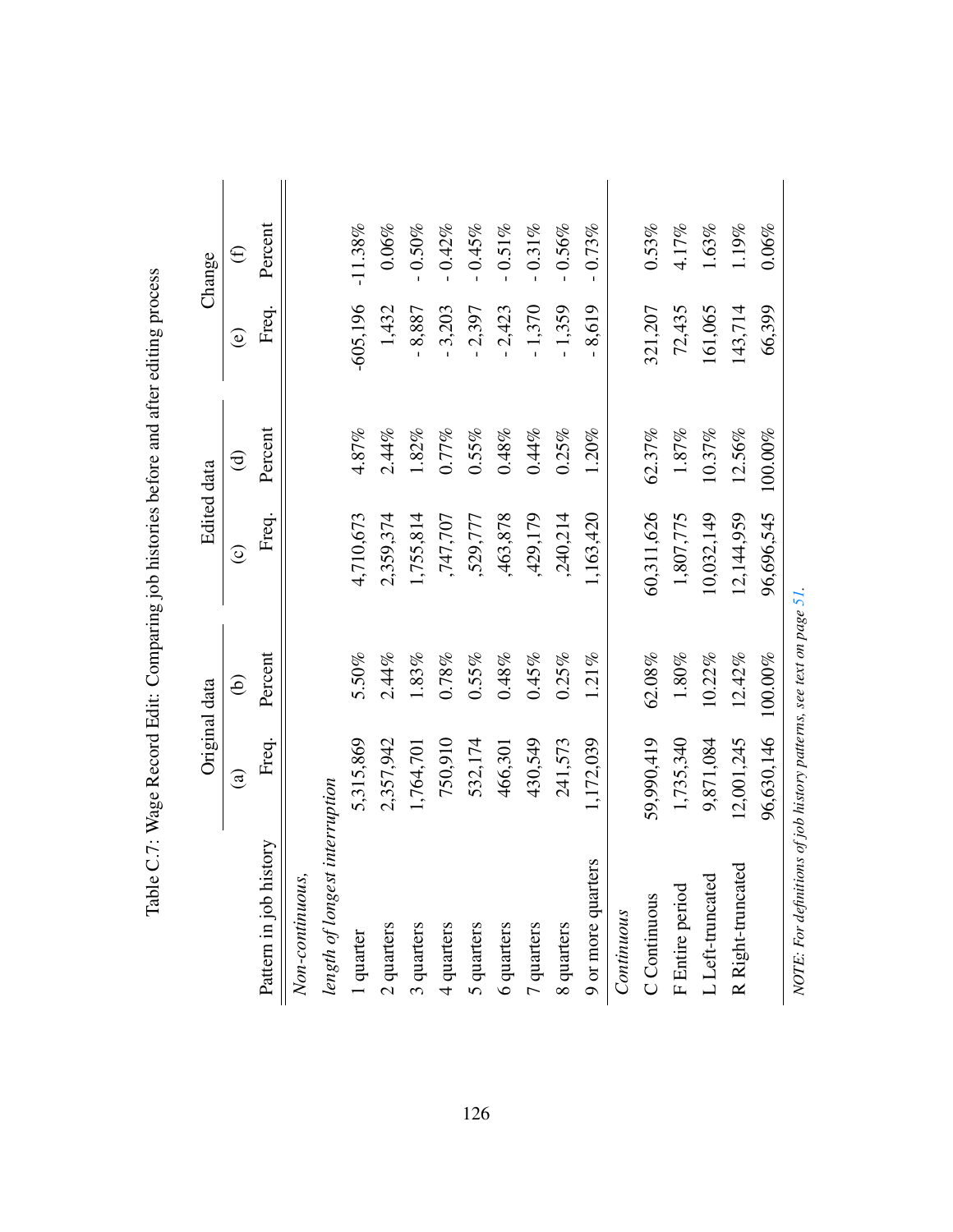Table C.7: Wage Record Edit: Comparing job histories before and after editing process

| Pattern in job history | Original data (a) Freq. | (b) Percent | Edited data (c) Freq. | (d) Percent | Change (e) Freq. | (f) Percent |
|---|---|---|---|---|---|---|
| *Non-continuous,* | | | | | | |
| *length of longest interruption* | | | | | | |
| 1 quarter | 5,315,869 | 5.50% | 4,710,673 | 4.87% | -605,196 | -11.38% |
| 2 quarters | 2,357,942 | 2.44% | 2,359,374 | 2.44% | 1,432 | 0.06% |
| 3 quarters | 1,764,701 | 1.83% | 1,755,814 | 1.82% | - 8,887 | - 0.50% |
| 4 quarters | 750,910 | 0.78% | ,747,707 | 0.77% | - 3,203 | - 0.42% |
| 5 quarters | 532,174 | 0.55% | ,529,777 | 0.55% | - 2,397 | - 0.45% |
| 6 quarters | 466,301 | 0.48% | ,463,878 | 0.48% | - 2,423 | - 0.51% |
| 7 quarters | 430,549 | 0.45% | ,429,179 | 0.44% | - 1,370 | - 0.31% |
| 8 quarters | 241,573 | 0.25% | ,240,214 | 0.25% | - 1,359 | - 0.56% |
| 9 or more quarters | 1,172,039 | 1.21% | 1,163,420 | 1.20% | - 8,619 | - 0.73% |
| *Continuous* | | | | | | |
| C Continuous | 59,990,419 | 62.08% | 60,311,626 | 62.37% | 321,207 | 0.53% |
| F Entire period | 1,735,340 | 1.80% | 1,807,775 | 1.87% | 72,435 | 4.17% |
| L Left-truncated | 9,871,084 | 10.22% | 10,032,149 | 10.37% | 161,065 | 1.63% |
| R Right-truncated | 12,001,245 | 12.42% | 12,144,959 | 12.56% | 143,714 | 1.19% |
| | 96,630,146 | 100.00% | 96,696,545 | 100.00% | 66,399 | 0.06% |

*NOTE: For definitions of job history patterns, see text on page 51.*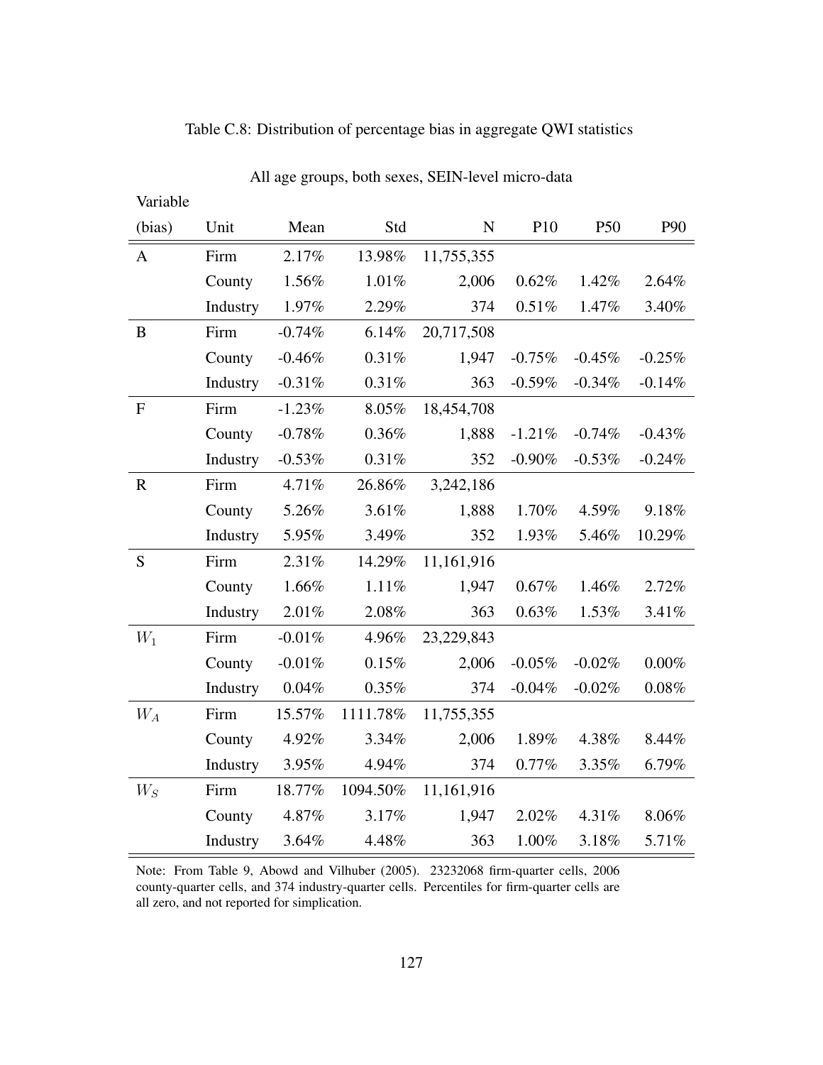Table C.8: Distribution of percentage bias in aggregate QWI statistics

All age groups, both sexes, SEIN-level micro-data

| Variable (bias) | Unit | Mean | Std | N | P10 | P50 | P90 |
|---|---|---|---|---|---|---|---|
| A | Firm | 2.17% | 13.98% | 11,755,355 | | | |
| | County | 1.56% | 1.01% | 2,006 | 0.62% | 1.42% | 2.64% |
| | Industry | 1.97% | 2.29% | 374 | 0.51% | 1.47% | 3.40% |
| B | Firm | -0.74% | 6.14% | 20,717,508 | | | |
| | County | -0.46% | 0.31% | 1,947 | -0.75% | -0.45% | -0.25% |
| | Industry | -0.31% | 0.31% | 363 | -0.59% | -0.34% | -0.14% |
| F | Firm | -1.23% | 8.05% | 18,454,708 | | | |
| | County | -0.78% | 0.36% | 1,888 | -1.21% | -0.74% | -0.43% |
| | Industry | -0.53% | 0.31% | 352 | -0.90% | -0.53% | -0.24% |
| R | Firm | 4.71% | 26.86% | 3,242,186 | | | |
| | County | 5.26% | 3.61% | 1,888 | 1.70% | 4.59% | 9.18% |
| | Industry | 5.95% | 3.49% | 352 | 1.93% | 5.46% | 10.29% |
| S | Firm | 2.31% | 14.29% | 11,161,916 | | | |
| | County | 1.66% | 1.11% | 1,947 | 0.67% | 1.46% | 2.72% |
| | Industry | 2.01% | 2.08% | 363 | 0.63% | 1.53% | 3.41% |
| $W_1$ | Firm | -0.01% | 4.96% | 23,229,843 | | | |
| | County | -0.01% | 0.15% | 2,006 | -0.05% | -0.02% | 0.00% |
| | Industry | 0.04% | 0.35% | 374 | -0.04% | -0.02% | 0.08% |
| $W_A$ | Firm | 15.57% | 1111.78% | 11,755,355 | | | |
| | County | 4.92% | 3.34% | 2,006 | 1.89% | 4.38% | 8.44% |
| | Industry | 3.95% | 4.94% | 374 | 0.77% | 3.35% | 6.79% |
| $W_S$ | Firm | 18.77% | 1094.50% | 11,161,916 | | | |
| | County | 4.87% | 3.17% | 1,947 | 2.02% | 4.31% | 8.06% |
| | Industry | 3.64% | 4.48% | 363 | 1.00% | 3.18% | 5.71% |

Note: From Table 9, Abowd and Vilhuber (2005). 23232068 firm-quarter cells, 2006 county-quarter cells, and 374 industry-quarter cells. Percentiles for firm-quarter cells are all zero, and not reported for simplication.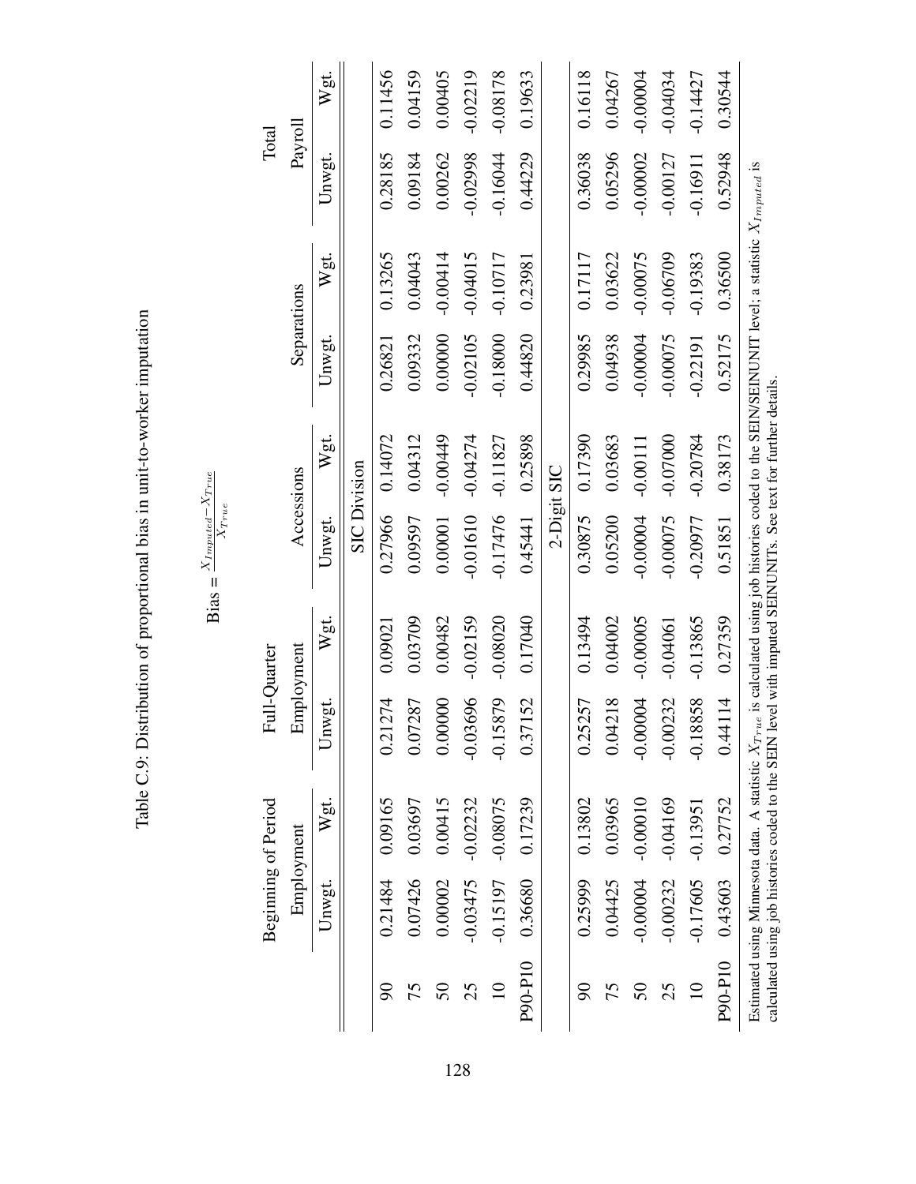Table C.9: Distribution of proportional bias in unit-to-worker imputation

$$\text{Bias} = \frac{X_{Imputed} - X_{True}}{X_{True}}$$

| | Beginning of Period Employment | | Full-Quarter Employment | | Accessions | | Separations | | Total Payroll | |
|---|---|---|---|---|---|---|---|---|---|---|
| | Unwgt. | Wgt. | Unwgt. | Wgt. | Unwgt. | Wgt. | Unwgt. | Wgt. | Unwgt. | Wgt. |
| | | | | | SIC Division | | | | | |
| 90 | 0.21484 | 0.09165 | 0.21274 | 0.09021 | 0.27966 | 0.14072 | 0.26821 | 0.13265 | 0.28185 | 0.11456 |
| 75 | 0.07426 | 0.03697 | 0.07287 | 0.03709 | 0.09597 | 0.04312 | 0.09332 | 0.04043 | 0.09184 | 0.04159 |
| 50 | 0.00002 | 0.00415 | 0.00000 | 0.00482 | 0.00001 | -0.00449 | 0.00000 | -0.00414 | 0.00262 | 0.00405 |
| 25 | -0.03475 | -0.02232 | -0.03696 | -0.02159 | -0.01610 | -0.04274 | -0.02105 | -0.04015 | -0.02998 | -0.02219 |
| 10 | -0.15197 | -0.08075 | -0.15879 | -0.08020 | -0.17476 | -0.11827 | -0.18000 | -0.10717 | -0.16044 | -0.08178 |
| P90-P10 | 0.36680 | 0.17239 | 0.37152 | 0.17040 | 0.45441 | 0.25898 | 0.44820 | 0.23981 | 0.44229 | 0.19633 |
| | | | | | 2-Digit SIC | | | | | |
| 90 | 0.25999 | 0.13802 | 0.25257 | 0.13494 | 0.30875 | 0.17390 | 0.29985 | 0.17117 | 0.36038 | 0.16118 |
| 75 | 0.04425 | 0.03965 | 0.04218 | 0.04002 | 0.05200 | 0.03683 | 0.04938 | 0.03622 | 0.05296 | 0.04267 |
| 50 | -0.00004 | -0.00010 | -0.00004 | -0.00005 | -0.00004 | -0.00111 | -0.00004 | -0.00075 | -0.00002 | -0.00004 |
| 25 | -0.00232 | -0.04169 | -0.00232 | -0.04061 | -0.00075 | -0.07000 | -0.00075 | -0.06709 | -0.00127 | -0.04034 |
| 10 | -0.17605 | -0.13951 | -0.18858 | -0.13865 | -0.20977 | -0.20784 | -0.22191 | -0.19383 | -0.16911 | -0.14427 |
| P90-P10 | 0.43603 | 0.27752 | 0.44114 | 0.27359 | 0.51851 | 0.38173 | 0.52175 | 0.36500 | 0.52948 | 0.30544 |

Estimated using Minnesota data. A statistic $X_{True}$ is calculated using job histories coded to the SEIN/SEINUNIT level; a statistic $X_{Imputed}$ is calculated using job histories coded to the SEIN level with imputed SEINUNITs. See text for further details.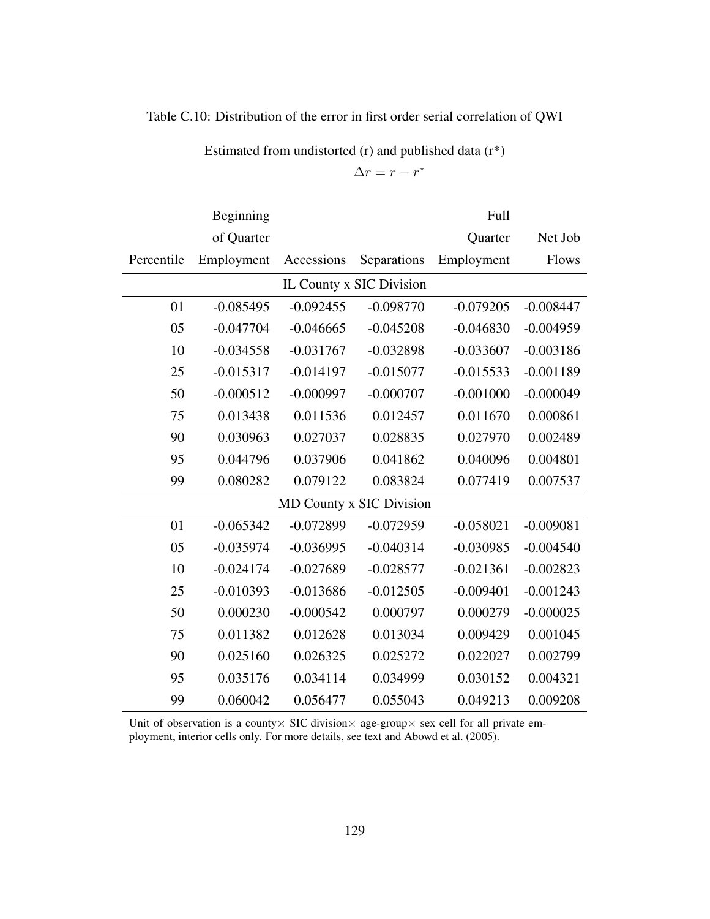Table C.10: Distribution of the error in first order serial correlation of QWI

Estimated from undistorted (r) and published data (r*)

$$\Delta r = r - r^*$$

| Percentile | Beginning of Quarter Employment | Accessions | Separations | Full Quarter Employment | Net Job Flows |
|---|---|---|---|---|---|
| **IL County x SIC Division** | | | | | |
| 01 | -0.085495 | -0.092455 | -0.098770 | -0.079205 | -0.008447 |
| 05 | -0.047704 | -0.046665 | -0.045208 | -0.046830 | -0.004959 |
| 10 | -0.034558 | -0.031767 | -0.032898 | -0.033607 | -0.003186 |
| 25 | -0.015317 | -0.014197 | -0.015077 | -0.015533 | -0.001189 |
| 50 | -0.000512 | -0.000997 | -0.000707 | -0.001000 | -0.000049 |
| 75 | 0.013438 | 0.011536 | 0.012457 | 0.011670 | 0.000861 |
| 90 | 0.030963 | 0.027037 | 0.028835 | 0.027970 | 0.002489 |
| 95 | 0.044796 | 0.037906 | 0.041862 | 0.040096 | 0.004801 |
| 99 | 0.080282 | 0.079122 | 0.083824 | 0.077419 | 0.007537 |
| **MD County x SIC Division** | | | | | |
| 01 | -0.065342 | -0.072899 | -0.072959 | -0.058021 | -0.009081 |
| 05 | -0.035974 | -0.036995 | -0.040314 | -0.030985 | -0.004540 |
| 10 | -0.024174 | -0.027689 | -0.028577 | -0.021361 | -0.002823 |
| 25 | -0.010393 | -0.013686 | -0.012505 | -0.009401 | -0.001243 |
| 50 | 0.000230 | -0.000542 | 0.000797 | 0.000279 | -0.000025 |
| 75 | 0.011382 | 0.012628 | 0.013034 | 0.009429 | 0.001045 |
| 90 | 0.025160 | 0.026325 | 0.025272 | 0.022027 | 0.002799 |
| 95 | 0.035176 | 0.034114 | 0.034999 | 0.030152 | 0.004321 |
| 99 | 0.060042 | 0.056477 | 0.055043 | 0.049213 | 0.009208 |

Unit of observation is a county× SIC division× age-group× sex cell for all private employment, interior cells only. For more details, see text and Abowd et al. (2005).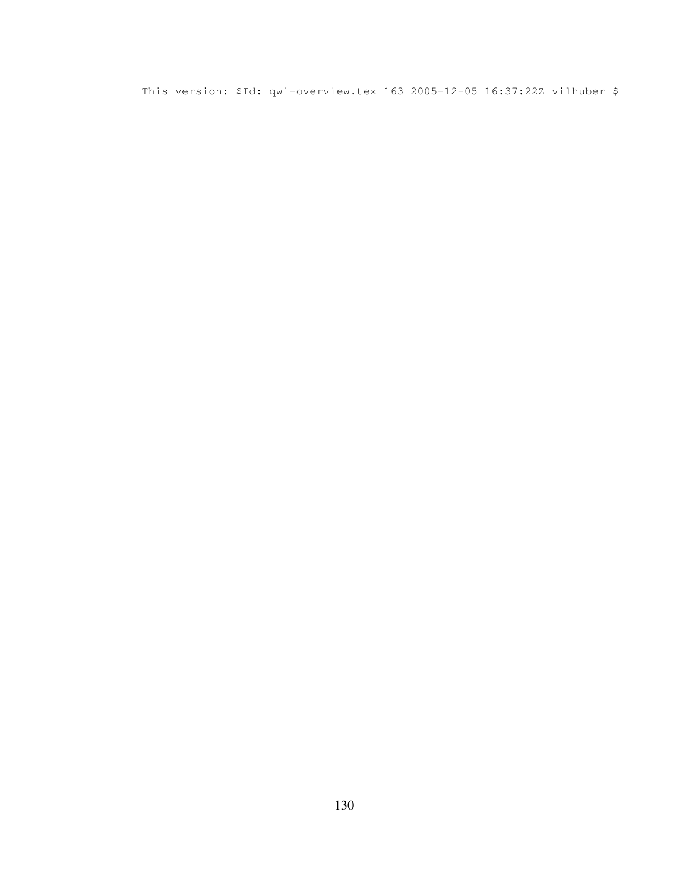This version: $Id: qwi-overview.tex 163 2005-12-05 16:37:22Z vilhuber $